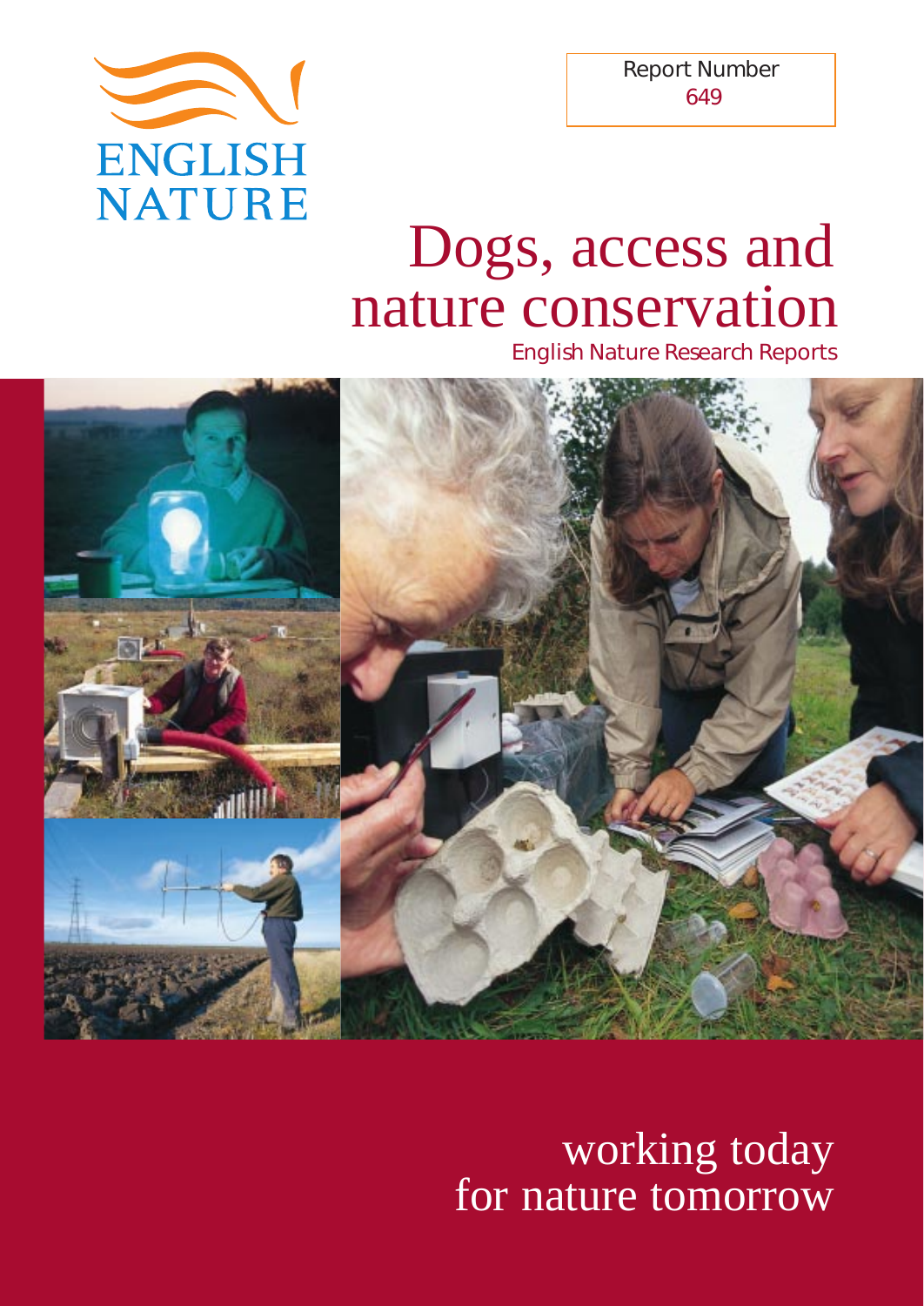ENGLISH NATURE

Report Number
649

# Dogs, access and nature conservation

English Nature Research Reports

working today
for nature tomorrow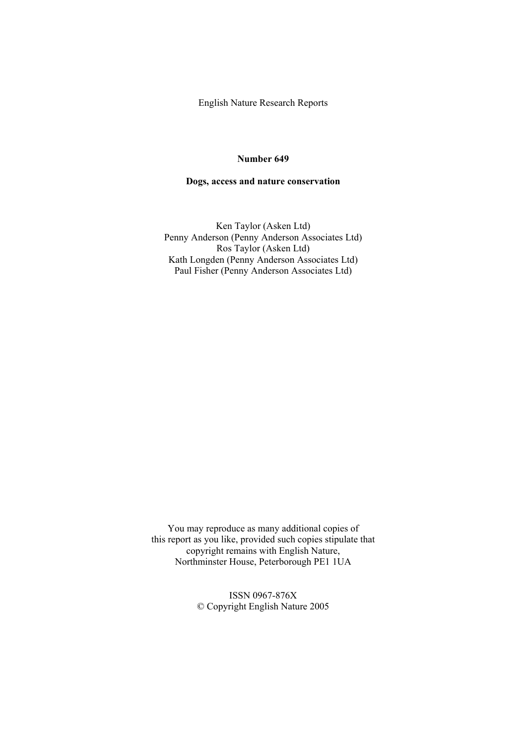English Nature Research Reports

**Number 649**

**Dogs, access and nature conservation**

Ken Taylor (Asken Ltd)
Penny Anderson (Penny Anderson Associates Ltd)
Ros Taylor (Asken Ltd)
Kath Longden (Penny Anderson Associates Ltd)
Paul Fisher (Penny Anderson Associates Ltd)

You may reproduce as many additional copies of this report as you like, provided such copies stipulate that copyright remains with English Nature, Northminster House, Peterborough PE1 1UA

ISSN 0967-876X
© Copyright English Nature 2005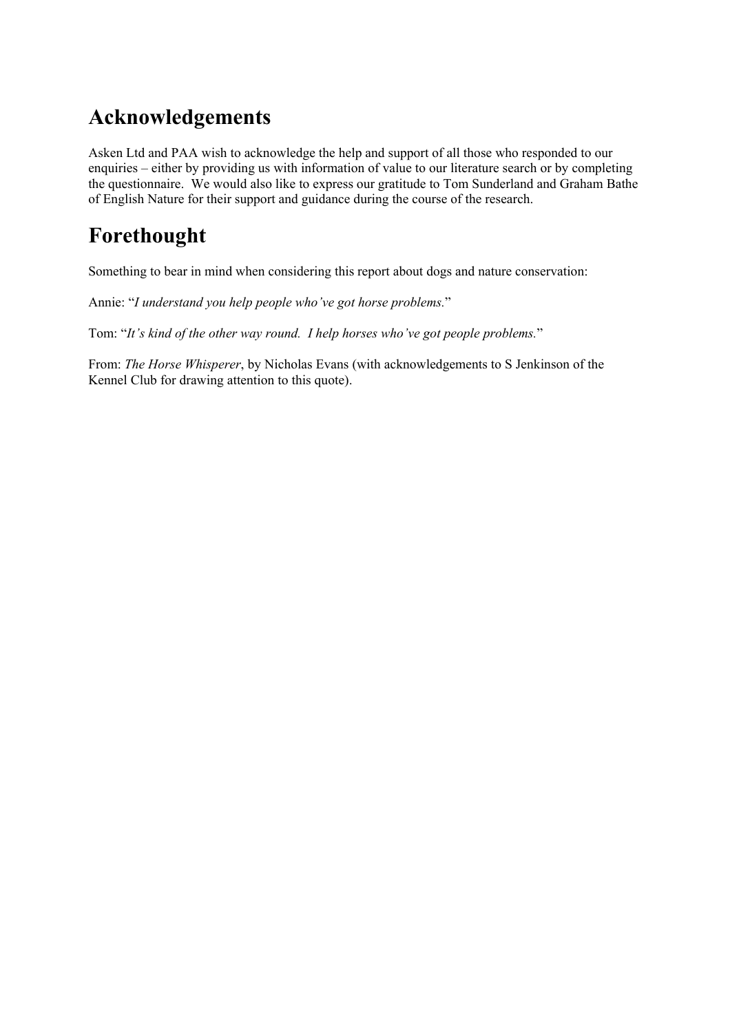# Acknowledgements

Asken Ltd and PAA wish to acknowledge the help and support of all those who responded to our enquiries – either by providing us with information of value to our literature search or by completing the questionnaire. We would also like to express our gratitude to Tom Sunderland and Graham Bathe of English Nature for their support and guidance during the course of the research.

# Forethought

Something to bear in mind when considering this report about dogs and nature conservation:

Annie: "*I understand you help people who've got horse problems.*"

Tom: "*It's kind of the other way round. I help horses who've got people problems.*"

From: *The Horse Whisperer*, by Nicholas Evans (with acknowledgements to S Jenkinson of the Kennel Club for drawing attention to this quote).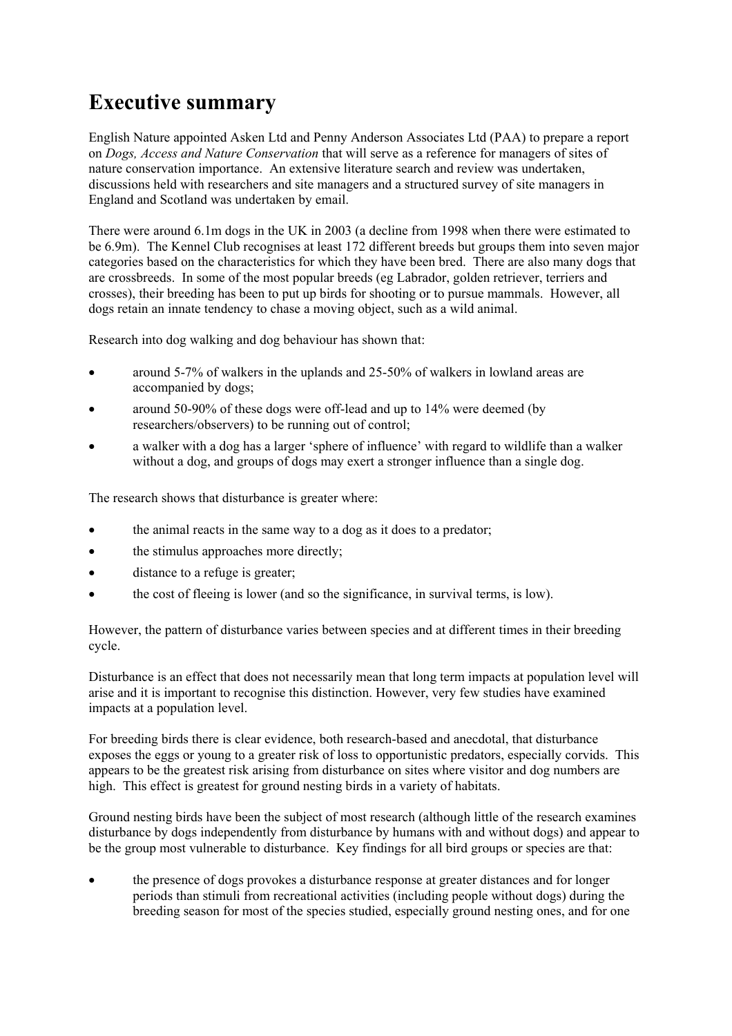# Executive summary

English Nature appointed Asken Ltd and Penny Anderson Associates Ltd (PAA) to prepare a report on *Dogs, Access and Nature Conservation* that will serve as a reference for managers of sites of nature conservation importance. An extensive literature search and review was undertaken, discussions held with researchers and site managers and a structured survey of site managers in England and Scotland was undertaken by email.

There were around 6.1m dogs in the UK in 2003 (a decline from 1998 when there were estimated to be 6.9m). The Kennel Club recognises at least 172 different breeds but groups them into seven major categories based on the characteristics for which they have been bred. There are also many dogs that are crossbreeds. In some of the most popular breeds (eg Labrador, golden retriever, terriers and crosses), their breeding has been to put up birds for shooting or to pursue mammals. However, all dogs retain an innate tendency to chase a moving object, such as a wild animal.

Research into dog walking and dog behaviour has shown that:

- around 5-7% of walkers in the uplands and 25-50% of walkers in lowland areas are accompanied by dogs;
- around 50-90% of these dogs were off-lead and up to 14% were deemed (by researchers/observers) to be running out of control;
- a walker with a dog has a larger 'sphere of influence' with regard to wildlife than a walker without a dog, and groups of dogs may exert a stronger influence than a single dog.

The research shows that disturbance is greater where:

- the animal reacts in the same way to a dog as it does to a predator;
- the stimulus approaches more directly;
- distance to a refuge is greater;
- the cost of fleeing is lower (and so the significance, in survival terms, is low).

However, the pattern of disturbance varies between species and at different times in their breeding cycle.

Disturbance is an effect that does not necessarily mean that long term impacts at population level will arise and it is important to recognise this distinction. However, very few studies have examined impacts at a population level.

For breeding birds there is clear evidence, both research-based and anecdotal, that disturbance exposes the eggs or young to a greater risk of loss to opportunistic predators, especially corvids. This appears to be the greatest risk arising from disturbance on sites where visitor and dog numbers are high. This effect is greatest for ground nesting birds in a variety of habitats.

Ground nesting birds have been the subject of most research (although little of the research examines disturbance by dogs independently from disturbance by humans with and without dogs) and appear to be the group most vulnerable to disturbance. Key findings for all bird groups or species are that:

- the presence of dogs provokes a disturbance response at greater distances and for longer periods than stimuli from recreational activities (including people without dogs) during the breeding season for most of the species studied, especially ground nesting ones, and for one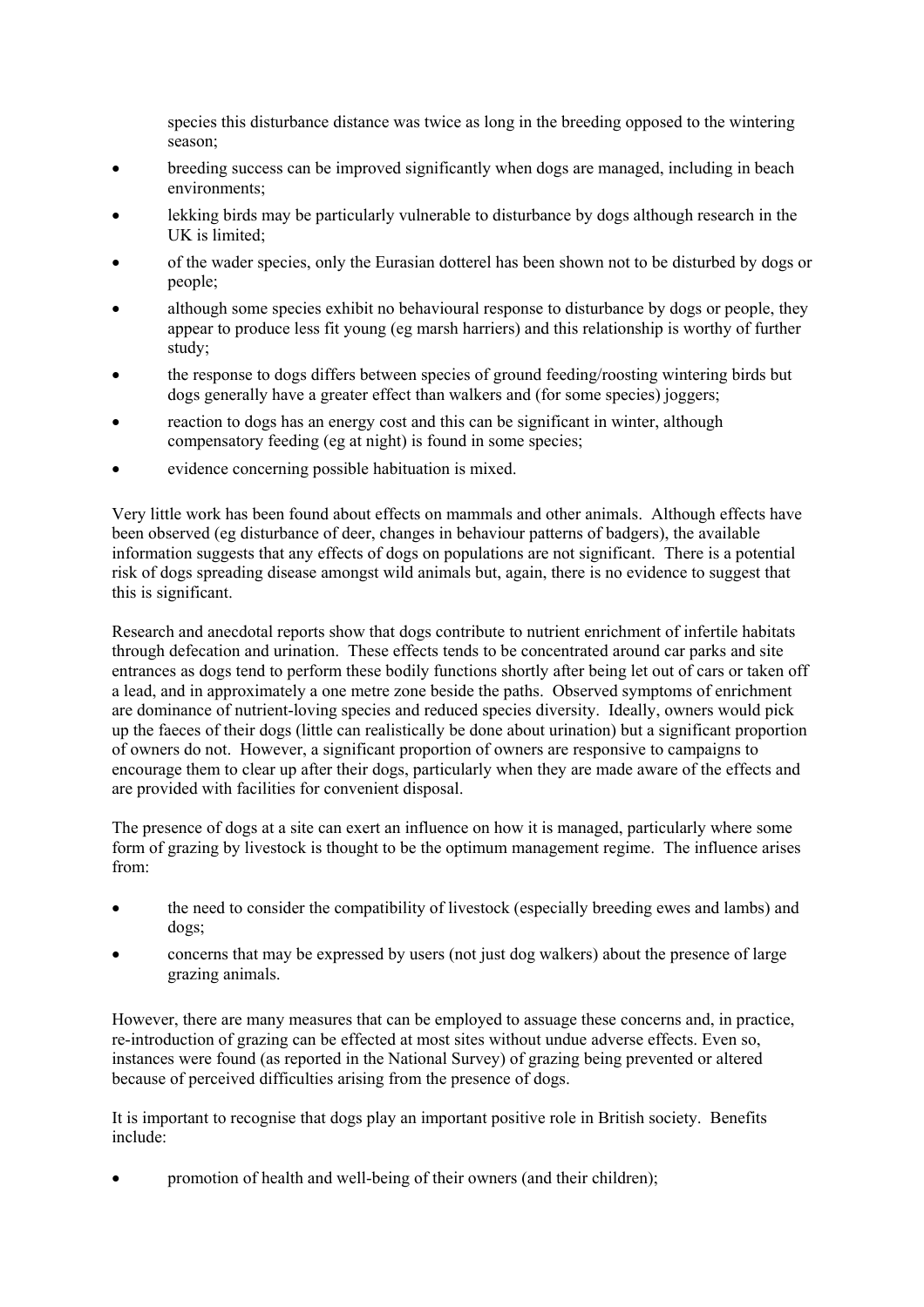species this disturbance distance was twice as long in the breeding opposed to the wintering season;

- breeding success can be improved significantly when dogs are managed, including in beach environments;
- lekking birds may be particularly vulnerable to disturbance by dogs although research in the UK is limited;
- of the wader species, only the Eurasian dotterel has been shown not to be disturbed by dogs or people;
- although some species exhibit no behavioural response to disturbance by dogs or people, they appear to produce less fit young (eg marsh harriers) and this relationship is worthy of further study;
- the response to dogs differs between species of ground feeding/roosting wintering birds but dogs generally have a greater effect than walkers and (for some species) joggers;
- reaction to dogs has an energy cost and this can be significant in winter, although compensatory feeding (eg at night) is found in some species;
- evidence concerning possible habituation is mixed.

Very little work has been found about effects on mammals and other animals. Although effects have been observed (eg disturbance of deer, changes in behaviour patterns of badgers), the available information suggests that any effects of dogs on populations are not significant. There is a potential risk of dogs spreading disease amongst wild animals but, again, there is no evidence to suggest that this is significant.

Research and anecdotal reports show that dogs contribute to nutrient enrichment of infertile habitats through defecation and urination. These effects tends to be concentrated around car parks and site entrances as dogs tend to perform these bodily functions shortly after being let out of cars or taken off a lead, and in approximately a one metre zone beside the paths. Observed symptoms of enrichment are dominance of nutrient-loving species and reduced species diversity. Ideally, owners would pick up the faeces of their dogs (little can realistically be done about urination) but a significant proportion of owners do not. However, a significant proportion of owners are responsive to campaigns to encourage them to clear up after their dogs, particularly when they are made aware of the effects and are provided with facilities for convenient disposal.

The presence of dogs at a site can exert an influence on how it is managed, particularly where some form of grazing by livestock is thought to be the optimum management regime. The influence arises from:

- the need to consider the compatibility of livestock (especially breeding ewes and lambs) and dogs;
- concerns that may be expressed by users (not just dog walkers) about the presence of large grazing animals.

However, there are many measures that can be employed to assuage these concerns and, in practice, re-introduction of grazing can be effected at most sites without undue adverse effects. Even so, instances were found (as reported in the National Survey) of grazing being prevented or altered because of perceived difficulties arising from the presence of dogs.

It is important to recognise that dogs play an important positive role in British society. Benefits include:

- promotion of health and well-being of their owners (and their children);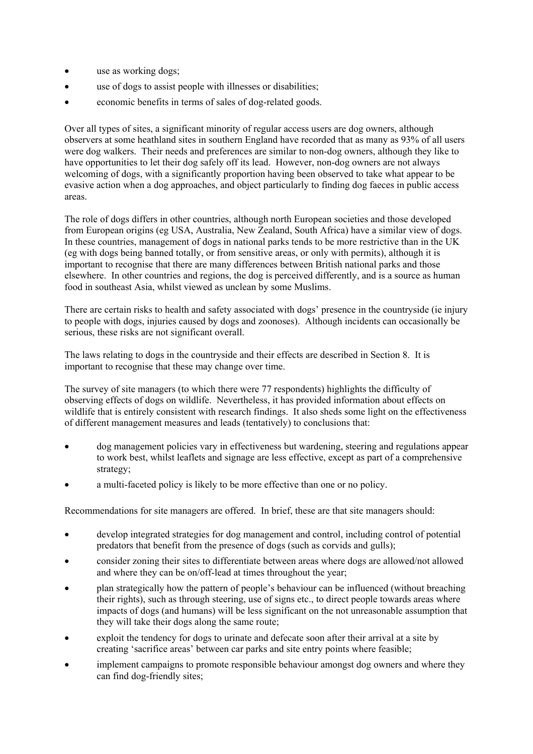- use as working dogs;
- use of dogs to assist people with illnesses or disabilities;
- economic benefits in terms of sales of dog-related goods.

Over all types of sites, a significant minority of regular access users are dog owners, although observers at some heathland sites in southern England have recorded that as many as 93% of all users were dog walkers. Their needs and preferences are similar to non-dog owners, although they like to have opportunities to let their dog safely off its lead. However, non-dog owners are not always welcoming of dogs, with a significantly proportion having been observed to take what appear to be evasive action when a dog approaches, and object particularly to finding dog faeces in public access areas.

The role of dogs differs in other countries, although north European societies and those developed from European origins (eg USA, Australia, New Zealand, South Africa) have a similar view of dogs. In these countries, management of dogs in national parks tends to be more restrictive than in the UK (eg with dogs being banned totally, or from sensitive areas, or only with permits), although it is important to recognise that there are many differences between British national parks and those elsewhere. In other countries and regions, the dog is perceived differently, and is a source as human food in southeast Asia, whilst viewed as unclean by some Muslims.

There are certain risks to health and safety associated with dogs' presence in the countryside (ie injury to people with dogs, injuries caused by dogs and zoonoses). Although incidents can occasionally be serious, these risks are not significant overall.

The laws relating to dogs in the countryside and their effects are described in Section 8. It is important to recognise that these may change over time.

The survey of site managers (to which there were 77 respondents) highlights the difficulty of observing effects of dogs on wildlife. Nevertheless, it has provided information about effects on wildlife that is entirely consistent with research findings. It also sheds some light on the effectiveness of different management measures and leads (tentatively) to conclusions that:

- dog management policies vary in effectiveness but wardening, steering and regulations appear to work best, whilst leaflets and signage are less effective, except as part of a comprehensive strategy;
- a multi-faceted policy is likely to be more effective than one or no policy.

Recommendations for site managers are offered. In brief, these are that site managers should:

- develop integrated strategies for dog management and control, including control of potential predators that benefit from the presence of dogs (such as corvids and gulls);
- consider zoning their sites to differentiate between areas where dogs are allowed/not allowed and where they can be on/off-lead at times throughout the year;
- plan strategically how the pattern of people's behaviour can be influenced (without breaching their rights), such as through steering, use of signs etc., to direct people towards areas where impacts of dogs (and humans) will be less significant on the not unreasonable assumption that they will take their dogs along the same route;
- exploit the tendency for dogs to urinate and defecate soon after their arrival at a site by creating 'sacrifice areas' between car parks and site entry points where feasible;
- implement campaigns to promote responsible behaviour amongst dog owners and where they can find dog-friendly sites;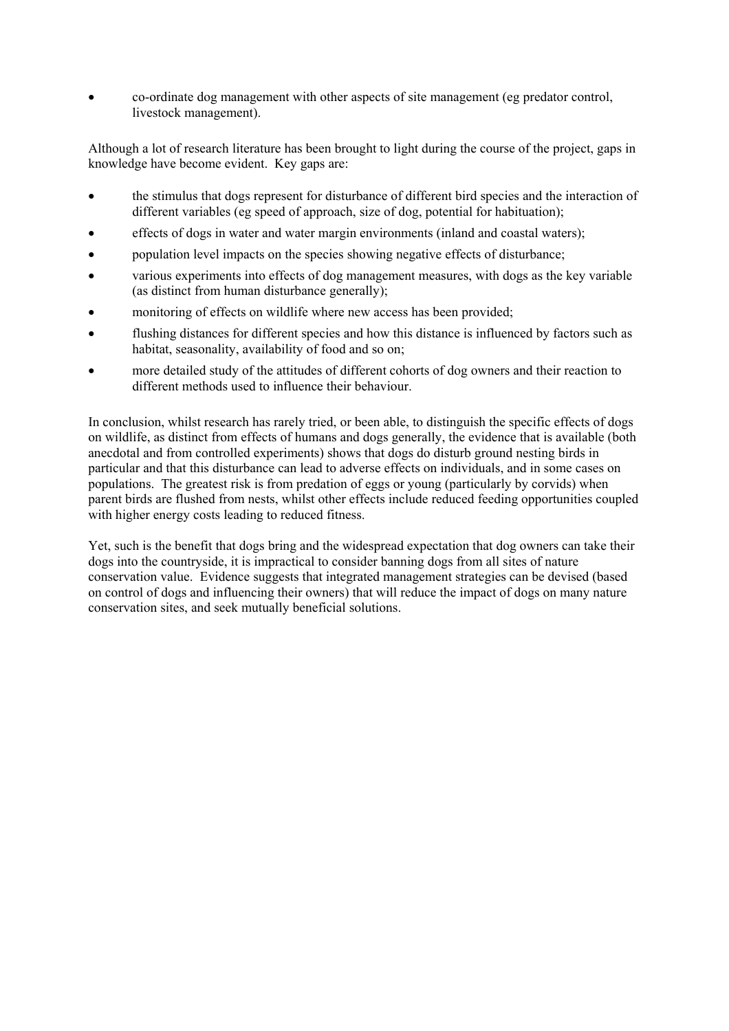- co-ordinate dog management with other aspects of site management (eg predator control, livestock management).

Although a lot of research literature has been brought to light during the course of the project, gaps in knowledge have become evident. Key gaps are:

- the stimulus that dogs represent for disturbance of different bird species and the interaction of different variables (eg speed of approach, size of dog, potential for habituation);
- effects of dogs in water and water margin environments (inland and coastal waters);
- population level impacts on the species showing negative effects of disturbance;
- various experiments into effects of dog management measures, with dogs as the key variable (as distinct from human disturbance generally);
- monitoring of effects on wildlife where new access has been provided;
- flushing distances for different species and how this distance is influenced by factors such as habitat, seasonality, availability of food and so on;
- more detailed study of the attitudes of different cohorts of dog owners and their reaction to different methods used to influence their behaviour.

In conclusion, whilst research has rarely tried, or been able, to distinguish the specific effects of dogs on wildlife, as distinct from effects of humans and dogs generally, the evidence that is available (both anecdotal and from controlled experiments) shows that dogs do disturb ground nesting birds in particular and that this disturbance can lead to adverse effects on individuals, and in some cases on populations. The greatest risk is from predation of eggs or young (particularly by corvids) when parent birds are flushed from nests, whilst other effects include reduced feeding opportunities coupled with higher energy costs leading to reduced fitness.

Yet, such is the benefit that dogs bring and the widespread expectation that dog owners can take their dogs into the countryside, it is impractical to consider banning dogs from all sites of nature conservation value. Evidence suggests that integrated management strategies can be devised (based on control of dogs and influencing their owners) that will reduce the impact of dogs on many nature conservation sites, and seek mutually beneficial solutions.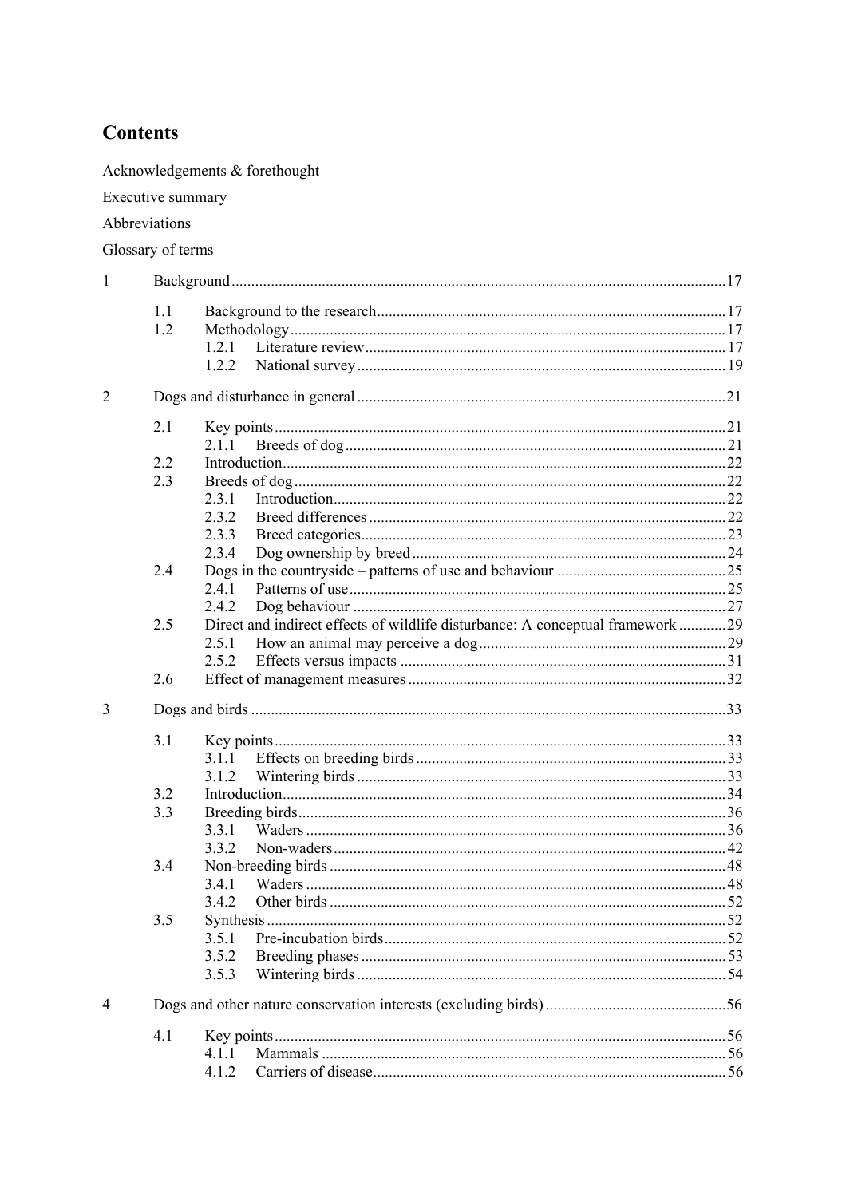## Contents

Acknowledgements & forethought

Executive summary

Abbreviations

Glossary of terms

| | | | |
|---|---|---|---|
| 1 | Background | | 17 |
| | 1.1 | Background to the research | 17 |
| | 1.2 | Methodology | 17 |
| | | 1.2.1 Literature review | 17 |
| | | 1.2.2 National survey | 19 |
| 2 | Dogs and disturbance in general | | 21 |
| | 2.1 | Key points | 21 |
| | | 2.1.1 Breeds of dog | 21 |
| | 2.2 | Introduction | 22 |
| | 2.3 | Breeds of dog | 22 |
| | | 2.3.1 Introduction | 22 |
| | | 2.3.2 Breed differences | 22 |
| | | 2.3.3 Breed categories | 23 |
| | | 2.3.4 Dog ownership by breed | 24 |
| | 2.4 | Dogs in the countryside – patterns of use and behaviour | 25 |
| | | 2.4.1 Patterns of use | 25 |
| | | 2.4.2 Dog behaviour | 27 |
| | 2.5 | Direct and indirect effects of wildlife disturbance: A conceptual framework | 29 |
| | | 2.5.1 How an animal may perceive a dog | 29 |
| | | 2.5.2 Effects versus impacts | 31 |
| | 2.6 | Effect of management measures | 32 |
| 3 | Dogs and birds | | 33 |
| | 3.1 | Key points | 33 |
| | | 3.1.1 Effects on breeding birds | 33 |
| | | 3.1.2 Wintering birds | 33 |
| | 3.2 | Introduction | 34 |
| | 3.3 | Breeding birds | 36 |
| | | 3.3.1 Waders | 36 |
| | | 3.3.2 Non-waders | 42 |
| | 3.4 | Non-breeding birds | 48 |
| | | 3.4.1 Waders | 48 |
| | | 3.4.2 Other birds | 52 |
| | 3.5 | Synthesis | 52 |
| | | 3.5.1 Pre-incubation birds | 52 |
| | | 3.5.2 Breeding phases | 53 |
| | | 3.5.3 Wintering birds | 54 |
| 4 | Dogs and other nature conservation interests (excluding birds) | | 56 |
| | 4.1 | Key points | 56 |
| | | 4.1.1 Mammals | 56 |
| | | 4.1.2 Carriers of disease | 56 |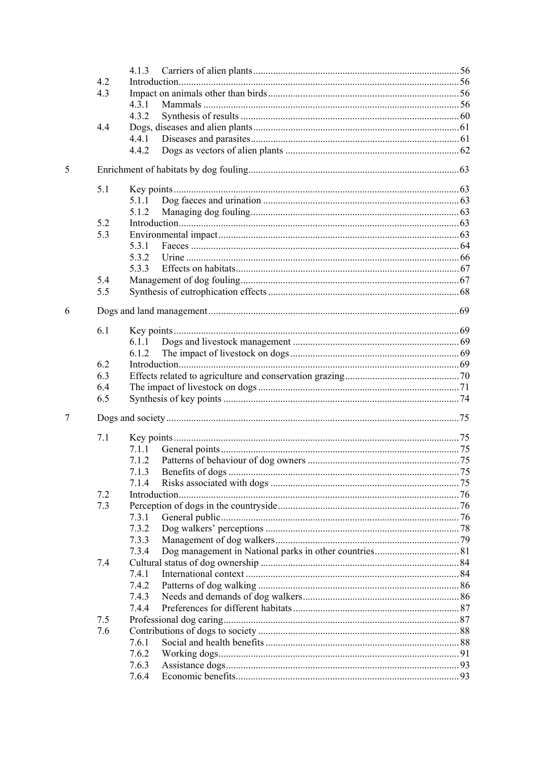| | | | |
|---|---|---|---|
| | | 4.1.3 Carriers of alien plants | 56 |
| | 4.2 | Introduction | 56 |
| | 4.3 | Impact on animals other than birds | 56 |
| | | 4.3.1 Mammals | 56 |
| | | 4.3.2 Synthesis of results | 60 |
| | 4.4 | Dogs, diseases and alien plants | 61 |
| | | 4.4.1 Diseases and parasites | 61 |
| | | 4.4.2 Dogs as vectors of alien plants | 62 |
| 5 | Enrichment of habitats by dog fouling | | 63 |
| | 5.1 | Key points | 63 |
| | | 5.1.1 Dog faeces and urination | 63 |
| | | 5.1.2 Managing dog fouling | 63 |
| | 5.2 | Introduction | 63 |
| | 5.3 | Environmental impact | 63 |
| | | 5.3.1 Faeces | 64 |
| | | 5.3.2 Urine | 66 |
| | | 5.3.3 Effects on habitats | 67 |
| | 5.4 | Management of dog fouling | 67 |
| | 5.5 | Synthesis of eutrophication effects | 68 |
| 6 | Dogs and land management | | 69 |
| | 6.1 | Key points | 69 |
| | | 6.1.1 Dogs and livestock management | 69 |
| | | 6.1.2 The impact of livestock on dogs | 69 |
| | 6.2 | Introduction | 69 |
| | 6.3 | Effects related to agriculture and conservation grazing | 70 |
| | 6.4 | The impact of livestock on dogs | 71 |
| | 6.5 | Synthesis of key points | 74 |
| 7 | Dogs and society | | 75 |
| | 7.1 | Key points | 75 |
| | | 7.1.1 General points | 75 |
| | | 7.1.2 Patterns of behaviour of dog owners | 75 |
| | | 7.1.3 Benefits of dogs | 75 |
| | | 7.1.4 Risks associated with dogs | 75 |
| | 7.2 | Introduction | 76 |
| | 7.3 | Perception of dogs in the countryside | 76 |
| | | 7.3.1 General public | 76 |
| | | 7.3.2 Dog walkers' perceptions | 78 |
| | | 7.3.3 Management of dog walkers | 79 |
| | | 7.3.4 Dog management in National parks in other countries | 81 |
| | 7.4 | Cultural status of dog ownership | 84 |
| | | 7.4.1 International context | 84 |
| | | 7.4.2 Patterns of dog walking | 86 |
| | | 7.4.3 Needs and demands of dog walkers | 86 |
| | | 7.4.4 Preferences for different habitats | 87 |
| | 7.5 | Professional dog caring | 87 |
| | 7.6 | Contributions of dogs to society | 88 |
| | | 7.6.1 Social and health benefits | 88 |
| | | 7.6.2 Working dogs | 91 |
| | | 7.6.3 Assistance dogs | 93 |
| | | 7.6.4 Economic benefits | 93 |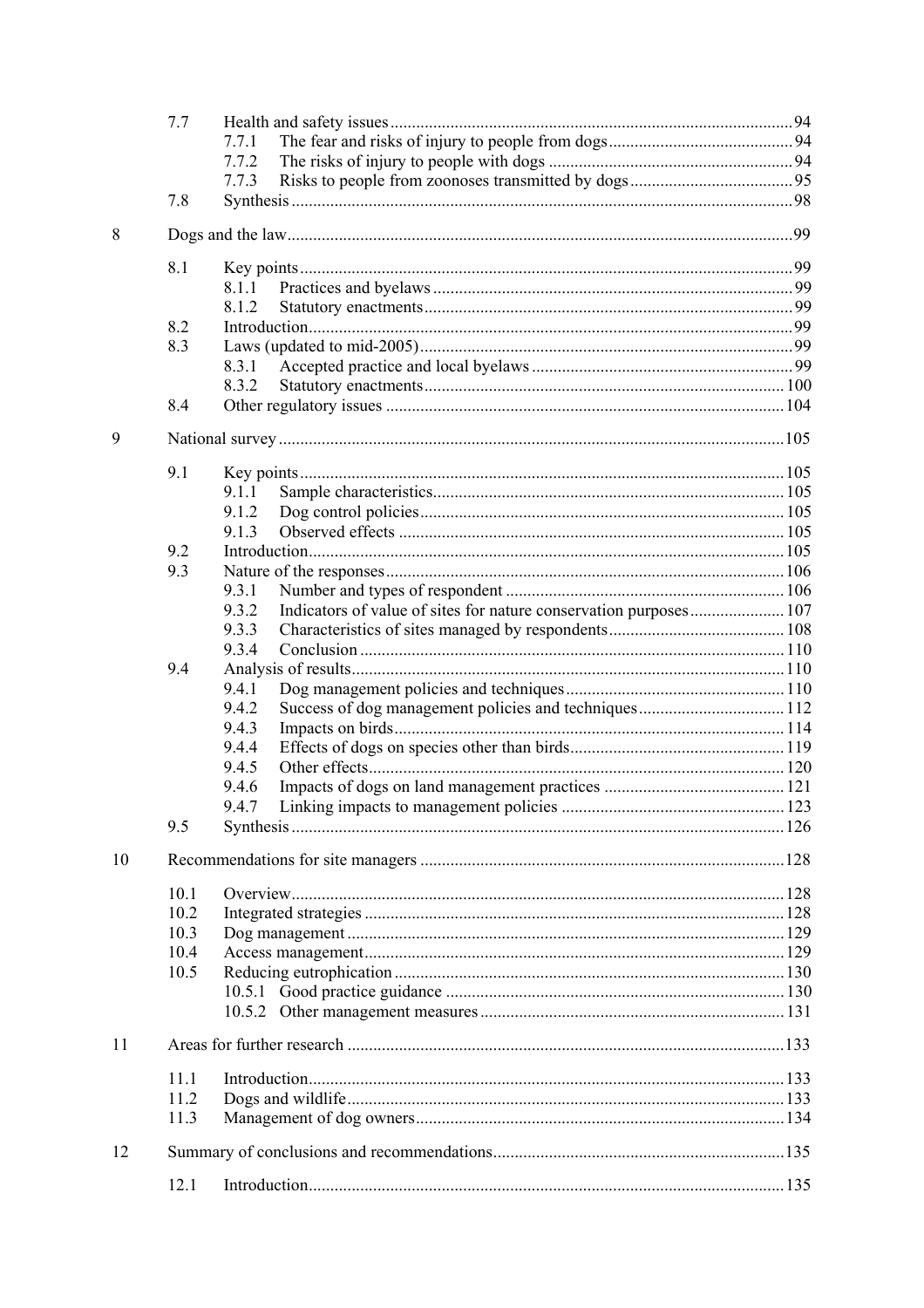| | | | |
|---|---|---|---|
| | 7.7 | Health and safety issues | 94 |
| | | 7.7.1 The fear and risks of injury to people from dogs | 94 |
| | | 7.7.2 The risks of injury to people with dogs | 94 |
| | | 7.7.3 Risks to people from zoonoses transmitted by dogs | 95 |
| | 7.8 | Synthesis | 98 |
| 8 | Dogs and the law | | 99 |
| | 8.1 | Key points | 99 |
| | | 8.1.1 Practices and byelaws | 99 |
| | | 8.1.2 Statutory enactments | 99 |
| | 8.2 | Introduction | 99 |
| | 8.3 | Laws (updated to mid-2005) | 99 |
| | | 8.3.1 Accepted practice and local byelaws | 99 |
| | | 8.3.2 Statutory enactments | 100 |
| | 8.4 | Other regulatory issues | 104 |
| 9 | National survey | | 105 |
| | 9.1 | Key points | 105 |
| | | 9.1.1 Sample characteristics | 105 |
| | | 9.1.2 Dog control policies | 105 |
| | | 9.1.3 Observed effects | 105 |
| | 9.2 | Introduction | 105 |
| | 9.3 | Nature of the responses | 106 |
| | | 9.3.1 Number and types of respondent | 106 |
| | | 9.3.2 Indicators of value of sites for nature conservation purposes | 107 |
| | | 9.3.3 Characteristics of sites managed by respondents | 108 |
| | | 9.3.4 Conclusion | 110 |
| | 9.4 | Analysis of results | 110 |
| | | 9.4.1 Dog management policies and techniques | 110 |
| | | 9.4.2 Success of dog management policies and techniques | 112 |
| | | 9.4.3 Impacts on birds | 114 |
| | | 9.4.4 Effects of dogs on species other than birds | 119 |
| | | 9.4.5 Other effects | 120 |
| | | 9.4.6 Impacts of dogs on land management practices | 121 |
| | | 9.4.7 Linking impacts to management policies | 123 |
| | 9.5 | Synthesis | 126 |
| 10 | Recommendations for site managers | | 128 |
| | 10.1 | Overview | 128 |
| | 10.2 | Integrated strategies | 128 |
| | 10.3 | Dog management | 129 |
| | 10.4 | Access management | 129 |
| | 10.5 | Reducing eutrophication | 130 |
| | | 10.5.1 Good practice guidance | 130 |
| | | 10.5.2 Other management measures | 131 |
| 11 | Areas for further research | | 133 |
| | 11.1 | Introduction | 133 |
| | 11.2 | Dogs and wildlife | 133 |
| | 11.3 | Management of dog owners | 134 |
| 12 | Summary of conclusions and recommendations | | 135 |
| | 12.1 | Introduction | 135 |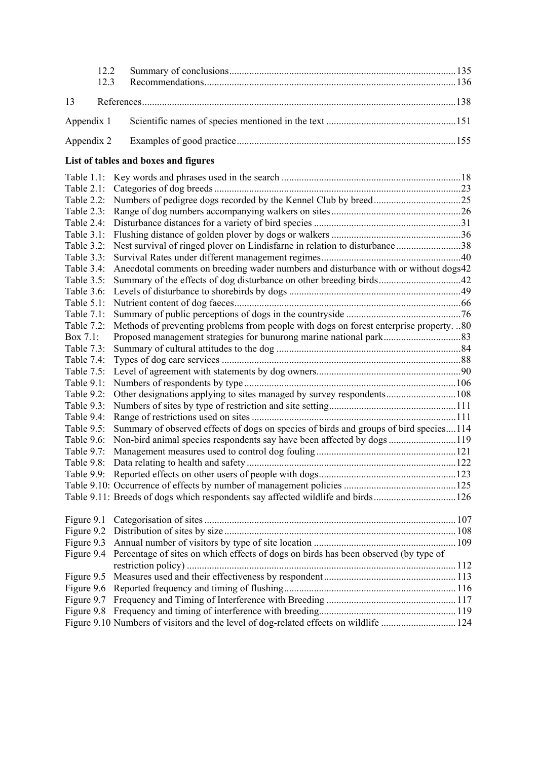| | | |
|---|---|---|
| 12.2 | Summary of conclusions | 135 |
| 12.3 | Recommendations | 136 |
| 13 | References | 138 |
| Appendix 1 | Scientific names of species mentioned in the text | 151 |
| Appendix 2 | Examples of good practice | 155 |

**List of tables and boxes and figures**

| | | |
|---|---|---|
| Table 1.1: | Key words and phrases used in the search | 18 |
| Table 2.1: | Categories of dog breeds | 23 |
| Table 2.2: | Numbers of pedigree dogs recorded by the Kennel Club by breed | 25 |
| Table 2.3: | Range of dog numbers accompanying walkers on sites | 26 |
| Table 2.4: | Disturbance distances for a variety of bird species | 31 |
| Table 3.1: | Flushing distance of golden plover by dogs or walkers | 36 |
| Table 3.2: | Nest survival of ringed plover on Lindisfarne in relation to disturbance | 38 |
| Table 3.3: | Survival Rates under different management regimes | 40 |
| Table 3.4: | Anecdotal comments on breeding wader numbers and disturbance with or without dogs | 42 |
| Table 3.5: | Summary of the effects of dog disturbance on other breeding birds | 42 |
| Table 3.6: | Levels of disturbance to shorebirds by dogs | 49 |
| Table 5.1: | Nutrient content of dog faeces | 66 |
| Table 7.1: | Summary of public perceptions of dogs in the countryside | 76 |
| Table 7.2: | Methods of preventing problems from people with dogs on forest enterprise property. | 80 |
| Box 7.1: | Proposed management strategies for bunurong marine national park | 83 |
| Table 7.3: | Summary of cultural attitudes to the dog | 84 |
| Table 7.4: | Types of dog care services | 88 |
| Table 7.5: | Level of agreement with statements by dog owners | 90 |
| Table 9.1: | Numbers of respondents by type | 106 |
| Table 9.2: | Other designations applying to sites managed by survey respondents | 108 |
| Table 9.3: | Numbers of sites by type of restriction and site setting | 111 |
| Table 9.4: | Range of restrictions used on sites | 111 |
| Table 9.5: | Summary of observed effects of dogs on species of birds and groups of bird species | 114 |
| Table 9.6: | Non-bird animal species respondents say have been affected by dogs | 119 |
| Table 9.7: | Management measures used to control dog fouling | 121 |
| Table 9.8: | Data relating to health and safety | 122 |
| Table 9.9: | Reported effects on other users of people with dogs | 123 |
| Table 9.10: | Occurrence of effects by number of management policies | 125 |
| Table 9.11: | Breeds of dogs which respondents say affected wildlife and birds | 126 |
| Figure 9.1 | Categorisation of sites | 107 |
| Figure 9.2 | Distribution of sites by size | 108 |
| Figure 9.3 | Annual number of visitors by type of site location | 109 |
| Figure 9.4 | Percentage of sites on which effects of dogs on birds has been observed (by type of restriction policy) | 112 |
| Figure 9.5 | Measures used and their effectiveness by respondent | 113 |
| Figure 9.6 | Reported frequency and timing of flushing | 116 |
| Figure 9.7 | Frequency and Timing of Interference with Breeding | 117 |
| Figure 9.8 | Frequency and timing of interference with breeding | 119 |
| Figure 9.10 | Numbers of visitors and the level of dog-related effects on wildlife | 124 |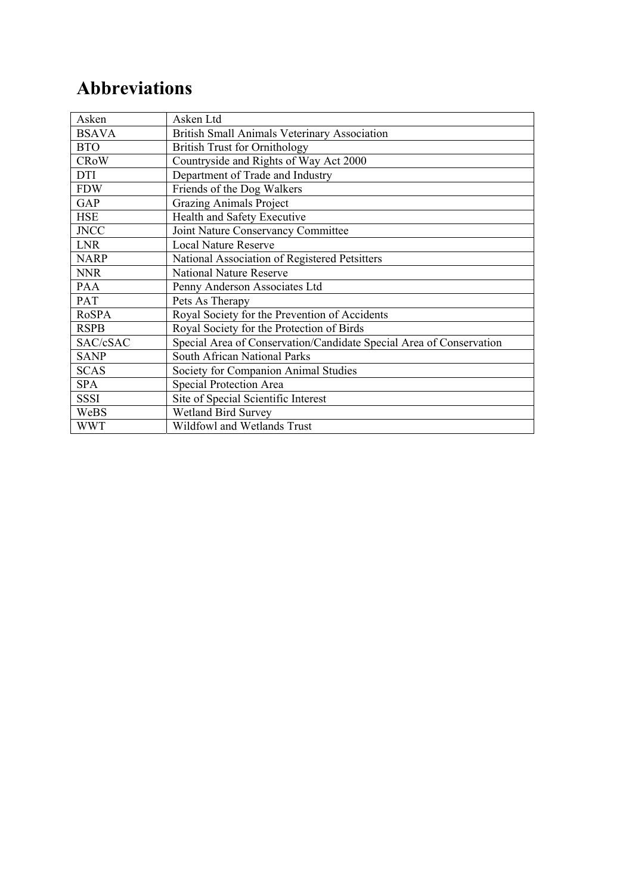# Abbreviations

| Asken | Asken Ltd |
|---|---|
| BSAVA | British Small Animals Veterinary Association |
| BTO | British Trust for Ornithology |
| CRoW | Countryside and Rights of Way Act 2000 |
| DTI | Department of Trade and Industry |
| FDW | Friends of the Dog Walkers |
| GAP | Grazing Animals Project |
| HSE | Health and Safety Executive |
| JNCC | Joint Nature Conservancy Committee |
| LNR | Local Nature Reserve |
| NARP | National Association of Registered Petsitters |
| NNR | National Nature Reserve |
| PAA | Penny Anderson Associates Ltd |
| PAT | Pets As Therapy |
| RoSPA | Royal Society for the Prevention of Accidents |
| RSPB | Royal Society for the Protection of Birds |
| SAC/cSAC | Special Area of Conservation/Candidate Special Area of Conservation |
| SANP | South African National Parks |
| SCAS | Society for Companion Animal Studies |
| SPA | Special Protection Area |
| SSSI | Site of Special Scientific Interest |
| WeBS | Wetland Bird Survey |
| WWT | Wildfowl and Wetlands Trust |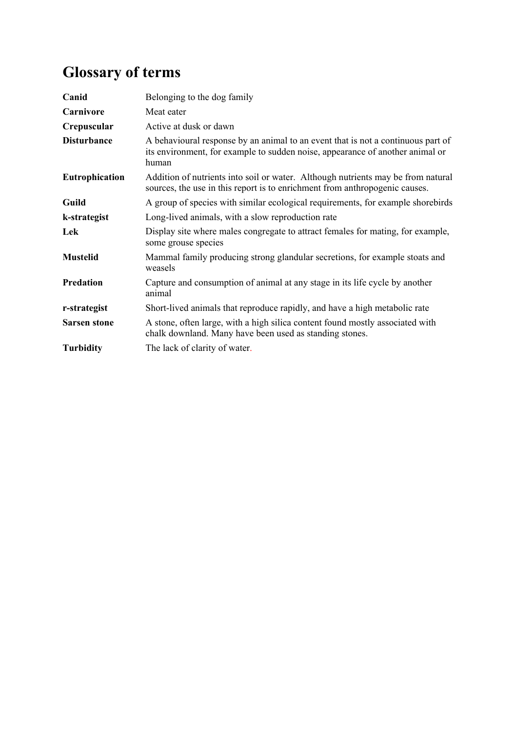# Glossary of terms

| | |
|---|---|
| **Canid** | Belonging to the dog family |
| **Carnivore** | Meat eater |
| **Crepuscular** | Active at dusk or dawn |
| **Disturbance** | A behavioural response by an animal to an event that is not a continuous part of its environment, for example to sudden noise, appearance of another animal or human |
| **Eutrophication** | Addition of nutrients into soil or water. Although nutrients may be from natural sources, the use in this report is to enrichment from anthropogenic causes. |
| **Guild** | A group of species with similar ecological requirements, for example shorebirds |
| **k-strategist** | Long-lived animals, with a slow reproduction rate |
| **Lek** | Display site where males congregate to attract females for mating, for example, some grouse species |
| **Mustelid** | Mammal family producing strong glandular secretions, for example stoats and weasels |
| **Predation** | Capture and consumption of animal at any stage in its life cycle by another animal |
| **r-strategist** | Short-lived animals that reproduce rapidly, and have a high metabolic rate |
| **Sarsen stone** | A stone, often large, with a high silica content found mostly associated with chalk downland. Many have been used as standing stones. |
| **Turbidity** | The lack of clarity of water. |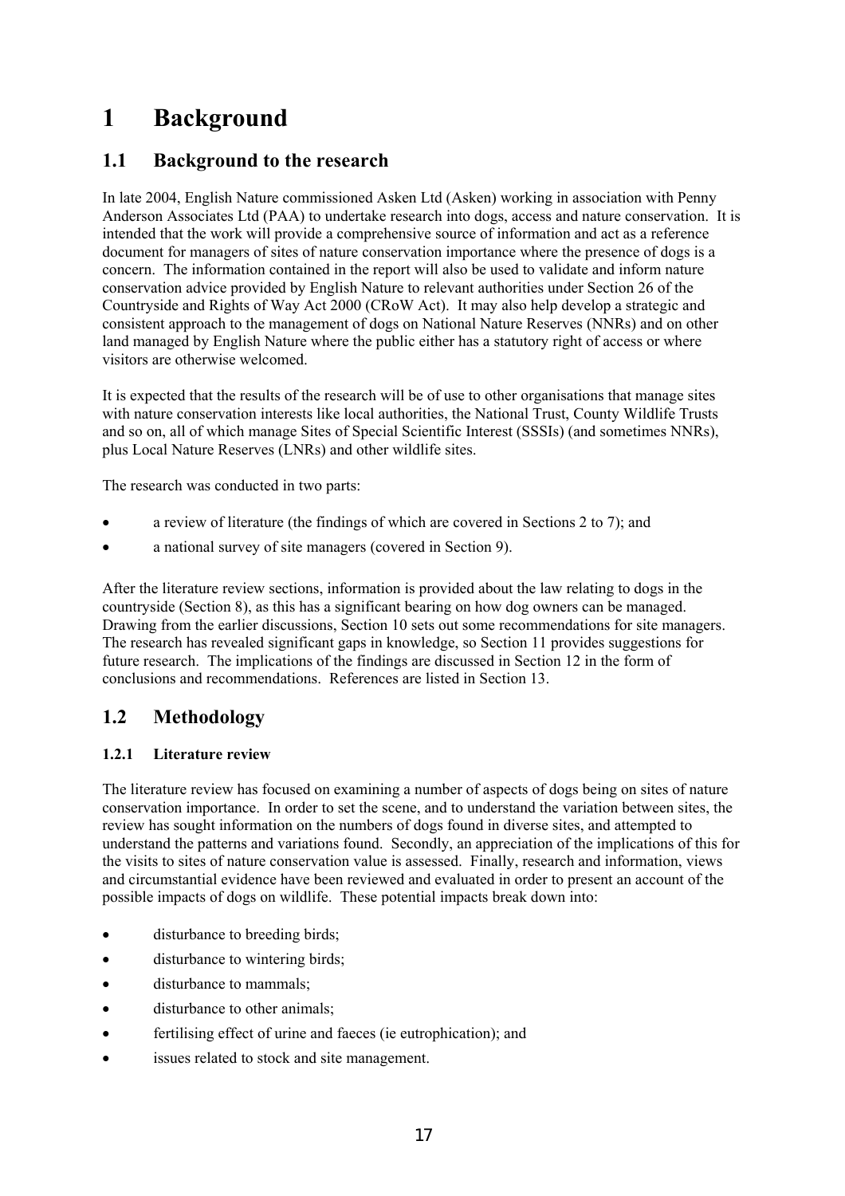# 1 Background

## 1.1 Background to the research

In late 2004, English Nature commissioned Asken Ltd (Asken) working in association with Penny Anderson Associates Ltd (PAA) to undertake research into dogs, access and nature conservation. It is intended that the work will provide a comprehensive source of information and act as a reference document for managers of sites of nature conservation importance where the presence of dogs is a concern. The information contained in the report will also be used to validate and inform nature conservation advice provided by English Nature to relevant authorities under Section 26 of the Countryside and Rights of Way Act 2000 (CRoW Act). It may also help develop a strategic and consistent approach to the management of dogs on National Nature Reserves (NNRs) and on other land managed by English Nature where the public either has a statutory right of access or where visitors are otherwise welcomed.

It is expected that the results of the research will be of use to other organisations that manage sites with nature conservation interests like local authorities, the National Trust, County Wildlife Trusts and so on, all of which manage Sites of Special Scientific Interest (SSSIs) (and sometimes NNRs), plus Local Nature Reserves (LNRs) and other wildlife sites.

The research was conducted in two parts:

- a review of literature (the findings of which are covered in Sections 2 to 7); and
- a national survey of site managers (covered in Section 9).

After the literature review sections, information is provided about the law relating to dogs in the countryside (Section 8), as this has a significant bearing on how dog owners can be managed. Drawing from the earlier discussions, Section 10 sets out some recommendations for site managers. The research has revealed significant gaps in knowledge, so Section 11 provides suggestions for future research. The implications of the findings are discussed in Section 12 in the form of conclusions and recommendations. References are listed in Section 13.

## 1.2 Methodology

### 1.2.1 Literature review

The literature review has focused on examining a number of aspects of dogs being on sites of nature conservation importance. In order to set the scene, and to understand the variation between sites, the review has sought information on the numbers of dogs found in diverse sites, and attempted to understand the patterns and variations found. Secondly, an appreciation of the implications of this for the visits to sites of nature conservation value is assessed. Finally, research and information, views and circumstantial evidence have been reviewed and evaluated in order to present an account of the possible impacts of dogs on wildlife. These potential impacts break down into:

- disturbance to breeding birds;
- disturbance to wintering birds;
- disturbance to mammals;
- disturbance to other animals;
- fertilising effect of urine and faeces (ie eutrophication); and
- issues related to stock and site management.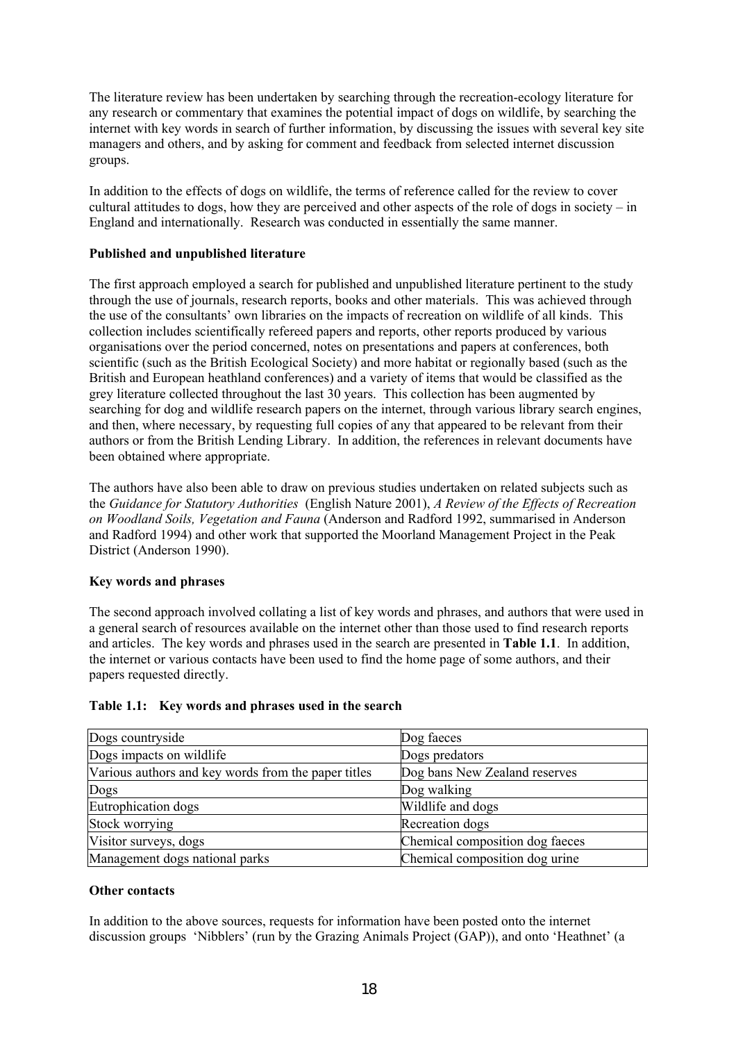The literature review has been undertaken by searching through the recreation-ecology literature for any research or commentary that examines the potential impact of dogs on wildlife, by searching the internet with key words in search of further information, by discussing the issues with several key site managers and others, and by asking for comment and feedback from selected internet discussion groups.

In addition to the effects of dogs on wildlife, the terms of reference called for the review to cover cultural attitudes to dogs, how they are perceived and other aspects of the role of dogs in society – in England and internationally. Research was conducted in essentially the same manner.

**Published and unpublished literature**

The first approach employed a search for published and unpublished literature pertinent to the study through the use of journals, research reports, books and other materials. This was achieved through the use of the consultants' own libraries on the impacts of recreation on wildlife of all kinds. This collection includes scientifically refereed papers and reports, other reports produced by various organisations over the period concerned, notes on presentations and papers at conferences, both scientific (such as the British Ecological Society) and more habitat or regionally based (such as the British and European heathland conferences) and a variety of items that would be classified as the grey literature collected throughout the last 30 years. This collection has been augmented by searching for dog and wildlife research papers on the internet, through various library search engines, and then, where necessary, by requesting full copies of any that appeared to be relevant from their authors or from the British Lending Library. In addition, the references in relevant documents have been obtained where appropriate.

The authors have also been able to draw on previous studies undertaken on related subjects such as the *Guidance for Statutory Authorities* (English Nature 2001), *A Review of the Effects of Recreation on Woodland Soils, Vegetation and Fauna* (Anderson and Radford 1992, summarised in Anderson and Radford 1994) and other work that supported the Moorland Management Project in the Peak District (Anderson 1990).

**Key words and phrases**

The second approach involved collating a list of key words and phrases, and authors that were used in a general search of resources available on the internet other than those used to find research reports and articles. The key words and phrases used in the search are presented in **Table 1.1**. In addition, the internet or various contacts have been used to find the home page of some authors, and their papers requested directly.

**Table 1.1: Key words and phrases used in the search**

| | |
|---|---|
| Dogs countryside | Dog faeces |
| Dogs impacts on wildlife | Dogs predators |
| Various authors and key words from the paper titles | Dog bans New Zealand reserves |
| Dogs | Dog walking |
| Eutrophication dogs | Wildlife and dogs |
| Stock worrying | Recreation dogs |
| Visitor surveys, dogs | Chemical composition dog faeces |
| Management dogs national parks | Chemical composition dog urine |

**Other contacts**

In addition to the above sources, requests for information have been posted onto the internet discussion groups 'Nibblers' (run by the Grazing Animals Project (GAP)), and onto 'Heathnet' (a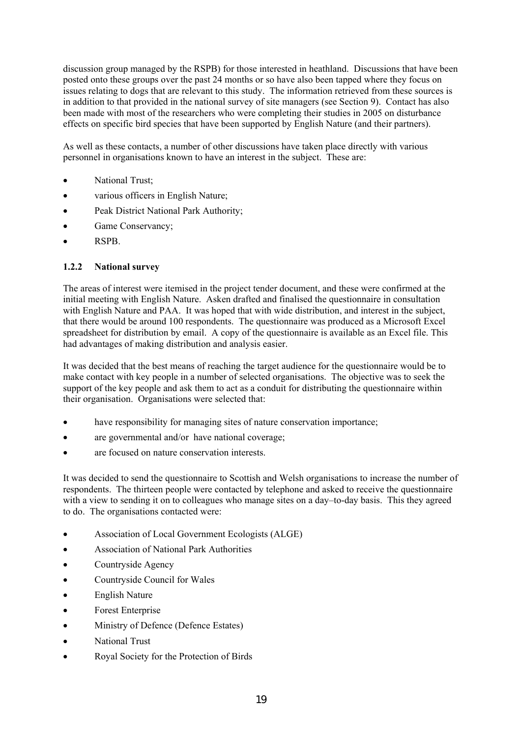discussion group managed by the RSPB) for those interested in heathland. Discussions that have been posted onto these groups over the past 24 months or so have also been tapped where they focus on issues relating to dogs that are relevant to this study. The information retrieved from these sources is in addition to that provided in the national survey of site managers (see Section 9). Contact has also been made with most of the researchers who were completing their studies in 2005 on disturbance effects on specific bird species that have been supported by English Nature (and their partners).

As well as these contacts, a number of other discussions have taken place directly with various personnel in organisations known to have an interest in the subject. These are:

- National Trust;
- various officers in English Nature;
- Peak District National Park Authority;
- Game Conservancy;
- RSPB.

### 1.2.2 National survey

The areas of interest were itemised in the project tender document, and these were confirmed at the initial meeting with English Nature. Asken drafted and finalised the questionnaire in consultation with English Nature and PAA. It was hoped that with wide distribution, and interest in the subject, that there would be around 100 respondents. The questionnaire was produced as a Microsoft Excel spreadsheet for distribution by email. A copy of the questionnaire is available as an Excel file. This had advantages of making distribution and analysis easier.

It was decided that the best means of reaching the target audience for the questionnaire would be to make contact with key people in a number of selected organisations. The objective was to seek the support of the key people and ask them to act as a conduit for distributing the questionnaire within their organisation. Organisations were selected that:

- have responsibility for managing sites of nature conservation importance;
- are governmental and/or have national coverage;
- are focused on nature conservation interests.

It was decided to send the questionnaire to Scottish and Welsh organisations to increase the number of respondents. The thirteen people were contacted by telephone and asked to receive the questionnaire with a view to sending it on to colleagues who manage sites on a day–to-day basis. This they agreed to do. The organisations contacted were:

- Association of Local Government Ecologists (ALGE)
- Association of National Park Authorities
- Countryside Agency
- Countryside Council for Wales
- English Nature
- Forest Enterprise
- Ministry of Defence (Defence Estates)
- National Trust
- Royal Society for the Protection of Birds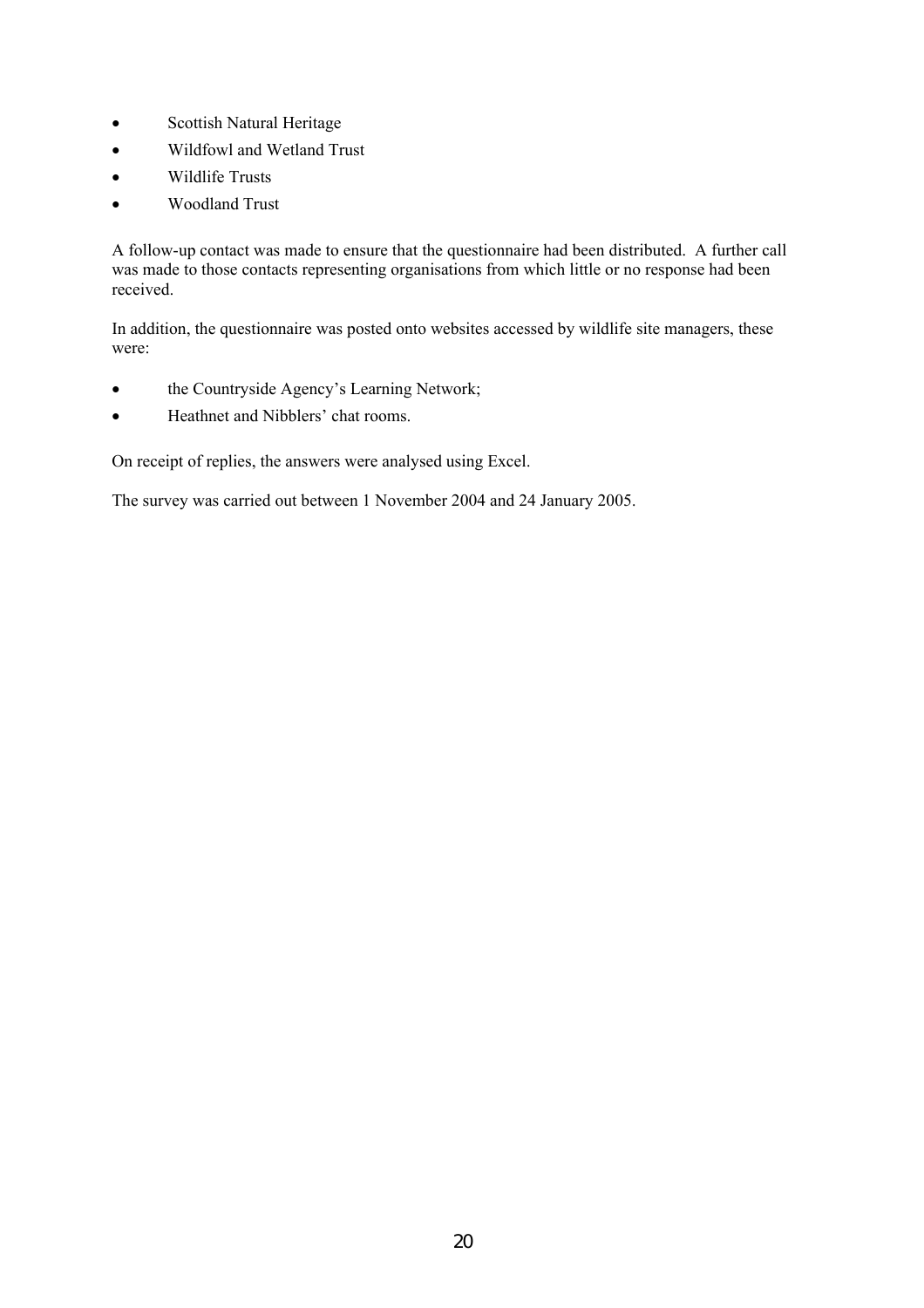- Scottish Natural Heritage
- Wildfowl and Wetland Trust
- Wildlife Trusts
- Woodland Trust

A follow-up contact was made to ensure that the questionnaire had been distributed. A further call was made to those contacts representing organisations from which little or no response had been received.

In addition, the questionnaire was posted onto websites accessed by wildlife site managers, these were:

- the Countryside Agency's Learning Network;
- Heathnet and Nibblers' chat rooms.

On receipt of replies, the answers were analysed using Excel.

The survey was carried out between 1 November 2004 and 24 January 2005.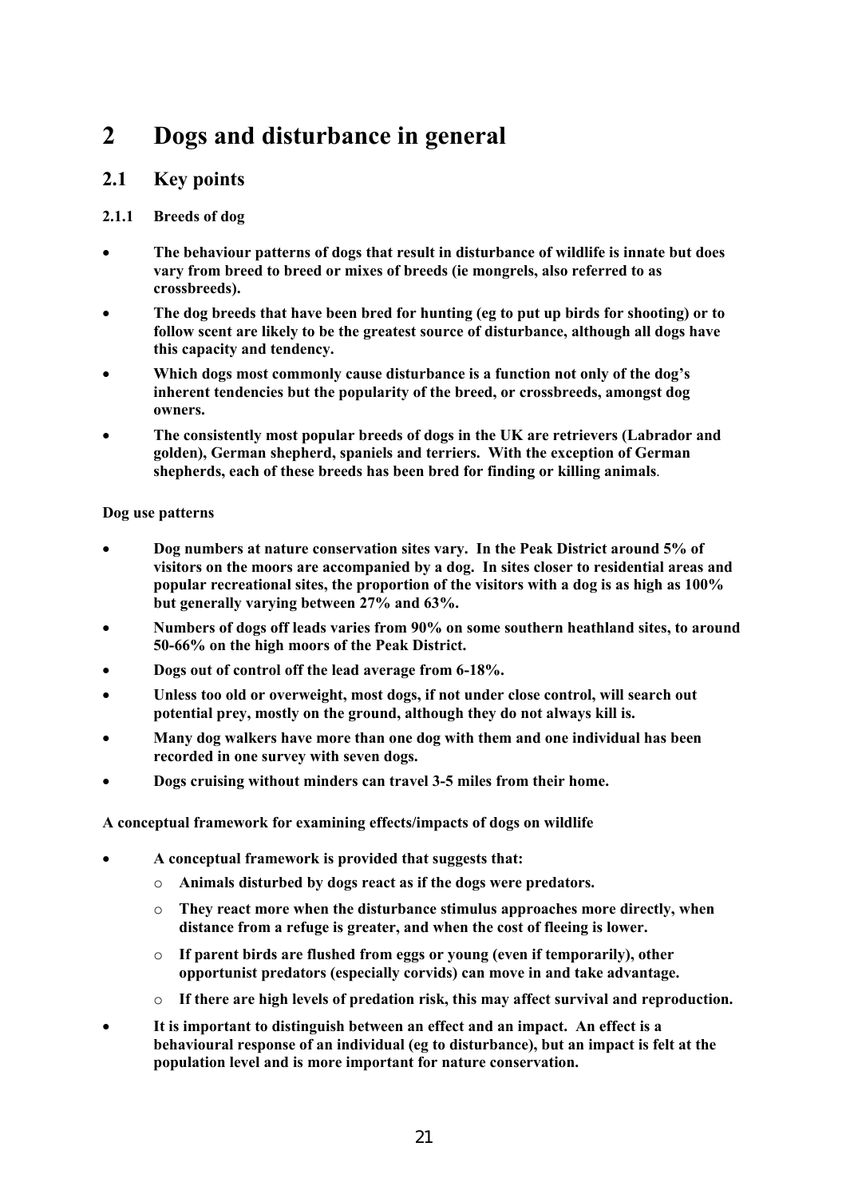# 2 Dogs and disturbance in general

## 2.1 Key points

### 2.1.1 Breeds of dog

- **The behaviour patterns of dogs that result in disturbance of wildlife is innate but does vary from breed to breed or mixes of breeds (ie mongrels, also referred to as crossbreeds).**
- **The dog breeds that have been bred for hunting (eg to put up birds for shooting) or to follow scent are likely to be the greatest source of disturbance, although all dogs have this capacity and tendency.**
- **Which dogs most commonly cause disturbance is a function not only of the dog's inherent tendencies but the popularity of the breed, or crossbreeds, amongst dog owners.**
- **The consistently most popular breeds of dogs in the UK are retrievers (Labrador and golden), German shepherd, spaniels and terriers. With the exception of German shepherds, each of these breeds has been bred for finding or killing animals**.

**Dog use patterns**

- **Dog numbers at nature conservation sites vary. In the Peak District around 5% of visitors on the moors are accompanied by a dog. In sites closer to residential areas and popular recreational sites, the proportion of the visitors with a dog is as high as 100% but generally varying between 27% and 63%.**
- **Numbers of dogs off leads varies from 90% on some southern heathland sites, to around 50-66% on the high moors of the Peak District.**
- **Dogs out of control off the lead average from 6-18%.**
- **Unless too old or overweight, most dogs, if not under close control, will search out potential prey, mostly on the ground, although they do not always kill is.**
- **Many dog walkers have more than one dog with them and one individual has been recorded in one survey with seven dogs.**
- **Dogs cruising without minders can travel 3-5 miles from their home.**

**A conceptual framework for examining effects/impacts of dogs on wildlife**

- **A conceptual framework is provided that suggests that:**
  - **Animals disturbed by dogs react as if the dogs were predators.**
  - **They react more when the disturbance stimulus approaches more directly, when distance from a refuge is greater, and when the cost of fleeing is lower.**
  - **If parent birds are flushed from eggs or young (even if temporarily), other opportunist predators (especially corvids) can move in and take advantage.**
  - **If there are high levels of predation risk, this may affect survival and reproduction.**
- **It is important to distinguish between an effect and an impact. An effect is a behavioural response of an individual (eg to disturbance), but an impact is felt at the population level and is more important for nature conservation.**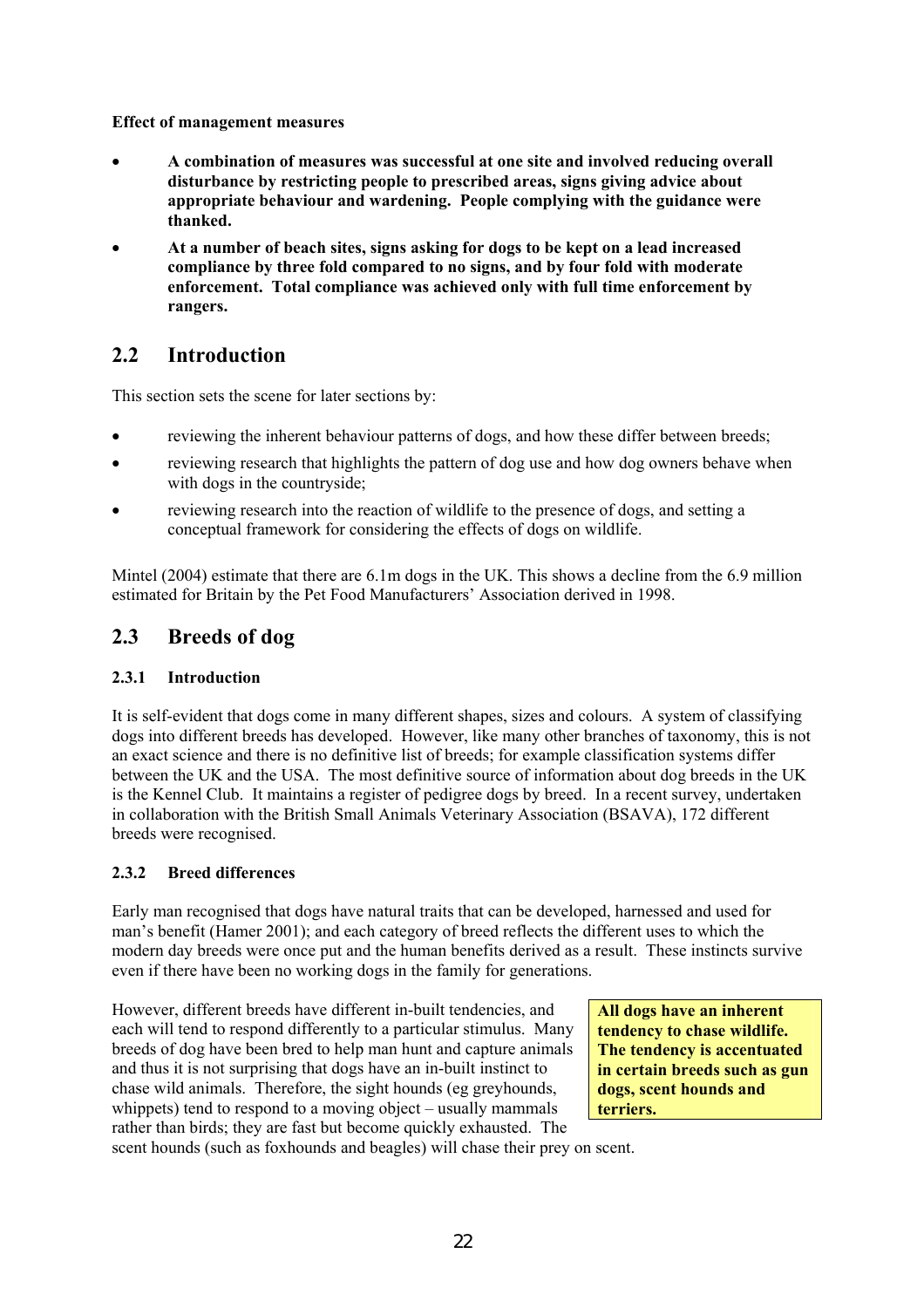**Effect of management measures**

- **A combination of measures was successful at one site and involved reducing overall disturbance by restricting people to prescribed areas, signs giving advice about appropriate behaviour and wardening. People complying with the guidance were thanked.**
- **At a number of beach sites, signs asking for dogs to be kept on a lead increased compliance by three fold compared to no signs, and by four fold with moderate enforcement. Total compliance was achieved only with full time enforcement by rangers.**

## 2.2 Introduction

This section sets the scene for later sections by:

- reviewing the inherent behaviour patterns of dogs, and how these differ between breeds;
- reviewing research that highlights the pattern of dog use and how dog owners behave when with dogs in the countryside;
- reviewing research into the reaction of wildlife to the presence of dogs, and setting a conceptual framework for considering the effects of dogs on wildlife.

Mintel (2004) estimate that there are 6.1m dogs in the UK. This shows a decline from the 6.9 million estimated for Britain by the Pet Food Manufacturers' Association derived in 1998.

## 2.3 Breeds of dog

### 2.3.1 Introduction

It is self-evident that dogs come in many different shapes, sizes and colours. A system of classifying dogs into different breeds has developed. However, like many other branches of taxonomy, this is not an exact science and there is no definitive list of breeds; for example classification systems differ between the UK and the USA. The most definitive source of information about dog breeds in the UK is the Kennel Club. It maintains a register of pedigree dogs by breed. In a recent survey, undertaken in collaboration with the British Small Animals Veterinary Association (BSAVA), 172 different breeds were recognised.

### 2.3.2 Breed differences

Early man recognised that dogs have natural traits that can be developed, harnessed and used for man's benefit (Hamer 2001); and each category of breed reflects the different uses to which the modern day breeds were once put and the human benefits derived as a result. These instincts survive even if there have been no working dogs in the family for generations.

**All dogs have an inherent tendency to chase wildlife. The tendency is accentuated in certain breeds such as gun dogs, scent hounds and terriers.**

However, different breeds have different in-built tendencies, and each will tend to respond differently to a particular stimulus. Many breeds of dog have been bred to help man hunt and capture animals and thus it is not surprising that dogs have an in-built instinct to chase wild animals. Therefore, the sight hounds (eg greyhounds, whippets) tend to respond to a moving object – usually mammals rather than birds; they are fast but become quickly exhausted. The scent hounds (such as foxhounds and beagles) will chase their prey on scent.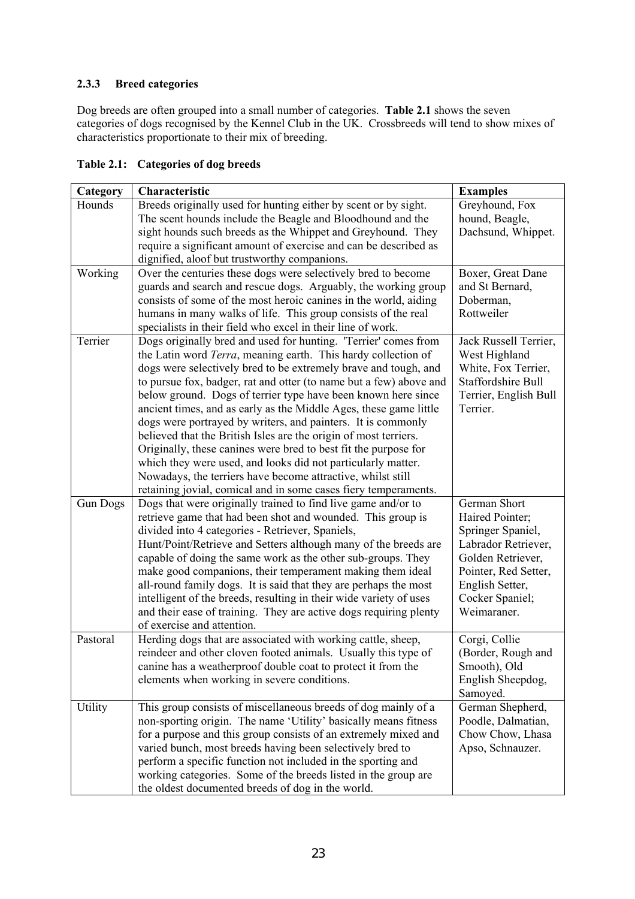### 2.3.3 Breed categories

Dog breeds are often grouped into a small number of categories. **Table 2.1** shows the seven categories of dogs recognised by the Kennel Club in the UK. Crossbreeds will tend to show mixes of characteristics proportionate to their mix of breeding.

**Table 2.1: Categories of dog breeds**

| Category | Characteristic | Examples |
|---|---|---|
| Hounds | Breeds originally used for hunting either by scent or by sight. The scent hounds include the Beagle and Bloodhound and the sight hounds such breeds as the Whippet and Greyhound. They require a significant amount of exercise and can be described as dignified, aloof but trustworthy companions. | Greyhound, Fox hound, Beagle, Dachsund, Whippet. |
| Working | Over the centuries these dogs were selectively bred to become guards and search and rescue dogs. Arguably, the working group consists of some of the most heroic canines in the world, aiding humans in many walks of life. This group consists of the real specialists in their field who excel in their line of work. | Boxer, Great Dane and St Bernard, Doberman, Rottweiler |
| Terrier | Dogs originally bred and used for hunting. 'Terrier' comes from the Latin word *Terra*, meaning earth. This hardy collection of dogs were selectively bred to be extremely brave and tough, and to pursue fox, badger, rat and otter (to name but a few) above and below ground. Dogs of terrier type have been known here since ancient times, and as early as the Middle Ages, these game little dogs were portrayed by writers, and painters. It is commonly believed that the British Isles are the origin of most terriers. Originally, these canines were bred to best fit the purpose for which they were used, and looks did not particularly matter. Nowadays, the terriers have become attractive, whilst still retaining jovial, comical and in some cases fiery temperaments. | Jack Russell Terrier, West Highland White, Fox Terrier, Staffordshire Bull Terrier, English Bull Terrier. |
| Gun Dogs | Dogs that were originally trained to find live game and/or to retrieve game that had been shot and wounded. This group is divided into 4 categories - Retriever, Spaniels, Hunt/Point/Retrieve and Setters although many of the breeds are capable of doing the same work as the other sub-groups. They make good companions, their temperament making them ideal all-round family dogs. It is said that they are perhaps the most intelligent of the breeds, resulting in their wide variety of uses and their ease of training. They are active dogs requiring plenty of exercise and attention. | German Short Haired Pointer; Springer Spaniel, Labrador Retriever, Golden Retriever, Pointer, Red Setter, English Setter, Cocker Spaniel; Weimaraner. |
| Pastoral | Herding dogs that are associated with working cattle, sheep, reindeer and other cloven footed animals. Usually this type of canine has a weatherproof double coat to protect it from the elements when working in severe conditions. | Corgi, Collie (Border, Rough and Smooth), Old English Sheepdog, Samoyed. |
| Utility | This group consists of miscellaneous breeds of dog mainly of a non-sporting origin. The name 'Utility' basically means fitness for a purpose and this group consists of an extremely mixed and varied bunch, most breeds having been selectively bred to perform a specific function not included in the sporting and working categories. Some of the breeds listed in the group are the oldest documented breeds of dog in the world. | German Shepherd, Poodle, Dalmatian, Chow Chow, Lhasa Apso, Schnauzer. |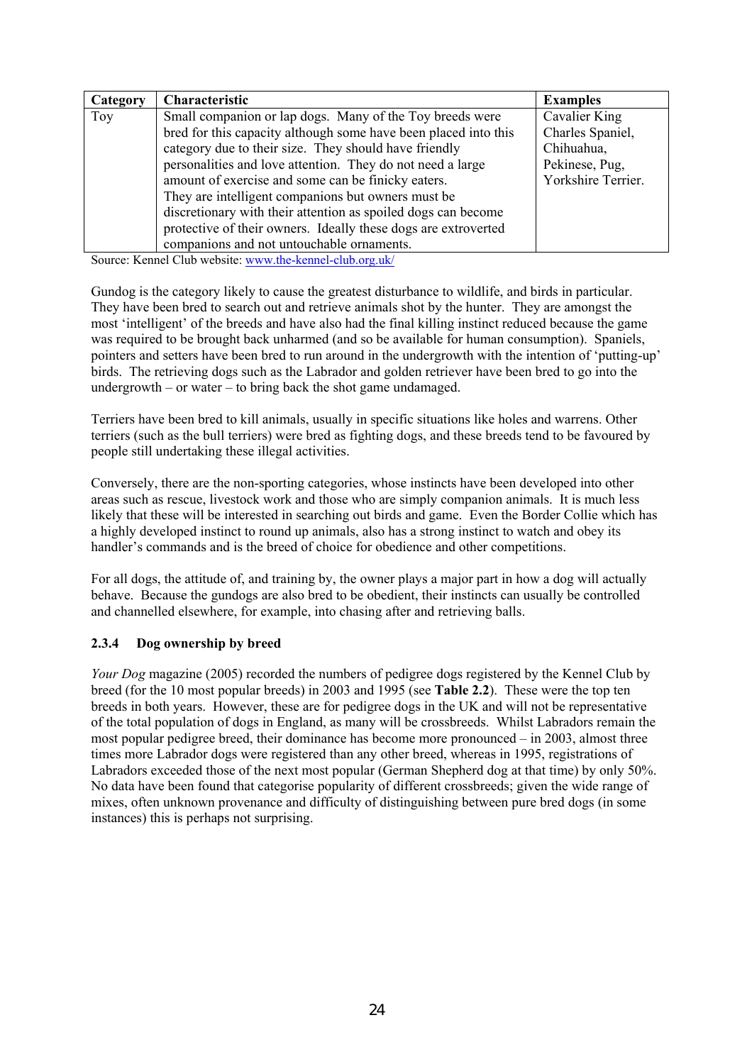| Category | Characteristic | Examples |
|---|---|---|
| Toy | Small companion or lap dogs. Many of the Toy breeds were bred for this capacity although some have been placed into this category due to their size. They should have friendly personalities and love attention. They do not need a large amount of exercise and some can be finicky eaters. They are intelligent companions but owners must be discretionary with their attention as spoiled dogs can become protective of their owners. Ideally these dogs are extroverted companions and not untouchable ornaments. | Cavalier King Charles Spaniel, Chihuahua, Pekinese, Pug, Yorkshire Terrier. |

Source: Kennel Club website: www.the-kennel-club.org.uk/

Gundog is the category likely to cause the greatest disturbance to wildlife, and birds in particular. They have been bred to search out and retrieve animals shot by the hunter. They are amongst the most 'intelligent' of the breeds and have also had the final killing instinct reduced because the game was required to be brought back unharmed (and so be available for human consumption). Spaniels, pointers and setters have been bred to run around in the undergrowth with the intention of 'putting-up' birds. The retrieving dogs such as the Labrador and golden retriever have been bred to go into the undergrowth – or water – to bring back the shot game undamaged.

Terriers have been bred to kill animals, usually in specific situations like holes and warrens. Other terriers (such as the bull terriers) were bred as fighting dogs, and these breeds tend to be favoured by people still undertaking these illegal activities.

Conversely, there are the non-sporting categories, whose instincts have been developed into other areas such as rescue, livestock work and those who are simply companion animals. It is much less likely that these will be interested in searching out birds and game. Even the Border Collie which has a highly developed instinct to round up animals, also has a strong instinct to watch and obey its handler's commands and is the breed of choice for obedience and other competitions.

For all dogs, the attitude of, and training by, the owner plays a major part in how a dog will actually behave. Because the gundogs are also bred to be obedient, their instincts can usually be controlled and channelled elsewhere, for example, into chasing after and retrieving balls.

### 2.3.4 Dog ownership by breed

*Your Dog* magazine (2005) recorded the numbers of pedigree dogs registered by the Kennel Club by breed (for the 10 most popular breeds) in 2003 and 1995 (see **Table 2.2**). These were the top ten breeds in both years. However, these are for pedigree dogs in the UK and will not be representative of the total population of dogs in England, as many will be crossbreeds. Whilst Labradors remain the most popular pedigree breed, their dominance has become more pronounced – in 2003, almost three times more Labrador dogs were registered than any other breed, whereas in 1995, registrations of Labradors exceeded those of the next most popular (German Shepherd dog at that time) by only 50%. No data have been found that categorise popularity of different crossbreeds; given the wide range of mixes, often unknown provenance and difficulty of distinguishing between pure bred dogs (in some instances) this is perhaps not surprising.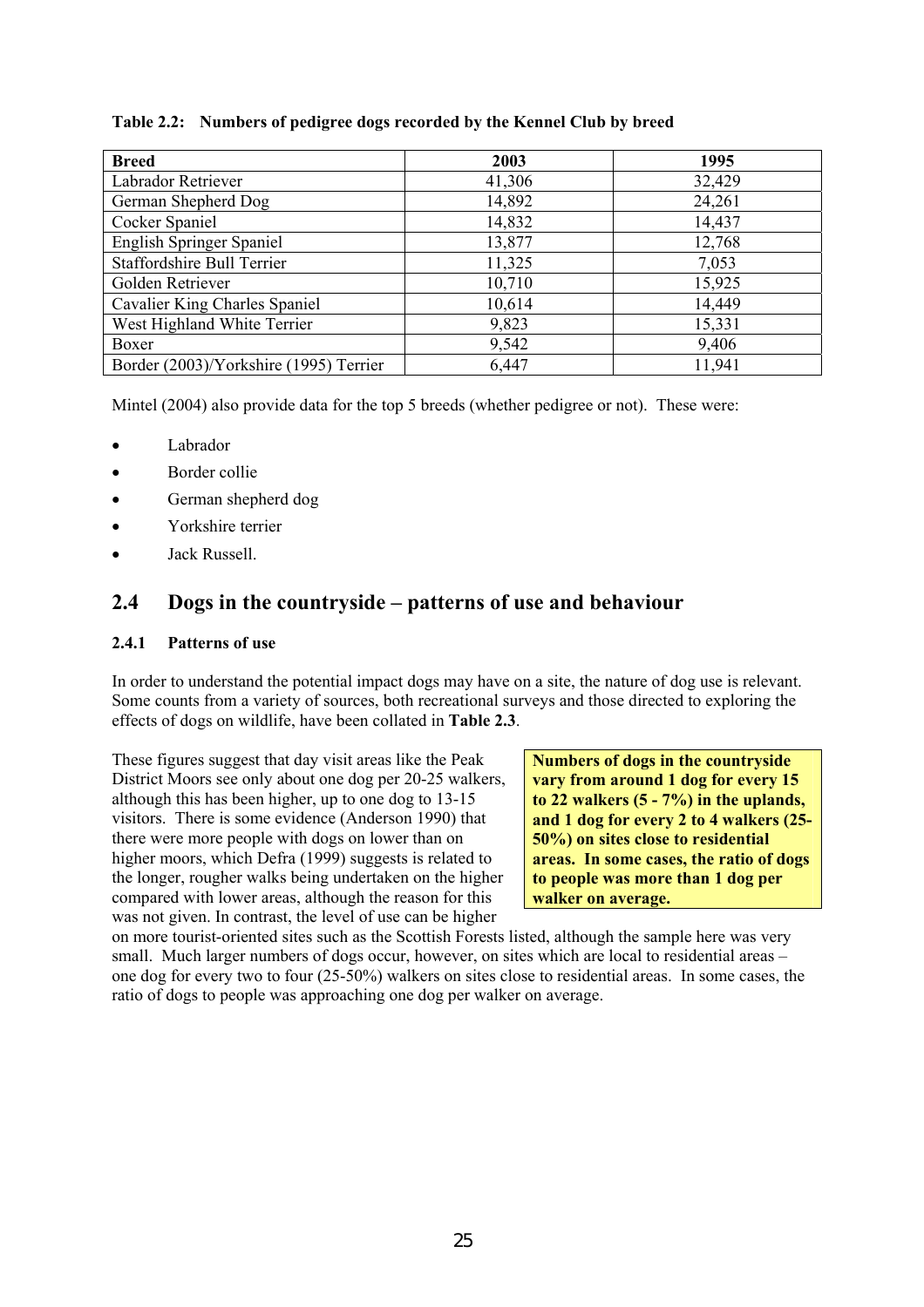**Table 2.2: Numbers of pedigree dogs recorded by the Kennel Club by breed**

| Breed | 2003 | 1995 |
|---|---|---|
| Labrador Retriever | 41,306 | 32,429 |
| German Shepherd Dog | 14,892 | 24,261 |
| Cocker Spaniel | 14,832 | 14,437 |
| English Springer Spaniel | 13,877 | 12,768 |
| Staffordshire Bull Terrier | 11,325 | 7,053 |
| Golden Retriever | 10,710 | 15,925 |
| Cavalier King Charles Spaniel | 10,614 | 14,449 |
| West Highland White Terrier | 9,823 | 15,331 |
| Boxer | 9,542 | 9,406 |
| Border (2003)/Yorkshire (1995) Terrier | 6,447 | 11,941 |

Mintel (2004) also provide data for the top 5 breeds (whether pedigree or not). These were:

- Labrador
- Border collie
- German shepherd dog
- Yorkshire terrier
- Jack Russell.

## 2.4 Dogs in the countryside – patterns of use and behaviour

### 2.4.1 Patterns of use

In order to understand the potential impact dogs may have on a site, the nature of dog use is relevant. Some counts from a variety of sources, both recreational surveys and those directed to exploring the effects of dogs on wildlife, have been collated in **Table 2.3**.

**Numbers of dogs in the countryside vary from around 1 dog for every 15 to 22 walkers (5 - 7%) in the uplands, and 1 dog for every 2 to 4 walkers (25-50%) on sites close to residential areas. In some cases, the ratio of dogs to people was more than 1 dog per walker on average.**

These figures suggest that day visit areas like the Peak District Moors see only about one dog per 20-25 walkers, although this has been higher, up to one dog to 13-15 visitors. There is some evidence (Anderson 1990) that there were more people with dogs on lower than on higher moors, which Defra (1999) suggests is related to the longer, rougher walks being undertaken on the higher compared with lower areas, although the reason for this was not given. In contrast, the level of use can be higher on more tourist-oriented sites such as the Scottish Forests listed, although the sample here was very small. Much larger numbers of dogs occur, however, on sites which are local to residential areas – one dog for every two to four (25-50%) walkers on sites close to residential areas. In some cases, the ratio of dogs to people was approaching one dog per walker on average.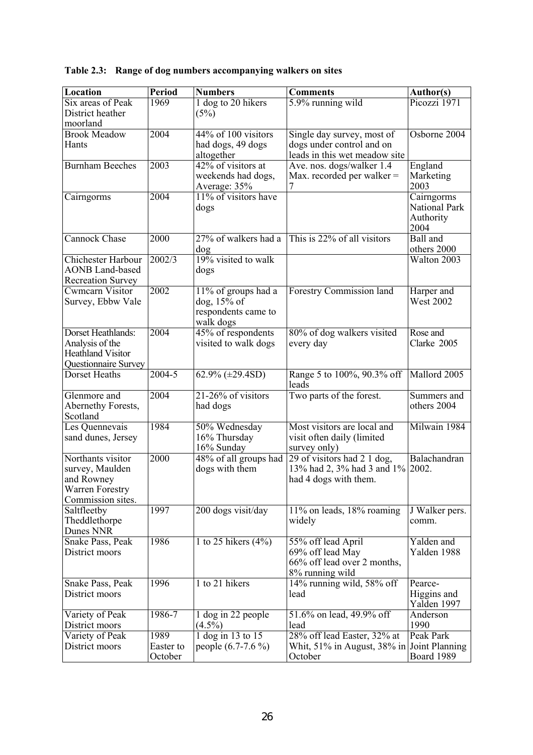**Table 2.3: Range of dog numbers accompanying walkers on sites**

| Location | Period | Numbers | Comments | Author(s) |
|---|---|---|---|---|
| Six areas of Peak District heather moorland | 1969 | 1 dog to 20 hikers (5%) | 5.9% running wild | Picozzi 1971 |
| Brook Meadow Hants | 2004 | 44% of 100 visitors had dogs, 49 dogs altogether | Single day survey, most of dogs under control and on leads in this wet meadow site | Osborne 2004 |
| Burnham Beeches | 2003 | 42% of visitors at weekends had dogs, Average: 35% | Ave. nos. dogs/walker 1.4 Max. recorded per walker = 7 | England Marketing 2003 |
| Cairngorms | 2004 | 11% of visitors have dogs | | Cairngorms National Park Authority 2004 |
| Cannock Chase | 2000 | 27% of walkers had a dog | This is 22% of all visitors | Ball and others 2000 |
| Chichester Harbour AONB Land-based Recreation Survey | 2002/3 | 19% visited to walk dogs | | Walton 2003 |
| Cwmcarn Visitor Survey, Ebbw Vale | 2002 | 11% of groups had a dog, 15% of respondents came to walk dogs | Forestry Commission land | Harper and West 2002 |
| Dorset Heathlands: Analysis of the Heathland Visitor Questionnaire Survey | 2004 | 45% of respondents visited to walk dogs | 80% of dog walkers visited every day | Rose and Clarke 2005 |
| Dorset Heaths | 2004-5 | 62.9% (±29.4SD) | Range 5 to 100%, 90.3% off leads | Mallord 2005 |
| Glenmore and Abernethy Forests, Scotland | 2004 | 21-26% of visitors had dogs | Two parts of the forest. | Summers and others 2004 |
| Les Quennevais sand dunes, Jersey | 1984 | 50% Wednesday 16% Thursday 16% Sunday | Most visitors are local and visit often daily (limited survey only) | Milwain 1984 |
| Northants visitor survey, Maulden and Rowney Warren Forestry Commission sites. | 2000 | 48% of all groups had dogs with them | 29 of visitors had 2 1 dog, 13% had 2, 3% had 3 and 1% had 4 dogs with them. | Balachandran 2002. |
| Saltfleetby Theddlethorpe Dunes NNR | 1997 | 200 dogs visit/day | 11% on leads, 18% roaming widely | J Walker pers. comm. |
| Snake Pass, Peak District moors | 1986 | 1 to 25 hikers (4%) | 55% off lead April 69% off lead May 66% off lead over 2 months, 8% running wild | Yalden and Yalden 1988 |
| Snake Pass, Peak District moors | 1996 | 1 to 21 hikers | 14% running wild, 58% off lead | Pearce-Higgins and Yalden 1997 |
| Variety of Peak District moors | 1986-7 | 1 dog in 22 people (4.5%) | 51.6% on lead, 49.9% off lead | Anderson 1990 |
| Variety of Peak District moors | 1989 Easter to October | 1 dog in 13 to 15 people (6.7-7.6 %) | 28% off lead Easter, 32% at Whit, 51% in August, 38% in October | Peak Park Joint Planning Board 1989 |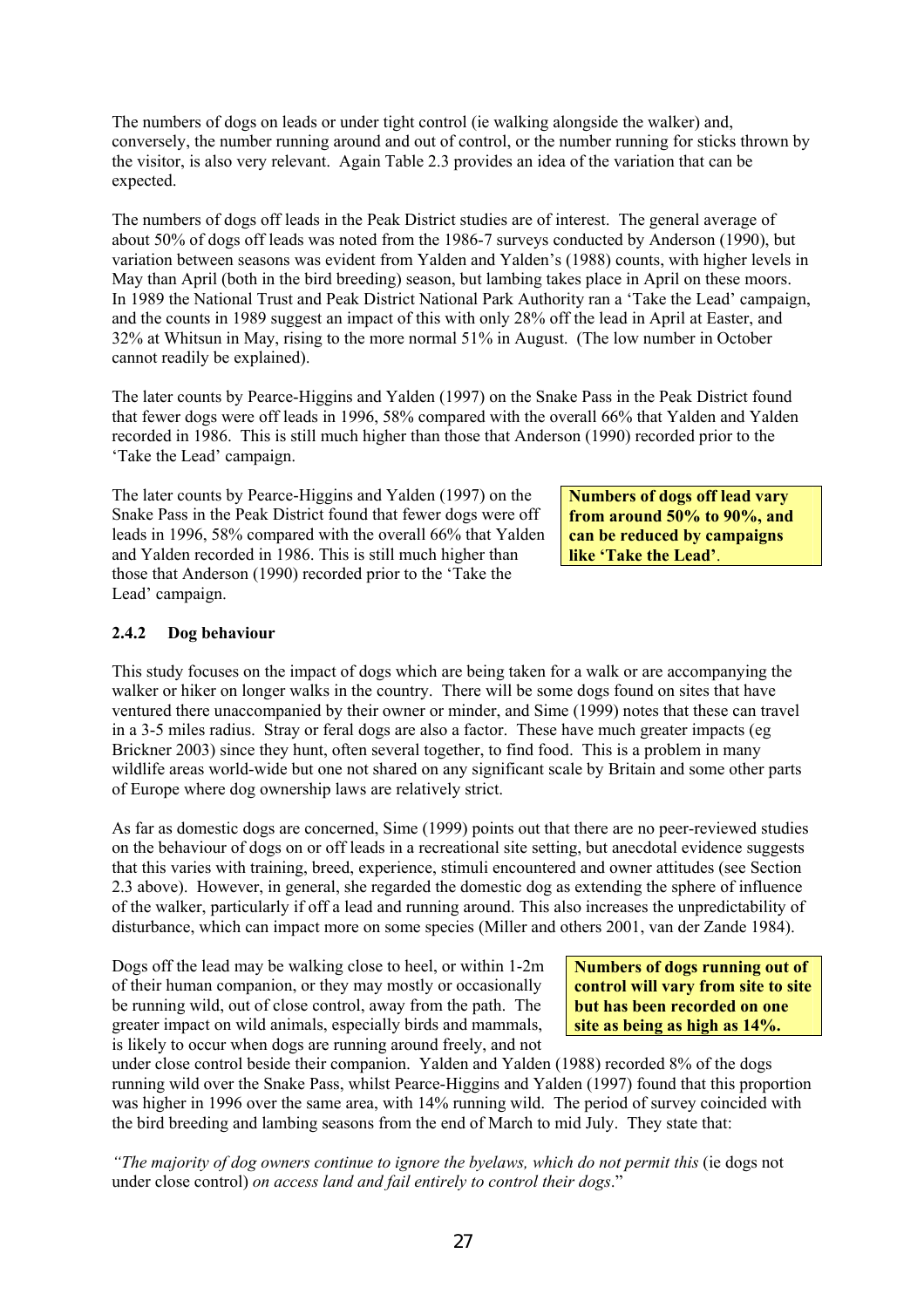The numbers of dogs on leads or under tight control (ie walking alongside the walker) and, conversely, the number running around and out of control, or the number running for sticks thrown by the visitor, is also very relevant. Again Table 2.3 provides an idea of the variation that can be expected.

The numbers of dogs off leads in the Peak District studies are of interest. The general average of about 50% of dogs off leads was noted from the 1986-7 surveys conducted by Anderson (1990), but variation between seasons was evident from Yalden and Yalden's (1988) counts, with higher levels in May than April (both in the bird breeding) season, but lambing takes place in April on these moors. In 1989 the National Trust and Peak District National Park Authority ran a 'Take the Lead' campaign, and the counts in 1989 suggest an impact of this with only 28% off the lead in April at Easter, and 32% at Whitsun in May, rising to the more normal 51% in August. (The low number in October cannot readily be explained).

The later counts by Pearce-Higgins and Yalden (1997) on the Snake Pass in the Peak District found that fewer dogs were off leads in 1996, 58% compared with the overall 66% that Yalden and Yalden recorded in 1986. This is still much higher than those that Anderson (1990) recorded prior to the 'Take the Lead' campaign.

The later counts by Pearce-Higgins and Yalden (1997) on the Snake Pass in the Peak District found that fewer dogs were off leads in 1996, 58% compared with the overall 66% that Yalden and Yalden recorded in 1986. This is still much higher than those that Anderson (1990) recorded prior to the 'Take the Lead' campaign.

**Numbers of dogs off lead vary from around 50% to 90%, and can be reduced by campaigns like 'Take the Lead'**.

### 2.4.2 Dog behaviour

This study focuses on the impact of dogs which are being taken for a walk or are accompanying the walker or hiker on longer walks in the country. There will be some dogs found on sites that have ventured there unaccompanied by their owner or minder, and Sime (1999) notes that these can travel in a 3-5 miles radius. Stray or feral dogs are also a factor. These have much greater impacts (eg Brickner 2003) since they hunt, often several together, to find food. This is a problem in many wildlife areas world-wide but one not shared on any significant scale by Britain and some other parts of Europe where dog ownership laws are relatively strict.

As far as domestic dogs are concerned, Sime (1999) points out that there are no peer-reviewed studies on the behaviour of dogs on or off leads in a recreational site setting, but anecdotal evidence suggests that this varies with training, breed, experience, stimuli encountered and owner attitudes (see Section 2.3 above). However, in general, she regarded the domestic dog as extending the sphere of influence of the walker, particularly if off a lead and running around. This also increases the unpredictability of disturbance, which can impact more on some species (Miller and others 2001, van der Zande 1984).

Dogs off the lead may be walking close to heel, or within 1-2m of their human companion, or they may mostly or occasionally be running wild, out of close control, away from the path. The greater impact on wild animals, especially birds and mammals, is likely to occur when dogs are running around freely, and not under close control beside their companion. Yalden and Yalden (1988) recorded 8% of the dogs running wild over the Snake Pass, whilst Pearce-Higgins and Yalden (1997) found that this proportion was higher in 1996 over the same area, with 14% running wild. The period of survey coincided with the bird breeding and lambing seasons from the end of March to mid July. They state that:

**Numbers of dogs running out of control will vary from site to site but has been recorded on one site as being as high as 14%.**

*"The majority of dog owners continue to ignore the byelaws, which do not permit this* (ie dogs not under close control) *on access land and fail entirely to control their dogs*."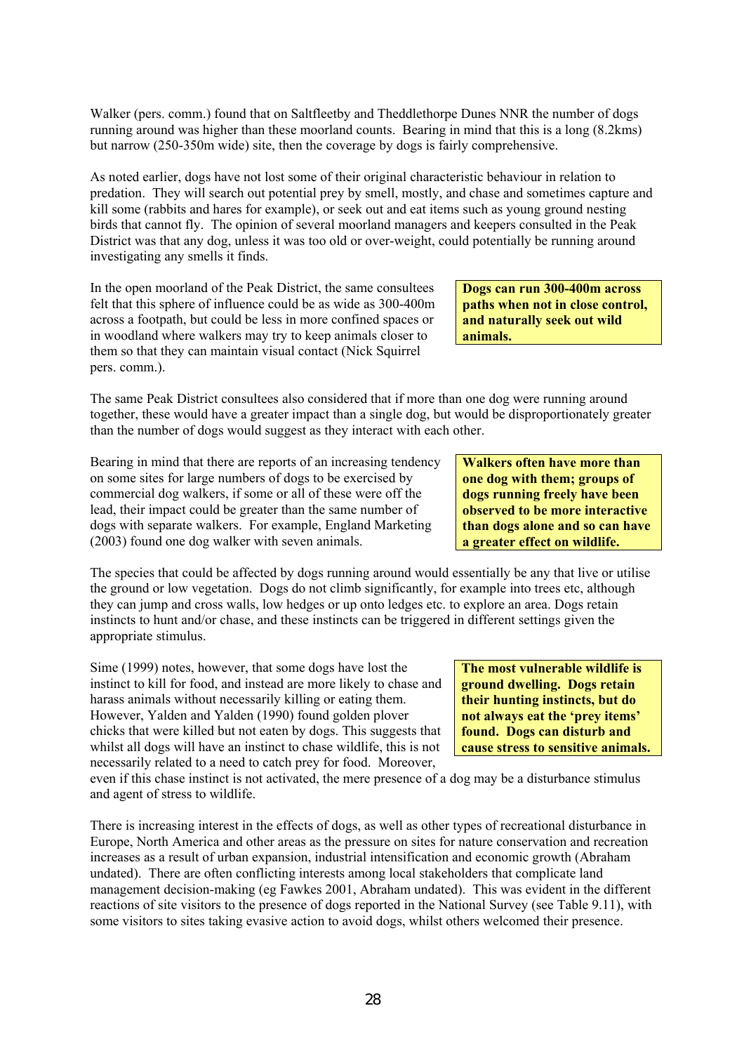Walker (pers. comm.) found that on Saltfleetby and Theddlethorpe Dunes NNR the number of dogs running around was higher than these moorland counts. Bearing in mind that this is a long (8.2kms) but narrow (250-350m wide) site, then the coverage by dogs is fairly comprehensive.

As noted earlier, dogs have not lost some of their original characteristic behaviour in relation to predation. They will search out potential prey by smell, mostly, and chase and sometimes capture and kill some (rabbits and hares for example), or seek out and eat items such as young ground nesting birds that cannot fly. The opinion of several moorland managers and keepers consulted in the Peak District was that any dog, unless it was too old or over-weight, could potentially be running around investigating any smells it finds.

In the open moorland of the Peak District, the same consultees felt that this sphere of influence could be as wide as 300-400m across a footpath, but could be less in more confined spaces or in woodland where walkers may try to keep animals closer to them so that they can maintain visual contact (Nick Squirrel pers. comm.).

**Dogs can run 300-400m across paths when not in close control, and naturally seek out wild animals.**

The same Peak District consultees also considered that if more than one dog were running around together, these would have a greater impact than a single dog, but would be disproportionately greater than the number of dogs would suggest as they interact with each other.

Bearing in mind that there are reports of an increasing tendency on some sites for large numbers of dogs to be exercised by commercial dog walkers, if some or all of these were off the lead, their impact could be greater than the same number of dogs with separate walkers. For example, England Marketing (2003) found one dog walker with seven animals.

**Walkers often have more than one dog with them; groups of dogs running freely have been observed to be more interactive than dogs alone and so can have a greater effect on wildlife.**

The species that could be affected by dogs running around would essentially be any that live or utilise the ground or low vegetation. Dogs do not climb significantly, for example into trees etc, although they can jump and cross walls, low hedges or up onto ledges etc. to explore an area. Dogs retain instincts to hunt and/or chase, and these instincts can be triggered in different settings given the appropriate stimulus.

Sime (1999) notes, however, that some dogs have lost the instinct to kill for food, and instead are more likely to chase and harass animals without necessarily killing or eating them. However, Yalden and Yalden (1990) found golden plover chicks that were killed but not eaten by dogs. This suggests that whilst all dogs will have an instinct to chase wildlife, this is not necessarily related to a need to catch prey for food. Moreover, even if this chase instinct is not activated, the mere presence of a dog may be a disturbance stimulus and agent of stress to wildlife.

**The most vulnerable wildlife is ground dwelling. Dogs retain their hunting instincts, but do not always eat the 'prey items' found. Dogs can disturb and cause stress to sensitive animals.**

There is increasing interest in the effects of dogs, as well as other types of recreational disturbance in Europe, North America and other areas as the pressure on sites for nature conservation and recreation increases as a result of urban expansion, industrial intensification and economic growth (Abraham undated). There are often conflicting interests among local stakeholders that complicate land management decision-making (eg Fawkes 2001, Abraham undated). This was evident in the different reactions of site visitors to the presence of dogs reported in the National Survey (see Table 9.11), with some visitors to sites taking evasive action to avoid dogs, whilst others welcomed their presence.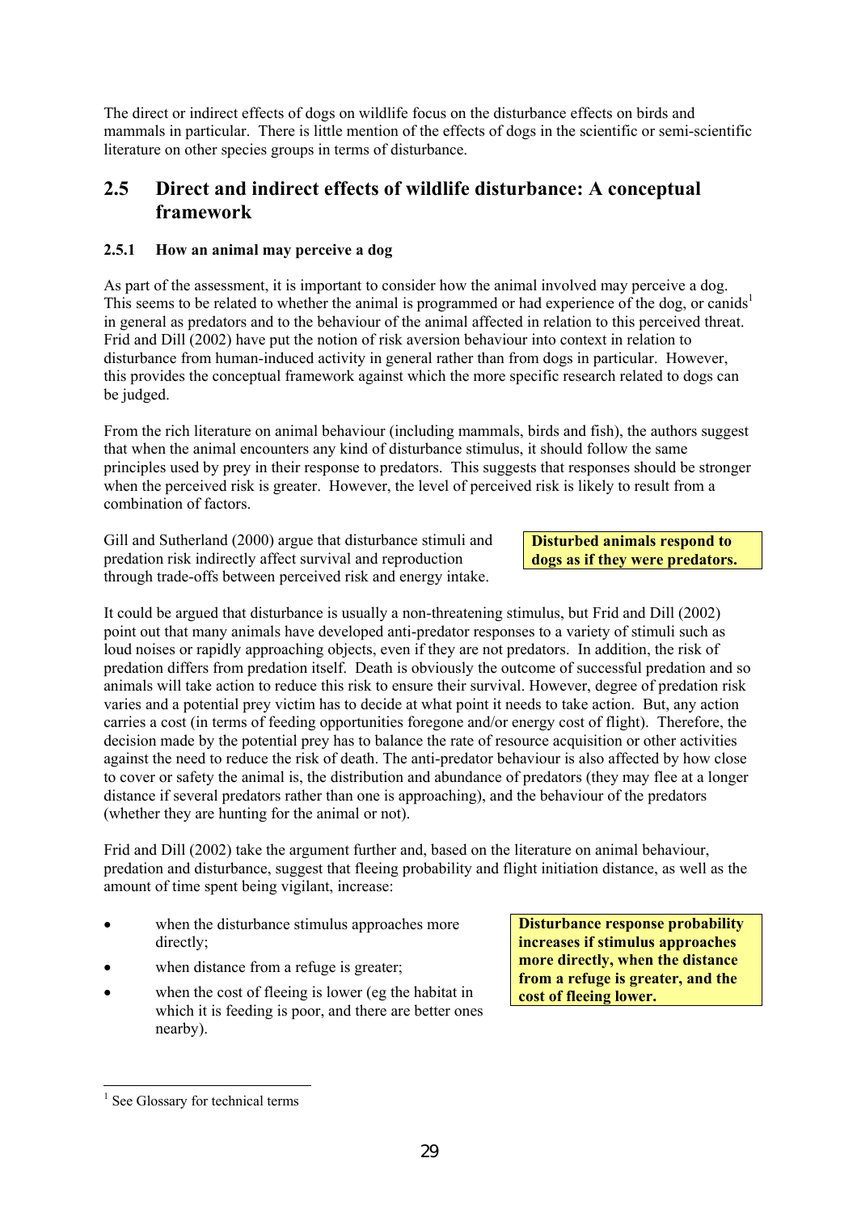The direct or indirect effects of dogs on wildlife focus on the disturbance effects on birds and mammals in particular. There is little mention of the effects of dogs in the scientific or semi-scientific literature on other species groups in terms of disturbance.

## 2.5 Direct and indirect effects of wildlife disturbance: A conceptual framework

### 2.5.1 How an animal may perceive a dog

As part of the assessment, it is important to consider how the animal involved may perceive a dog. This seems to be related to whether the animal is programmed or had experience of the dog, or canids[1] in general as predators and to the behaviour of the animal affected in relation to this perceived threat. Frid and Dill (2002) have put the notion of risk aversion behaviour into context in relation to disturbance from human-induced activity in general rather than from dogs in particular. However, this provides the conceptual framework against which the more specific research related to dogs can be judged.

From the rich literature on animal behaviour (including mammals, birds and fish), the authors suggest that when the animal encounters any kind of disturbance stimulus, it should follow the same principles used by prey in their response to predators. This suggests that responses should be stronger when the perceived risk is greater. However, the level of perceived risk is likely to result from a combination of factors.

Gill and Sutherland (2000) argue that disturbance stimuli and predation risk indirectly affect survival and reproduction through trade-offs between perceived risk and energy intake.

**Disturbed animals respond to dogs as if they were predators.**

It could be argued that disturbance is usually a non-threatening stimulus, but Frid and Dill (2002) point out that many animals have developed anti-predator responses to a variety of stimuli such as loud noises or rapidly approaching objects, even if they are not predators. In addition, the risk of predation differs from predation itself. Death is obviously the outcome of successful predation and so animals will take action to reduce this risk to ensure their survival. However, degree of predation risk varies and a potential prey victim has to decide at what point it needs to take action. But, any action carries a cost (in terms of feeding opportunities foregone and/or energy cost of flight). Therefore, the decision made by the potential prey has to balance the rate of resource acquisition or other activities against the need to reduce the risk of death. The anti-predator behaviour is also affected by how close to cover or safety the animal is, the distribution and abundance of predators (they may flee at a longer distance if several predators rather than one is approaching), and the behaviour of the predators (whether they are hunting for the animal or not).

Frid and Dill (2002) take the argument further and, based on the literature on animal behaviour, predation and disturbance, suggest that fleeing probability and flight initiation distance, as well as the amount of time spent being vigilant, increase:

- when the disturbance stimulus approaches more directly;
- when distance from a refuge is greater;
- when the cost of fleeing is lower (eg the habitat in which it is feeding is poor, and there are better ones nearby).

**Disturbance response probability increases if stimulus approaches more directly, when the distance from a refuge is greater, and the cost of fleeing lower.**

[1] See Glossary for technical terms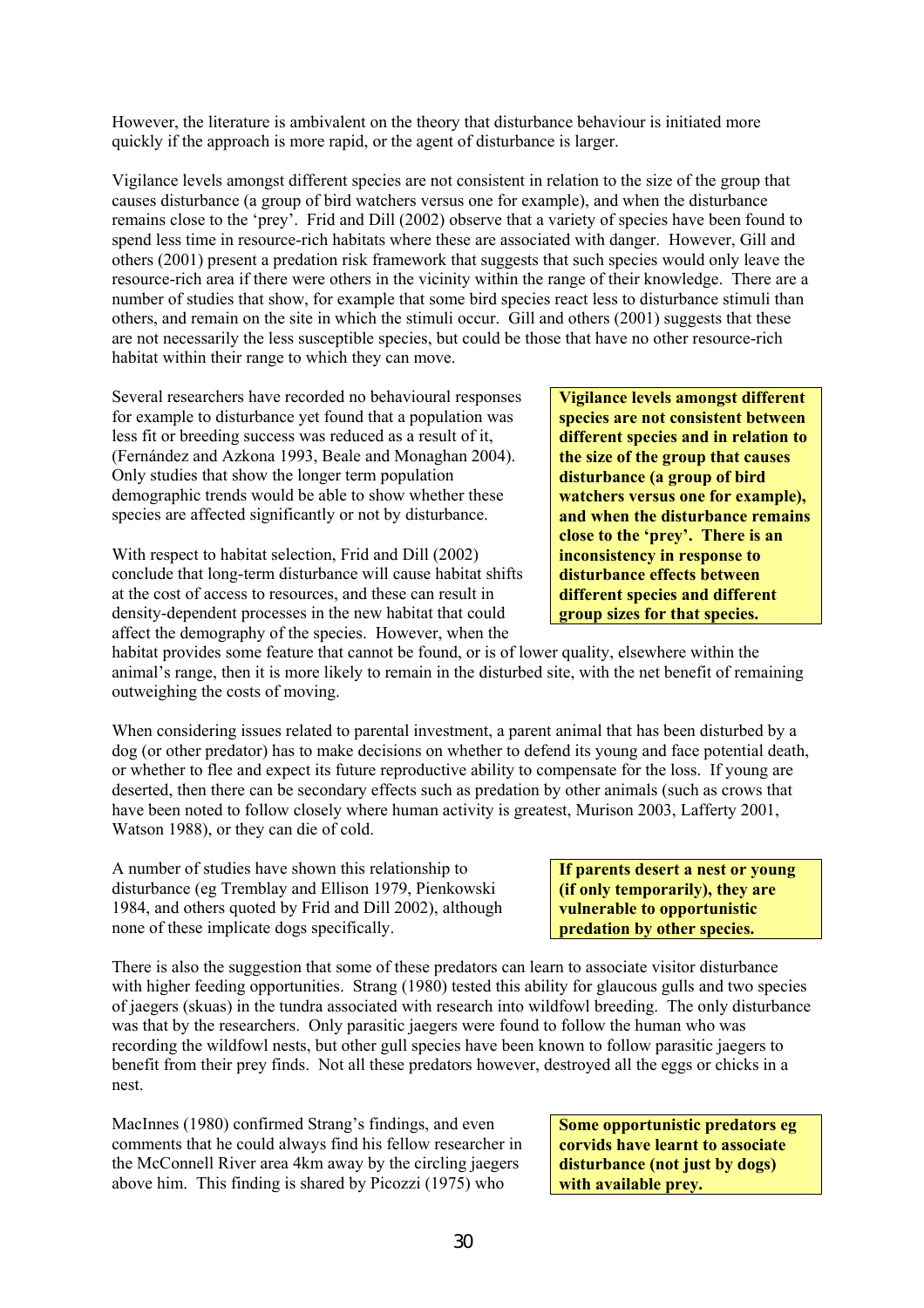However, the literature is ambivalent on the theory that disturbance behaviour is initiated more quickly if the approach is more rapid, or the agent of disturbance is larger.

Vigilance levels amongst different species are not consistent in relation to the size of the group that causes disturbance (a group of bird watchers versus one for example), and when the disturbance remains close to the 'prey'. Frid and Dill (2002) observe that a variety of species have been found to spend less time in resource-rich habitats where these are associated with danger. However, Gill and others (2001) present a predation risk framework that suggests that such species would only leave the resource-rich area if there were others in the vicinity within the range of their knowledge. There are a number of studies that show, for example that some bird species react less to disturbance stimuli than others, and remain on the site in which the stimuli occur. Gill and others (2001) suggests that these are not necessarily the less susceptible species, but could be those that have no other resource-rich habitat within their range to which they can move.

Several researchers have recorded no behavioural responses for example to disturbance yet found that a population was less fit or breeding success was reduced as a result of it, (Fernández and Azkona 1993, Beale and Monaghan 2004). Only studies that show the longer term population demographic trends would be able to show whether these species are affected significantly or not by disturbance.

**Vigilance levels amongst different species are not consistent between different species and in relation to the size of the group that causes disturbance (a group of bird watchers versus one for example), and when the disturbance remains close to the 'prey'. There is an inconsistency in response to disturbance effects between different species and different group sizes for that species.**

With respect to habitat selection, Frid and Dill (2002) conclude that long-term disturbance will cause habitat shifts at the cost of access to resources, and these can result in density-dependent processes in the new habitat that could affect the demography of the species. However, when the habitat provides some feature that cannot be found, or is of lower quality, elsewhere within the animal's range, then it is more likely to remain in the disturbed site, with the net benefit of remaining outweighing the costs of moving.

When considering issues related to parental investment, a parent animal that has been disturbed by a dog (or other predator) has to make decisions on whether to defend its young and face potential death, or whether to flee and expect its future reproductive ability to compensate for the loss. If young are deserted, then there can be secondary effects such as predation by other animals (such as crows that have been noted to follow closely where human activity is greatest, Murison 2003, Lafferty 2001, Watson 1988), or they can die of cold.

A number of studies have shown this relationship to disturbance (eg Tremblay and Ellison 1979, Pienkowski 1984, and others quoted by Frid and Dill 2002), although none of these implicate dogs specifically.

**If parents desert a nest or young (if only temporarily), they are vulnerable to opportunistic predation by other species.**

There is also the suggestion that some of these predators can learn to associate visitor disturbance with higher feeding opportunities. Strang (1980) tested this ability for glaucous gulls and two species of jaegers (skuas) in the tundra associated with research into wildfowl breeding. The only disturbance was that by the researchers. Only parasitic jaegers were found to follow the human who was recording the wildfowl nests, but other gull species have been known to follow parasitic jaegers to benefit from their prey finds. Not all these predators however, destroyed all the eggs or chicks in a nest.

MacInnes (1980) confirmed Strang's findings, and even comments that he could always find his fellow researcher in the McConnell River area 4km away by the circling jaegers above him. This finding is shared by Picozzi (1975) who

**Some opportunistic predators eg corvids have learnt to associate disturbance (not just by dogs) with available prey.**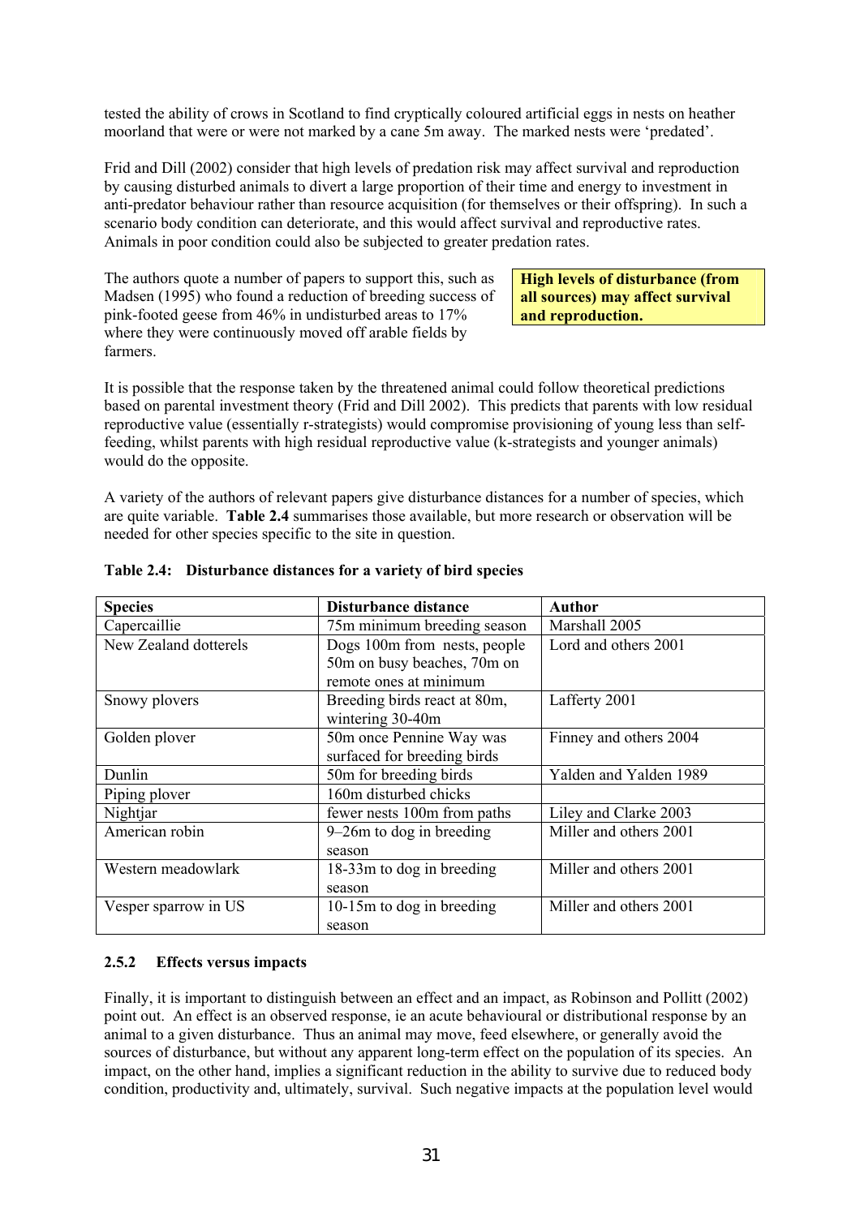tested the ability of crows in Scotland to find cryptically coloured artificial eggs in nests on heather moorland that were or were not marked by a cane 5m away. The marked nests were 'predated'.

Frid and Dill (2002) consider that high levels of predation risk may affect survival and reproduction by causing disturbed animals to divert a large proportion of their time and energy to investment in anti-predator behaviour rather than resource acquisition (for themselves or their offspring). In such a scenario body condition can deteriorate, and this would affect survival and reproductive rates. Animals in poor condition could also be subjected to greater predation rates.

The authors quote a number of papers to support this, such as Madsen (1995) who found a reduction of breeding success of pink-footed geese from 46% in undisturbed areas to 17% where they were continuously moved off arable fields by farmers.

**High levels of disturbance (from all sources) may affect survival and reproduction.**

It is possible that the response taken by the threatened animal could follow theoretical predictions based on parental investment theory (Frid and Dill 2002). This predicts that parents with low residual reproductive value (essentially r-strategists) would compromise provisioning of young less than self-feeding, whilst parents with high residual reproductive value (k-strategists and younger animals) would do the opposite.

A variety of the authors of relevant papers give disturbance distances for a number of species, which are quite variable. **Table 2.4** summarises those available, but more research or observation will be needed for other species specific to the site in question.

**Table 2.4: Disturbance distances for a variety of bird species**

| Species | Disturbance distance | Author |
|---|---|---|
| Capercaillie | 75m minimum breeding season | Marshall 2005 |
| New Zealand dotterels | Dogs 100m from nests, people 50m on busy beaches, 70m on remote ones at minimum | Lord and others 2001 |
| Snowy plovers | Breeding birds react at 80m, wintering 30-40m | Lafferty 2001 |
| Golden plover | 50m once Pennine Way was surfaced for breeding birds | Finney and others 2004 |
| Dunlin | 50m for breeding birds | Yalden and Yalden 1989 |
| Piping plover | 160m disturbed chicks | |
| Nightjar | fewer nests 100m from paths | Liley and Clarke 2003 |
| American robin | 9–26m to dog in breeding season | Miller and others 2001 |
| Western meadowlark | 18-33m to dog in breeding season | Miller and others 2001 |
| Vesper sparrow in US | 10-15m to dog in breeding season | Miller and others 2001 |

### 2.5.2 Effects versus impacts

Finally, it is important to distinguish between an effect and an impact, as Robinson and Pollitt (2002) point out. An effect is an observed response, ie an acute behavioural or distributional response by an animal to a given disturbance. Thus an animal may move, feed elsewhere, or generally avoid the sources of disturbance, but without any apparent long-term effect on the population of its species. An impact, on the other hand, implies a significant reduction in the ability to survive due to reduced body condition, productivity and, ultimately, survival. Such negative impacts at the population level would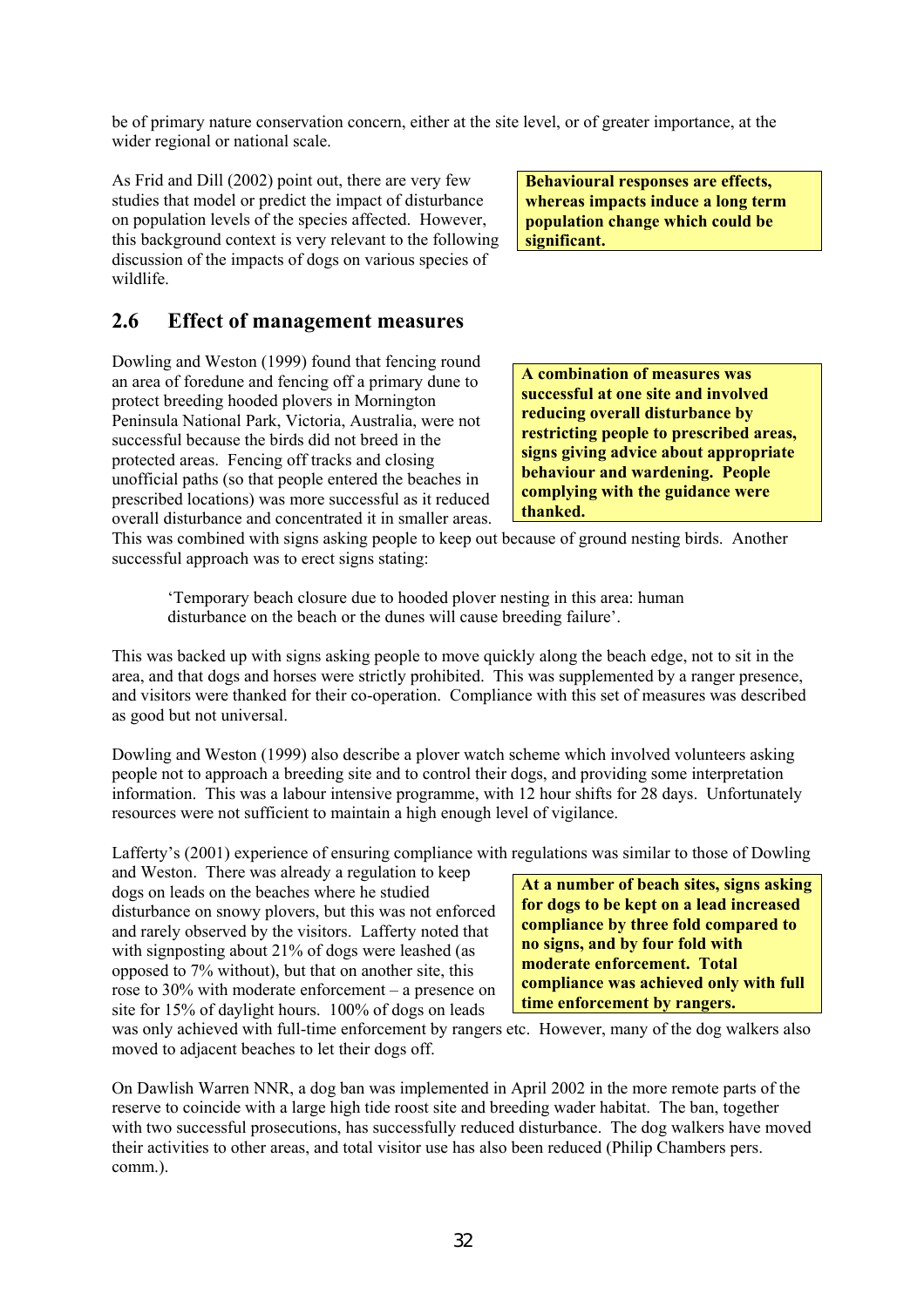be of primary nature conservation concern, either at the site level, or of greater importance, at the wider regional or national scale.

As Frid and Dill (2002) point out, there are very few studies that model or predict the impact of disturbance on population levels of the species affected. However, this background context is very relevant to the following discussion of the impacts of dogs on various species of wildlife.

**Behavioural responses are effects, whereas impacts induce a long term population change which could be significant.**

## 2.6 Effect of management measures

**A combination of measures was successful at one site and involved reducing overall disturbance by restricting people to prescribed areas, signs giving advice about appropriate behaviour and wardening. People complying with the guidance were thanked.**

Dowling and Weston (1999) found that fencing round an area of foredune and fencing off a primary dune to protect breeding hooded plovers in Mornington Peninsula National Park, Victoria, Australia, were not successful because the birds did not breed in the protected areas. Fencing off tracks and closing unofficial paths (so that people entered the beaches in prescribed locations) was more successful as it reduced overall disturbance and concentrated it in smaller areas. This was combined with signs asking people to keep out because of ground nesting birds. Another successful approach was to erect signs stating:

> 'Temporary beach closure due to hooded plover nesting in this area: human disturbance on the beach or the dunes will cause breeding failure'.

This was backed up with signs asking people to move quickly along the beach edge, not to sit in the area, and that dogs and horses were strictly prohibited. This was supplemented by a ranger presence, and visitors were thanked for their co-operation. Compliance with this set of measures was described as good but not universal.

Dowling and Weston (1999) also describe a plover watch scheme which involved volunteers asking people not to approach a breeding site and to control their dogs, and providing some interpretation information. This was a labour intensive programme, with 12 hour shifts for 28 days. Unfortunately resources were not sufficient to maintain a high enough level of vigilance.

**At a number of beach sites, signs asking for dogs to be kept on a lead increased compliance by three fold compared to no signs, and by four fold with moderate enforcement. Total compliance was achieved only with full time enforcement by rangers.**

Lafferty's (2001) experience of ensuring compliance with regulations was similar to those of Dowling and Weston. There was already a regulation to keep dogs on leads on the beaches where he studied disturbance on snowy plovers, but this was not enforced and rarely observed by the visitors. Lafferty noted that with signposting about 21% of dogs were leashed (as opposed to 7% without), but that on another site, this rose to 30% with moderate enforcement – a presence on site for 15% of daylight hours. 100% of dogs on leads was only achieved with full-time enforcement by rangers etc. However, many of the dog walkers also moved to adjacent beaches to let their dogs off.

On Dawlish Warren NNR, a dog ban was implemented in April 2002 in the more remote parts of the reserve to coincide with a large high tide roost site and breeding wader habitat. The ban, together with two successful prosecutions, has successfully reduced disturbance. The dog walkers have moved their activities to other areas, and total visitor use has also been reduced (Philip Chambers pers. comm.).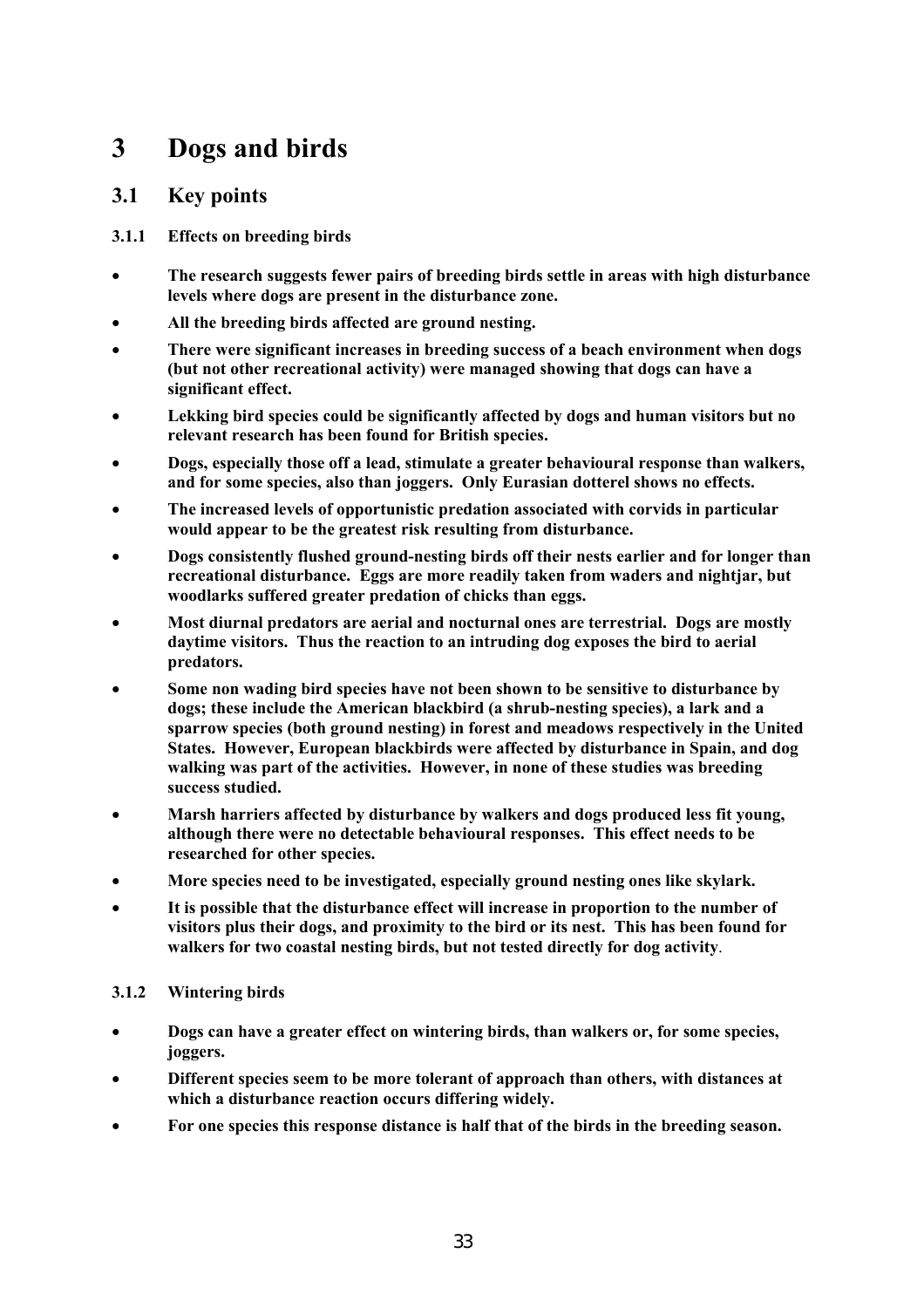# 3 Dogs and birds

## 3.1 Key points

### 3.1.1 Effects on breeding birds

- **The research suggests fewer pairs of breeding birds settle in areas with high disturbance levels where dogs are present in the disturbance zone.**
- **All the breeding birds affected are ground nesting.**
- **There were significant increases in breeding success of a beach environment when dogs (but not other recreational activity) were managed showing that dogs can have a significant effect.**
- **Lekking bird species could be significantly affected by dogs and human visitors but no relevant research has been found for British species.**
- **Dogs, especially those off a lead, stimulate a greater behavioural response than walkers, and for some species, also than joggers. Only Eurasian dotterel shows no effects.**
- **The increased levels of opportunistic predation associated with corvids in particular would appear to be the greatest risk resulting from disturbance.**
- **Dogs consistently flushed ground-nesting birds off their nests earlier and for longer than recreational disturbance. Eggs are more readily taken from waders and nightjar, but woodlarks suffered greater predation of chicks than eggs.**
- **Most diurnal predators are aerial and nocturnal ones are terrestrial. Dogs are mostly daytime visitors. Thus the reaction to an intruding dog exposes the bird to aerial predators.**
- **Some non wading bird species have not been shown to be sensitive to disturbance by dogs; these include the American blackbird (a shrub-nesting species), a lark and a sparrow species (both ground nesting) in forest and meadows respectively in the United States. However, European blackbirds were affected by disturbance in Spain, and dog walking was part of the activities. However, in none of these studies was breeding success studied.**
- **Marsh harriers affected by disturbance by walkers and dogs produced less fit young, although there were no detectable behavioural responses. This effect needs to be researched for other species.**
- **More species need to be investigated, especially ground nesting ones like skylark.**
- **It is possible that the disturbance effect will increase in proportion to the number of visitors plus their dogs, and proximity to the bird or its nest. This has been found for walkers for two coastal nesting birds, but not tested directly for dog activity**.

### 3.1.2 Wintering birds

- **Dogs can have a greater effect on wintering birds, than walkers or, for some species, joggers.**
- **Different species seem to be more tolerant of approach than others, with distances at which a disturbance reaction occurs differing widely.**
- **For one species this response distance is half that of the birds in the breeding season.**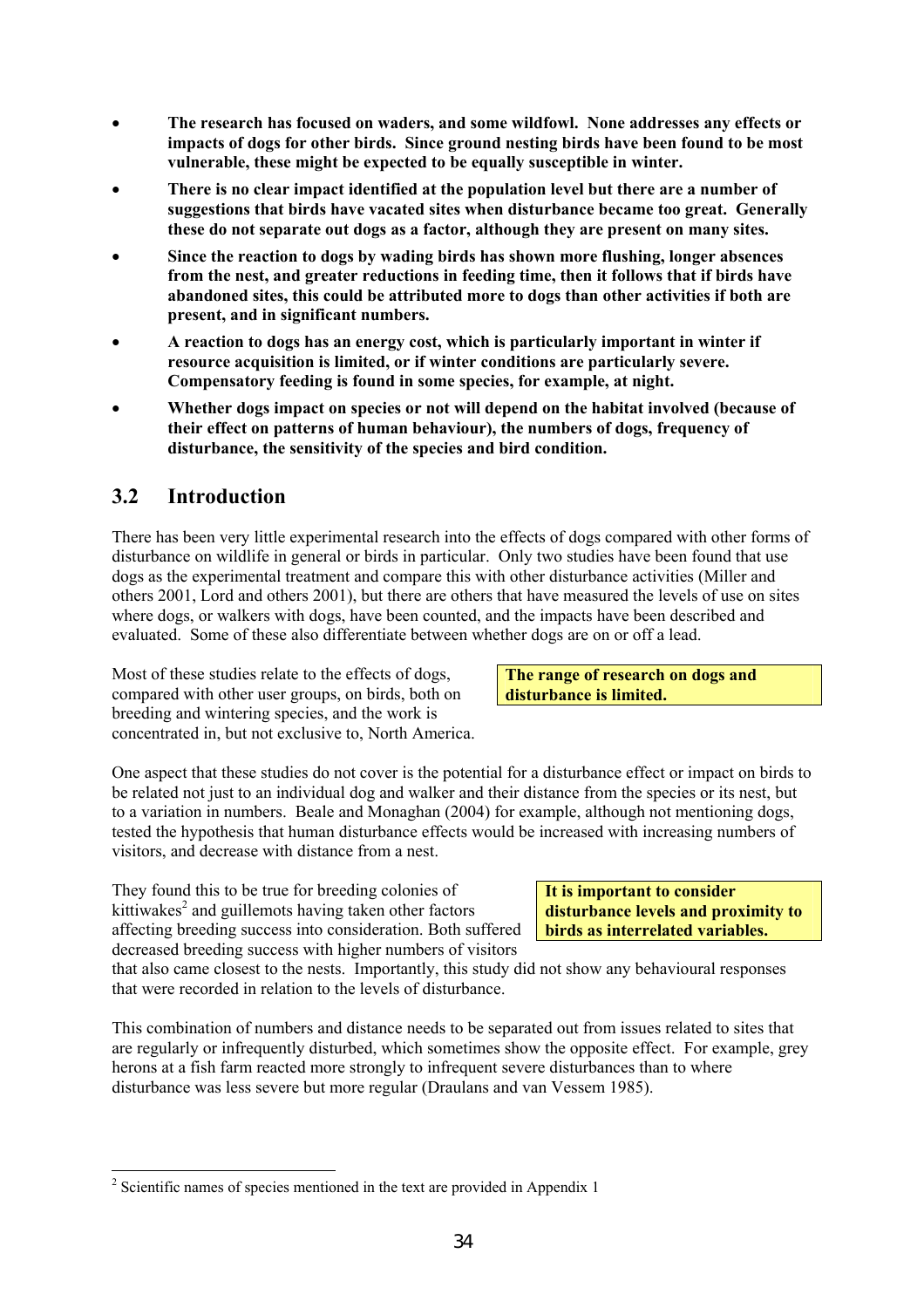- **The research has focused on waders, and some wildfowl. None addresses any effects or impacts of dogs for other birds. Since ground nesting birds have been found to be most vulnerable, these might be expected to be equally susceptible in winter.**
- **There is no clear impact identified at the population level but there are a number of suggestions that birds have vacated sites when disturbance became too great. Generally these do not separate out dogs as a factor, although they are present on many sites.**
- **Since the reaction to dogs by wading birds has shown more flushing, longer absences from the nest, and greater reductions in feeding time, then it follows that if birds have abandoned sites, this could be attributed more to dogs than other activities if both are present, and in significant numbers.**
- **A reaction to dogs has an energy cost, which is particularly important in winter if resource acquisition is limited, or if winter conditions are particularly severe. Compensatory feeding is found in some species, for example, at night.**
- **Whether dogs impact on species or not will depend on the habitat involved (because of their effect on patterns of human behaviour), the numbers of dogs, frequency of disturbance, the sensitivity of the species and bird condition.**

## 3.2 Introduction

There has been very little experimental research into the effects of dogs compared with other forms of disturbance on wildlife in general or birds in particular. Only two studies have been found that use dogs as the experimental treatment and compare this with other disturbance activities (Miller and others 2001, Lord and others 2001), but there are others that have measured the levels of use on sites where dogs, or walkers with dogs, have been counted, and the impacts have been described and evaluated. Some of these also differentiate between whether dogs are on or off a lead.

Most of these studies relate to the effects of dogs, compared with other user groups, on birds, both on breeding and wintering species, and the work is concentrated in, but not exclusive to, North America.

**The range of research on dogs and disturbance is limited.**

One aspect that these studies do not cover is the potential for a disturbance effect or impact on birds to be related not just to an individual dog and walker and their distance from the species or its nest, but to a variation in numbers. Beale and Monaghan (2004) for example, although not mentioning dogs, tested the hypothesis that human disturbance effects would be increased with increasing numbers of visitors, and decrease with distance from a nest.

They found this to be true for breeding colonies of kittiwakes[2] and guillemots having taken other factors affecting breeding success into consideration. Both suffered decreased breeding success with higher numbers of visitors that also came closest to the nests. Importantly, this study did not show any behavioural responses that were recorded in relation to the levels of disturbance.

**It is important to consider disturbance levels and proximity to birds as interrelated variables.**

This combination of numbers and distance needs to be separated out from issues related to sites that are regularly or infrequently disturbed, which sometimes show the opposite effect. For example, grey herons at a fish farm reacted more strongly to infrequent severe disturbances than to where disturbance was less severe but more regular (Draulans and van Vessem 1985).

[2] Scientific names of species mentioned in the text are provided in Appendix 1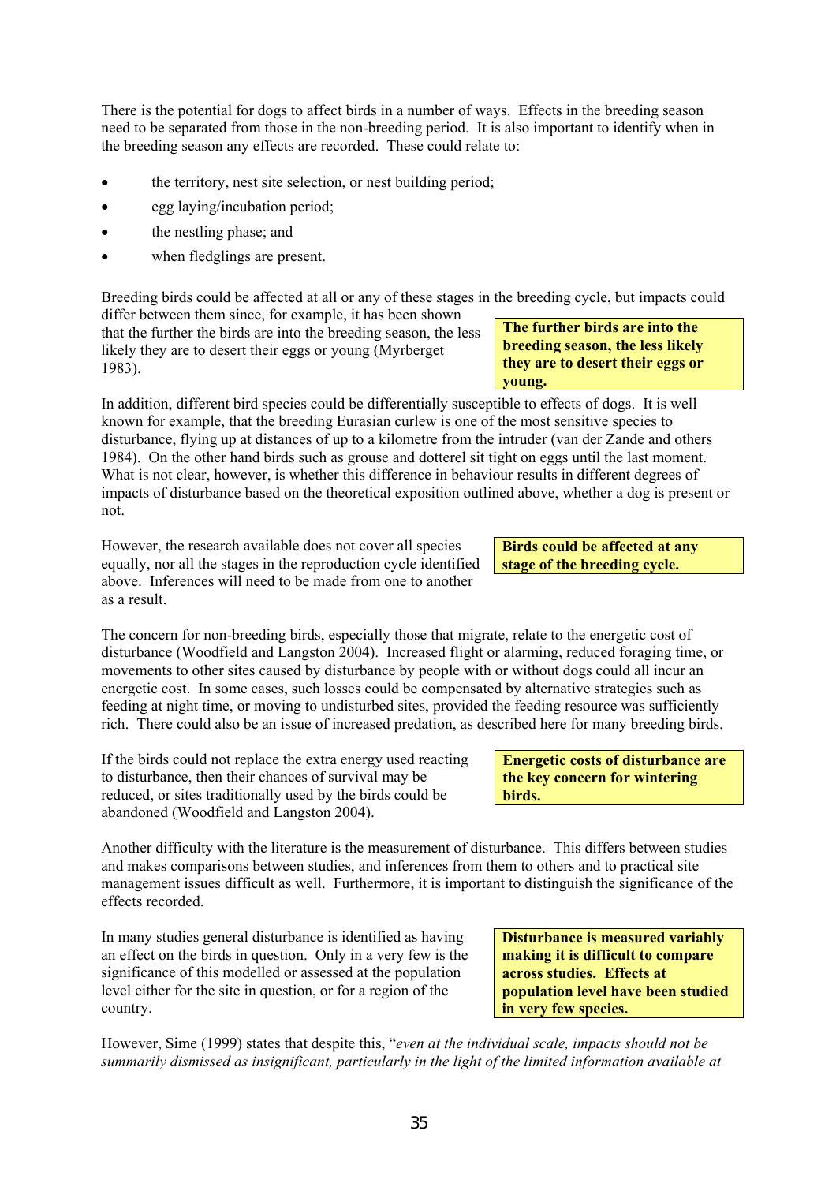There is the potential for dogs to affect birds in a number of ways. Effects in the breeding season need to be separated from those in the non-breeding period. It is also important to identify when in the breeding season any effects are recorded. These could relate to:

- the territory, nest site selection, or nest building period;
- egg laying/incubation period;
- the nestling phase; and
- when fledglings are present.

Breeding birds could be affected at all or any of these stages in the breeding cycle, but impacts could differ between them since, for example, it has been shown that the further the birds are into the breeding season, the less likely they are to desert their eggs or young (Myrberget 1983).

**The further birds are into the breeding season, the less likely they are to desert their eggs or young.**

In addition, different bird species could be differentially susceptible to effects of dogs. It is well known for example, that the breeding Eurasian curlew is one of the most sensitive species to disturbance, flying up at distances of up to a kilometre from the intruder (van der Zande and others 1984). On the other hand birds such as grouse and dotterel sit tight on eggs until the last moment. What is not clear, however, is whether this difference in behaviour results in different degrees of impacts of disturbance based on the theoretical exposition outlined above, whether a dog is present or not.

However, the research available does not cover all species equally, nor all the stages in the reproduction cycle identified above. Inferences will need to be made from one to another as a result.

**Birds could be affected at any stage of the breeding cycle.**

The concern for non-breeding birds, especially those that migrate, relate to the energetic cost of disturbance (Woodfield and Langston 2004). Increased flight or alarming, reduced foraging time, or movements to other sites caused by disturbance by people with or without dogs could all incur an energetic cost. In some cases, such losses could be compensated by alternative strategies such as feeding at night time, or moving to undisturbed sites, provided the feeding resource was sufficiently rich. There could also be an issue of increased predation, as described here for many breeding birds.

If the birds could not replace the extra energy used reacting to disturbance, then their chances of survival may be reduced, or sites traditionally used by the birds could be abandoned (Woodfield and Langston 2004).

**Energetic costs of disturbance are the key concern for wintering birds.**

Another difficulty with the literature is the measurement of disturbance. This differs between studies and makes comparisons between studies, and inferences from them to others and to practical site management issues difficult as well. Furthermore, it is important to distinguish the significance of the effects recorded.

In many studies general disturbance is identified as having an effect on the birds in question. Only in a very few is the significance of this modelled or assessed at the population level either for the site in question, or for a region of the country.

**Disturbance is measured variably making it is difficult to compare across studies. Effects at population level have been studied in very few species.**

However, Sime (1999) states that despite this, "*even at the individual scale, impacts should not be summarily dismissed as insignificant, particularly in the light of the limited information available at*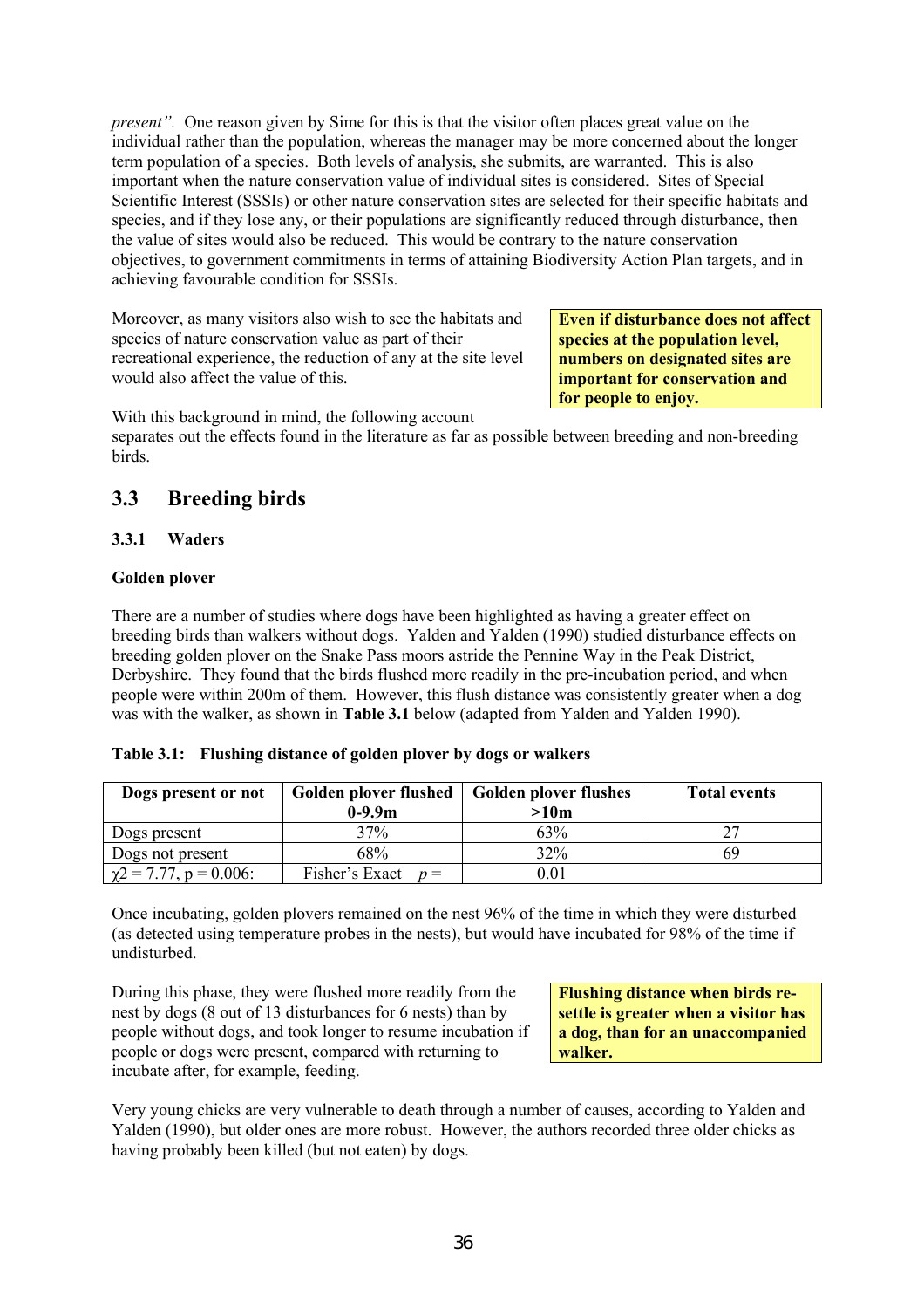*present".* One reason given by Sime for this is that the visitor often places great value on the individual rather than the population, whereas the manager may be more concerned about the longer term population of a species. Both levels of analysis, she submits, are warranted. This is also important when the nature conservation value of individual sites is considered. Sites of Special Scientific Interest (SSSIs) or other nature conservation sites are selected for their specific habitats and species, and if they lose any, or their populations are significantly reduced through disturbance, then the value of sites would also be reduced. This would be contrary to the nature conservation objectives, to government commitments in terms of attaining Biodiversity Action Plan targets, and in achieving favourable condition for SSSIs.

Moreover, as many visitors also wish to see the habitats and species of nature conservation value as part of their recreational experience, the reduction of any at the site level would also affect the value of this.

**Even if disturbance does not affect species at the population level, numbers on designated sites are important for conservation and for people to enjoy.**

With this background in mind, the following account separates out the effects found in the literature as far as possible between breeding and non-breeding birds.

## 3.3 Breeding birds

### 3.3.1 Waders

**Golden plover**

There are a number of studies where dogs have been highlighted as having a greater effect on breeding birds than walkers without dogs. Yalden and Yalden (1990) studied disturbance effects on breeding golden plover on the Snake Pass moors astride the Pennine Way in the Peak District, Derbyshire. They found that the birds flushed more readily in the pre-incubation period, and when people were within 200m of them. However, this flush distance was consistently greater when a dog was with the walker, as shown in **Table 3.1** below (adapted from Yalden and Yalden 1990).

**Table 3.1: Flushing distance of golden plover by dogs or walkers**

| Dogs present or not | Golden plover flushed 0-9.9m | Golden plover flushes >10m | Total events |
|---|---|---|---|
| Dogs present | 37% | 63% | 27 |
| Dogs not present | 68% | 32% | 69 |
| $\chi2 = 7.77$, $p = 0.006$: | Fisher's Exact $p =$ | 0.01 | |

Once incubating, golden plovers remained on the nest 96% of the time in which they were disturbed (as detected using temperature probes in the nests), but would have incubated for 98% of the time if undisturbed.

During this phase, they were flushed more readily from the nest by dogs (8 out of 13 disturbances for 6 nests) than by people without dogs, and took longer to resume incubation if people or dogs were present, compared with returning to incubate after, for example, feeding.

**Flushing distance when birds re-settle is greater when a visitor has a dog, than for an unaccompanied walker.**

Very young chicks are very vulnerable to death through a number of causes, according to Yalden and Yalden (1990), but older ones are more robust. However, the authors recorded three older chicks as having probably been killed (but not eaten) by dogs.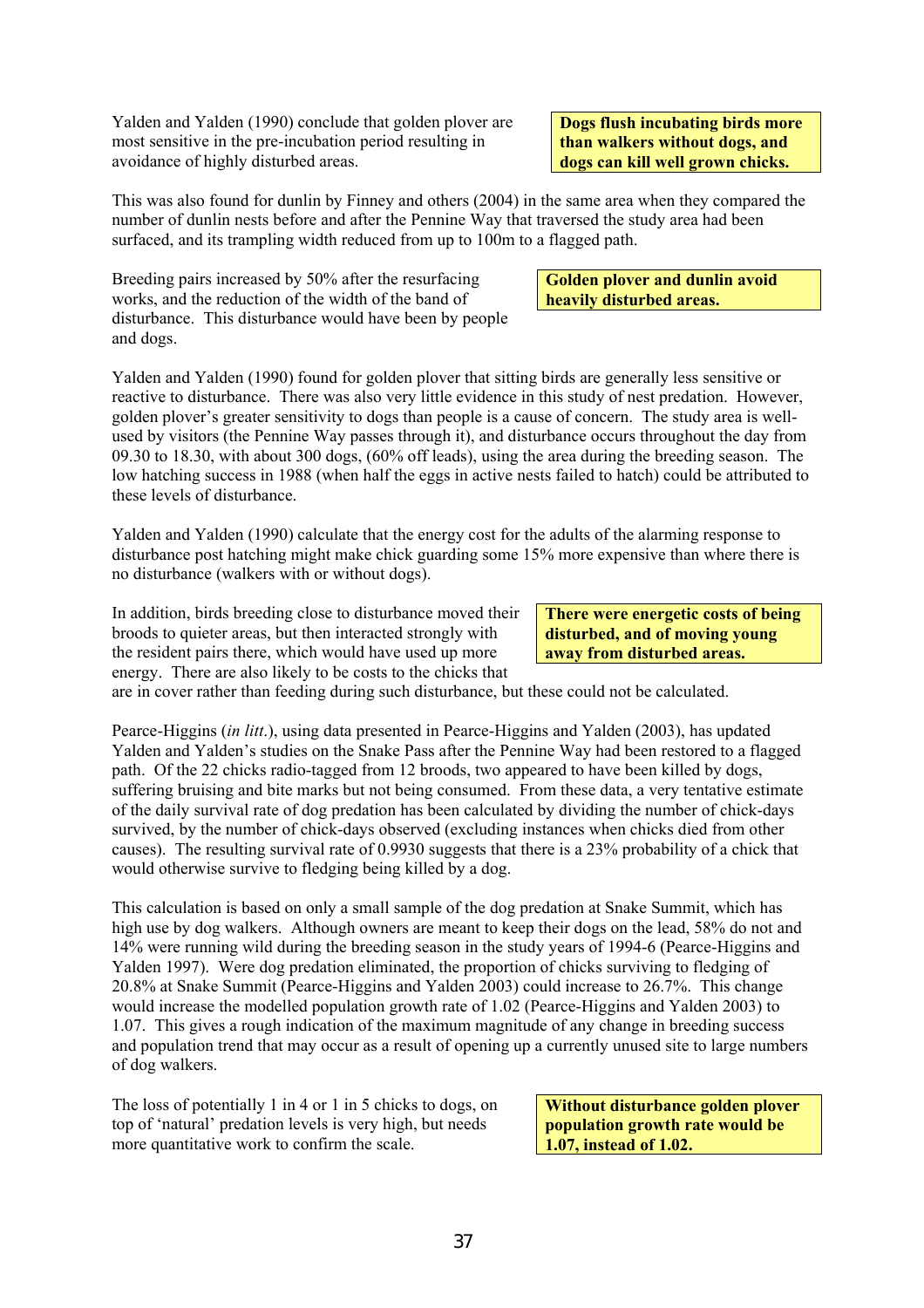Yalden and Yalden (1990) conclude that golden plover are most sensitive in the pre-incubation period resulting in avoidance of highly disturbed areas.

**Dogs flush incubating birds more than walkers without dogs, and dogs can kill well grown chicks.**

This was also found for dunlin by Finney and others (2004) in the same area when they compared the number of dunlin nests before and after the Pennine Way that traversed the study area had been surfaced, and its trampling width reduced from up to 100m to a flagged path.

Breeding pairs increased by 50% after the resurfacing works, and the reduction of the width of the band of disturbance. This disturbance would have been by people and dogs.

**Golden plover and dunlin avoid heavily disturbed areas.**

Yalden and Yalden (1990) found for golden plover that sitting birds are generally less sensitive or reactive to disturbance. There was also very little evidence in this study of nest predation. However, golden plover's greater sensitivity to dogs than people is a cause of concern. The study area is well-used by visitors (the Pennine Way passes through it), and disturbance occurs throughout the day from 09.30 to 18.30, with about 300 dogs, (60% off leads), using the area during the breeding season. The low hatching success in 1988 (when half the eggs in active nests failed to hatch) could be attributed to these levels of disturbance.

Yalden and Yalden (1990) calculate that the energy cost for the adults of the alarming response to disturbance post hatching might make chick guarding some 15% more expensive than where there is no disturbance (walkers with or without dogs).

In addition, birds breeding close to disturbance moved their broods to quieter areas, but then interacted strongly with the resident pairs there, which would have used up more energy. There are also likely to be costs to the chicks that are in cover rather than feeding during such disturbance, but these could not be calculated.

**There were energetic costs of being disturbed, and of moving young away from disturbed areas.**

Pearce-Higgins (*in litt.*), using data presented in Pearce-Higgins and Yalden (2003), has updated Yalden and Yalden's studies on the Snake Pass after the Pennine Way had been restored to a flagged path. Of the 22 chicks radio-tagged from 12 broods, two appeared to have been killed by dogs, suffering bruising and bite marks but not being consumed. From these data, a very tentative estimate of the daily survival rate of dog predation has been calculated by dividing the number of chick-days survived, by the number of chick-days observed (excluding instances when chicks died from other causes). The resulting survival rate of 0.9930 suggests that there is a 23% probability of a chick that would otherwise survive to fledging being killed by a dog.

This calculation is based on only a small sample of the dog predation at Snake Summit, which has high use by dog walkers. Although owners are meant to keep their dogs on the lead, 58% do not and 14% were running wild during the breeding season in the study years of 1994-6 (Pearce-Higgins and Yalden 1997). Were dog predation eliminated, the proportion of chicks surviving to fledging of 20.8% at Snake Summit (Pearce-Higgins and Yalden 2003) could increase to 26.7%. This change would increase the modelled population growth rate of 1.02 (Pearce-Higgins and Yalden 2003) to 1.07. This gives a rough indication of the maximum magnitude of any change in breeding success and population trend that may occur as a result of opening up a currently unused site to large numbers of dog walkers.

The loss of potentially 1 in 4 or 1 in 5 chicks to dogs, on top of 'natural' predation levels is very high, but needs more quantitative work to confirm the scale.

**Without disturbance golden plover population growth rate would be 1.07, instead of 1.02.**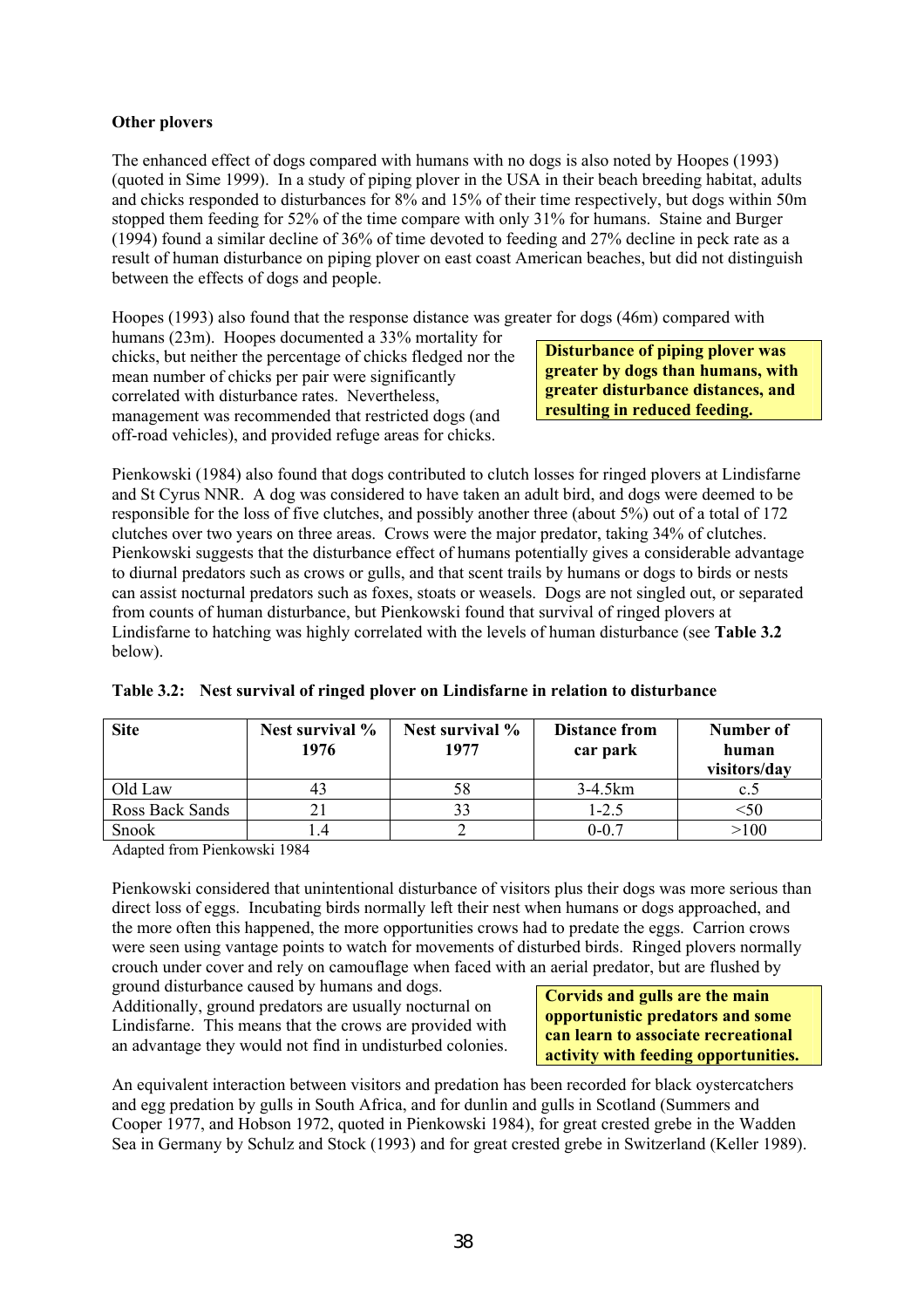**Other plovers**

The enhanced effect of dogs compared with humans with no dogs is also noted by Hoopes (1993) (quoted in Sime 1999). In a study of piping plover in the USA in their beach breeding habitat, adults and chicks responded to disturbances for 8% and 15% of their time respectively, but dogs within 50m stopped them feeding for 52% of the time compare with only 31% for humans. Staine and Burger (1994) found a similar decline of 36% of time devoted to feeding and 27% decline in peck rate as a result of human disturbance on piping plover on east coast American beaches, but did not distinguish between the effects of dogs and people.

Hoopes (1993) also found that the response distance was greater for dogs (46m) compared with humans (23m). Hoopes documented a 33% mortality for chicks, but neither the percentage of chicks fledged nor the mean number of chicks per pair were significantly correlated with disturbance rates. Nevertheless, management was recommended that restricted dogs (and off-road vehicles), and provided refuge areas for chicks.

**Disturbance of piping plover was greater by dogs than humans, with greater disturbance distances, and resulting in reduced feeding.**

Pienkowski (1984) also found that dogs contributed to clutch losses for ringed plovers at Lindisfarne and St Cyrus NNR. A dog was considered to have taken an adult bird, and dogs were deemed to be responsible for the loss of five clutches, and possibly another three (about 5%) out of a total of 172 clutches over two years on three areas. Crows were the major predator, taking 34% of clutches. Pienkowski suggests that the disturbance effect of humans potentially gives a considerable advantage to diurnal predators such as crows or gulls, and that scent trails by humans or dogs to birds or nests can assist nocturnal predators such as foxes, stoats or weasels. Dogs are not singled out, or separated from counts of human disturbance, but Pienkowski found that survival of ringed plovers at Lindisfarne to hatching was highly correlated with the levels of human disturbance (see **Table 3.2** below).

**Table 3.2: Nest survival of ringed plover on Lindisfarne in relation to disturbance**

| Site | Nest survival % 1976 | Nest survival % 1977 | Distance from car park | Number of human visitors/day |
|---|---|---|---|---|
| Old Law | 43 | 58 | 3-4.5km | c.5 |
| Ross Back Sands | 21 | 33 | 1-2.5 | <50 |
| Snook | 1.4 | 2 | 0-0.7 | >100 |

Adapted from Pienkowski 1984

Pienkowski considered that unintentional disturbance of visitors plus their dogs was more serious than direct loss of eggs. Incubating birds normally left their nest when humans or dogs approached, and the more often this happened, the more opportunities crows had to predate the eggs. Carrion crows were seen using vantage points to watch for movements of disturbed birds. Ringed plovers normally crouch under cover and rely on camouflage when faced with an aerial predator, but are flushed by ground disturbance caused by humans and dogs. Additionally, ground predators are usually nocturnal on Lindisfarne. This means that the crows are provided with an advantage they would not find in undisturbed colonies.

**Corvids and gulls are the main opportunistic predators and some can learn to associate recreational activity with feeding opportunities.**

An equivalent interaction between visitors and predation has been recorded for black oystercatchers and egg predation by gulls in South Africa, and for dunlin and gulls in Scotland (Summers and Cooper 1977, and Hobson 1972, quoted in Pienkowski 1984), for great crested grebe in the Wadden Sea in Germany by Schulz and Stock (1993) and for great crested grebe in Switzerland (Keller 1989).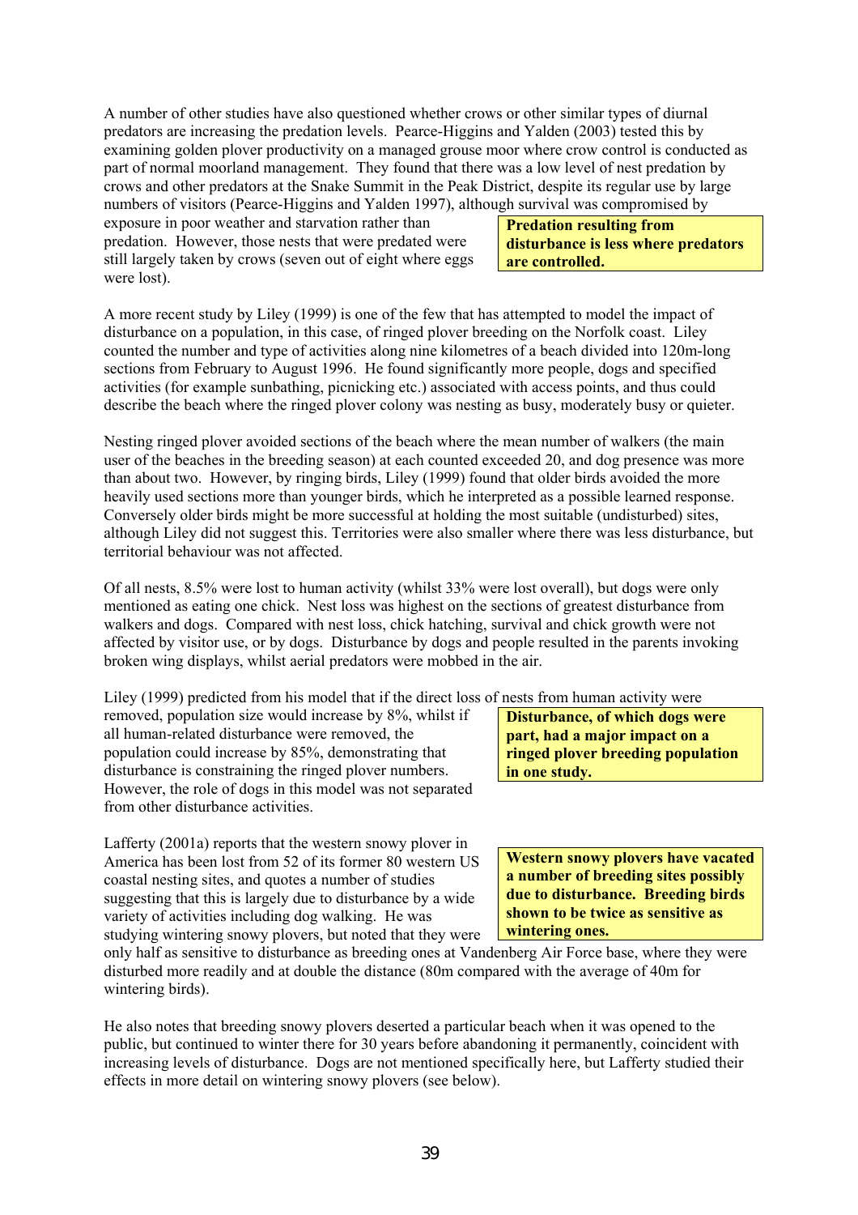A number of other studies have also questioned whether crows or other similar types of diurnal predators are increasing the predation levels. Pearce-Higgins and Yalden (2003) tested this by examining golden plover productivity on a managed grouse moor where crow control is conducted as part of normal moorland management. They found that there was a low level of nest predation by crows and other predators at the Snake Summit in the Peak District, despite its regular use by large numbers of visitors (Pearce-Higgins and Yalden 1997), although survival was compromised by exposure in poor weather and starvation rather than predation. However, those nests that were predated were still largely taken by crows (seven out of eight where eggs were lost).

**Predation resulting from disturbance is less where predators are controlled.**

A more recent study by Liley (1999) is one of the few that has attempted to model the impact of disturbance on a population, in this case, of ringed plover breeding on the Norfolk coast. Liley counted the number and type of activities along nine kilometres of a beach divided into 120m-long sections from February to August 1996. He found significantly more people, dogs and specified activities (for example sunbathing, picnicking etc.) associated with access points, and thus could describe the beach where the ringed plover colony was nesting as busy, moderately busy or quieter.

Nesting ringed plover avoided sections of the beach where the mean number of walkers (the main user of the beaches in the breeding season) at each counted exceeded 20, and dog presence was more than about two. However, by ringing birds, Liley (1999) found that older birds avoided the more heavily used sections more than younger birds, which he interpreted as a possible learned response. Conversely older birds might be more successful at holding the most suitable (undisturbed) sites, although Liley did not suggest this. Territories were also smaller where there was less disturbance, but territorial behaviour was not affected.

Of all nests, 8.5% were lost to human activity (whilst 33% were lost overall), but dogs were only mentioned as eating one chick. Nest loss was highest on the sections of greatest disturbance from walkers and dogs. Compared with nest loss, chick hatching, survival and chick growth were not affected by visitor use, or by dogs. Disturbance by dogs and people resulted in the parents invoking broken wing displays, whilst aerial predators were mobbed in the air.

Liley (1999) predicted from his model that if the direct loss of nests from human activity were removed, population size would increase by 8%, whilst if all human-related disturbance were removed, the population could increase by 85%, demonstrating that disturbance is constraining the ringed plover numbers. However, the role of dogs in this model was not separated from other disturbance activities.

**Disturbance, of which dogs were part, had a major impact on a ringed plover breeding population in one study.**

Lafferty (2001a) reports that the western snowy plover in America has been lost from 52 of its former 80 western US coastal nesting sites, and quotes a number of studies suggesting that this is largely due to disturbance by a wide variety of activities including dog walking. He was studying wintering snowy plovers, but noted that they were only half as sensitive to disturbance as breeding ones at Vandenberg Air Force base, where they were disturbed more readily and at double the distance (80m compared with the average of 40m for wintering birds).

**Western snowy plovers have vacated a number of breeding sites possibly due to disturbance. Breeding birds shown to be twice as sensitive as wintering ones.**

He also notes that breeding snowy plovers deserted a particular beach when it was opened to the public, but continued to winter there for 30 years before abandoning it permanently, coincident with increasing levels of disturbance. Dogs are not mentioned specifically here, but Lafferty studied their effects in more detail on wintering snowy plovers (see below).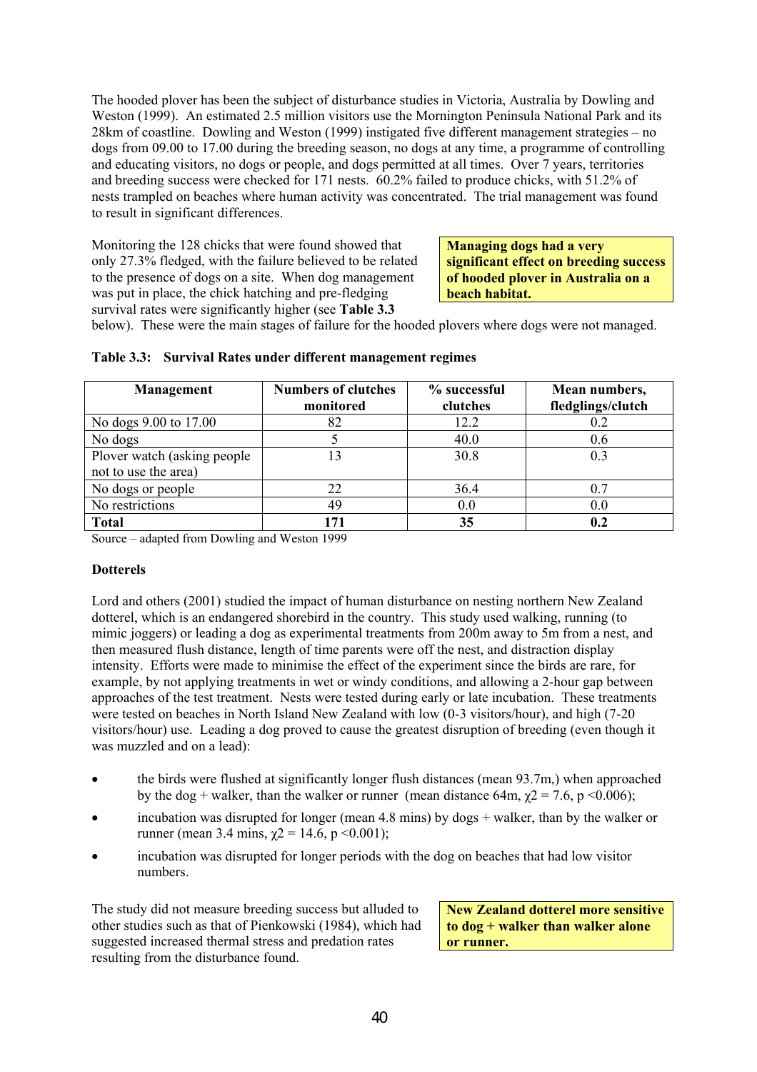The hooded plover has been the subject of disturbance studies in Victoria, Australia by Dowling and Weston (1999). An estimated 2.5 million visitors use the Mornington Peninsula National Park and its 28km of coastline. Dowling and Weston (1999) instigated five different management strategies – no dogs from 09.00 to 17.00 during the breeding season, no dogs at any time, a programme of controlling and educating visitors, no dogs or people, and dogs permitted at all times. Over 7 years, territories and breeding success were checked for 171 nests. 60.2% failed to produce chicks, with 51.2% of nests trampled on beaches where human activity was concentrated. The trial management was found to result in significant differences.

**Managing dogs had a very significant effect on breeding success of hooded plover in Australia on a beach habitat.**

Monitoring the 128 chicks that were found showed that only 27.3% fledged, with the failure believed to be related to the presence of dogs on a site. When dog management was put in place, the chick hatching and pre-fledging survival rates were significantly higher (see **Table 3.3** below). These were the main stages of failure for the hooded plovers where dogs were not managed.

**Table 3.3: Survival Rates under different management regimes**

| Management | Numbers of clutches monitored | % successful clutches | Mean numbers, fledglings/clutch |
|---|---|---|---|
| No dogs 9.00 to 17.00 | 82 | 12.2 | 0.2 |
| No dogs | 5 | 40.0 | 0.6 |
| Plover watch (asking people not to use the area) | 13 | 30.8 | 0.3 |
| No dogs or people | 22 | 36.4 | 0.7 |
| No restrictions | 49 | 0.0 | 0.0 |
| **Total** | **171** | **35** | **0.2** |

Source – adapted from Dowling and Weston 1999

**Dotterels**

Lord and others (2001) studied the impact of human disturbance on nesting northern New Zealand dotterel, which is an endangered shorebird in the country. This study used walking, running (to mimic joggers) or leading a dog as experimental treatments from 200m away to 5m from a nest, and then measured flush distance, length of time parents were off the nest, and distraction display intensity. Efforts were made to minimise the effect of the experiment since the birds are rare, for example, by not applying treatments in wet or windy conditions, and allowing a 2-hour gap between approaches of the test treatment. Nests were tested during early or late incubation. These treatments were tested on beaches in North Island New Zealand with low (0-3 visitors/hour), and high (7-20 visitors/hour) use. Leading a dog proved to cause the greatest disruption of breeding (even though it was muzzled and on a lead):

- the birds were flushed at significantly longer flush distances (mean 93.7m,) when approached by the dog + walker, than the walker or runner (mean distance 64m, $\chi 2 = 7.6$, $p < 0.006$);
- incubation was disrupted for longer (mean 4.8 mins) by dogs + walker, than by the walker or runner (mean 3.4 mins, $\chi 2 = 14.6$, $p < 0.001$);
- incubation was disrupted for longer periods with the dog on beaches that had low visitor numbers.

The study did not measure breeding success but alluded to other studies such as that of Pienkowski (1984), which had suggested increased thermal stress and predation rates resulting from the disturbance found.

**New Zealand dotterel more sensitive to dog + walker than walker alone or runner.**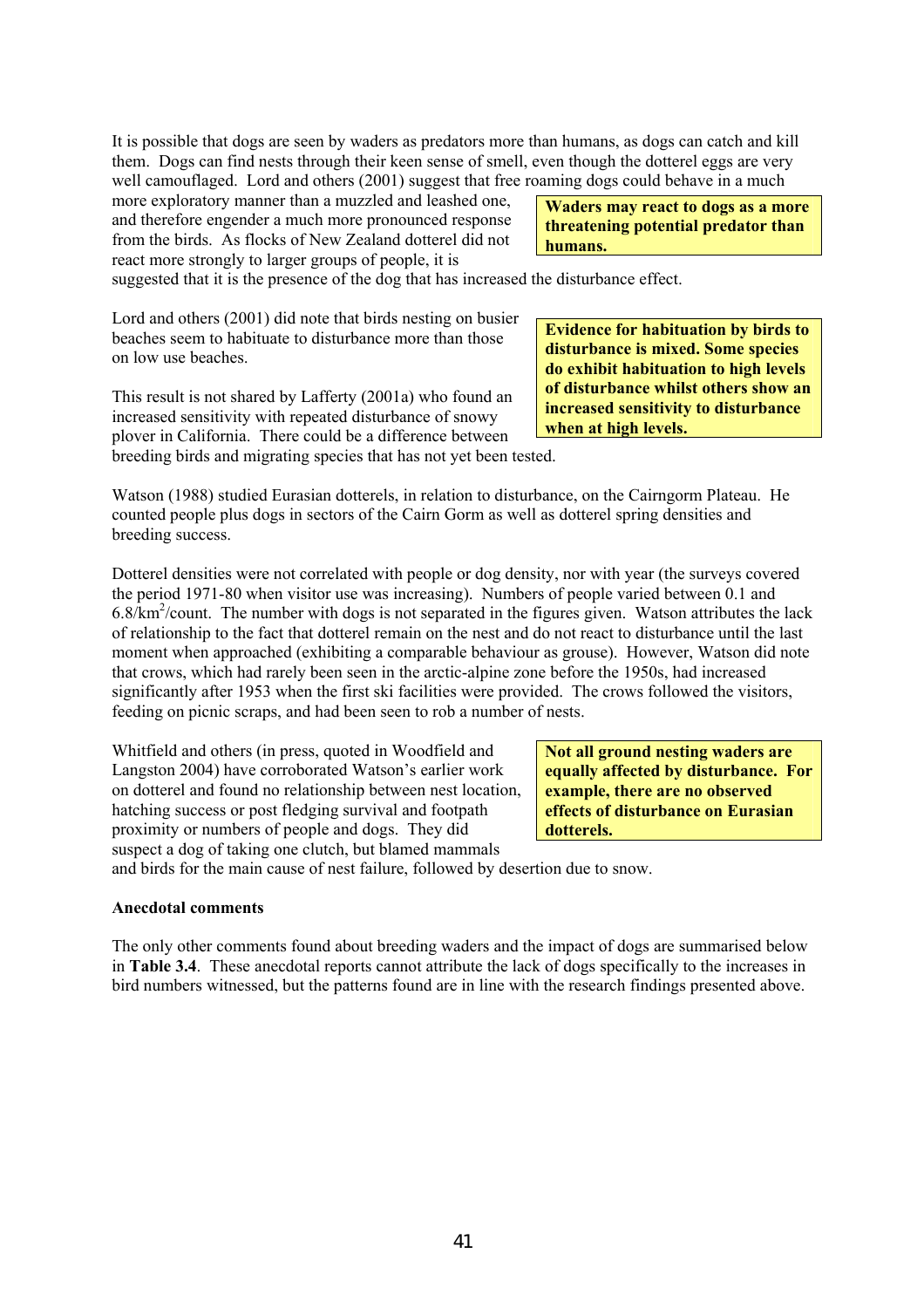It is possible that dogs are seen by waders as predators more than humans, as dogs can catch and kill them. Dogs can find nests through their keen sense of smell, even though the dotterel eggs are very well camouflaged. Lord and others (2001) suggest that free roaming dogs could behave in a much more exploratory manner than a muzzled and leashed one, and therefore engender a much more pronounced response from the birds. As flocks of New Zealand dotterel did not react more strongly to larger groups of people, it is suggested that it is the presence of the dog that has increased the disturbance effect.

**Waders may react to dogs as a more threatening potential predator than humans.**

Lord and others (2001) did note that birds nesting on busier beaches seem to habituate to disturbance more than those on low use beaches.

This result is not shared by Lafferty (2001a) who found an increased sensitivity with repeated disturbance of snowy plover in California. There could be a difference between breeding birds and migrating species that has not yet been tested.

**Evidence for habituation by birds to disturbance is mixed. Some species do exhibit habituation to high levels of disturbance whilst others show an increased sensitivity to disturbance when at high levels.**

Watson (1988) studied Eurasian dotterels, in relation to disturbance, on the Cairngorm Plateau. He counted people plus dogs in sectors of the Cairn Gorm as well as dotterel spring densities and breeding success.

Dotterel densities were not correlated with people or dog density, nor with year (the surveys covered the period 1971-80 when visitor use was increasing). Numbers of people varied between 0.1 and 6.8/$km^2$/count. The number with dogs is not separated in the figures given. Watson attributes the lack of relationship to the fact that dotterel remain on the nest and do not react to disturbance until the last moment when approached (exhibiting a comparable behaviour as grouse). However, Watson did note that crows, which had rarely been seen in the arctic-alpine zone before the 1950s, had increased significantly after 1953 when the first ski facilities were provided. The crows followed the visitors, feeding on picnic scraps, and had been seen to rob a number of nests.

Whitfield and others (in press, quoted in Woodfield and Langston 2004) have corroborated Watson's earlier work on dotterel and found no relationship between nest location, hatching success or post fledging survival and footpath proximity or numbers of people and dogs. They did suspect a dog of taking one clutch, but blamed mammals and birds for the main cause of nest failure, followed by desertion due to snow.

**Not all ground nesting waders are equally affected by disturbance. For example, there are no observed effects of disturbance on Eurasian dotterels.**

**Anecdotal comments**

The only other comments found about breeding waders and the impact of dogs are summarised below in **Table 3.4**. These anecdotal reports cannot attribute the lack of dogs specifically to the increases in bird numbers witnessed, but the patterns found are in line with the research findings presented above.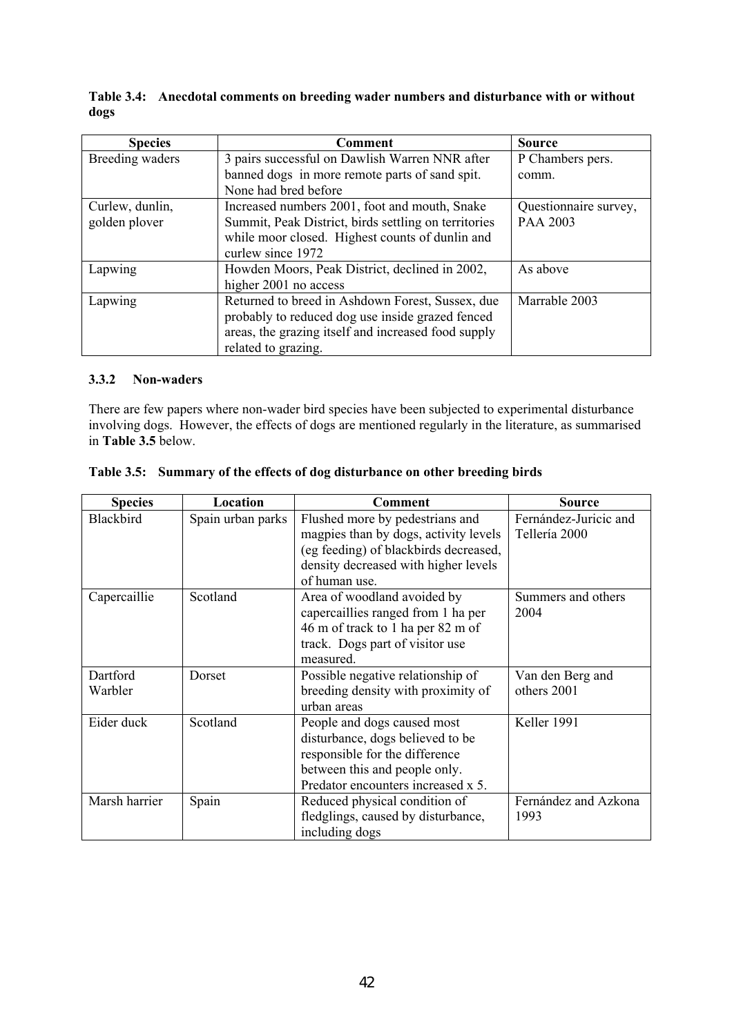**Table 3.4: Anecdotal comments on breeding wader numbers and disturbance with or without dogs**

| Species | Comment | Source |
|---|---|---|
| Breeding waders | 3 pairs successful on Dawlish Warren NNR after banned dogs in more remote parts of sand spit. None had bred before | P Chambers pers. comm. |
| Curlew, dunlin, golden plover | Increased numbers 2001, foot and mouth, Snake Summit, Peak District, birds settling on territories while moor closed. Highest counts of dunlin and curlew since 1972 | Questionnaire survey, PAA 2003 |
| Lapwing | Howden Moors, Peak District, declined in 2002, higher 2001 no access | As above |
| Lapwing | Returned to breed in Ashdown Forest, Sussex, due probably to reduced dog use inside grazed fenced areas, the grazing itself and increased food supply related to grazing. | Marrable 2003 |

### 3.3.2 Non-waders

There are few papers where non-wader bird species have been subjected to experimental disturbance involving dogs. However, the effects of dogs are mentioned regularly in the literature, as summarised in **Table 3.5** below.

**Table 3.5: Summary of the effects of dog disturbance on other breeding birds**

| Species | Location | Comment | Source |
|---|---|---|---|
| Blackbird | Spain urban parks | Flushed more by pedestrians and magpies than by dogs, activity levels (eg feeding) of blackbirds decreased, density decreased with higher levels of human use. | Fernández-Juricic and Tellería 2000 |
| Capercaillie | Scotland | Area of woodland avoided by capercaillies ranged from 1 ha per 46 m of track to 1 ha per 82 m of track. Dogs part of visitor use measured. | Summers and others 2004 |
| Dartford Warbler | Dorset | Possible negative relationship of breeding density with proximity of urban areas | Van den Berg and others 2001 |
| Eider duck | Scotland | People and dogs caused most disturbance, dogs believed to be responsible for the difference between this and people only. Predator encounters increased x 5. | Keller 1991 |
| Marsh harrier | Spain | Reduced physical condition of fledglings, caused by disturbance, including dogs | Fernández and Azkona 1993 |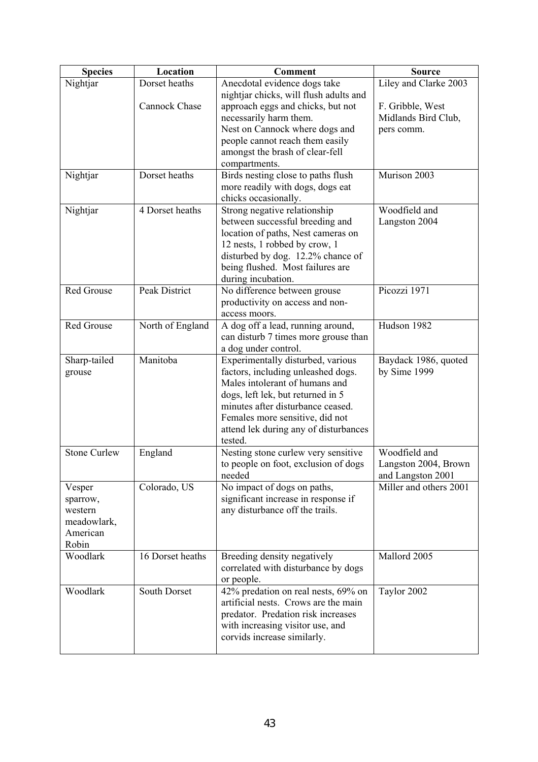| Species | Location | Comment | Source |
|---|---|---|---|
| Nightjar | Dorset heaths<br><br>Cannock Chase | Anecdotal evidence dogs take nightjar chicks, will flush adults and approach eggs and chicks, but not necessarily harm them.<br>Nest on Cannock where dogs and people cannot reach them easily amongst the brash of clear-fell compartments. | Liley and Clarke 2003<br><br>F. Gribble, West Midlands Bird Club, pers comm. |
| Nightjar | Dorset heaths | Birds nesting close to paths flush more readily with dogs, dogs eat chicks occasionally. | Murison 2003 |
| Nightjar | 4 Dorset heaths | Strong negative relationship between successful breeding and location of paths, Nest cameras on 12 nests, 1 robbed by crow, 1 disturbed by dog. 12.2% chance of being flushed. Most failures are during incubation. | Woodfield and Langston 2004 |
| Red Grouse | Peak District | No difference between grouse productivity on access and non-access moors. | Picozzi 1971 |
| Red Grouse | North of England | A dog off a lead, running around, can disturb 7 times more grouse than a dog under control. | Hudson 1982 |
| Sharp-tailed grouse | Manitoba | Experimentally disturbed, various factors, including unleashed dogs. Males intolerant of humans and dogs, left lek, but returned in 5 minutes after disturbance ceased. Females more sensitive, did not attend lek during any of disturbances tested. | Baydack 1986, quoted by Sime 1999 |
| Stone Curlew | England | Nesting stone curlew very sensitive to people on foot, exclusion of dogs needed | Woodfield and Langston 2004, Brown and Langston 2001 |
| Vesper sparrow, western meadowlark, American Robin | Colorado, US | No impact of dogs on paths, significant increase in response if any disturbance off the trails. | Miller and others 2001 |
| Woodlark | 16 Dorset heaths | Breeding density negatively correlated with disturbance by dogs or people. | Mallord 2005 |
| Woodlark | South Dorset | 42% predation on real nests, 69% on artificial nests. Crows are the main predator. Predation risk increases with increasing visitor use, and corvids increase similarly. | Taylor 2002 |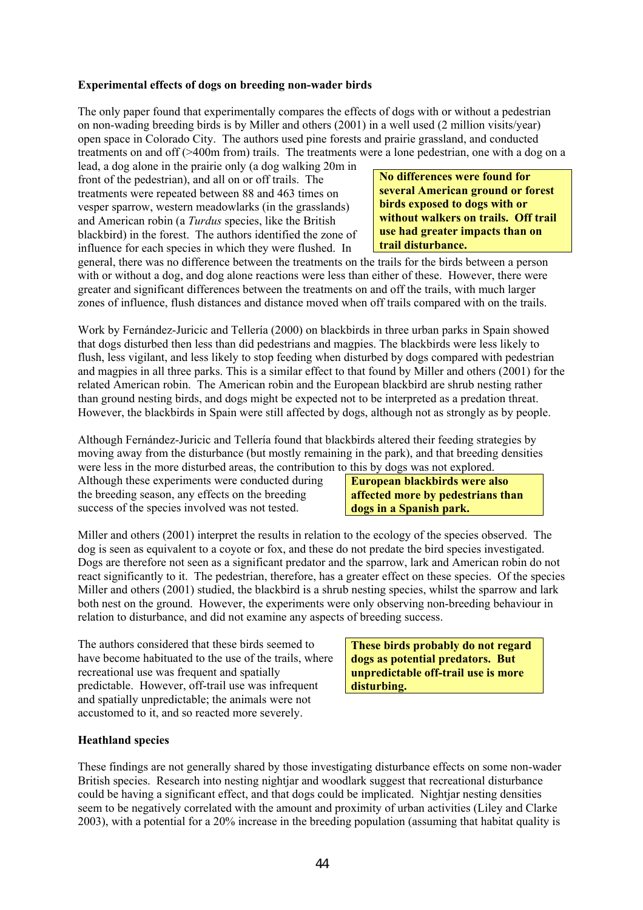**Experimental effects of dogs on breeding non-wader birds**

The only paper found that experimentally compares the effects of dogs with or without a pedestrian on non-wading breeding birds is by Miller and others (2001) in a well used (2 million visits/year) open space in Colorado City. The authors used pine forests and prairie grassland, and conducted treatments on and off (>400m from) trails. The treatments were a lone pedestrian, one with a dog on a lead, a dog alone in the prairie only (a dog walking 20m in front of the pedestrian), and all on or off trails. The treatments were repeated between 88 and 463 times on vesper sparrow, western meadowlarks (in the grasslands) and American robin (a *Turdus* species, like the British blackbird) in the forest. The authors identified the zone of influence for each species in which they were flushed. In general, there was no difference between the treatments on the trails for the birds between a person with or without a dog, and dog alone reactions were less than either of these. However, there were greater and significant differences between the treatments on and off the trails, with much larger zones of influence, flush distances and distance moved when off trails compared with on the trails.

**No differences were found for several American ground or forest birds exposed to dogs with or without walkers on trails. Off trail use had greater impacts than on trail disturbance.**

Work by Fernández-Juricic and Tellería (2000) on blackbirds in three urban parks in Spain showed that dogs disturbed then less than did pedestrians and magpies. The blackbirds were less likely to flush, less vigilant, and less likely to stop feeding when disturbed by dogs compared with pedestrian and magpies in all three parks. This is a similar effect to that found by Miller and others (2001) for the related American robin. The American robin and the European blackbird are shrub nesting rather than ground nesting birds, and dogs might be expected not to be interpreted as a predation threat. However, the blackbirds in Spain were still affected by dogs, although not as strongly as by people.

Although Fernández-Juricic and Tellería found that blackbirds altered their feeding strategies by moving away from the disturbance (but mostly remaining in the park), and that breeding densities were less in the more disturbed areas, the contribution to this by dogs was not explored. Although these experiments were conducted during the breeding season, any effects on the breeding success of the species involved was not tested.

**European blackbirds were also affected more by pedestrians than dogs in a Spanish park.**

Miller and others (2001) interpret the results in relation to the ecology of the species observed. The dog is seen as equivalent to a coyote or fox, and these do not predate the bird species investigated. Dogs are therefore not seen as a significant predator and the sparrow, lark and American robin do not react significantly to it. The pedestrian, therefore, has a greater effect on these species. Of the species Miller and others (2001) studied, the blackbird is a shrub nesting species, whilst the sparrow and lark both nest on the ground. However, the experiments were only observing non-breeding behaviour in relation to disturbance, and did not examine any aspects of breeding success.

The authors considered that these birds seemed to have become habituated to the use of the trails, where recreational use was frequent and spatially predictable. However, off-trail use was infrequent and spatially unpredictable; the animals were not accustomed to it, and so reacted more severely.

**These birds probably do not regard dogs as potential predators. But unpredictable off-trail use is more disturbing.**

**Heathland species**

These findings are not generally shared by those investigating disturbance effects on some non-wader British species. Research into nesting nightjar and woodlark suggest that recreational disturbance could be having a significant effect, and that dogs could be implicated. Nightjar nesting densities seem to be negatively correlated with the amount and proximity of urban activities (Liley and Clarke 2003), with a potential for a 20% increase in the breeding population (assuming that habitat quality is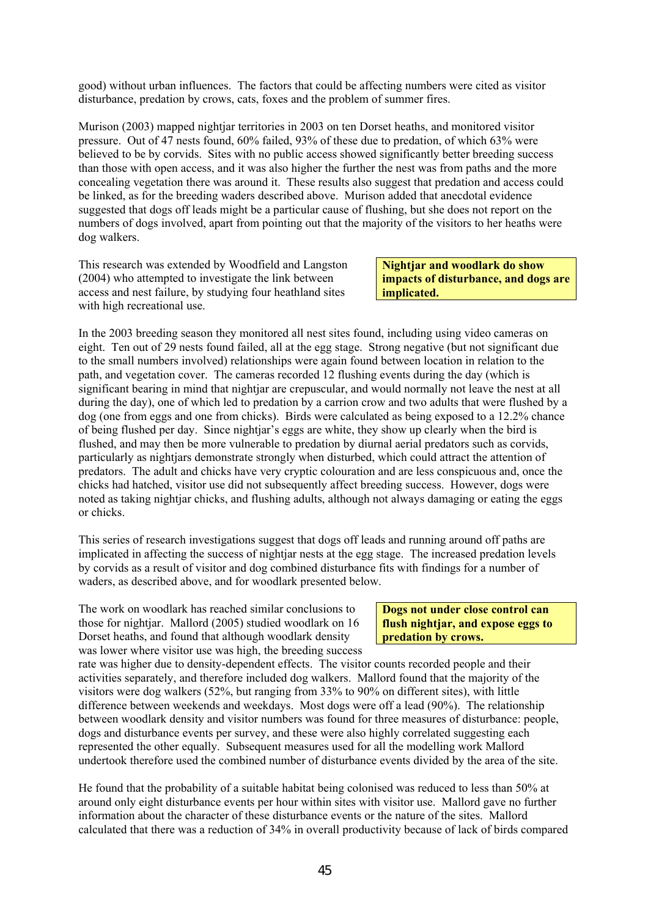good) without urban influences. The factors that could be affecting numbers were cited as visitor disturbance, predation by crows, cats, foxes and the problem of summer fires.

Murison (2003) mapped nightjar territories in 2003 on ten Dorset heaths, and monitored visitor pressure. Out of 47 nests found, 60% failed, 93% of these due to predation, of which 63% were believed to be by corvids. Sites with no public access showed significantly better breeding success than those with open access, and it was also higher the further the nest was from paths and the more concealing vegetation there was around it. These results also suggest that predation and access could be linked, as for the breeding waders described above. Murison added that anecdotal evidence suggested that dogs off leads might be a particular cause of flushing, but she does not report on the numbers of dogs involved, apart from pointing out that the majority of the visitors to her heaths were dog walkers.

**Nightjar and woodlark do show impacts of disturbance, and dogs are implicated.**

This research was extended by Woodfield and Langston (2004) who attempted to investigate the link between access and nest failure, by studying four heathland sites with high recreational use.

In the 2003 breeding season they monitored all nest sites found, including using video cameras on eight. Ten out of 29 nests found failed, all at the egg stage. Strong negative (but not significant due to the small numbers involved) relationships were again found between location in relation to the path, and vegetation cover. The cameras recorded 12 flushing events during the day (which is significant bearing in mind that nightjar are crepuscular, and would normally not leave the nest at all during the day), one of which led to predation by a carrion crow and two adults that were flushed by a dog (one from eggs and one from chicks). Birds were calculated as being exposed to a 12.2% chance of being flushed per day. Since nightjar's eggs are white, they show up clearly when the bird is flushed, and may then be more vulnerable to predation by diurnal aerial predators such as corvids, particularly as nightjars demonstrate strongly when disturbed, which could attract the attention of predators. The adult and chicks have very cryptic colouration and are less conspicuous and, once the chicks had hatched, visitor use did not subsequently affect breeding success. However, dogs were noted as taking nightjar chicks, and flushing adults, although not always damaging or eating the eggs or chicks.

This series of research investigations suggest that dogs off leads and running around off paths are implicated in affecting the success of nightjar nests at the egg stage. The increased predation levels by corvids as a result of visitor and dog combined disturbance fits with findings for a number of waders, as described above, and for woodlark presented below.

**Dogs not under close control can flush nightjar, and expose eggs to predation by crows.**

The work on woodlark has reached similar conclusions to those for nightjar. Mallord (2005) studied woodlark on 16 Dorset heaths, and found that although woodlark density was lower where visitor use was high, the breeding success rate was higher due to density-dependent effects. The visitor counts recorded people and their activities separately, and therefore included dog walkers. Mallord found that the majority of the visitors were dog walkers (52%, but ranging from 33% to 90% on different sites), with little difference between weekends and weekdays. Most dogs were off a lead (90%). The relationship between woodlark density and visitor numbers was found for three measures of disturbance: people, dogs and disturbance events per survey, and these were also highly correlated suggesting each represented the other equally. Subsequent measures used for all the modelling work Mallord undertook therefore used the combined number of disturbance events divided by the area of the site.

He found that the probability of a suitable habitat being colonised was reduced to less than 50% at around only eight disturbance events per hour within sites with visitor use. Mallord gave no further information about the character of these disturbance events or the nature of the sites. Mallord calculated that there was a reduction of 34% in overall productivity because of lack of birds compared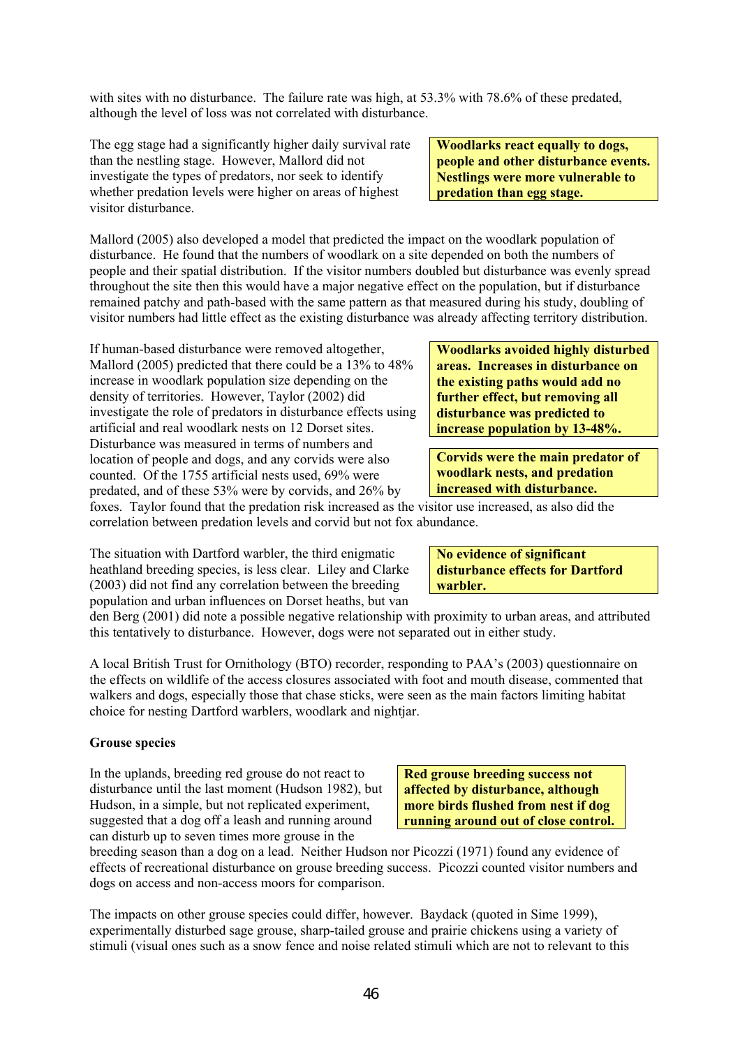with sites with no disturbance. The failure rate was high, at 53.3% with 78.6% of these predated, although the level of loss was not correlated with disturbance.

The egg stage had a significantly higher daily survival rate than the nestling stage. However, Mallord did not investigate the types of predators, nor seek to identify whether predation levels were higher on areas of highest visitor disturbance.

**Woodlarks react equally to dogs, people and other disturbance events. Nestlings were more vulnerable to predation than egg stage.**

Mallord (2005) also developed a model that predicted the impact on the woodlark population of disturbance. He found that the numbers of woodlark on a site depended on both the numbers of people and their spatial distribution. If the visitor numbers doubled but disturbance was evenly spread throughout the site then this would have a major negative effect on the population, but if disturbance remained patchy and path-based with the same pattern as that measured during his study, doubling of visitor numbers had little effect as the existing disturbance was already affecting territory distribution.

If human-based disturbance were removed altogether, Mallord (2005) predicted that there could be a 13% to 48% increase in woodlark population size depending on the density of territories. However, Taylor (2002) did investigate the role of predators in disturbance effects using artificial and real woodlark nests on 12 Dorset sites. Disturbance was measured in terms of numbers and location of people and dogs, and any corvids were also counted. Of the 1755 artificial nests used, 69% were predated, and of these 53% were by corvids, and 26% by foxes. Taylor found that the predation risk increased as the visitor use increased, as also did the correlation between predation levels and corvid but not fox abundance.

**Woodlarks avoided highly disturbed areas. Increases in disturbance on the existing paths would add no further effect, but removing all disturbance was predicted to increase population by 13-48%.**

**Corvids were the main predator of woodlark nests, and predation increased with disturbance.**

The situation with Dartford warbler, the third enigmatic heathland breeding species, is less clear. Liley and Clarke (2003) did not find any correlation between the breeding population and urban influences on Dorset heaths, but van den Berg (2001) did note a possible negative relationship with proximity to urban areas, and attributed this tentatively to disturbance. However, dogs were not separated out in either study.

**No evidence of significant disturbance effects for Dartford warbler.**

A local British Trust for Ornithology (BTO) recorder, responding to PAA's (2003) questionnaire on the effects on wildlife of the access closures associated with foot and mouth disease, commented that walkers and dogs, especially those that chase sticks, were seen as the main factors limiting habitat choice for nesting Dartford warblers, woodlark and nightjar.

**Grouse species**

In the uplands, breeding red grouse do not react to disturbance until the last moment (Hudson 1982), but Hudson, in a simple, but not replicated experiment, suggested that a dog off a leash and running around can disturb up to seven times more grouse in the breeding season than a dog on a lead. Neither Hudson nor Picozzi (1971) found any evidence of effects of recreational disturbance on grouse breeding success. Picozzi counted visitor numbers and dogs on access and non-access moors for comparison.

**Red grouse breeding success not affected by disturbance, although more birds flushed from nest if dog running around out of close control.**

The impacts on other grouse species could differ, however. Baydack (quoted in Sime 1999), experimentally disturbed sage grouse, sharp-tailed grouse and prairie chickens using a variety of stimuli (visual ones such as a snow fence and noise related stimuli which are not to relevant to this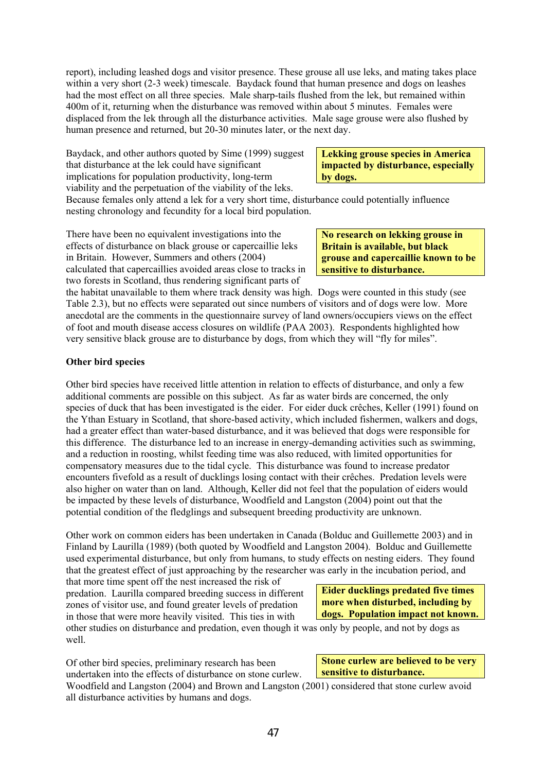report), including leashed dogs and visitor presence. These grouse all use leks, and mating takes place within a very short (2-3 week) timescale. Baydack found that human presence and dogs on leashes had the most effect on all three species. Male sharp-tails flushed from the lek, but remained within 400m of it, returning when the disturbance was removed within about 5 minutes. Females were displaced from the lek through all the disturbance activities. Male sage grouse were also flushed by human presence and returned, but 20-30 minutes later, or the next day.

**Lekking grouse species in America impacted by disturbance, especially by dogs.**

Baydack, and other authors quoted by Sime (1999) suggest that disturbance at the lek could have significant implications for population productivity, long-term viability and the perpetuation of the viability of the leks. Because females only attend a lek for a very short time, disturbance could potentially influence nesting chronology and fecundity for a local bird population.

**No research on lekking grouse in Britain is available, but black grouse and capercaillie known to be sensitive to disturbance.**

There have been no equivalent investigations into the effects of disturbance on black grouse or capercaillie leks in Britain. However, Summers and others (2004) calculated that capercaillies avoided areas close to tracks in two forests in Scotland, thus rendering significant parts of the habitat unavailable to them where track density was high. Dogs were counted in this study (see Table 2.3), but no effects were separated out since numbers of visitors and of dogs were low. More anecdotal are the comments in the questionnaire survey of land owners/occupiers views on the effect of foot and mouth disease access closures on wildlife (PAA 2003). Respondents highlighted how very sensitive black grouse are to disturbance by dogs, from which they will "fly for miles".

**Other bird species**

Other bird species have received little attention in relation to effects of disturbance, and only a few additional comments are possible on this subject. As far as water birds are concerned, the only species of duck that has been investigated is the eider. For eider duck crêches, Keller (1991) found on the Ythan Estuary in Scotland, that shore-based activity, which included fishermen, walkers and dogs, had a greater effect than water-based disturbance, and it was believed that dogs were responsible for this difference. The disturbance led to an increase in energy-demanding activities such as swimming, and a reduction in roosting, whilst feeding time was also reduced, with limited opportunities for compensatory measures due to the tidal cycle. This disturbance was found to increase predator encounters fivefold as a result of ducklings losing contact with their crêches. Predation levels were also higher on water than on land. Although, Keller did not feel that the population of eiders would be impacted by these levels of disturbance, Woodfield and Langston (2004) point out that the potential condition of the fledglings and subsequent breeding productivity are unknown.

Other work on common eiders has been undertaken in Canada (Bolduc and Guillemette 2003) and in Finland by Laurilla (1989) (both quoted by Woodfield and Langston 2004). Bolduc and Guillemette used experimental disturbance, but only from humans, to study effects on nesting eiders. They found that the greatest effect of just approaching by the researcher was early in the incubation period, and that more time spent off the nest increased the risk of predation. Laurilla compared breeding success in different zones of visitor use, and found greater levels of predation in those that were more heavily visited. This ties in with other studies on disturbance and predation, even though it was only by people, and not by dogs as well.

**Eider ducklings predated five times more when disturbed, including by dogs. Population impact not known.**

Of other bird species, preliminary research has been undertaken into the effects of disturbance on stone curlew. Woodfield and Langston (2004) and Brown and Langston (2001) considered that stone curlew avoid all disturbance activities by humans and dogs.

**Stone curlew are believed to be very sensitive to disturbance.**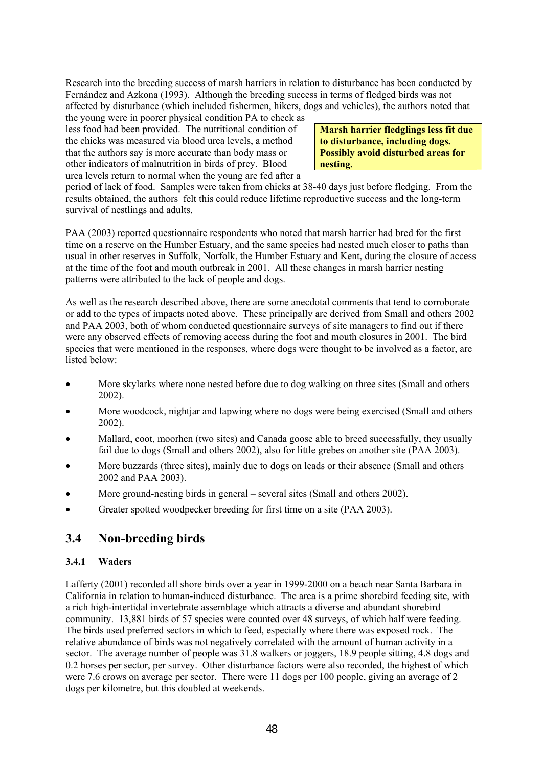Research into the breeding success of marsh harriers in relation to disturbance has been conducted by Fernández and Azkona (1993). Although the breeding success in terms of fledged birds was not affected by disturbance (which included fishermen, hikers, dogs and vehicles), the authors noted that the young were in poorer physical condition PA to check as less food had been provided. The nutritional condition of the chicks was measured via blood urea levels, a method that the authors say is more accurate than body mass or other indicators of malnutrition in birds of prey. Blood urea levels return to normal when the young are fed after a period of lack of food. Samples were taken from chicks at 38-40 days just before fledging. From the results obtained, the authors felt this could reduce lifetime reproductive success and the long-term survival of nestlings and adults.

**Marsh harrier fledglings less fit due to disturbance, including dogs. Possibly avoid disturbed areas for nesting.**

PAA (2003) reported questionnaire respondents who noted that marsh harrier had bred for the first time on a reserve on the Humber Estuary, and the same species had nested much closer to paths than usual in other reserves in Suffolk, Norfolk, the Humber Estuary and Kent, during the closure of access at the time of the foot and mouth outbreak in 2001. All these changes in marsh harrier nesting patterns were attributed to the lack of people and dogs.

As well as the research described above, there are some anecdotal comments that tend to corroborate or add to the types of impacts noted above. These principally are derived from Small and others 2002 and PAA 2003, both of whom conducted questionnaire surveys of site managers to find out if there were any observed effects of removing access during the foot and mouth closures in 2001. The bird species that were mentioned in the responses, where dogs were thought to be involved as a factor, are listed below:

- More skylarks where none nested before due to dog walking on three sites (Small and others 2002).
- More woodcock, nightjar and lapwing where no dogs were being exercised (Small and others 2002).
- Mallard, coot, moorhen (two sites) and Canada goose able to breed successfully, they usually fail due to dogs (Small and others 2002), also for little grebes on another site (PAA 2003).
- More buzzards (three sites), mainly due to dogs on leads or their absence (Small and others 2002 and PAA 2003).
- More ground-nesting birds in general – several sites (Small and others 2002).
- Greater spotted woodpecker breeding for first time on a site (PAA 2003).

## 3.4 Non-breeding birds

### 3.4.1 Waders

Lafferty (2001) recorded all shore birds over a year in 1999-2000 on a beach near Santa Barbara in California in relation to human-induced disturbance. The area is a prime shorebird feeding site, with a rich high-intertidal invertebrate assemblage which attracts a diverse and abundant shorebird community. 13,881 birds of 57 species were counted over 48 surveys, of which half were feeding. The birds used preferred sectors in which to feed, especially where there was exposed rock. The relative abundance of birds was not negatively correlated with the amount of human activity in a sector. The average number of people was 31.8 walkers or joggers, 18.9 people sitting, 4.8 dogs and 0.2 horses per sector, per survey. Other disturbance factors were also recorded, the highest of which were 7.6 crows on average per sector. There were 11 dogs per 100 people, giving an average of 2 dogs per kilometre, but this doubled at weekends.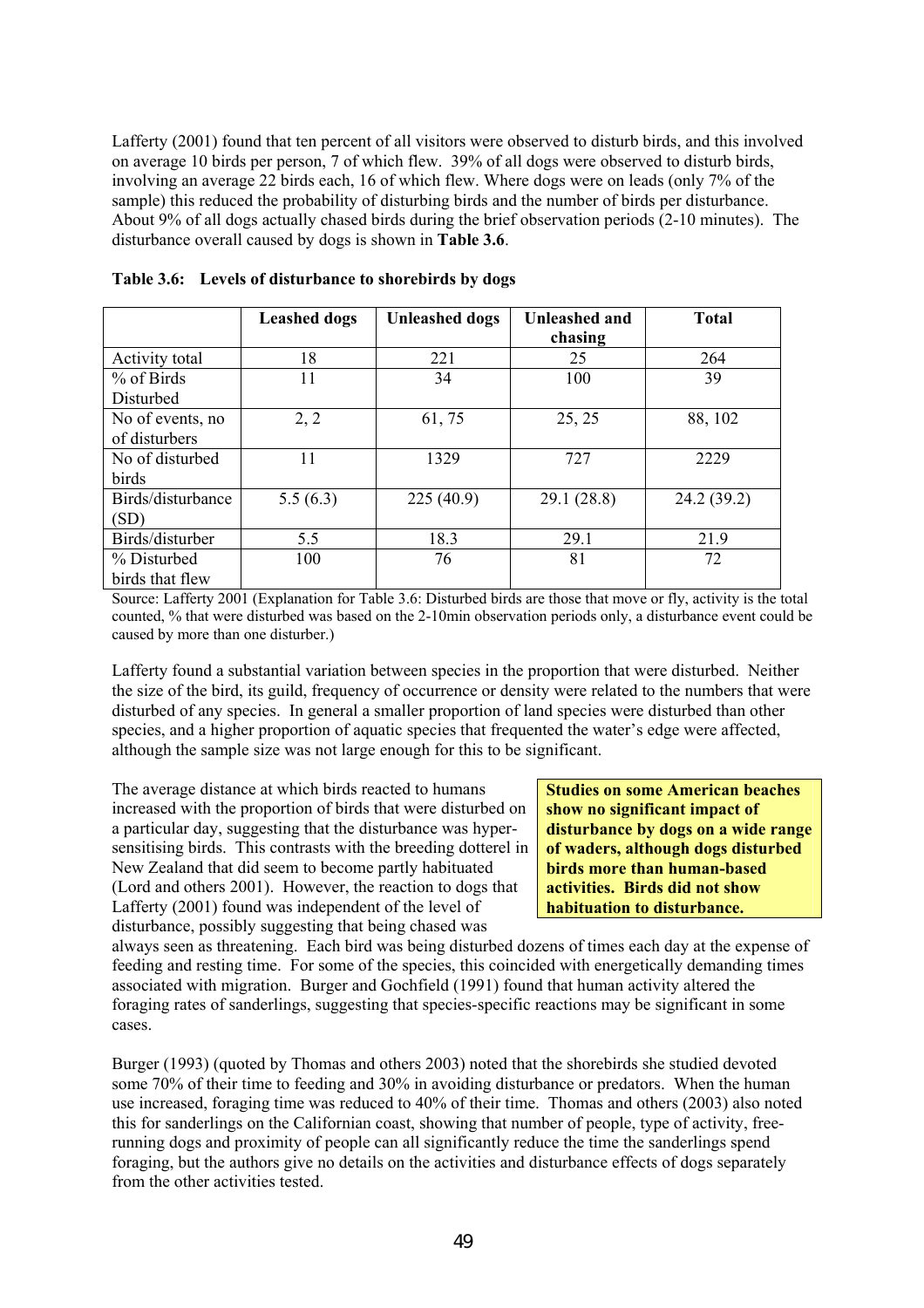Lafferty (2001) found that ten percent of all visitors were observed to disturb birds, and this involved on average 10 birds per person, 7 of which flew. 39% of all dogs were observed to disturb birds, involving an average 22 birds each, 16 of which flew. Where dogs were on leads (only 7% of the sample) this reduced the probability of disturbing birds and the number of birds per disturbance. About 9% of all dogs actually chased birds during the brief observation periods (2-10 minutes). The disturbance overall caused by dogs is shown in **Table 3.6**.

**Table 3.6: Levels of disturbance to shorebirds by dogs**

| | Leashed dogs | Unleashed dogs | Unleashed and chasing | Total |
|---|---|---|---|---|
| Activity total | 18 | 221 | 25 | 264 |
| % of Birds Disturbed | 11 | 34 | 100 | 39 |
| No of events, no of disturbers | 2, 2 | 61, 75 | 25, 25 | 88, 102 |
| No of disturbed birds | 11 | 1329 | 727 | 2229 |
| Birds/disturbance (SD) | 5.5 (6.3) | 225 (40.9) | 29.1 (28.8) | 24.2 (39.2) |
| Birds/disturber | 5.5 | 18.3 | 29.1 | 21.9 |
| % Disturbed birds that flew | 100 | 76 | 81 | 72 |

Source: Lafferty 2001 (Explanation for Table 3.6: Disturbed birds are those that move or fly, activity is the total counted, % that were disturbed was based on the 2-10min observation periods only, a disturbance event could be caused by more than one disturber.)

Lafferty found a substantial variation between species in the proportion that were disturbed. Neither the size of the bird, its guild, frequency of occurrence or density were related to the numbers that were disturbed of any species. In general a smaller proportion of land species were disturbed than other species, and a higher proportion of aquatic species that frequented the water's edge were affected, although the sample size was not large enough for this to be significant.

**Studies on some American beaches show no significant impact of disturbance by dogs on a wide range of waders, although dogs disturbed birds more than human-based activities. Birds did not show habituation to disturbance.**

The average distance at which birds reacted to humans increased with the proportion of birds that were disturbed on a particular day, suggesting that the disturbance was hyper-sensitising birds. This contrasts with the breeding dotterel in New Zealand that did seem to become partly habituated (Lord and others 2001). However, the reaction to dogs that Lafferty (2001) found was independent of the level of disturbance, possibly suggesting that being chased was always seen as threatening. Each bird was being disturbed dozens of times each day at the expense of feeding and resting time. For some of the species, this coincided with energetically demanding times associated with migration. Burger and Gochfield (1991) found that human activity altered the foraging rates of sanderlings, suggesting that species-specific reactions may be significant in some cases.

Burger (1993) (quoted by Thomas and others 2003) noted that the shorebirds she studied devoted some 70% of their time to feeding and 30% in avoiding disturbance or predators. When the human use increased, foraging time was reduced to 40% of their time. Thomas and others (2003) also noted this for sanderlings on the Californian coast, showing that number of people, type of activity, free-running dogs and proximity of people can all significantly reduce the time the sanderlings spend foraging, but the authors give no details on the activities and disturbance effects of dogs separately from the other activities tested.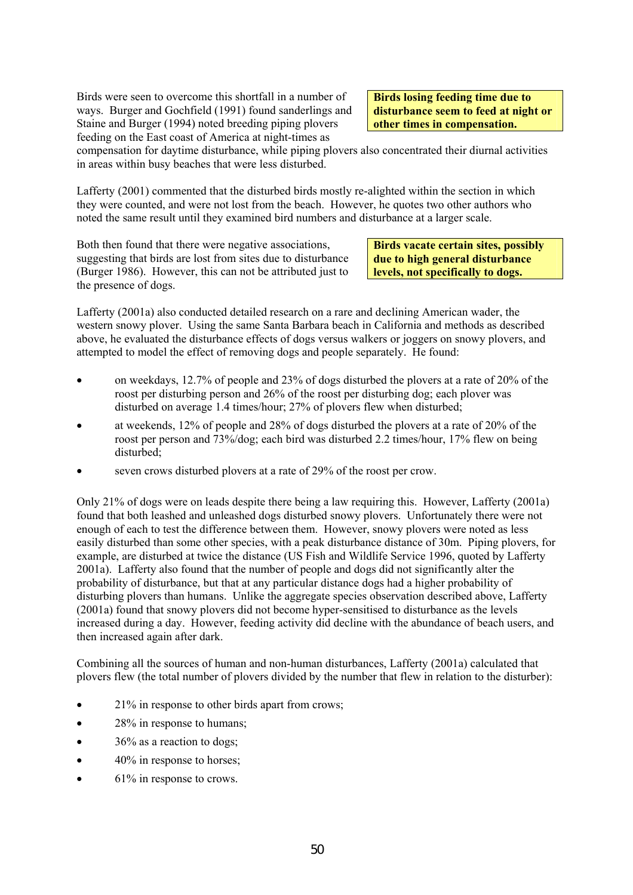Birds were seen to overcome this shortfall in a number of ways. Burger and Gochfield (1991) found sanderlings and Staine and Burger (1994) noted breeding piping plovers feeding on the East coast of America at night-times as compensation for daytime disturbance, while piping plovers also concentrated their diurnal activities in areas within busy beaches that were less disturbed.

**Birds losing feeding time due to disturbance seem to feed at night or other times in compensation.**

Lafferty (2001) commented that the disturbed birds mostly re-alighted within the section in which they were counted, and were not lost from the beach. However, he quotes two other authors who noted the same result until they examined bird numbers and disturbance at a larger scale.

Both then found that there were negative associations, suggesting that birds are lost from sites due to disturbance (Burger 1986). However, this can not be attributed just to the presence of dogs.

**Birds vacate certain sites, possibly due to high general disturbance levels, not specifically to dogs.**

Lafferty (2001a) also conducted detailed research on a rare and declining American wader, the western snowy plover. Using the same Santa Barbara beach in California and methods as described above, he evaluated the disturbance effects of dogs versus walkers or joggers on snowy plovers, and attempted to model the effect of removing dogs and people separately. He found:

- on weekdays, 12.7% of people and 23% of dogs disturbed the plovers at a rate of 20% of the roost per disturbing person and 26% of the roost per disturbing dog; each plover was disturbed on average 1.4 times/hour; 27% of plovers flew when disturbed;
- at weekends, 12% of people and 28% of dogs disturbed the plovers at a rate of 20% of the roost per person and 73%/dog; each bird was disturbed 2.2 times/hour, 17% flew on being disturbed;
- seven crows disturbed plovers at a rate of 29% of the roost per crow.

Only 21% of dogs were on leads despite there being a law requiring this. However, Lafferty (2001a) found that both leashed and unleashed dogs disturbed snowy plovers. Unfortunately there were not enough of each to test the difference between them. However, snowy plovers were noted as less easily disturbed than some other species, with a peak disturbance distance of 30m. Piping plovers, for example, are disturbed at twice the distance (US Fish and Wildlife Service 1996, quoted by Lafferty 2001a). Lafferty also found that the number of people and dogs did not significantly alter the probability of disturbance, but that at any particular distance dogs had a higher probability of disturbing plovers than humans. Unlike the aggregate species observation described above, Lafferty (2001a) found that snowy plovers did not become hyper-sensitised to disturbance as the levels increased during a day. However, feeding activity did decline with the abundance of beach users, and then increased again after dark.

Combining all the sources of human and non-human disturbances, Lafferty (2001a) calculated that plovers flew (the total number of plovers divided by the number that flew in relation to the disturber):

- 21% in response to other birds apart from crows;
- 28% in response to humans;
- 36% as a reaction to dogs;
- 40% in response to horses;
- 61% in response to crows.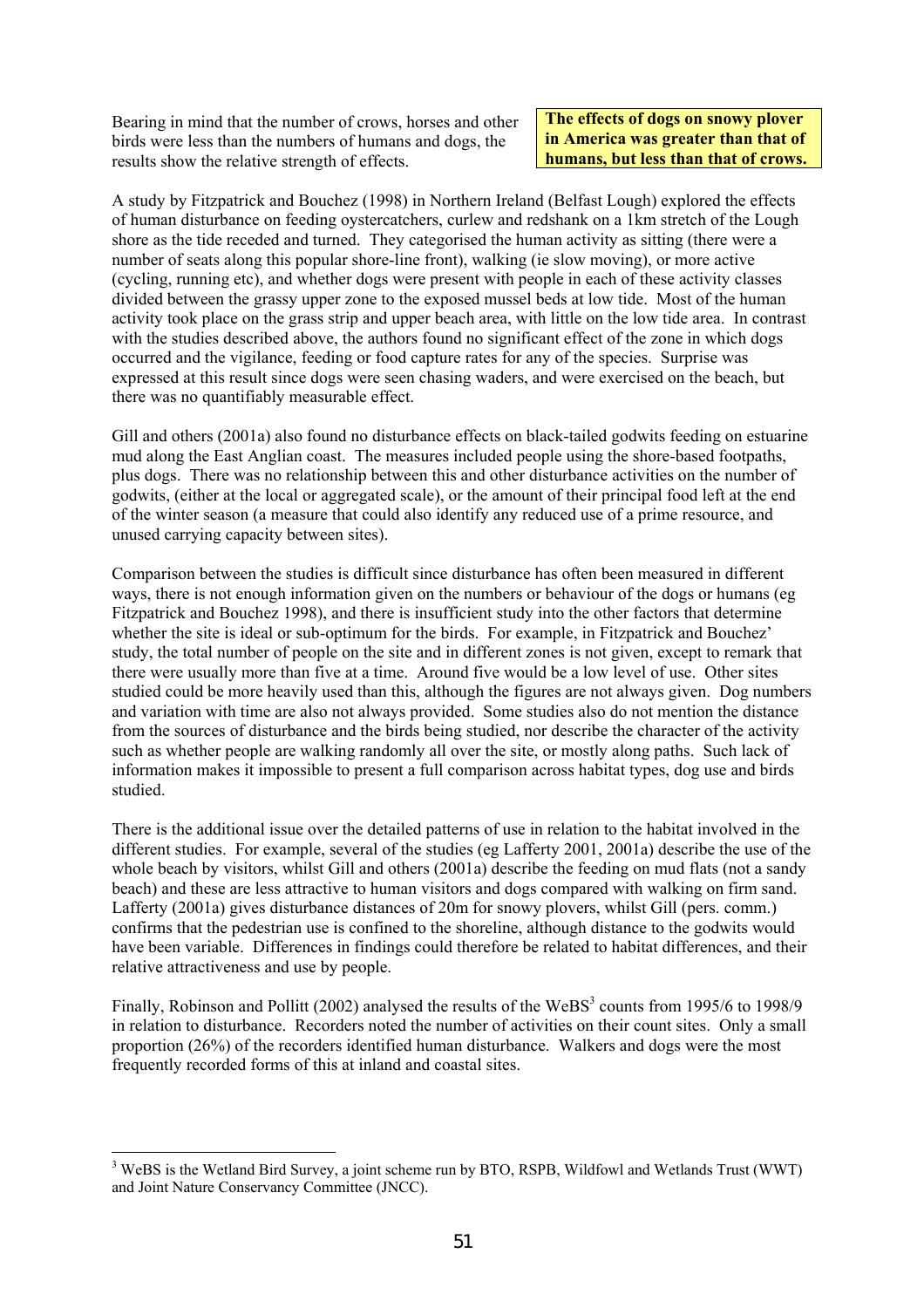Bearing in mind that the number of crows, horses and other birds were less than the numbers of humans and dogs, the results show the relative strength of effects.

**The effects of dogs on snowy plover in America was greater than that of humans, but less than that of crows.**

A study by Fitzpatrick and Bouchez (1998) in Northern Ireland (Belfast Lough) explored the effects of human disturbance on feeding oystercatchers, curlew and redshank on a 1km stretch of the Lough shore as the tide receded and turned. They categorised the human activity as sitting (there were a number of seats along this popular shore-line front), walking (ie slow moving), or more active (cycling, running etc), and whether dogs were present with people in each of these activity classes divided between the grassy upper zone to the exposed mussel beds at low tide. Most of the human activity took place on the grass strip and upper beach area, with little on the low tide area. In contrast with the studies described above, the authors found no significant effect of the zone in which dogs occurred and the vigilance, feeding or food capture rates for any of the species. Surprise was expressed at this result since dogs were seen chasing waders, and were exercised on the beach, but there was no quantifiably measurable effect.

Gill and others (2001a) also found no disturbance effects on black-tailed godwits feeding on estuarine mud along the East Anglian coast. The measures included people using the shore-based footpaths, plus dogs. There was no relationship between this and other disturbance activities on the number of godwits, (either at the local or aggregated scale), or the amount of their principal food left at the end of the winter season (a measure that could also identify any reduced use of a prime resource, and unused carrying capacity between sites).

Comparison between the studies is difficult since disturbance has often been measured in different ways, there is not enough information given on the numbers or behaviour of the dogs or humans (eg Fitzpatrick and Bouchez 1998), and there is insufficient study into the other factors that determine whether the site is ideal or sub-optimum for the birds. For example, in Fitzpatrick and Bouchez' study, the total number of people on the site and in different zones is not given, except to remark that there were usually more than five at a time. Around five would be a low level of use. Other sites studied could be more heavily used than this, although the figures are not always given. Dog numbers and variation with time are also not always provided. Some studies also do not mention the distance from the sources of disturbance and the birds being studied, nor describe the character of the activity such as whether people are walking randomly all over the site, or mostly along paths. Such lack of information makes it impossible to present a full comparison across habitat types, dog use and birds studied.

There is the additional issue over the detailed patterns of use in relation to the habitat involved in the different studies. For example, several of the studies (eg Lafferty 2001, 2001a) describe the use of the whole beach by visitors, whilst Gill and others (2001a) describe the feeding on mud flats (not a sandy beach) and these are less attractive to human visitors and dogs compared with walking on firm sand. Lafferty (2001a) gives disturbance distances of 20m for snowy plovers, whilst Gill (pers. comm.) confirms that the pedestrian use is confined to the shoreline, although distance to the godwits would have been variable. Differences in findings could therefore be related to habitat differences, and their relative attractiveness and use by people.

Finally, Robinson and Pollitt (2002) analysed the results of the WeBS[3] counts from 1995/6 to 1998/9 in relation to disturbance. Recorders noted the number of activities on their count sites. Only a small proportion (26%) of the recorders identified human disturbance. Walkers and dogs were the most frequently recorded forms of this at inland and coastal sites.

---

[3] WeBS is the Wetland Bird Survey, a joint scheme run by BTO, RSPB, Wildfowl and Wetlands Trust (WWT) and Joint Nature Conservancy Committee (JNCC).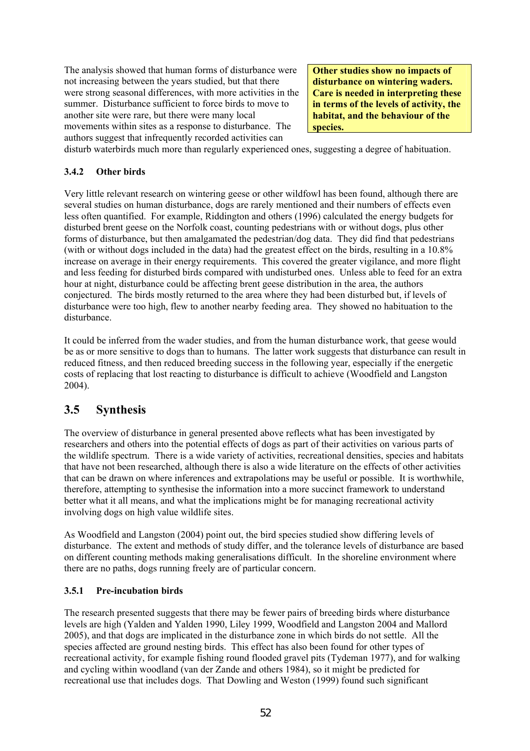The analysis showed that human forms of disturbance were not increasing between the years studied, but that there were strong seasonal differences, with more activities in the summer. Disturbance sufficient to force birds to move to another site were rare, but there were many local movements within sites as a response to disturbance. The authors suggest that infrequently recorded activities can disturb waterbirds much more than regularly experienced ones, suggesting a degree of habituation.

**Other studies show no impacts of disturbance on wintering waders. Care is needed in interpreting these in terms of the levels of activity, the habitat, and the behaviour of the species.**

### 3.4.2 Other birds

Very little relevant research on wintering geese or other wildfowl has been found, although there are several studies on human disturbance, dogs are rarely mentioned and their numbers of effects even less often quantified. For example, Riddington and others (1996) calculated the energy budgets for disturbed brent geese on the Norfolk coast, counting pedestrians with or without dogs, plus other forms of disturbance, but then amalgamated the pedestrian/dog data. They did find that pedestrians (with or without dogs included in the data) had the greatest effect on the birds, resulting in a 10.8% increase on average in their energy requirements. This covered the greater vigilance, and more flight and less feeding for disturbed birds compared with undisturbed ones. Unless able to feed for an extra hour at night, disturbance could be affecting brent geese distribution in the area, the authors conjectured. The birds mostly returned to the area where they had been disturbed but, if levels of disturbance were too high, flew to another nearby feeding area. They showed no habituation to the disturbance.

It could be inferred from the wader studies, and from the human disturbance work, that geese would be as or more sensitive to dogs than to humans. The latter work suggests that disturbance can result in reduced fitness, and then reduced breeding success in the following year, especially if the energetic costs of replacing that lost reacting to disturbance is difficult to achieve (Woodfield and Langston 2004).

## 3.5 Synthesis

The overview of disturbance in general presented above reflects what has been investigated by researchers and others into the potential effects of dogs as part of their activities on various parts of the wildlife spectrum. There is a wide variety of activities, recreational densities, species and habitats that have not been researched, although there is also a wide literature on the effects of other activities that can be drawn on where inferences and extrapolations may be useful or possible. It is worthwhile, therefore, attempting to synthesise the information into a more succinct framework to understand better what it all means, and what the implications might be for managing recreational activity involving dogs on high value wildlife sites.

As Woodfield and Langston (2004) point out, the bird species studied show differing levels of disturbance. The extent and methods of study differ, and the tolerance levels of disturbance are based on different counting methods making generalisations difficult. In the shoreline environment where there are no paths, dogs running freely are of particular concern.

### 3.5.1 Pre-incubation birds

The research presented suggests that there may be fewer pairs of breeding birds where disturbance levels are high (Yalden and Yalden 1990, Liley 1999, Woodfield and Langston 2004 and Mallord 2005), and that dogs are implicated in the disturbance zone in which birds do not settle. All the species affected are ground nesting birds. This effect has also been found for other types of recreational activity, for example fishing round flooded gravel pits (Tydeman 1977), and for walking and cycling within woodland (van der Zande and others 1984), so it might be predicted for recreational use that includes dogs. That Dowling and Weston (1999) found such significant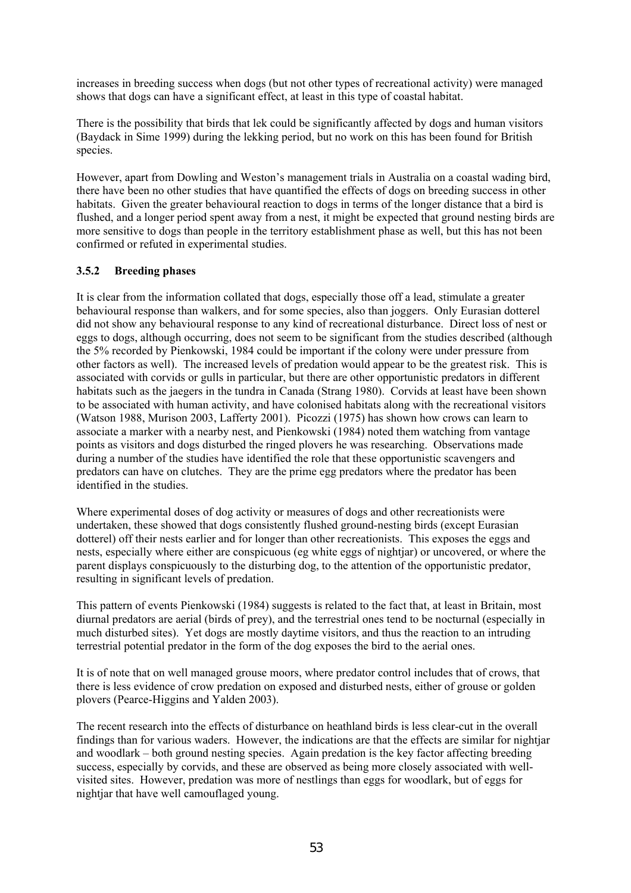increases in breeding success when dogs (but not other types of recreational activity) were managed shows that dogs can have a significant effect, at least in this type of coastal habitat.

There is the possibility that birds that lek could be significantly affected by dogs and human visitors (Baydack in Sime 1999) during the lekking period, but no work on this has been found for British species.

However, apart from Dowling and Weston's management trials in Australia on a coastal wading bird, there have been no other studies that have quantified the effects of dogs on breeding success in other habitats. Given the greater behavioural reaction to dogs in terms of the longer distance that a bird is flushed, and a longer period spent away from a nest, it might be expected that ground nesting birds are more sensitive to dogs than people in the territory establishment phase as well, but this has not been confirmed or refuted in experimental studies.

### 3.5.2 Breeding phases

It is clear from the information collated that dogs, especially those off a lead, stimulate a greater behavioural response than walkers, and for some species, also than joggers. Only Eurasian dotterel did not show any behavioural response to any kind of recreational disturbance. Direct loss of nest or eggs to dogs, although occurring, does not seem to be significant from the studies described (although the 5% recorded by Pienkowski, 1984 could be important if the colony were under pressure from other factors as well). The increased levels of predation would appear to be the greatest risk. This is associated with corvids or gulls in particular, but there are other opportunistic predators in different habitats such as the jaegers in the tundra in Canada (Strang 1980). Corvids at least have been shown to be associated with human activity, and have colonised habitats along with the recreational visitors (Watson 1988, Murison 2003, Lafferty 2001). Picozzi (1975) has shown how crows can learn to associate a marker with a nearby nest, and Pienkowski (1984) noted them watching from vantage points as visitors and dogs disturbed the ringed plovers he was researching. Observations made during a number of the studies have identified the role that these opportunistic scavengers and predators can have on clutches. They are the prime egg predators where the predator has been identified in the studies.

Where experimental doses of dog activity or measures of dogs and other recreationists were undertaken, these showed that dogs consistently flushed ground-nesting birds (except Eurasian dotterel) off their nests earlier and for longer than other recreationists. This exposes the eggs and nests, especially where either are conspicuous (eg white eggs of nightjar) or uncovered, or where the parent displays conspicuously to the disturbing dog, to the attention of the opportunistic predator, resulting in significant levels of predation.

This pattern of events Pienkowski (1984) suggests is related to the fact that, at least in Britain, most diurnal predators are aerial (birds of prey), and the terrestrial ones tend to be nocturnal (especially in much disturbed sites). Yet dogs are mostly daytime visitors, and thus the reaction to an intruding terrestrial potential predator in the form of the dog exposes the bird to the aerial ones.

It is of note that on well managed grouse moors, where predator control includes that of crows, that there is less evidence of crow predation on exposed and disturbed nests, either of grouse or golden plovers (Pearce-Higgins and Yalden 2003).

The recent research into the effects of disturbance on heathland birds is less clear-cut in the overall findings than for various waders. However, the indications are that the effects are similar for nightjar and woodlark – both ground nesting species. Again predation is the key factor affecting breeding success, especially by corvids, and these are observed as being more closely associated with well-visited sites. However, predation was more of nestlings than eggs for woodlark, but of eggs for nightjar that have well camouflaged young.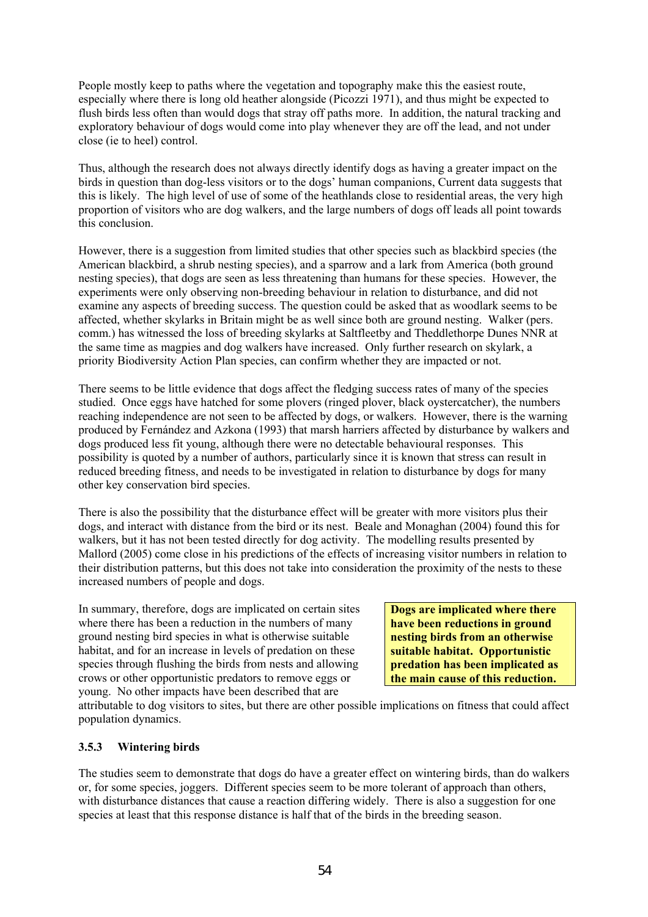People mostly keep to paths where the vegetation and topography make this the easiest route, especially where there is long old heather alongside (Picozzi 1971), and thus might be expected to flush birds less often than would dogs that stray off paths more. In addition, the natural tracking and exploratory behaviour of dogs would come into play whenever they are off the lead, and not under close (ie to heel) control.

Thus, although the research does not always directly identify dogs as having a greater impact on the birds in question than dog-less visitors or to the dogs' human companions, Current data suggests that this is likely. The high level of use of some of the heathlands close to residential areas, the very high proportion of visitors who are dog walkers, and the large numbers of dogs off leads all point towards this conclusion.

However, there is a suggestion from limited studies that other species such as blackbird species (the American blackbird, a shrub nesting species), and a sparrow and a lark from America (both ground nesting species), that dogs are seen as less threatening than humans for these species. However, the experiments were only observing non-breeding behaviour in relation to disturbance, and did not examine any aspects of breeding success. The question could be asked that as woodlark seems to be affected, whether skylarks in Britain might be as well since both are ground nesting. Walker (pers. comm.) has witnessed the loss of breeding skylarks at Saltfleetby and Theddlethorpe Dunes NNR at the same time as magpies and dog walkers have increased. Only further research on skylark, a priority Biodiversity Action Plan species, can confirm whether they are impacted or not.

There seems to be little evidence that dogs affect the fledging success rates of many of the species studied. Once eggs have hatched for some plovers (ringed plover, black oystercatcher), the numbers reaching independence are not seen to be affected by dogs, or walkers. However, there is the warning produced by Fernández and Azkona (1993) that marsh harriers affected by disturbance by walkers and dogs produced less fit young, although there were no detectable behavioural responses. This possibility is quoted by a number of authors, particularly since it is known that stress can result in reduced breeding fitness, and needs to be investigated in relation to disturbance by dogs for many other key conservation bird species.

There is also the possibility that the disturbance effect will be greater with more visitors plus their dogs, and interact with distance from the bird or its nest. Beale and Monaghan (2004) found this for walkers, but it has not been tested directly for dog activity. The modelling results presented by Mallord (2005) come close in his predictions of the effects of increasing visitor numbers in relation to their distribution patterns, but this does not take into consideration the proximity of the nests to these increased numbers of people and dogs.

In summary, therefore, dogs are implicated on certain sites where there has been a reduction in the numbers of many ground nesting bird species in what is otherwise suitable habitat, and for an increase in levels of predation on these species through flushing the birds from nests and allowing crows or other opportunistic predators to remove eggs or young. No other impacts have been described that are attributable to dog visitors to sites, but there are other possible implications on fitness that could affect population dynamics.

**Dogs are implicated where there have been reductions in ground nesting birds from an otherwise suitable habitat. Opportunistic predation has been implicated as the main cause of this reduction.**

### 3.5.3 Wintering birds

The studies seem to demonstrate that dogs do have a greater effect on wintering birds, than do walkers or, for some species, joggers. Different species seem to be more tolerant of approach than others, with disturbance distances that cause a reaction differing widely. There is also a suggestion for one species at least that this response distance is half that of the birds in the breeding season.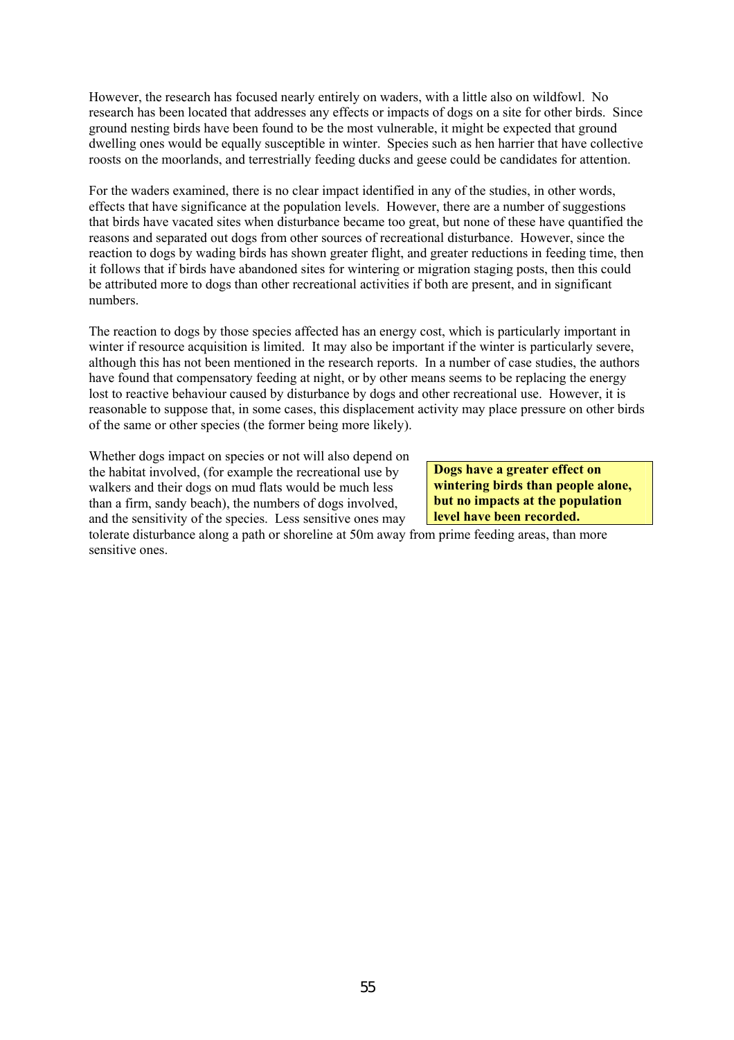However, the research has focused nearly entirely on waders, with a little also on wildfowl. No research has been located that addresses any effects or impacts of dogs on a site for other birds. Since ground nesting birds have been found to be the most vulnerable, it might be expected that ground dwelling ones would be equally susceptible in winter. Species such as hen harrier that have collective roosts on the moorlands, and terrestrially feeding ducks and geese could be candidates for attention.

For the waders examined, there is no clear impact identified in any of the studies, in other words, effects that have significance at the population levels. However, there are a number of suggestions that birds have vacated sites when disturbance became too great, but none of these have quantified the reasons and separated out dogs from other sources of recreational disturbance. However, since the reaction to dogs by wading birds has shown greater flight, and greater reductions in feeding time, then it follows that if birds have abandoned sites for wintering or migration staging posts, then this could be attributed more to dogs than other recreational activities if both are present, and in significant numbers.

The reaction to dogs by those species affected has an energy cost, which is particularly important in winter if resource acquisition is limited. It may also be important if the winter is particularly severe, although this has not been mentioned in the research reports. In a number of case studies, the authors have found that compensatory feeding at night, or by other means seems to be replacing the energy lost to reactive behaviour caused by disturbance by dogs and other recreational use. However, it is reasonable to suppose that, in some cases, this displacement activity may place pressure on other birds of the same or other species (the former being more likely).

Whether dogs impact on species or not will also depend on the habitat involved, (for example the recreational use by walkers and their dogs on mud flats would be much less than a firm, sandy beach), the numbers of dogs involved, and the sensitivity of the species. Less sensitive ones may tolerate disturbance along a path or shoreline at 50m away from prime feeding areas, than more sensitive ones.

**Dogs have a greater effect on wintering birds than people alone, but no impacts at the population level have been recorded.**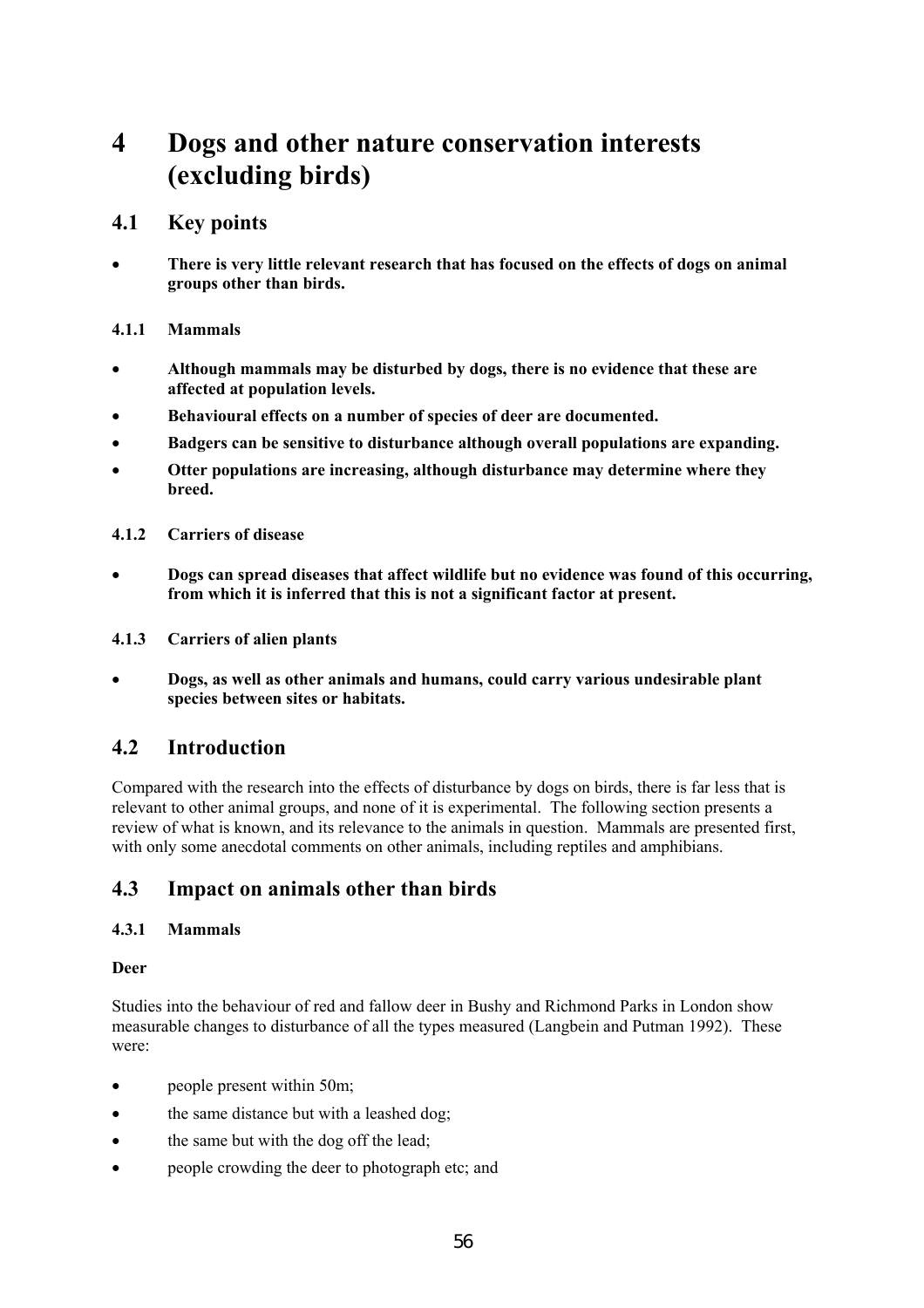# 4 Dogs and other nature conservation interests (excluding birds)

## 4.1 Key points

- **There is very little relevant research that has focused on the effects of dogs on animal groups other than birds.**

### 4.1.1 Mammals

- **Although mammals may be disturbed by dogs, there is no evidence that these are affected at population levels.**
- **Behavioural effects on a number of species of deer are documented.**
- **Badgers can be sensitive to disturbance although overall populations are expanding.**
- **Otter populations are increasing, although disturbance may determine where they breed.**

### 4.1.2 Carriers of disease

- **Dogs can spread diseases that affect wildlife but no evidence was found of this occurring, from which it is inferred that this is not a significant factor at present.**

### 4.1.3 Carriers of alien plants

- **Dogs, as well as other animals and humans, could carry various undesirable plant species between sites or habitats.**

## 4.2 Introduction

Compared with the research into the effects of disturbance by dogs on birds, there is far less that is relevant to other animal groups, and none of it is experimental. The following section presents a review of what is known, and its relevance to the animals in question. Mammals are presented first, with only some anecdotal comments on other animals, including reptiles and amphibians.

## 4.3 Impact on animals other than birds

### 4.3.1 Mammals

**Deer**

Studies into the behaviour of red and fallow deer in Bushy and Richmond Parks in London show measurable changes to disturbance of all the types measured (Langbein and Putman 1992). These were:

- people present within 50m;
- the same distance but with a leashed dog;
- the same but with the dog off the lead;
- people crowding the deer to photograph etc; and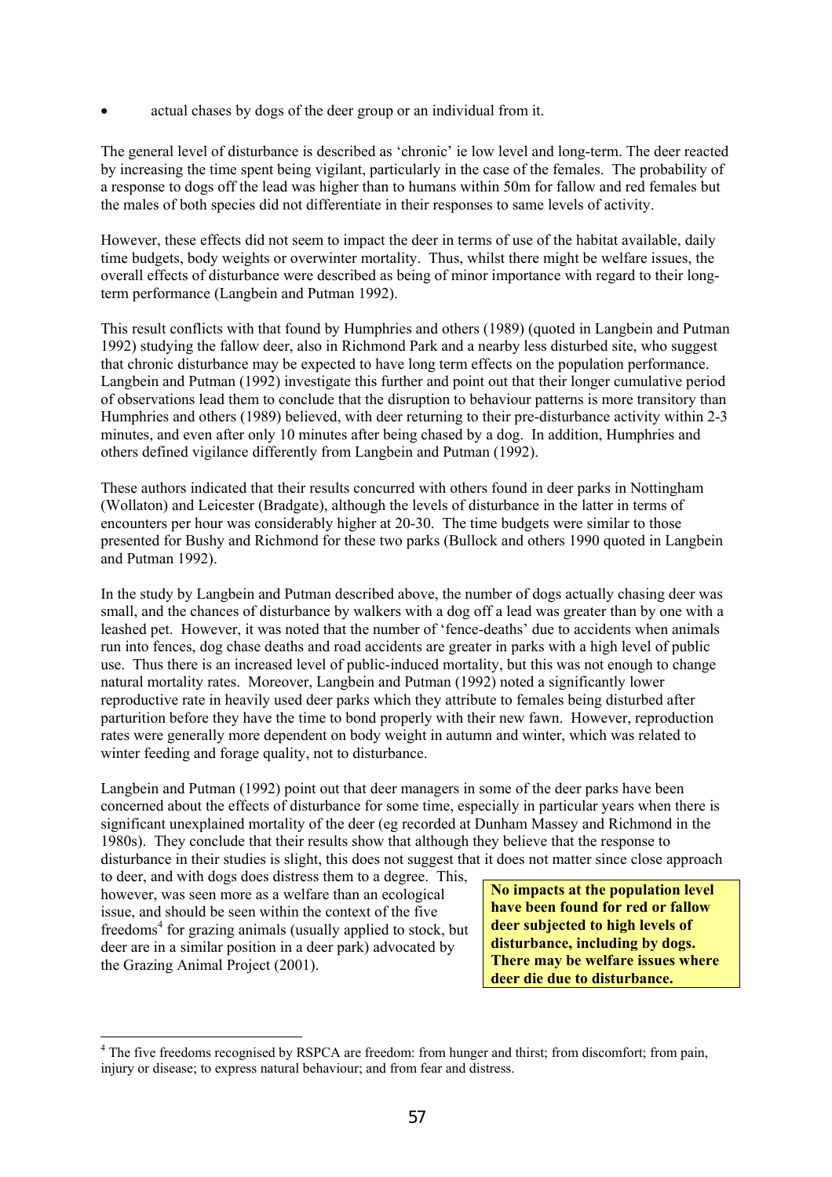- actual chases by dogs of the deer group or an individual from it.

The general level of disturbance is described as 'chronic' ie low level and long-term. The deer reacted by increasing the time spent being vigilant, particularly in the case of the females. The probability of a response to dogs off the lead was higher than to humans within 50m for fallow and red females but the males of both species did not differentiate in their responses to same levels of activity.

However, these effects did not seem to impact the deer in terms of use of the habitat available, daily time budgets, body weights or overwinter mortality. Thus, whilst there might be welfare issues, the overall effects of disturbance were described as being of minor importance with regard to their long-term performance (Langbein and Putman 1992).

This result conflicts with that found by Humphries and others (1989) (quoted in Langbein and Putman 1992) studying the fallow deer, also in Richmond Park and a nearby less disturbed site, who suggest that chronic disturbance may be expected to have long term effects on the population performance. Langbein and Putman (1992) investigate this further and point out that their longer cumulative period of observations lead them to conclude that the disruption to behaviour patterns is more transitory than Humphries and others (1989) believed, with deer returning to their pre-disturbance activity within 2-3 minutes, and even after only 10 minutes after being chased by a dog. In addition, Humphries and others defined vigilance differently from Langbein and Putman (1992).

These authors indicated that their results concurred with others found in deer parks in Nottingham (Wollaton) and Leicester (Bradgate), although the levels of disturbance in the latter in terms of encounters per hour was considerably higher at 20-30. The time budgets were similar to those presented for Bushy and Richmond for these two parks (Bullock and others 1990 quoted in Langbein and Putman 1992).

In the study by Langbein and Putman described above, the number of dogs actually chasing deer was small, and the chances of disturbance by walkers with a dog off a lead was greater than by one with a leashed pet. However, it was noted that the number of 'fence-deaths' due to accidents when animals run into fences, dog chase deaths and road accidents are greater in parks with a high level of public use. Thus there is an increased level of public-induced mortality, but this was not enough to change natural mortality rates. Moreover, Langbein and Putman (1992) noted a significantly lower reproductive rate in heavily used deer parks which they attribute to females being disturbed after parturition before they have the time to bond properly with their new fawn. However, reproduction rates were generally more dependent on body weight in autumn and winter, which was related to winter feeding and forage quality, not to disturbance.

Langbein and Putman (1992) point out that deer managers in some of the deer parks have been concerned about the effects of disturbance for some time, especially in particular years when there is significant unexplained mortality of the deer (eg recorded at Dunham Massey and Richmond in the 1980s). They conclude that their results show that although they believe that the response to disturbance in their studies is slight, this does not suggest that it does not matter since close approach to deer, and with dogs does distress them to a degree. This, however, was seen more as a welfare than an ecological issue, and should be seen within the context of the five freedoms[4] for grazing animals (usually applied to stock, but deer are in a similar position in a deer park) advocated by the Grazing Animal Project (2001).

**No impacts at the population level have been found for red or fallow deer subjected to high levels of disturbance, including by dogs. There may be welfare issues where deer die due to disturbance.**

[4] The five freedoms recognised by RSPCA are freedom: from hunger and thirst; from discomfort; from pain, injury or disease; to express natural behaviour; and from fear and distress.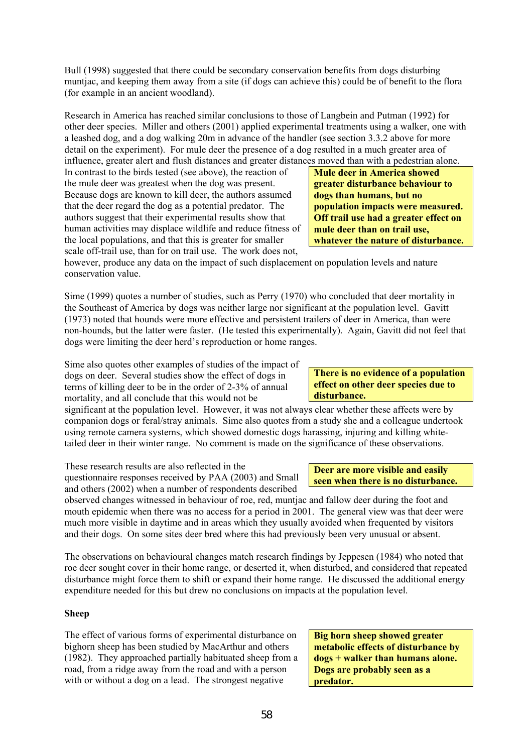Bull (1998) suggested that there could be secondary conservation benefits from dogs disturbing muntjac, and keeping them away from a site (if dogs can achieve this) could be of benefit to the flora (for example in an ancient woodland).

Research in America has reached similar conclusions to those of Langbein and Putman (1992) for other deer species. Miller and others (2001) applied experimental treatments using a walker, one with a leashed dog, and a dog walking 20m in advance of the handler (see section 3.3.2 above for more detail on the experiment). For mule deer the presence of a dog resulted in a much greater area of influence, greater alert and flush distances and greater distances moved than with a pedestrian alone. In contrast to the birds tested (see above), the reaction of the mule deer was greatest when the dog was present. Because dogs are known to kill deer, the authors assumed that the deer regard the dog as a potential predator. The authors suggest that their experimental results show that human activities may displace wildlife and reduce fitness of the local populations, and that this is greater for smaller scale off-trail use, than for on trail use. The work does not, however, produce any data on the impact of such displacement on population levels and nature conservation value.

**Mule deer in America showed greater disturbance behaviour to dogs than humans, but no population impacts were measured. Off trail use had a greater effect on mule deer than on trail use, whatever the nature of disturbance.**

Sime (1999) quotes a number of studies, such as Perry (1970) who concluded that deer mortality in the Southeast of America by dogs was neither large nor significant at the population level. Gavitt (1973) noted that hounds were more effective and persistent trailers of deer in America, than were non-hounds, but the latter were faster. (He tested this experimentally). Again, Gavitt did not feel that dogs were limiting the deer herd's reproduction or home ranges.

Sime also quotes other examples of studies of the impact of dogs on deer. Several studies show the effect of dogs in terms of killing deer to be in the order of 2-3% of annual mortality, and all conclude that this would not be significant at the population level. However, it was not always clear whether these affects were by companion dogs or feral/stray animals. Sime also quotes from a study she and a colleague undertook using remote camera systems, which showed domestic dogs harassing, injuring and killing white-tailed deer in their winter range. No comment is made on the significance of these observations.

**There is no evidence of a population effect on other deer species due to disturbance.**

These research results are also reflected in the questionnaire responses received by PAA (2003) and Small and others (2002) when a number of respondents described observed changes witnessed in behaviour of roe, red, muntjac and fallow deer during the foot and mouth epidemic when there was no access for a period in 2001. The general view was that deer were much more visible in daytime and in areas which they usually avoided when frequented by visitors and their dogs. On some sites deer bred where this had previously been very unusual or absent.

**Deer are more visible and easily seen when there is no disturbance.**

The observations on behavioural changes match research findings by Jeppesen (1984) who noted that roe deer sought cover in their home range, or deserted it, when disturbed, and considered that repeated disturbance might force them to shift or expand their home range. He discussed the additional energy expenditure needed for this but drew no conclusions on impacts at the population level.

**Sheep**

The effect of various forms of experimental disturbance on bighorn sheep has been studied by MacArthur and others (1982). They approached partially habituated sheep from a road, from a ridge away from the road and with a person with or without a dog on a lead. The strongest negative

**Big horn sheep showed greater metabolic effects of disturbance by dogs + walker than humans alone. Dogs are probably seen as a predator.**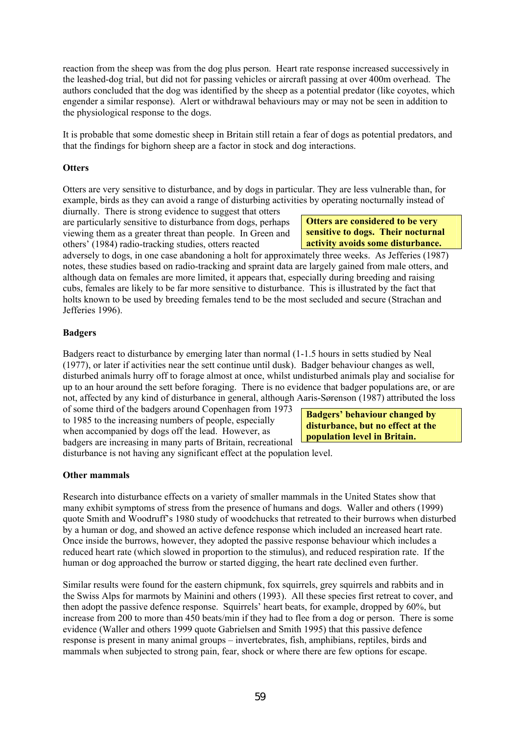reaction from the sheep was from the dog plus person. Heart rate response increased successively in the leashed-dog trial, but did not for passing vehicles or aircraft passing at over 400m overhead. The authors concluded that the dog was identified by the sheep as a potential predator (like coyotes, which engender a similar response). Alert or withdrawal behaviours may or may not be seen in addition to the physiological response to the dogs.

It is probable that some domestic sheep in Britain still retain a fear of dogs as potential predators, and that the findings for bighorn sheep are a factor in stock and dog interactions.

**Otters**

Otters are very sensitive to disturbance, and by dogs in particular. They are less vulnerable than, for example, birds as they can avoid a range of disturbing activities by operating nocturnally instead of diurnally. There is strong evidence to suggest that otters are particularly sensitive to disturbance from dogs, perhaps viewing them as a greater threat than people. In Green and others' (1984) radio-tracking studies, otters reacted adversely to dogs, in one case abandoning a holt for approximately three weeks. As Jefferies (1987) notes, these studies based on radio-tracking and spraint data are largely gained from male otters, and although data on females are more limited, it appears that, especially during breeding and raising cubs, females are likely to be far more sensitive to disturbance. This is illustrated by the fact that holts known to be used by breeding females tend to be the most secluded and secure (Strachan and Jefferies 1996).

**Otters are considered to be very sensitive to dogs. Their nocturnal activity avoids some disturbance.**

**Badgers**

Badgers react to disturbance by emerging later than normal (1-1.5 hours in setts studied by Neal (1977), or later if activities near the sett continue until dusk). Badger behaviour changes as well, disturbed animals hurry off to forage almost at once, whilst undisturbed animals play and socialise for up to an hour around the sett before foraging. There is no evidence that badger populations are, or are not, affected by any kind of disturbance in general, although Aaris-Sørenson (1987) attributed the loss of some third of the badgers around Copenhagen from 1973 to 1985 to the increasing numbers of people, especially when accompanied by dogs off the lead. However, as badgers are increasing in many parts of Britain, recreational disturbance is not having any significant effect at the population level.

**Badgers' behaviour changed by disturbance, but no effect at the population level in Britain.**

**Other mammals**

Research into disturbance effects on a variety of smaller mammals in the United States show that many exhibit symptoms of stress from the presence of humans and dogs. Waller and others (1999) quote Smith and Woodruff's 1980 study of woodchucks that retreated to their burrows when disturbed by a human or dog, and showed an active defence response which included an increased heart rate. Once inside the burrows, however, they adopted the passive response behaviour which includes a reduced heart rate (which slowed in proportion to the stimulus), and reduced respiration rate. If the human or dog approached the burrow or started digging, the heart rate declined even further.

Similar results were found for the eastern chipmunk, fox squirrels, grey squirrels and rabbits and in the Swiss Alps for marmots by Mainini and others (1993). All these species first retreat to cover, and then adopt the passive defence response. Squirrels' heart beats, for example, dropped by 60%, but increase from 200 to more than 450 beats/min if they had to flee from a dog or person. There is some evidence (Waller and others 1999 quote Gabrielsen and Smith 1995) that this passive defence response is present in many animal groups – invertebrates, fish, amphibians, reptiles, birds and mammals when subjected to strong pain, fear, shock or where there are few options for escape.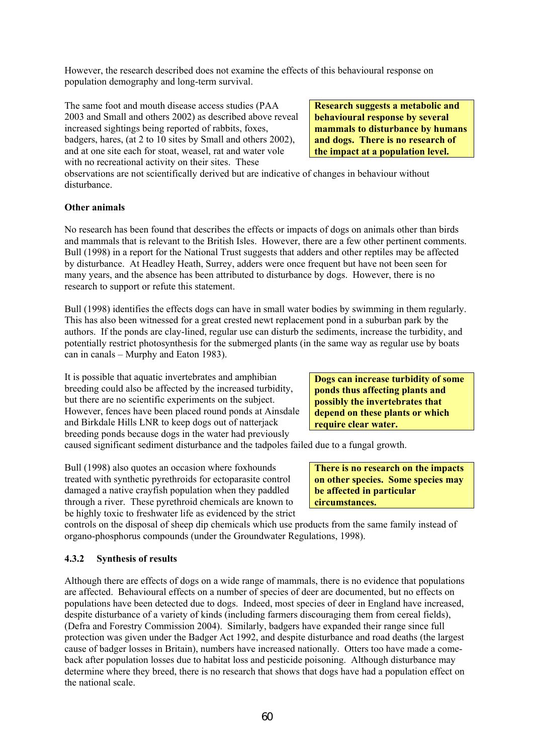However, the research described does not examine the effects of this behavioural response on population demography and long-term survival.

The same foot and mouth disease access studies (PAA 2003 and Small and others 2002) as described above reveal increased sightings being reported of rabbits, foxes, badgers, hares, (at 2 to 10 sites by Small and others 2002), and at one site each for stoat, weasel, rat and water vole with no recreational activity on their sites. These observations are not scientifically derived but are indicative of changes in behaviour without disturbance.

**Research suggests a metabolic and behavioural response by several mammals to disturbance by humans and dogs. There is no research of the impact at a population level.**

**Other animals**

No research has been found that describes the effects or impacts of dogs on animals other than birds and mammals that is relevant to the British Isles. However, there are a few other pertinent comments. Bull (1998) in a report for the National Trust suggests that adders and other reptiles may be affected by disturbance. At Headley Heath, Surrey, adders were once frequent but have not been seen for many years, and the absence has been attributed to disturbance by dogs. However, there is no research to support or refute this statement.

Bull (1998) identifies the effects dogs can have in small water bodies by swimming in them regularly. This has also been witnessed for a great crested newt replacement pond in a suburban park by the authors. If the ponds are clay-lined, regular use can disturb the sediments, increase the turbidity, and potentially restrict photosynthesis for the submerged plants (in the same way as regular use by boats can in canals – Murphy and Eaton 1983).

It is possible that aquatic invertebrates and amphibian breeding could also be affected by the increased turbidity, but there are no scientific experiments on the subject. However, fences have been placed round ponds at Ainsdale and Birkdale Hills LNR to keep dogs out of natterjack breeding ponds because dogs in the water had previously caused significant sediment disturbance and the tadpoles failed due to a fungal growth.

**Dogs can increase turbidity of some ponds thus affecting plants and possibly the invertebrates that depend on these plants or which require clear water.**

Bull (1998) also quotes an occasion where foxhounds treated with synthetic pyrethroids for ectoparasite control damaged a native crayfish population when they paddled through a river. These pyrethroid chemicals are known to be highly toxic to freshwater life as evidenced by the strict controls on the disposal of sheep dip chemicals which use products from the same family instead of organo-phosphorus compounds (under the Groundwater Regulations, 1998).

**There is no research on the impacts on other species. Some species may be affected in particular circumstances.**

### 4.3.2 Synthesis of results

Although there are effects of dogs on a wide range of mammals, there is no evidence that populations are affected. Behavioural effects on a number of species of deer are documented, but no effects on populations have been detected due to dogs. Indeed, most species of deer in England have increased, despite disturbance of a variety of kinds (including farmers discouraging them from cereal fields), (Defra and Forestry Commission 2004). Similarly, badgers have expanded their range since full protection was given under the Badger Act 1992, and despite disturbance and road deaths (the largest cause of badger losses in Britain), numbers have increased nationally. Otters too have made a come-back after population losses due to habitat loss and pesticide poisoning. Although disturbance may determine where they breed, there is no research that shows that dogs have had a population effect on the national scale.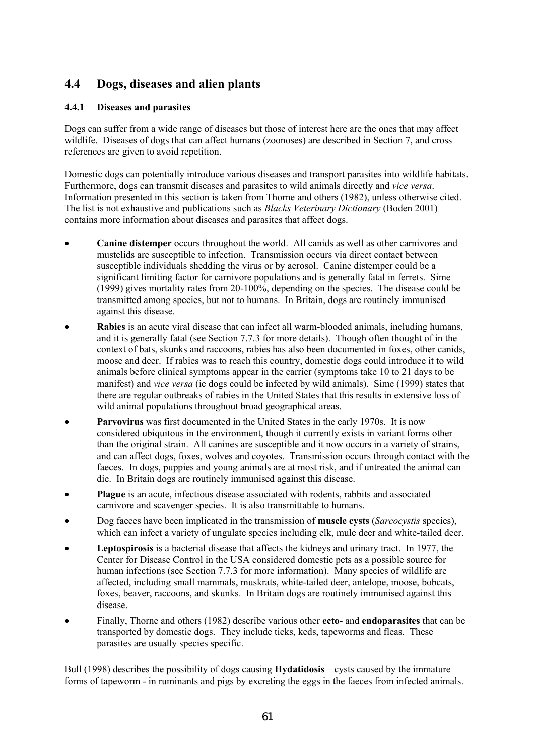## 4.4 Dogs, diseases and alien plants

### 4.4.1 Diseases and parasites

Dogs can suffer from a wide range of diseases but those of interest here are the ones that may affect wildlife. Diseases of dogs that can affect humans (zoonoses) are described in Section 7, and cross references are given to avoid repetition.

Domestic dogs can potentially introduce various diseases and transport parasites into wildlife habitats. Furthermore, dogs can transmit diseases and parasites to wild animals directly and *vice versa*. Information presented in this section is taken from Thorne and others (1982), unless otherwise cited. The list is not exhaustive and publications such as *Blacks Veterinary Dictionary* (Boden 2001) contains more information about diseases and parasites that affect dogs.

- **Canine distemper** occurs throughout the world. All canids as well as other carnivores and mustelids are susceptible to infection. Transmission occurs via direct contact between susceptible individuals shedding the virus or by aerosol. Canine distemper could be a significant limiting factor for carnivore populations and is generally fatal in ferrets. Sime (1999) gives mortality rates from 20-100%, depending on the species. The disease could be transmitted among species, but not to humans. In Britain, dogs are routinely immunised against this disease.
- **Rabies** is an acute viral disease that can infect all warm-blooded animals, including humans, and it is generally fatal (see Section 7.7.3 for more details). Though often thought of in the context of bats, skunks and raccoons, rabies has also been documented in foxes, other canids, moose and deer. If rabies was to reach this country, domestic dogs could introduce it to wild animals before clinical symptoms appear in the carrier (symptoms take 10 to 21 days to be manifest) and *vice versa* (ie dogs could be infected by wild animals). Sime (1999) states that there are regular outbreaks of rabies in the United States that this results in extensive loss of wild animal populations throughout broad geographical areas.
- **Parvovirus** was first documented in the United States in the early 1970s. It is now considered ubiquitous in the environment, though it currently exists in variant forms other than the original strain. All canines are susceptible and it now occurs in a variety of strains, and can affect dogs, foxes, wolves and coyotes. Transmission occurs through contact with the faeces. In dogs, puppies and young animals are at most risk, and if untreated the animal can die. In Britain dogs are routinely immunised against this disease.
- **Plague** is an acute, infectious disease associated with rodents, rabbits and associated carnivore and scavenger species. It is also transmittable to humans.
- Dog faeces have been implicated in the transmission of **muscle cysts** (*Sarcocystis* species), which can infect a variety of ungulate species including elk, mule deer and white-tailed deer.
- **Leptospirosis** is a bacterial disease that affects the kidneys and urinary tract. In 1977, the Center for Disease Control in the USA considered domestic pets as a possible source for human infections (see Section 7.7.3 for more information). Many species of wildlife are affected, including small mammals, muskrats, white-tailed deer, antelope, moose, bobcats, foxes, beaver, raccoons, and skunks. In Britain dogs are routinely immunised against this disease.
- Finally, Thorne and others (1982) describe various other **ecto-** and **endoparasites** that can be transported by domestic dogs. They include ticks, keds, tapeworms and fleas. These parasites are usually species specific.

Bull (1998) describes the possibility of dogs causing **Hydatidosis** – cysts caused by the immature forms of tapeworm - in ruminants and pigs by excreting the eggs in the faeces from infected animals.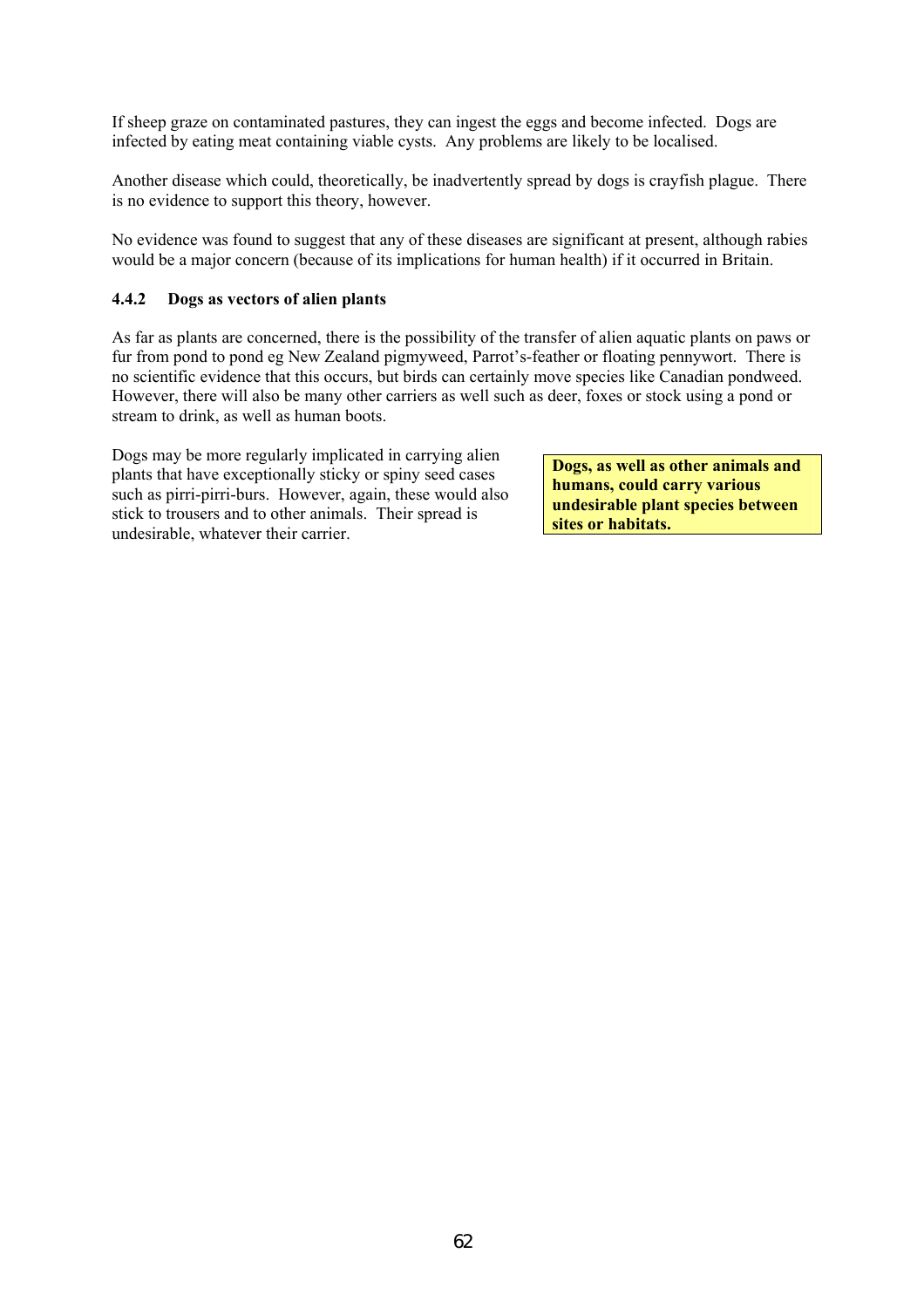If sheep graze on contaminated pastures, they can ingest the eggs and become infected. Dogs are infected by eating meat containing viable cysts. Any problems are likely to be localised.

Another disease which could, theoretically, be inadvertently spread by dogs is crayfish plague. There is no evidence to support this theory, however.

No evidence was found to suggest that any of these diseases are significant at present, although rabies would be a major concern (because of its implications for human health) if it occurred in Britain.

#### 4.4.2 Dogs as vectors of alien plants

As far as plants are concerned, there is the possibility of the transfer of alien aquatic plants on paws or fur from pond to pond eg New Zealand pigmyweed, Parrot's-feather or floating pennywort. There is no scientific evidence that this occurs, but birds can certainly move species like Canadian pondweed. However, there will also be many other carriers as well such as deer, foxes or stock using a pond or stream to drink, as well as human boots.

Dogs may be more regularly implicated in carrying alien plants that have exceptionally sticky or spiny seed cases such as pirri-pirri-burs. However, again, these would also stick to trousers and to other animals. Their spread is undesirable, whatever their carrier.

**Dogs, as well as other animals and humans, could carry various undesirable plant species between sites or habitats.**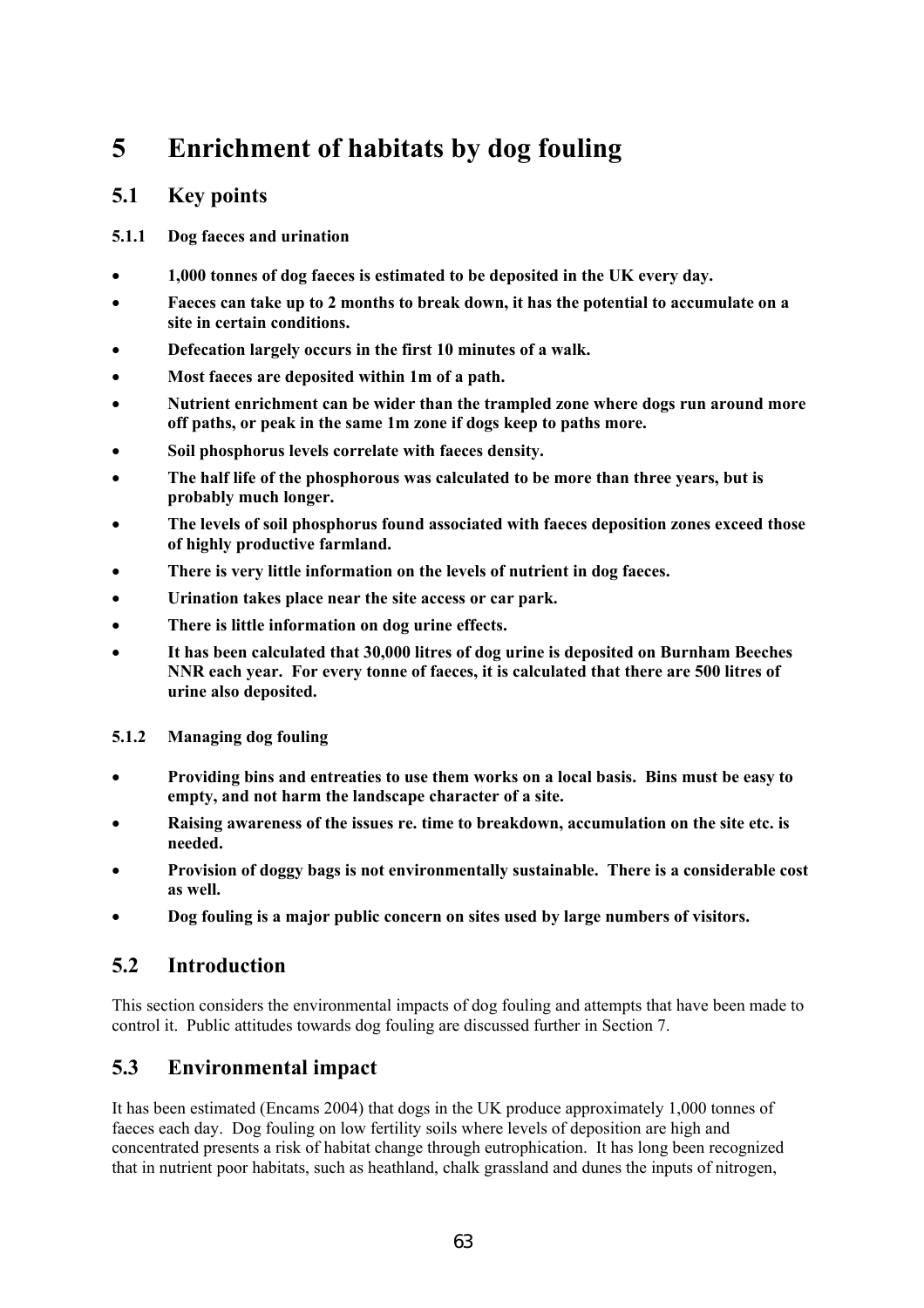# 5 Enrichment of habitats by dog fouling

## 5.1 Key points

#### 5.1.1 Dog faeces and urination

- **1,000 tonnes of dog faeces is estimated to be deposited in the UK every day.**
- **Faeces can take up to 2 months to break down, it has the potential to accumulate on a site in certain conditions.**
- **Defecation largely occurs in the first 10 minutes of a walk.**
- **Most faeces are deposited within 1m of a path.**
- **Nutrient enrichment can be wider than the trampled zone where dogs run around more off paths, or peak in the same 1m zone if dogs keep to paths more.**
- **Soil phosphorus levels correlate with faeces density.**
- **The half life of the phosphorous was calculated to be more than three years, but is probably much longer.**
- **The levels of soil phosphorus found associated with faeces deposition zones exceed those of highly productive farmland.**
- **There is very little information on the levels of nutrient in dog faeces.**
- **Urination takes place near the site access or car park.**
- **There is little information on dog urine effects.**
- **It has been calculated that 30,000 litres of dog urine is deposited on Burnham Beeches NNR each year. For every tonne of faeces, it is calculated that there are 500 litres of urine also deposited.**

#### 5.1.2 Managing dog fouling

- **Providing bins and entreaties to use them works on a local basis. Bins must be easy to empty, and not harm the landscape character of a site.**
- **Raising awareness of the issues re. time to breakdown, accumulation on the site etc. is needed.**
- **Provision of doggy bags is not environmentally sustainable. There is a considerable cost as well.**
- **Dog fouling is a major public concern on sites used by large numbers of visitors.**

## 5.2 Introduction

This section considers the environmental impacts of dog fouling and attempts that have been made to control it. Public attitudes towards dog fouling are discussed further in Section 7.

## 5.3 Environmental impact

It has been estimated (Encams 2004) that dogs in the UK produce approximately 1,000 tonnes of faeces each day. Dog fouling on low fertility soils where levels of deposition are high and concentrated presents a risk of habitat change through eutrophication. It has long been recognized that in nutrient poor habitats, such as heathland, chalk grassland and dunes the inputs of nitrogen,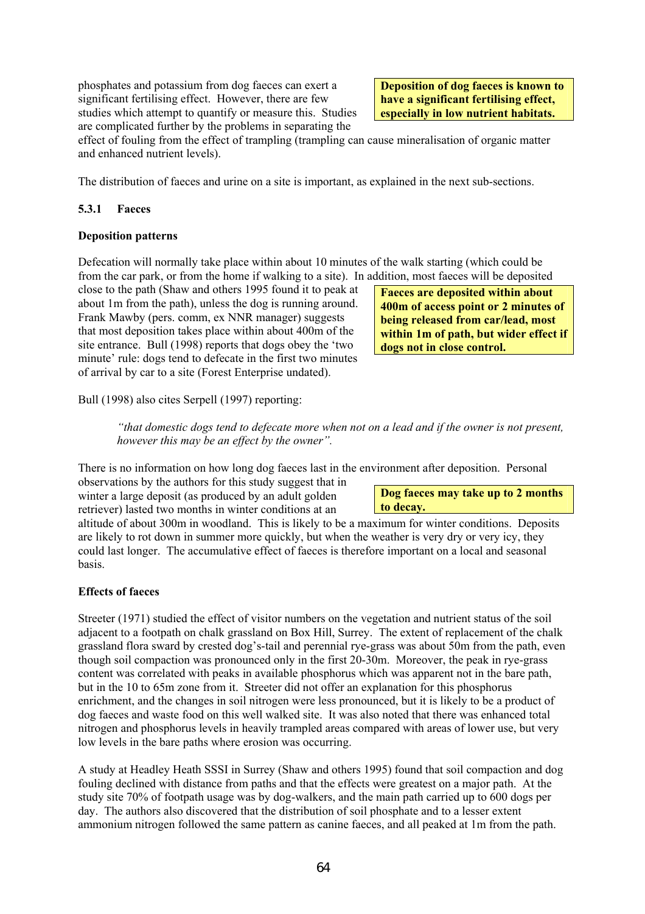phosphates and potassium from dog faeces can exert a significant fertilising effect. However, there are few studies which attempt to quantify or measure this. Studies are complicated further by the problems in separating the effect of fouling from the effect of trampling (trampling can cause mineralisation of organic matter and enhanced nutrient levels).

> **Deposition of dog faeces is known to have a significant fertilising effect, especially in low nutrient habitats.**

The distribution of faeces and urine on a site is important, as explained in the next sub-sections.

### 5.3.1 Faeces

**Deposition patterns**

Defecation will normally take place within about 10 minutes of the walk starting (which could be from the car park, or from the home if walking to a site). In addition, most faeces will be deposited close to the path (Shaw and others 1995 found it to peak at about 1m from the path), unless the dog is running around. Frank Mawby (pers. comm, ex NNR manager) suggests that most deposition takes place within about 400m of the site entrance. Bull (1998) reports that dogs obey the 'two minute' rule: dogs tend to defecate in the first two minutes of arrival by car to a site (Forest Enterprise undated).

> **Faeces are deposited within about 400m of access point or 2 minutes of being released from car/lead, most within 1m of path, but wider effect if dogs not in close control.**

Bull (1998) also cites Serpell (1997) reporting:

> *"that domestic dogs tend to defecate more when not on a lead and if the owner is not present, however this may be an effect by the owner".*

There is no information on how long dog faeces last in the environment after deposition. Personal observations by the authors for this study suggest that in winter a large deposit (as produced by an adult golden retriever) lasted two months in winter conditions at an altitude of about 300m in woodland. This is likely to be a maximum for winter conditions. Deposits are likely to rot down in summer more quickly, but when the weather is very dry or very icy, they could last longer. The accumulative effect of faeces is therefore important on a local and seasonal basis.

> **Dog faeces may take up to 2 months to decay.**

**Effects of faeces**

Streeter (1971) studied the effect of visitor numbers on the vegetation and nutrient status of the soil adjacent to a footpath on chalk grassland on Box Hill, Surrey. The extent of replacement of the chalk grassland flora sward by crested dog's-tail and perennial rye-grass was about 50m from the path, even though soil compaction was pronounced only in the first 20-30m. Moreover, the peak in rye-grass content was correlated with peaks in available phosphorus which was apparent not in the bare path, but in the 10 to 65m zone from it. Streeter did not offer an explanation for this phosphorus enrichment, and the changes in soil nitrogen were less pronounced, but it is likely to be a product of dog faeces and waste food on this well walked site. It was also noted that there was enhanced total nitrogen and phosphorus levels in heavily trampled areas compared with areas of lower use, but very low levels in the bare paths where erosion was occurring.

A study at Headley Heath SSSI in Surrey (Shaw and others 1995) found that soil compaction and dog fouling declined with distance from paths and that the effects were greatest on a major path. At the study site 70% of footpath usage was by dog-walkers, and the main path carried up to 600 dogs per day. The authors also discovered that the distribution of soil phosphate and to a lesser extent ammonium nitrogen followed the same pattern as canine faeces, and all peaked at 1m from the path.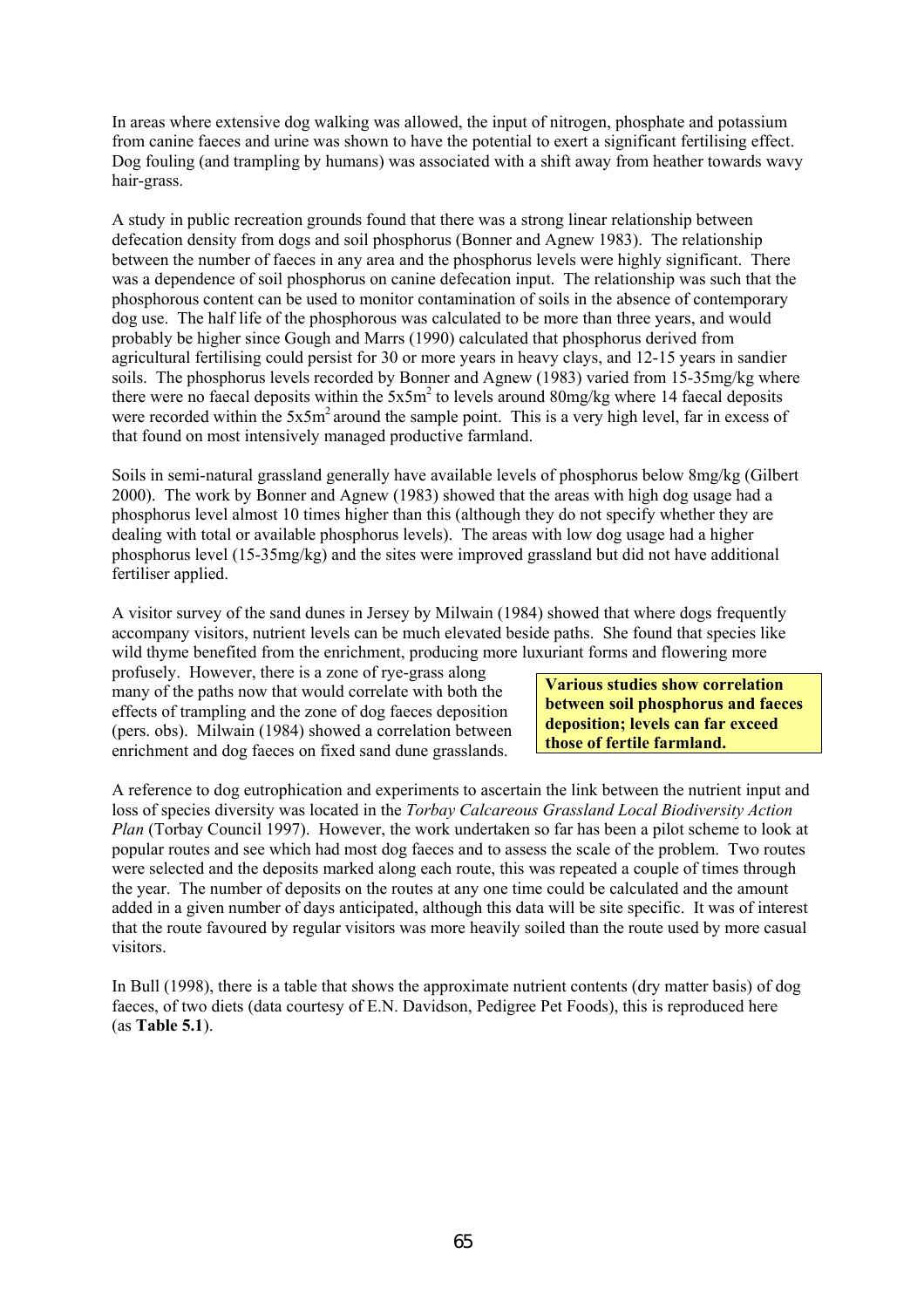In areas where extensive dog walking was allowed, the input of nitrogen, phosphate and potassium from canine faeces and urine was shown to have the potential to exert a significant fertilising effect. Dog fouling (and trampling by humans) was associated with a shift away from heather towards wavy hair-grass.

A study in public recreation grounds found that there was a strong linear relationship between defecation density from dogs and soil phosphorus (Bonner and Agnew 1983). The relationship between the number of faeces in any area and the phosphorus levels were highly significant. There was a dependence of soil phosphorus on canine defecation input. The relationship was such that the phosphorous content can be used to monitor contamination of soils in the absence of contemporary dog use. The half life of the phosphorous was calculated to be more than three years, and would probably be higher since Gough and Marrs (1990) calculated that phosphorus derived from agricultural fertilising could persist for 30 or more years in heavy clays, and 12-15 years in sandier soils. The phosphorus levels recorded by Bonner and Agnew (1983) varied from 15-35mg/kg where there were no faecal deposits within the $5x5m^2$ to levels around 80mg/kg where 14 faecal deposits were recorded within the $5x5m^2$ around the sample point. This is a very high level, far in excess of that found on most intensively managed productive farmland.

Soils in semi-natural grassland generally have available levels of phosphorus below 8mg/kg (Gilbert 2000). The work by Bonner and Agnew (1983) showed that the areas with high dog usage had a phosphorus level almost 10 times higher than this (although they do not specify whether they are dealing with total or available phosphorus levels). The areas with low dog usage had a higher phosphorus level (15-35mg/kg) and the sites were improved grassland but did not have additional fertiliser applied.

A visitor survey of the sand dunes in Jersey by Milwain (1984) showed that where dogs frequently accompany visitors, nutrient levels can be much elevated beside paths. She found that species like wild thyme benefited from the enrichment, producing more luxuriant forms and flowering more profusely. However, there is a zone of rye-grass along many of the paths now that would correlate with both the effects of trampling and the zone of dog faeces deposition (pers. obs). Milwain (1984) showed a correlation between enrichment and dog faeces on fixed sand dune grasslands.

**Various studies show correlation between soil phosphorus and faeces deposition; levels can far exceed those of fertile farmland.**

A reference to dog eutrophication and experiments to ascertain the link between the nutrient input and loss of species diversity was located in the *Torbay Calcareous Grassland Local Biodiversity Action Plan* (Torbay Council 1997). However, the work undertaken so far has been a pilot scheme to look at popular routes and see which had most dog faeces and to assess the scale of the problem. Two routes were selected and the deposits marked along each route, this was repeated a couple of times through the year. The number of deposits on the routes at any one time could be calculated and the amount added in a given number of days anticipated, although this data will be site specific. It was of interest that the route favoured by regular visitors was more heavily soiled than the route used by more casual visitors.

In Bull (1998), there is a table that shows the approximate nutrient contents (dry matter basis) of dog faeces, of two diets (data courtesy of E.N. Davidson, Pedigree Pet Foods), this is reproduced here (as **Table 5.1**).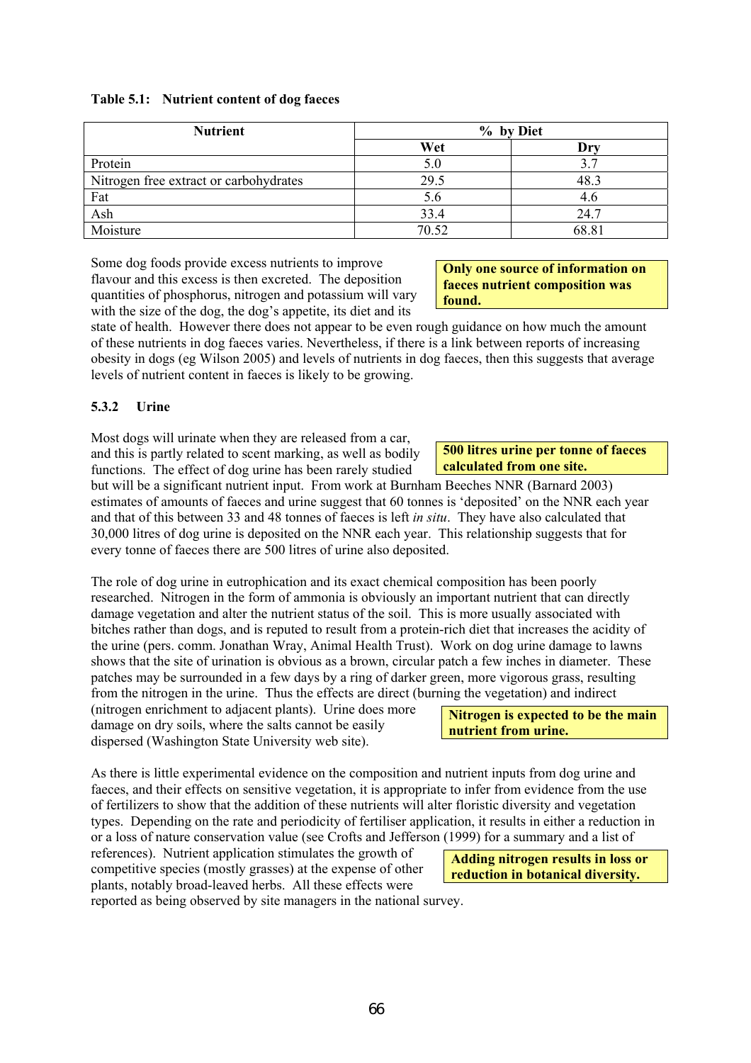**Table 5.1: Nutrient content of dog faeces**

| Nutrient | % by Diet | |
|---|---|---|
| | Wet | Dry |
| Protein | 5.0 | 3.7 |
| Nitrogen free extract or carbohydrates | 29.5 | 48.3 |
| Fat | 5.6 | 4.6 |
| Ash | 33.4 | 24.7 |
| Moisture | 70.52 | 68.81 |

**Only one source of information on faeces nutrient composition was found.**

Some dog foods provide excess nutrients to improve flavour and this excess is then excreted. The deposition quantities of phosphorus, nitrogen and potassium will vary with the size of the dog, the dog's appetite, its diet and its state of health. However there does not appear to be even rough guidance on how much the amount of these nutrients in dog faeces varies. Nevertheless, if there is a link between reports of increasing obesity in dogs (eg Wilson 2005) and levels of nutrients in dog faeces, then this suggests that average levels of nutrient content in faeces is likely to be growing.

### 5.3.2 Urine

**500 litres urine per tonne of faeces calculated from one site.**

Most dogs will urinate when they are released from a car, and this is partly related to scent marking, as well as bodily functions. The effect of dog urine has been rarely studied but will be a significant nutrient input. From work at Burnham Beeches NNR (Barnard 2003) estimates of amounts of faeces and urine suggest that 60 tonnes is 'deposited' on the NNR each year and that of this between 33 and 48 tonnes of faeces is left *in situ*. They have also calculated that 30,000 litres of dog urine is deposited on the NNR each year. This relationship suggests that for every tonne of faeces there are 500 litres of urine also deposited.

The role of dog urine in eutrophication and its exact chemical composition has been poorly researched. Nitrogen in the form of ammonia is obviously an important nutrient that can directly damage vegetation and alter the nutrient status of the soil. This is more usually associated with bitches rather than dogs, and is reputed to result from a protein-rich diet that increases the acidity of the urine (pers. comm. Jonathan Wray, Animal Health Trust). Work on dog urine damage to lawns shows that the site of urination is obvious as a brown, circular patch a few inches in diameter. These patches may be surrounded in a few days by a ring of darker green, more vigorous grass, resulting from the nitrogen in the urine. Thus the effects are direct (burning the vegetation) and indirect (nitrogen enrichment to adjacent plants). Urine does more damage on dry soils, where the salts cannot be easily dispersed (Washington State University web site).

**Nitrogen is expected to be the main nutrient from urine.**

As there is little experimental evidence on the composition and nutrient inputs from dog urine and faeces, and their effects on sensitive vegetation, it is appropriate to infer from evidence from the use of fertilizers to show that the addition of these nutrients will alter floristic diversity and vegetation types. Depending on the rate and periodicity of fertiliser application, it results in either a reduction in or a loss of nature conservation value (see Crofts and Jefferson (1999) for a summary and a list of references). Nutrient application stimulates the growth of competitive species (mostly grasses) at the expense of other plants, notably broad-leaved herbs. All these effects were reported as being observed by site managers in the national survey.

**Adding nitrogen results in loss or reduction in botanical diversity.**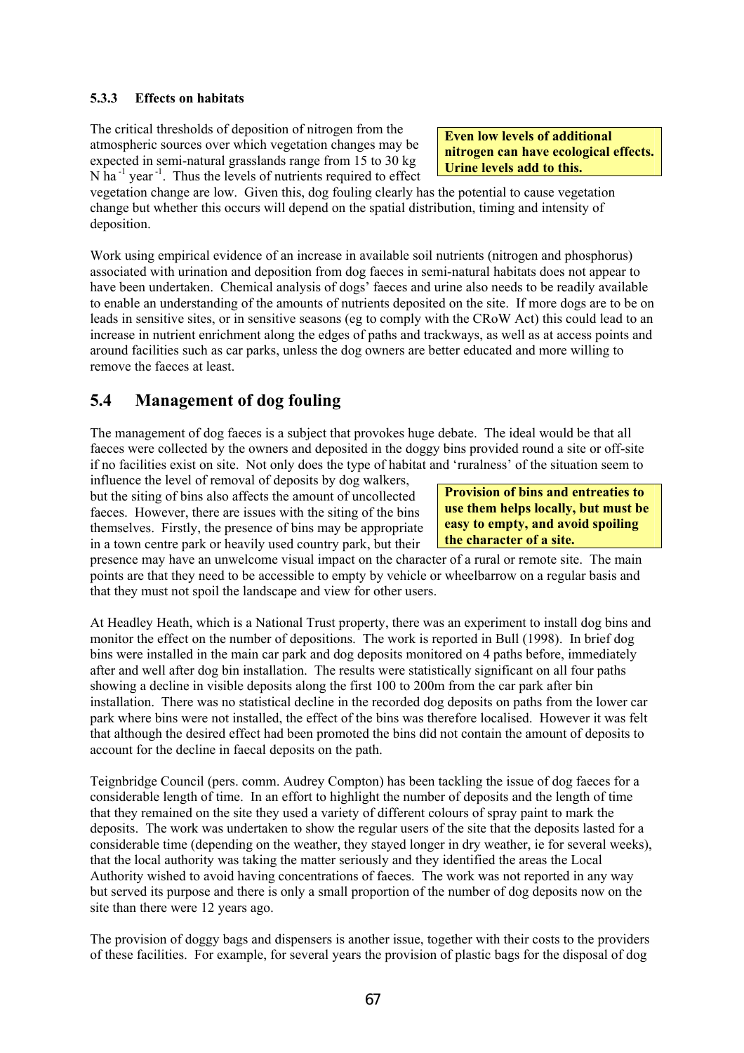### 5.3.3 Effects on habitats

**Even low levels of additional nitrogen can have ecological effects. Urine levels add to this.**

The critical thresholds of deposition of nitrogen from the atmospheric sources over which vegetation changes may be expected in semi-natural grasslands range from 15 to 30 kg N $ha^{-1}$ $year^{-1}$. Thus the levels of nutrients required to effect vegetation change are low. Given this, dog fouling clearly has the potential to cause vegetation change but whether this occurs will depend on the spatial distribution, timing and intensity of deposition.

Work using empirical evidence of an increase in available soil nutrients (nitrogen and phosphorus) associated with urination and deposition from dog faeces in semi-natural habitats does not appear to have been undertaken. Chemical analysis of dogs' faeces and urine also needs to be readily available to enable an understanding of the amounts of nutrients deposited on the site. If more dogs are to be on leads in sensitive sites, or in sensitive seasons (eg to comply with the CRoW Act) this could lead to an increase in nutrient enrichment along the edges of paths and trackways, as well as at access points and around facilities such as car parks, unless the dog owners are better educated and more willing to remove the faeces at least.

## 5.4 Management of dog fouling

The management of dog faeces is a subject that provokes huge debate. The ideal would be that all faeces were collected by the owners and deposited in the doggy bins provided round a site or off-site if no facilities exist on site. Not only does the type of habitat and 'ruralness' of the situation seem to influence the level of removal of deposits by dog walkers, but the siting of bins also affects the amount of uncollected faeces. However, there are issues with the siting of the bins themselves. Firstly, the presence of bins may be appropriate in a town centre park or heavily used country park, but their presence may have an unwelcome visual impact on the character of a rural or remote site. The main points are that they need to be accessible to empty by vehicle or wheelbarrow on a regular basis and that they must not spoil the landscape and view for other users.

**Provision of bins and entreaties to use them helps locally, but must be easy to empty, and avoid spoiling the character of a site.**

At Headley Heath, which is a National Trust property, there was an experiment to install dog bins and monitor the effect on the number of depositions. The work is reported in Bull (1998). In brief dog bins were installed in the main car park and dog deposits monitored on 4 paths before, immediately after and well after dog bin installation. The results were statistically significant on all four paths showing a decline in visible deposits along the first 100 to 200m from the car park after bin installation. There was no statistical decline in the recorded dog deposits on paths from the lower car park where bins were not installed, the effect of the bins was therefore localised. However it was felt that although the desired effect had been promoted the bins did not contain the amount of deposits to account for the decline in faecal deposits on the path.

Teignbridge Council (pers. comm. Audrey Compton) has been tackling the issue of dog faeces for a considerable length of time. In an effort to highlight the number of deposits and the length of time that they remained on the site they used a variety of different colours of spray paint to mark the deposits. The work was undertaken to show the regular users of the site that the deposits lasted for a considerable time (depending on the weather, they stayed longer in dry weather, ie for several weeks), that the local authority was taking the matter seriously and they identified the areas the Local Authority wished to avoid having concentrations of faeces. The work was not reported in any way but served its purpose and there is only a small proportion of the number of dog deposits now on the site than there were 12 years ago.

The provision of doggy bags and dispensers is another issue, together with their costs to the providers of these facilities. For example, for several years the provision of plastic bags for the disposal of dog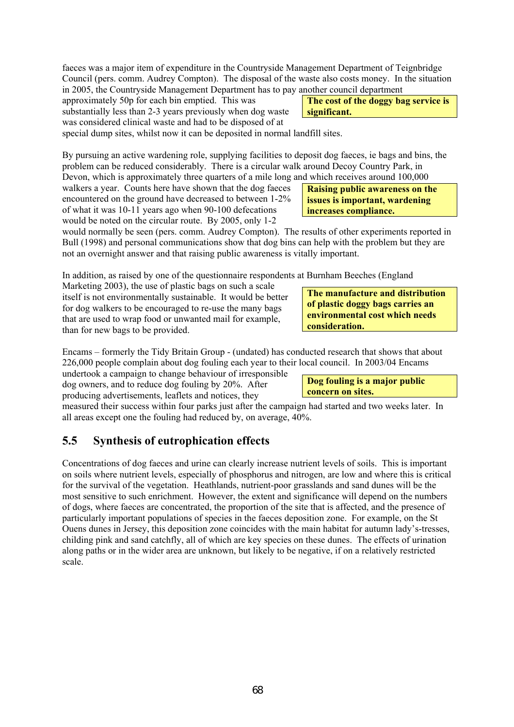faeces was a major item of expenditure in the Countryside Management Department of Teignbridge Council (pers. comm. Audrey Compton). The disposal of the waste also costs money. In the situation in 2005, the Countryside Management Department has to pay another council department approximately 50p for each bin emptied. This was substantially less than 2-3 years previously when dog waste was considered clinical waste and had to be disposed of at special dump sites, whilst now it can be deposited in normal landfill sites.

**The cost of the doggy bag service is significant.**

By pursuing an active wardening role, supplying facilities to deposit dog faeces, ie bags and bins, the problem can be reduced considerably. There is a circular walk around Decoy Country Park, in Devon, which is approximately three quarters of a mile long and which receives around 100,000 walkers a year. Counts here have shown that the dog faeces encountered on the ground have decreased to between 1-2% of what it was 10-11 years ago when 90-100 defecations would be noted on the circular route. By 2005, only 1-2 would normally be seen (pers. comm. Audrey Compton). The results of other experiments reported in Bull (1998) and personal communications show that dog bins can help with the problem but they are not an overnight answer and that raising public awareness is vitally important.

**Raising public awareness on the issues is important, wardening increases compliance.**

In addition, as raised by one of the questionnaire respondents at Burnham Beeches (England Marketing 2003), the use of plastic bags on such a scale itself is not environmentally sustainable. It would be better for dog walkers to be encouraged to re-use the many bags that are used to wrap food or unwanted mail for example, than for new bags to be provided.

**The manufacture and distribution of plastic doggy bags carries an environmental cost which needs consideration.**

Encams – formerly the Tidy Britain Group - (undated) has conducted research that shows that about 226,000 people complain about dog fouling each year to their local council. In 2003/04 Encams undertook a campaign to change behaviour of irresponsible dog owners, and to reduce dog fouling by 20%. After producing advertisements, leaflets and notices, they measured their success within four parks just after the campaign had started and two weeks later. In all areas except one the fouling had reduced by, on average, 40%.

**Dog fouling is a major public concern on sites.**

## 5.5 Synthesis of eutrophication effects

Concentrations of dog faeces and urine can clearly increase nutrient levels of soils. This is important on soils where nutrient levels, especially of phosphorus and nitrogen, are low and where this is critical for the survival of the vegetation. Heathlands, nutrient-poor grasslands and sand dunes will be the most sensitive to such enrichment. However, the extent and significance will depend on the numbers of dogs, where faeces are concentrated, the proportion of the site that is affected, and the presence of particularly important populations of species in the faeces deposition zone. For example, on the St Ouens dunes in Jersey, this deposition zone coincides with the main habitat for autumn lady's-tresses, childing pink and sand catchfly, all of which are key species on these dunes. The effects of urination along paths or in the wider area are unknown, but likely to be negative, if on a relatively restricted scale.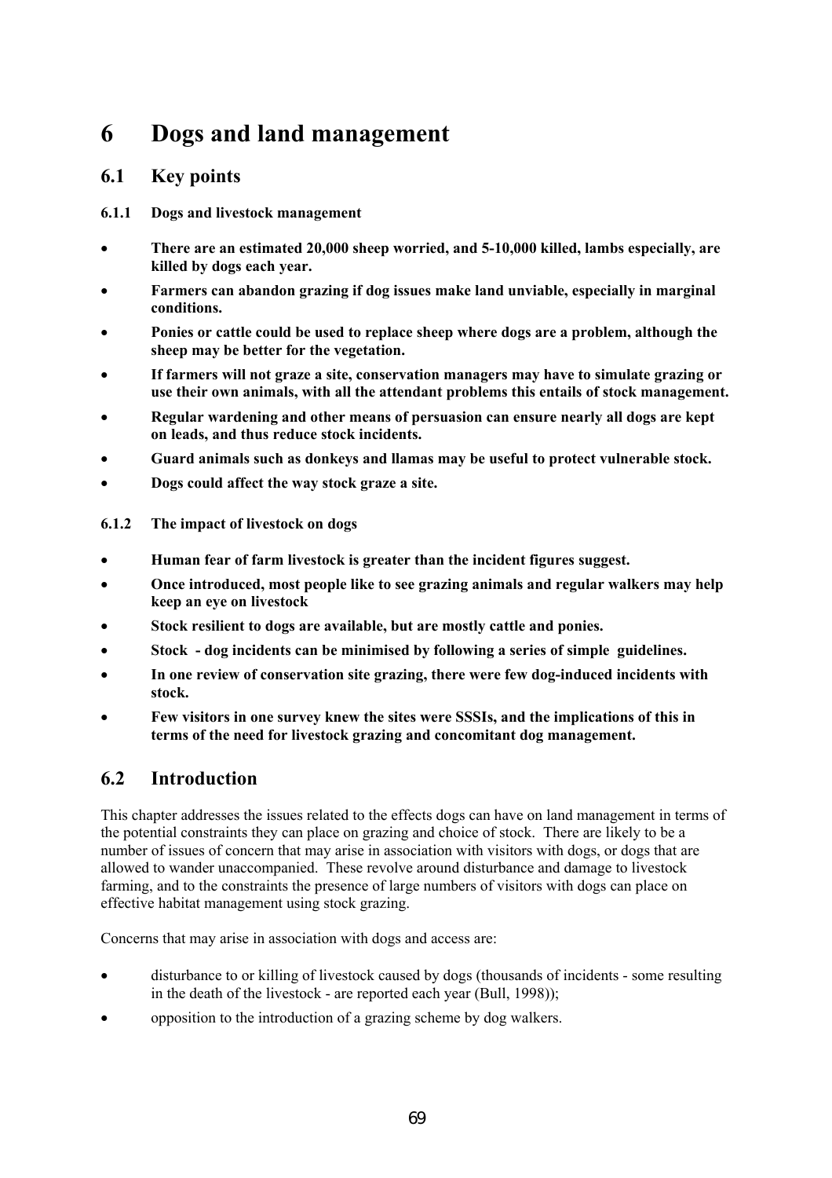# 6 Dogs and land management

## 6.1 Key points

### 6.1.1 Dogs and livestock management

- **There are an estimated 20,000 sheep worried, and 5-10,000 killed, lambs especially, are killed by dogs each year.**
- **Farmers can abandon grazing if dog issues make land unviable, especially in marginal conditions.**
- **Ponies or cattle could be used to replace sheep where dogs are a problem, although the sheep may be better for the vegetation.**
- **If farmers will not graze a site, conservation managers may have to simulate grazing or use their own animals, with all the attendant problems this entails of stock management.**
- **Regular wardening and other means of persuasion can ensure nearly all dogs are kept on leads, and thus reduce stock incidents.**
- **Guard animals such as donkeys and llamas may be useful to protect vulnerable stock.**
- **Dogs could affect the way stock graze a site.**

### 6.1.2 The impact of livestock on dogs

- **Human fear of farm livestock is greater than the incident figures suggest.**
- **Once introduced, most people like to see grazing animals and regular walkers may help keep an eye on livestock**
- **Stock resilient to dogs are available, but are mostly cattle and ponies.**
- **Stock - dog incidents can be minimised by following a series of simple guidelines.**
- **In one review of conservation site grazing, there were few dog-induced incidents with stock.**
- **Few visitors in one survey knew the sites were SSSIs, and the implications of this in terms of the need for livestock grazing and concomitant dog management.**

## 6.2 Introduction

This chapter addresses the issues related to the effects dogs can have on land management in terms of the potential constraints they can place on grazing and choice of stock. There are likely to be a number of issues of concern that may arise in association with visitors with dogs, or dogs that are allowed to wander unaccompanied. These revolve around disturbance and damage to livestock farming, and to the constraints the presence of large numbers of visitors with dogs can place on effective habitat management using stock grazing.

Concerns that may arise in association with dogs and access are:

- disturbance to or killing of livestock caused by dogs (thousands of incidents - some resulting in the death of the livestock - are reported each year (Bull, 1998));
- opposition to the introduction of a grazing scheme by dog walkers.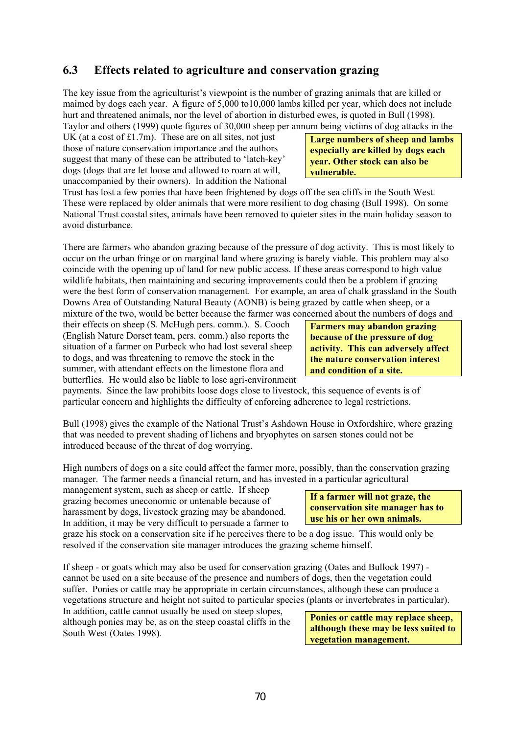## 6.3 Effects related to agriculture and conservation grazing

The key issue from the agriculturist's viewpoint is the number of grazing animals that are killed or maimed by dogs each year. A figure of 5,000 to10,000 lambs killed per year, which does not include hurt and threatened animals, nor the level of abortion in disturbed ewes, is quoted in Bull (1998). Taylor and others (1999) quote figures of 30,000 sheep per annum being victims of dog attacks in the UK (at a cost of £1.7m). These are on all sites, not just those of nature conservation importance and the authors suggest that many of these can be attributed to 'latch-key' dogs (dogs that are let loose and allowed to roam at will, unaccompanied by their owners). In addition the National Trust has lost a few ponies that have been frightened by dogs off the sea cliffs in the South West. These were replaced by older animals that were more resilient to dog chasing (Bull 1998). On some National Trust coastal sites, animals have been removed to quieter sites in the main holiday season to avoid disturbance.

**Large numbers of sheep and lambs especially are killed by dogs each year. Other stock can also be vulnerable.**

There are farmers who abandon grazing because of the pressure of dog activity. This is most likely to occur on the urban fringe or on marginal land where grazing is barely viable. This problem may also coincide with the opening up of land for new public access. If these areas correspond to high value wildlife habitats, then maintaining and securing improvements could then be a problem if grazing were the best form of conservation management. For example, an area of chalk grassland in the South Downs Area of Outstanding Natural Beauty (AONB) is being grazed by cattle when sheep, or a mixture of the two, would be better because the farmer was concerned about the numbers of dogs and their effects on sheep (S. McHugh pers. comm.). S. Cooch (English Nature Dorset team, pers. comm.) also reports the situation of a farmer on Purbeck who had lost several sheep to dogs, and was threatening to remove the stock in the summer, with attendant effects on the limestone flora and butterflies. He would also be liable to lose agri-environment payments. Since the law prohibits loose dogs close to livestock, this sequence of events is of particular concern and highlights the difficulty of enforcing adherence to legal restrictions.

**Farmers may abandon grazing because of the pressure of dog activity. This can adversely affect the nature conservation interest and condition of a site.**

Bull (1998) gives the example of the National Trust's Ashdown House in Oxfordshire, where grazing that was needed to prevent shading of lichens and bryophytes on sarsen stones could not be introduced because of the threat of dog worrying.

High numbers of dogs on a site could affect the farmer more, possibly, than the conservation grazing manager. The farmer needs a financial return, and has invested in a particular agricultural management system, such as sheep or cattle. If sheep grazing becomes uneconomic or untenable because of harassment by dogs, livestock grazing may be abandoned. In addition, it may be very difficult to persuade a farmer to graze his stock on a conservation site if he perceives there to be a dog issue. This would only be resolved if the conservation site manager introduces the grazing scheme himself.

**If a farmer will not graze, the conservation site manager has to use his or her own animals.**

If sheep - or goats which may also be used for conservation grazing (Oates and Bullock 1997) - cannot be used on a site because of the presence and numbers of dogs, then the vegetation could suffer. Ponies or cattle may be appropriate in certain circumstances, although these can produce a vegetations structure and height not suited to particular species (plants or invertebrates in particular). In addition, cattle cannot usually be used on steep slopes, although ponies may be, as on the steep coastal cliffs in the South West (Oates 1998).

**Ponies or cattle may replace sheep, although these may be less suited to vegetation management.**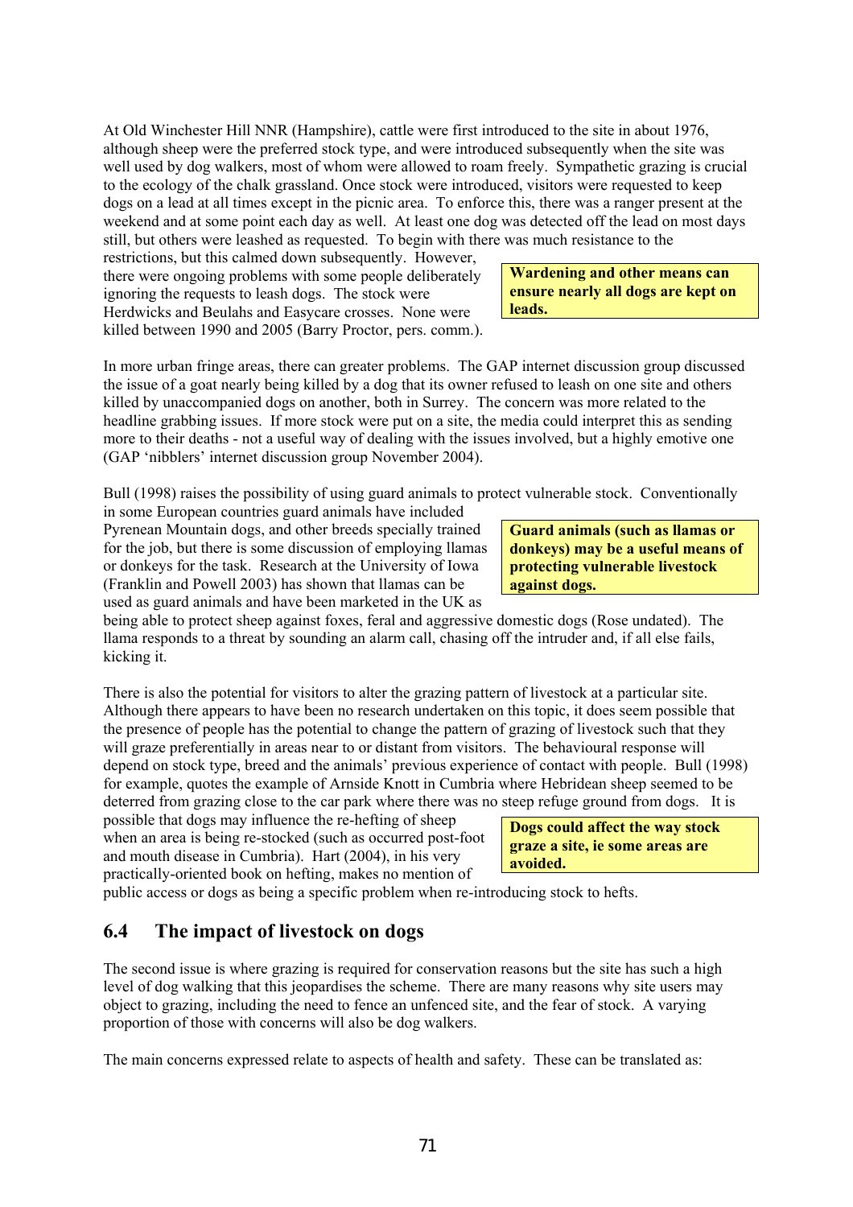At Old Winchester Hill NNR (Hampshire), cattle were first introduced to the site in about 1976, although sheep were the preferred stock type, and were introduced subsequently when the site was well used by dog walkers, most of whom were allowed to roam freely. Sympathetic grazing is crucial to the ecology of the chalk grassland. Once stock were introduced, visitors were requested to keep dogs on a lead at all times except in the picnic area. To enforce this, there was a ranger present at the weekend and at some point each day as well. At least one dog was detected off the lead on most days still, but others were leashed as requested. To begin with there was much resistance to the restrictions, but this calmed down subsequently. However, there were ongoing problems with some people deliberately ignoring the requests to leash dogs. The stock were Herdwicks and Beulahs and Easycare crosses. None were killed between 1990 and 2005 (Barry Proctor, pers. comm.).

**Wardening and other means can ensure nearly all dogs are kept on leads.**

In more urban fringe areas, there can greater problems. The GAP internet discussion group discussed the issue of a goat nearly being killed by a dog that its owner refused to leash on one site and others killed by unaccompanied dogs on another, both in Surrey. The concern was more related to the headline grabbing issues. If more stock were put on a site, the media could interpret this as sending more to their deaths - not a useful way of dealing with the issues involved, but a highly emotive one (GAP 'nibblers' internet discussion group November 2004).

Bull (1998) raises the possibility of using guard animals to protect vulnerable stock. Conventionally in some European countries guard animals have included Pyrenean Mountain dogs, and other breeds specially trained for the job, but there is some discussion of employing llamas or donkeys for the task. Research at the University of Iowa (Franklin and Powell 2003) has shown that llamas can be used as guard animals and have been marketed in the UK as being able to protect sheep against foxes, feral and aggressive domestic dogs (Rose undated). The llama responds to a threat by sounding an alarm call, chasing off the intruder and, if all else fails, kicking it.

**Guard animals (such as llamas or donkeys) may be a useful means of protecting vulnerable livestock against dogs.**

There is also the potential for visitors to alter the grazing pattern of livestock at a particular site. Although there appears to have been no research undertaken on this topic, it does seem possible that the presence of people has the potential to change the pattern of grazing of livestock such that they will graze preferentially in areas near to or distant from visitors. The behavioural response will depend on stock type, breed and the animals' previous experience of contact with people. Bull (1998) for example, quotes the example of Arnside Knott in Cumbria where Hebridean sheep seemed to be deterred from grazing close to the car park where there was no steep refuge ground from dogs. It is possible that dogs may influence the re-hefting of sheep when an area is being re-stocked (such as occurred post-foot and mouth disease in Cumbria). Hart (2004), in his very practically-oriented book on hefting, makes no mention of public access or dogs as being a specific problem when re-introducing stock to hefts.

**Dogs could affect the way stock graze a site, ie some areas are avoided.**

## 6.4 The impact of livestock on dogs

The second issue is where grazing is required for conservation reasons but the site has such a high level of dog walking that this jeopardises the scheme. There are many reasons why site users may object to grazing, including the need to fence an unfenced site, and the fear of stock. A varying proportion of those with concerns will also be dog walkers.

The main concerns expressed relate to aspects of health and safety. These can be translated as: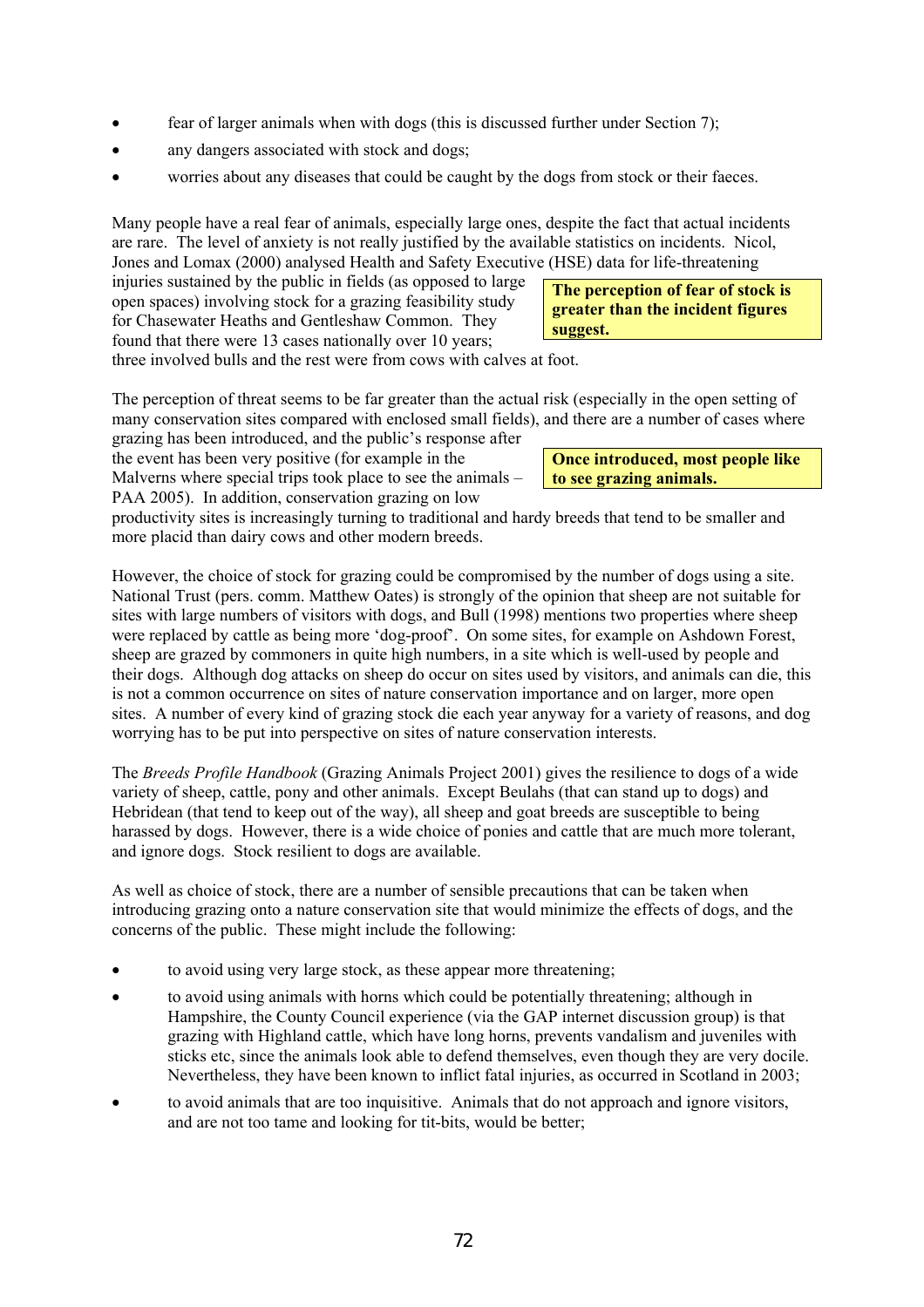- fear of larger animals when with dogs (this is discussed further under Section 7);
- any dangers associated with stock and dogs;
- worries about any diseases that could be caught by the dogs from stock or their faeces.

Many people have a real fear of animals, especially large ones, despite the fact that actual incidents are rare. The level of anxiety is not really justified by the available statistics on incidents. Nicol, Jones and Lomax (2000) analysed Health and Safety Executive (HSE) data for life-threatening injuries sustained by the public in fields (as opposed to large open spaces) involving stock for a grazing feasibility study for Chasewater Heaths and Gentleshaw Common. They found that there were 13 cases nationally over 10 years; three involved bulls and the rest were from cows with calves at foot.

**The perception of fear of stock is greater than the incident figures suggest.**

The perception of threat seems to be far greater than the actual risk (especially in the open setting of many conservation sites compared with enclosed small fields), and there are a number of cases where grazing has been introduced, and the public's response after the event has been very positive (for example in the Malverns where special trips took place to see the animals – PAA 2005). In addition, conservation grazing on low productivity sites is increasingly turning to traditional and hardy breeds that tend to be smaller and more placid than dairy cows and other modern breeds.

**Once introduced, most people like to see grazing animals.**

However, the choice of stock for grazing could be compromised by the number of dogs using a site. National Trust (pers. comm. Matthew Oates) is strongly of the opinion that sheep are not suitable for sites with large numbers of visitors with dogs, and Bull (1998) mentions two properties where sheep were replaced by cattle as being more 'dog-proof'. On some sites, for example on Ashdown Forest, sheep are grazed by commoners in quite high numbers, in a site which is well-used by people and their dogs. Although dog attacks on sheep do occur on sites used by visitors, and animals can die, this is not a common occurrence on sites of nature conservation importance and on larger, more open sites. A number of every kind of grazing stock die each year anyway for a variety of reasons, and dog worrying has to be put into perspective on sites of nature conservation interests.

The *Breeds Profile Handbook* (Grazing Animals Project 2001) gives the resilience to dogs of a wide variety of sheep, cattle, pony and other animals. Except Beulahs (that can stand up to dogs) and Hebridean (that tend to keep out of the way), all sheep and goat breeds are susceptible to being harassed by dogs. However, there is a wide choice of ponies and cattle that are much more tolerant, and ignore dogs. Stock resilient to dogs are available.

As well as choice of stock, there are a number of sensible precautions that can be taken when introducing grazing onto a nature conservation site that would minimize the effects of dogs, and the concerns of the public. These might include the following:

- to avoid using very large stock, as these appear more threatening;
- to avoid using animals with horns which could be potentially threatening; although in Hampshire, the County Council experience (via the GAP internet discussion group) is that grazing with Highland cattle, which have long horns, prevents vandalism and juveniles with sticks etc, since the animals look able to defend themselves, even though they are very docile. Nevertheless, they have been known to inflict fatal injuries, as occurred in Scotland in 2003;
- to avoid animals that are too inquisitive. Animals that do not approach and ignore visitors, and are not too tame and looking for tit-bits, would be better;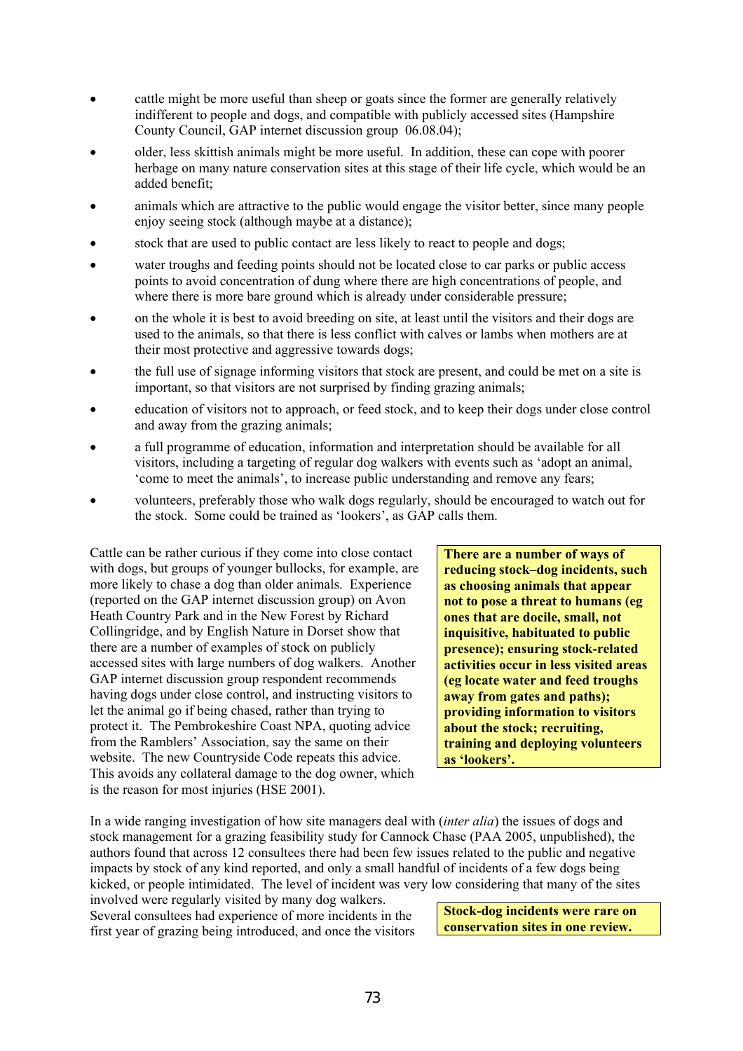- cattle might be more useful than sheep or goats since the former are generally relatively indifferent to people and dogs, and compatible with publicly accessed sites (Hampshire County Council, GAP internet discussion group 06.08.04);
- older, less skittish animals might be more useful. In addition, these can cope with poorer herbage on many nature conservation sites at this stage of their life cycle, which would be an added benefit;
- animals which are attractive to the public would engage the visitor better, since many people enjoy seeing stock (although maybe at a distance);
- stock that are used to public contact are less likely to react to people and dogs;
- water troughs and feeding points should not be located close to car parks or public access points to avoid concentration of dung where there are high concentrations of people, and where there is more bare ground which is already under considerable pressure;
- on the whole it is best to avoid breeding on site, at least until the visitors and their dogs are used to the animals, so that there is less conflict with calves or lambs when mothers are at their most protective and aggressive towards dogs;
- the full use of signage informing visitors that stock are present, and could be met on a site is important, so that visitors are not surprised by finding grazing animals;
- education of visitors not to approach, or feed stock, and to keep their dogs under close control and away from the grazing animals;
- a full programme of education, information and interpretation should be available for all visitors, including a targeting of regular dog walkers with events such as 'adopt an animal, 'come to meet the animals', to increase public understanding and remove any fears;
- volunteers, preferably those who walk dogs regularly, should be encouraged to watch out for the stock. Some could be trained as 'lookers', as GAP calls them.

**There are a number of ways of reducing stock–dog incidents, such as choosing animals that appear not to pose a threat to humans (eg ones that are docile, small, not inquisitive, habituated to public presence); ensuring stock-related activities occur in less visited areas (eg locate water and feed troughs away from gates and paths); providing information to visitors about the stock; recruiting, training and deploying volunteers as 'lookers'.**

Cattle can be rather curious if they come into close contact with dogs, but groups of younger bullocks, for example, are more likely to chase a dog than older animals. Experience (reported on the GAP internet discussion group) on Avon Heath Country Park and in the New Forest by Richard Collingridge, and by English Nature in Dorset show that there are a number of examples of stock on publicly accessed sites with large numbers of dog walkers. Another GAP internet discussion group respondent recommends having dogs under close control, and instructing visitors to let the animal go if being chased, rather than trying to protect it. The Pembrokeshire Coast NPA, quoting advice from the Ramblers' Association, say the same on their website. The new Countryside Code repeats this advice. This avoids any collateral damage to the dog owner, which is the reason for most injuries (HSE 2001).

**Stock-dog incidents were rare on conservation sites in one review.**

In a wide ranging investigation of how site managers deal with (*inter alia*) the issues of dogs and stock management for a grazing feasibility study for Cannock Chase (PAA 2005, unpublished), the authors found that across 12 consultees there had been few issues related to the public and negative impacts by stock of any kind reported, and only a small handful of incidents of a few dogs being kicked, or people intimidated. The level of incident was very low considering that many of the sites involved were regularly visited by many dog walkers. Several consultees had experience of more incidents in the first year of grazing being introduced, and once the visitors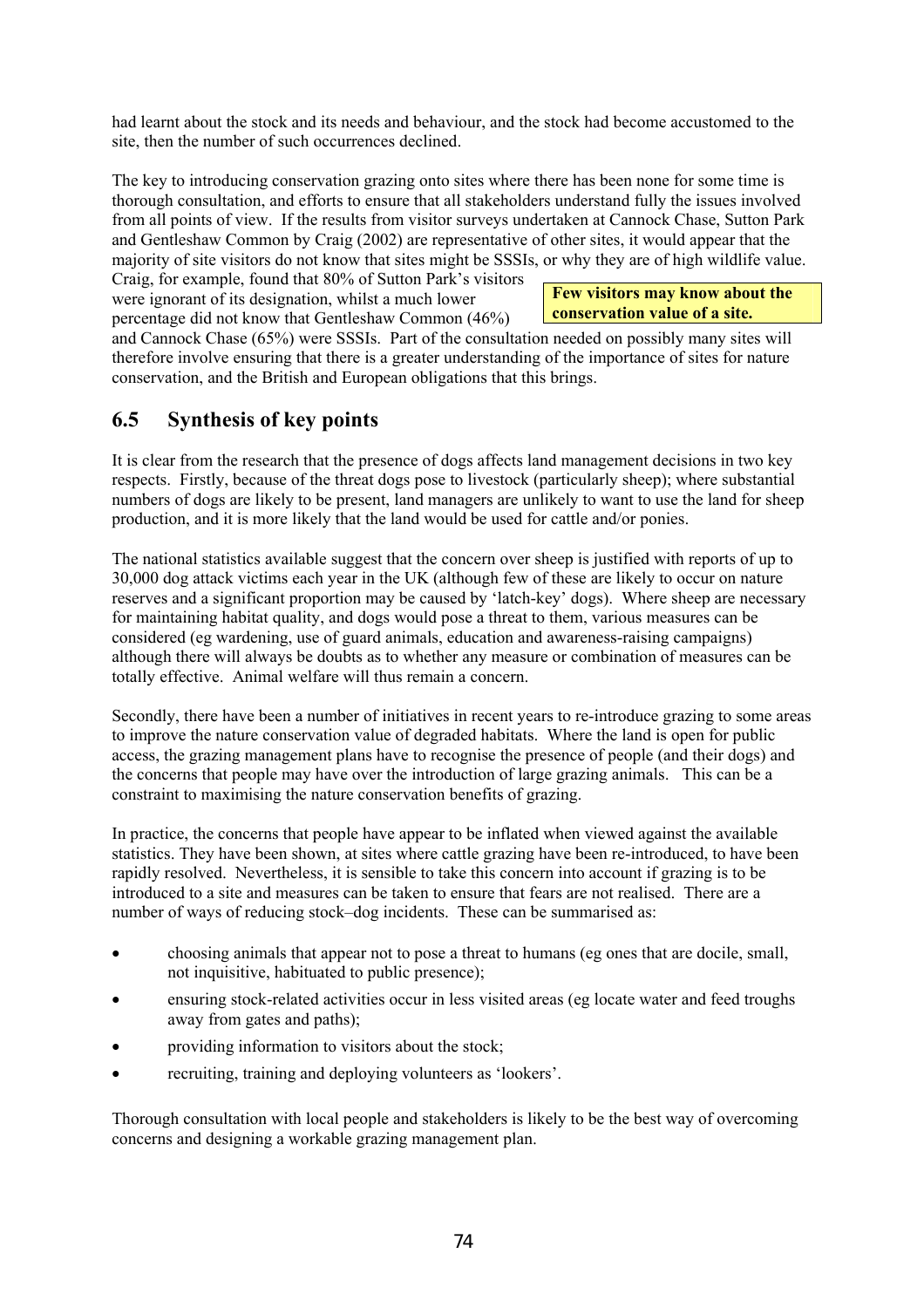had learnt about the stock and its needs and behaviour, and the stock had become accustomed to the site, then the number of such occurrences declined.

The key to introducing conservation grazing onto sites where there has been none for some time is thorough consultation, and efforts to ensure that all stakeholders understand fully the issues involved from all points of view. If the results from visitor surveys undertaken at Cannock Chase, Sutton Park and Gentleshaw Common by Craig (2002) are representative of other sites, it would appear that the majority of site visitors do not know that sites might be SSSIs, or why they are of high wildlife value. Craig, for example, found that 80% of Sutton Park's visitors were ignorant of its designation, whilst a much lower percentage did not know that Gentleshaw Common (46%) and Cannock Chase (65%) were SSSIs. Part of the consultation needed on possibly many sites will therefore involve ensuring that there is a greater understanding of the importance of sites for nature conservation, and the British and European obligations that this brings.

**Few visitors may know about the conservation value of a site.**

## 6.5 Synthesis of key points

It is clear from the research that the presence of dogs affects land management decisions in two key respects. Firstly, because of the threat dogs pose to livestock (particularly sheep); where substantial numbers of dogs are likely to be present, land managers are unlikely to want to use the land for sheep production, and it is more likely that the land would be used for cattle and/or ponies.

The national statistics available suggest that the concern over sheep is justified with reports of up to 30,000 dog attack victims each year in the UK (although few of these are likely to occur on nature reserves and a significant proportion may be caused by 'latch-key' dogs). Where sheep are necessary for maintaining habitat quality, and dogs would pose a threat to them, various measures can be considered (eg wardening, use of guard animals, education and awareness-raising campaigns) although there will always be doubts as to whether any measure or combination of measures can be totally effective. Animal welfare will thus remain a concern.

Secondly, there have been a number of initiatives in recent years to re-introduce grazing to some areas to improve the nature conservation value of degraded habitats. Where the land is open for public access, the grazing management plans have to recognise the presence of people (and their dogs) and the concerns that people may have over the introduction of large grazing animals. This can be a constraint to maximising the nature conservation benefits of grazing.

In practice, the concerns that people have appear to be inflated when viewed against the available statistics. They have been shown, at sites where cattle grazing have been re-introduced, to have been rapidly resolved. Nevertheless, it is sensible to take this concern into account if grazing is to be introduced to a site and measures can be taken to ensure that fears are not realised. There are a number of ways of reducing stock–dog incidents. These can be summarised as:

- choosing animals that appear not to pose a threat to humans (eg ones that are docile, small, not inquisitive, habituated to public presence);
- ensuring stock-related activities occur in less visited areas (eg locate water and feed troughs away from gates and paths);
- providing information to visitors about the stock;
- recruiting, training and deploying volunteers as 'lookers'.

Thorough consultation with local people and stakeholders is likely to be the best way of overcoming concerns and designing a workable grazing management plan.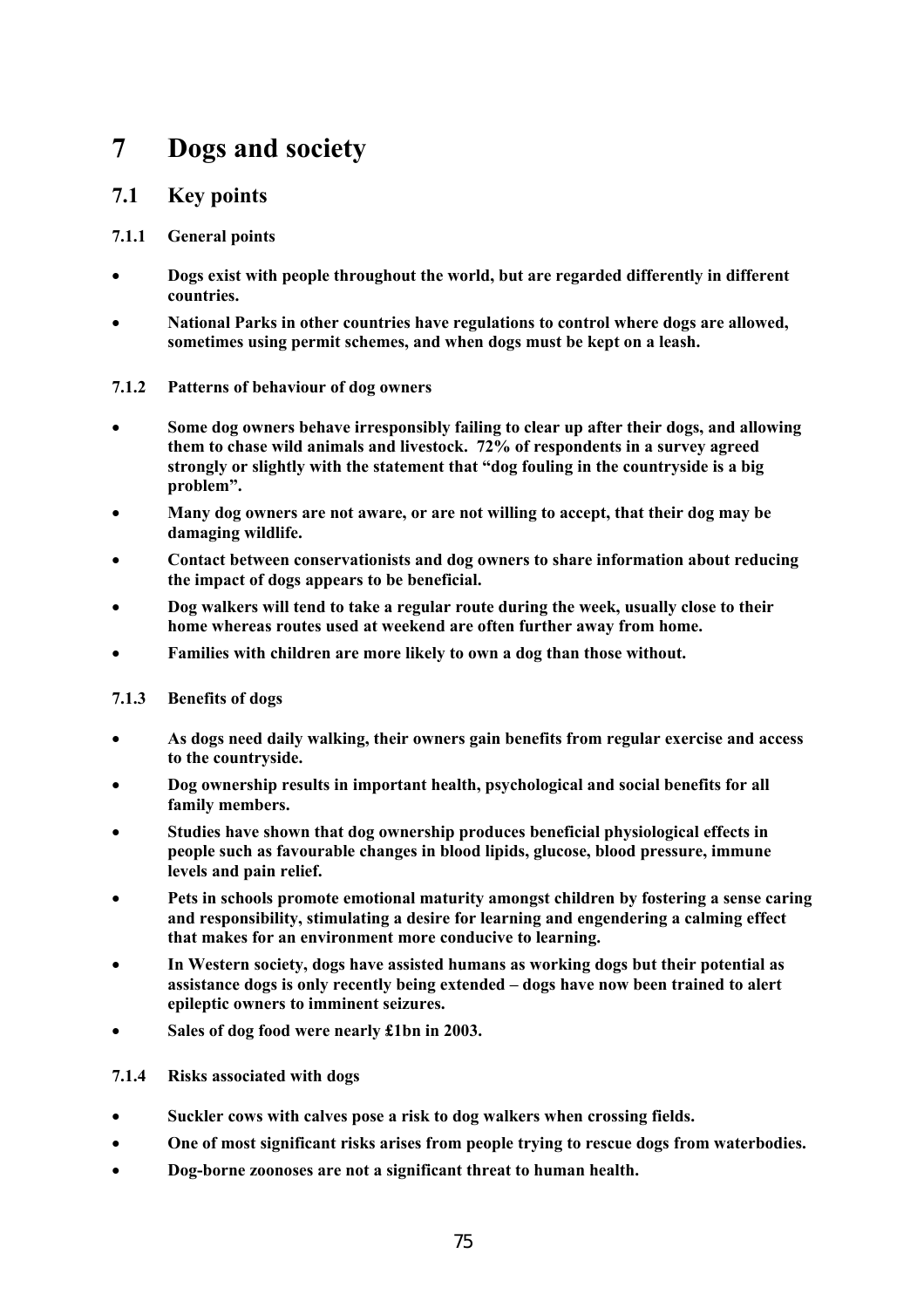# 7 Dogs and society

## 7.1 Key points

### 7.1.1 General points

- **Dogs exist with people throughout the world, but are regarded differently in different countries.**
- **National Parks in other countries have regulations to control where dogs are allowed, sometimes using permit schemes, and when dogs must be kept on a leash.**

### 7.1.2 Patterns of behaviour of dog owners

- **Some dog owners behave irresponsibly failing to clear up after their dogs, and allowing them to chase wild animals and livestock. 72% of respondents in a survey agreed strongly or slightly with the statement that "dog fouling in the countryside is a big problem".**
- **Many dog owners are not aware, or are not willing to accept, that their dog may be damaging wildlife.**
- **Contact between conservationists and dog owners to share information about reducing the impact of dogs appears to be beneficial.**
- **Dog walkers will tend to take a regular route during the week, usually close to their home whereas routes used at weekend are often further away from home.**
- **Families with children are more likely to own a dog than those without.**

### 7.1.3 Benefits of dogs

- **As dogs need daily walking, their owners gain benefits from regular exercise and access to the countryside.**
- **Dog ownership results in important health, psychological and social benefits for all family members.**
- **Studies have shown that dog ownership produces beneficial physiological effects in people such as favourable changes in blood lipids, glucose, blood pressure, immune levels and pain relief.**
- **Pets in schools promote emotional maturity amongst children by fostering a sense caring and responsibility, stimulating a desire for learning and engendering a calming effect that makes for an environment more conducive to learning.**
- **In Western society, dogs have assisted humans as working dogs but their potential as assistance dogs is only recently being extended – dogs have now been trained to alert epileptic owners to imminent seizures.**
- **Sales of dog food were nearly £1bn in 2003.**

### 7.1.4 Risks associated with dogs

- **Suckler cows with calves pose a risk to dog walkers when crossing fields.**
- **One of most significant risks arises from people trying to rescue dogs from waterbodies.**
- **Dog-borne zoonoses are not a significant threat to human health.**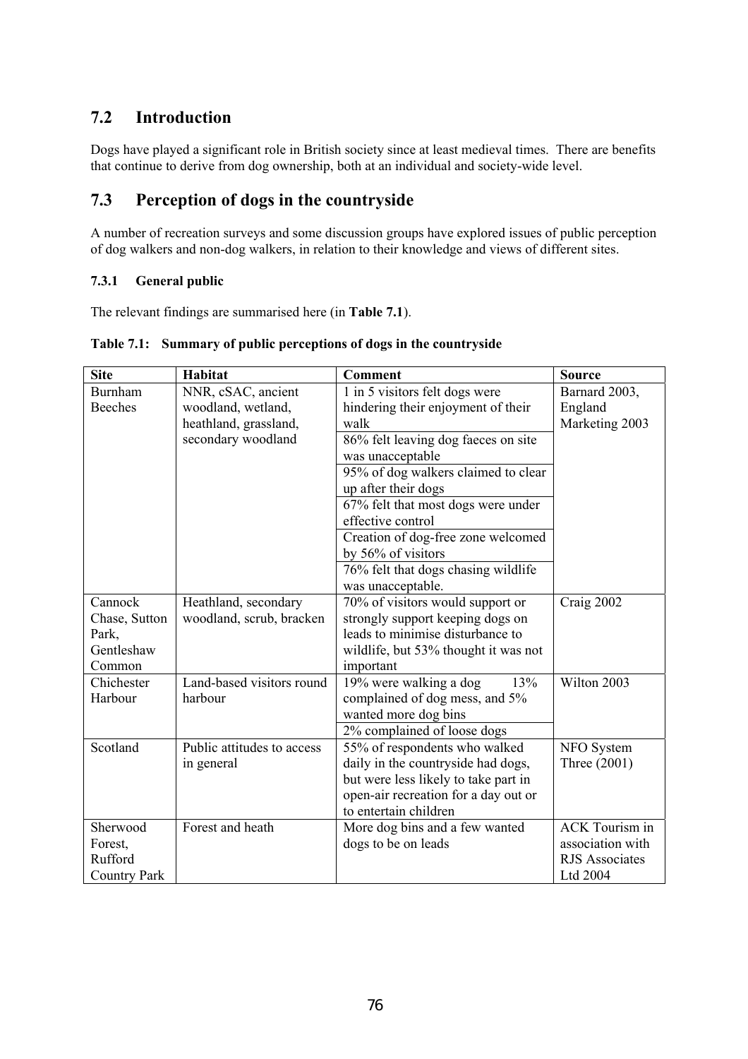## 7.2 Introduction

Dogs have played a significant role in British society since at least medieval times. There are benefits that continue to derive from dog ownership, both at an individual and society-wide level.

## 7.3 Perception of dogs in the countryside

A number of recreation surveys and some discussion groups have explored issues of public perception of dog walkers and non-dog walkers, in relation to their knowledge and views of different sites.

### 7.3.1 General public

The relevant findings are summarised here (in **Table 7.1**).

**Table 7.1: Summary of public perceptions of dogs in the countryside**

| Site | Habitat | Comment | Source |
|---|---|---|---|
| Burnham Beeches | NNR, cSAC, ancient woodland, wetland, heathland, grassland, secondary woodland | 1 in 5 visitors felt dogs were hindering their enjoyment of their walk | Barnard 2003, England Marketing 2003 |
| | | 86% felt leaving dog faeces on site was unacceptable | |
| | | 95% of dog walkers claimed to clear up after their dogs | |
| | | 67% felt that most dogs were under effective control | |
| | | Creation of dog-free zone welcomed by 56% of visitors | |
| | | 76% felt that dogs chasing wildlife was unacceptable. | |
| Cannock Chase, Sutton Park, Gentleshaw Common | Heathland, secondary woodland, scrub, bracken | 70% of visitors would support or strongly support keeping dogs on leads to minimise disturbance to wildlife, but 53% thought it was not important | Craig 2002 |
| Chichester Harbour | Land-based visitors round harbour | 19% were walking a dog 13% complained of dog mess, and 5% wanted more dog bins | Wilton 2003 |
| | | 2% complained of loose dogs | |
| Scotland | Public attitudes to access in general | 55% of respondents who walked daily in the countryside had dogs, but were less likely to take part in open-air recreation for a day out or to entertain children | NFO System Three (2001) |
| Sherwood Forest, Rufford Country Park | Forest and heath | More dog bins and a few wanted dogs to be on leads | ACK Tourism in association with RJS Associates Ltd 2004 |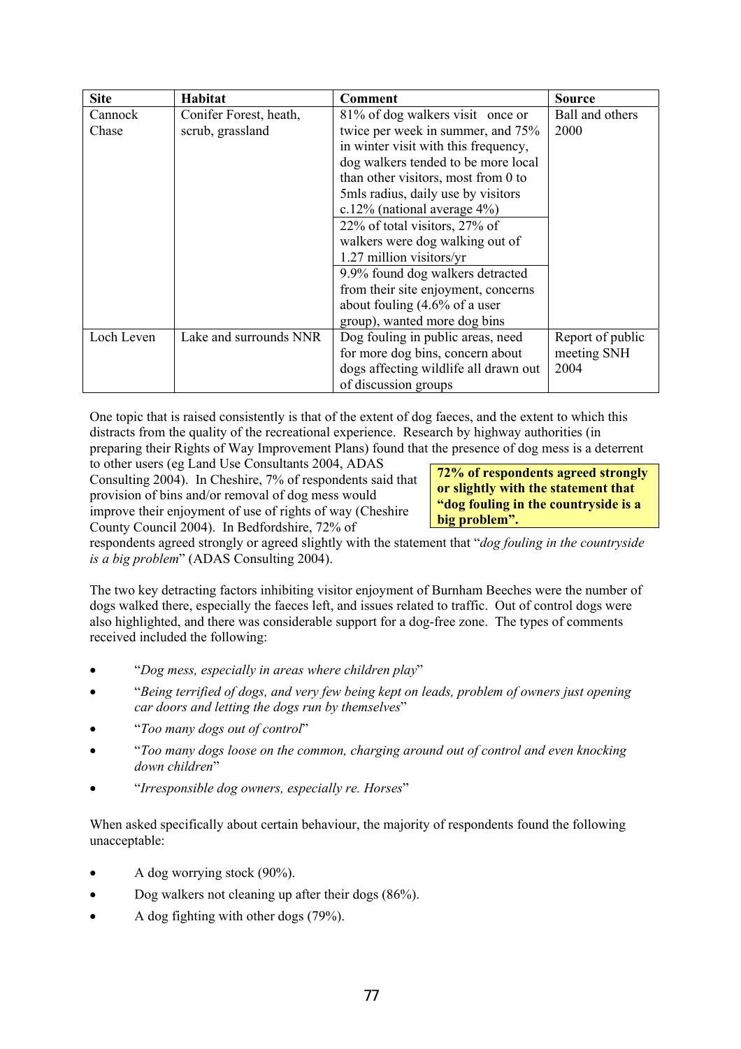| Site | Habitat | Comment | Source |
|---|---|---|---|
| Cannock Chase | Conifer Forest, heath, scrub, grassland | 81% of dog walkers visit once or twice per week in summer, and 75% in winter visit with this frequency, dog walkers tended to be more local than other visitors, most from 0 to 5mls radius, daily use by visitors c.12% (national average 4%) | Ball and others 2000 |
| | | 22% of total visitors, 27% of walkers were dog walking out of 1.27 million visitors/yr | |
| | | 9.9% found dog walkers detracted from their site enjoyment, concerns about fouling (4.6% of a user group), wanted more dog bins | |
| Loch Leven | Lake and surrounds NNR | Dog fouling in public areas, need for more dog bins, concern about dogs affecting wildlife all drawn out of discussion groups | Report of public meeting SNH 2004 |

One topic that is raised consistently is that of the extent of dog faeces, and the extent to which this distracts from the quality of the recreational experience. Research by highway authorities (in preparing their Rights of Way Improvement Plans) found that the presence of dog mess is a deterrent to other users (eg Land Use Consultants 2004, ADAS Consulting 2004). In Cheshire, 7% of respondents said that provision of bins and/or removal of dog mess would improve their enjoyment of use of rights of way (Cheshire County Council 2004). In Bedfordshire, 72% of respondents agreed strongly or agreed slightly with the statement that "*dog fouling in the countryside is a big problem*" (ADAS Consulting 2004).

**72% of respondents agreed strongly or slightly with the statement that "dog fouling in the countryside is a big problem".**

The two key detracting factors inhibiting visitor enjoyment of Burnham Beeches were the number of dogs walked there, especially the faeces left, and issues related to traffic. Out of control dogs were also highlighted, and there was considerable support for a dog-free zone. The types of comments received included the following:

- "*Dog mess, especially in areas where children play*"
- "*Being terrified of dogs, and very few being kept on leads, problem of owners just opening car doors and letting the dogs run by themselves*"
- "*Too many dogs out of control*"
- "*Too many dogs loose on the common, charging around out of control and even knocking down children*"
- "*Irresponsible dog owners, especially re. Horses*"

When asked specifically about certain behaviour, the majority of respondents found the following unacceptable:

- A dog worrying stock (90%).
- Dog walkers not cleaning up after their dogs (86%).
- A dog fighting with other dogs (79%).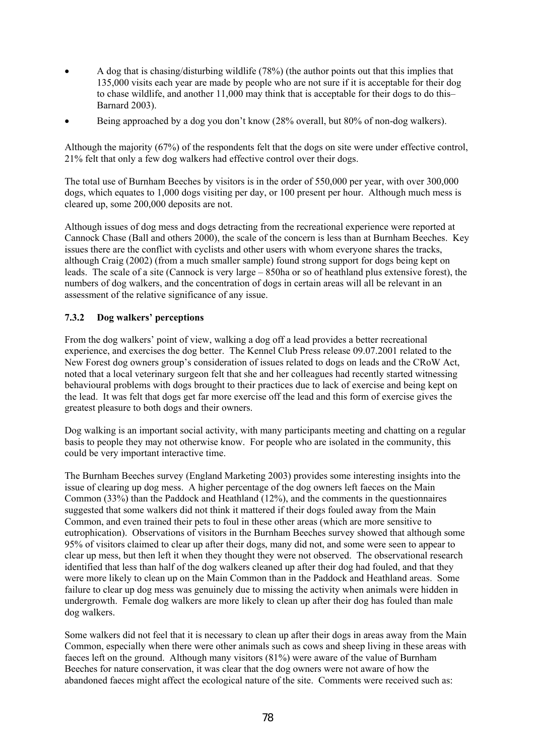- A dog that is chasing/disturbing wildlife (78%) (the author points out that this implies that 135,000 visits each year are made by people who are not sure if it is acceptable for their dog to chase wildlife, and another 11,000 may think that is acceptable for their dogs to do this– Barnard 2003).
- Being approached by a dog you don't know (28% overall, but 80% of non-dog walkers).

Although the majority (67%) of the respondents felt that the dogs on site were under effective control, 21% felt that only a few dog walkers had effective control over their dogs.

The total use of Burnham Beeches by visitors is in the order of 550,000 per year, with over 300,000 dogs, which equates to 1,000 dogs visiting per day, or 100 present per hour. Although much mess is cleared up, some 200,000 deposits are not.

Although issues of dog mess and dogs detracting from the recreational experience were reported at Cannock Chase (Ball and others 2000), the scale of the concern is less than at Burnham Beeches. Key issues there are the conflict with cyclists and other users with whom everyone shares the tracks, although Craig (2002) (from a much smaller sample) found strong support for dogs being kept on leads. The scale of a site (Cannock is very large – 850ha or so of heathland plus extensive forest), the numbers of dog walkers, and the concentration of dogs in certain areas will all be relevant in an assessment of the relative significance of any issue.

### 7.3.2 Dog walkers' perceptions

From the dog walkers' point of view, walking a dog off a lead provides a better recreational experience, and exercises the dog better. The Kennel Club Press release 09.07.2001 related to the New Forest dog owners group's consideration of issues related to dogs on leads and the CRoW Act, noted that a local veterinary surgeon felt that she and her colleagues had recently started witnessing behavioural problems with dogs brought to their practices due to lack of exercise and being kept on the lead. It was felt that dogs get far more exercise off the lead and this form of exercise gives the greatest pleasure to both dogs and their owners.

Dog walking is an important social activity, with many participants meeting and chatting on a regular basis to people they may not otherwise know. For people who are isolated in the community, this could be very important interactive time.

The Burnham Beeches survey (England Marketing 2003) provides some interesting insights into the issue of clearing up dog mess. A higher percentage of the dog owners left faeces on the Main Common (33%) than the Paddock and Heathland (12%), and the comments in the questionnaires suggested that some walkers did not think it mattered if their dogs fouled away from the Main Common, and even trained their pets to foul in these other areas (which are more sensitive to eutrophication). Observations of visitors in the Burnham Beeches survey showed that although some 95% of visitors claimed to clear up after their dogs, many did not, and some were seen to appear to clear up mess, but then left it when they thought they were not observed. The observational research identified that less than half of the dog walkers cleaned up after their dog had fouled, and that they were more likely to clean up on the Main Common than in the Paddock and Heathland areas. Some failure to clear up dog mess was genuinely due to missing the activity when animals were hidden in undergrowth. Female dog walkers are more likely to clean up after their dog has fouled than male dog walkers.

Some walkers did not feel that it is necessary to clean up after their dogs in areas away from the Main Common, especially when there were other animals such as cows and sheep living in these areas with faeces left on the ground. Although many visitors (81%) were aware of the value of Burnham Beeches for nature conservation, it was clear that the dog owners were not aware of how the abandoned faeces might affect the ecological nature of the site. Comments were received such as: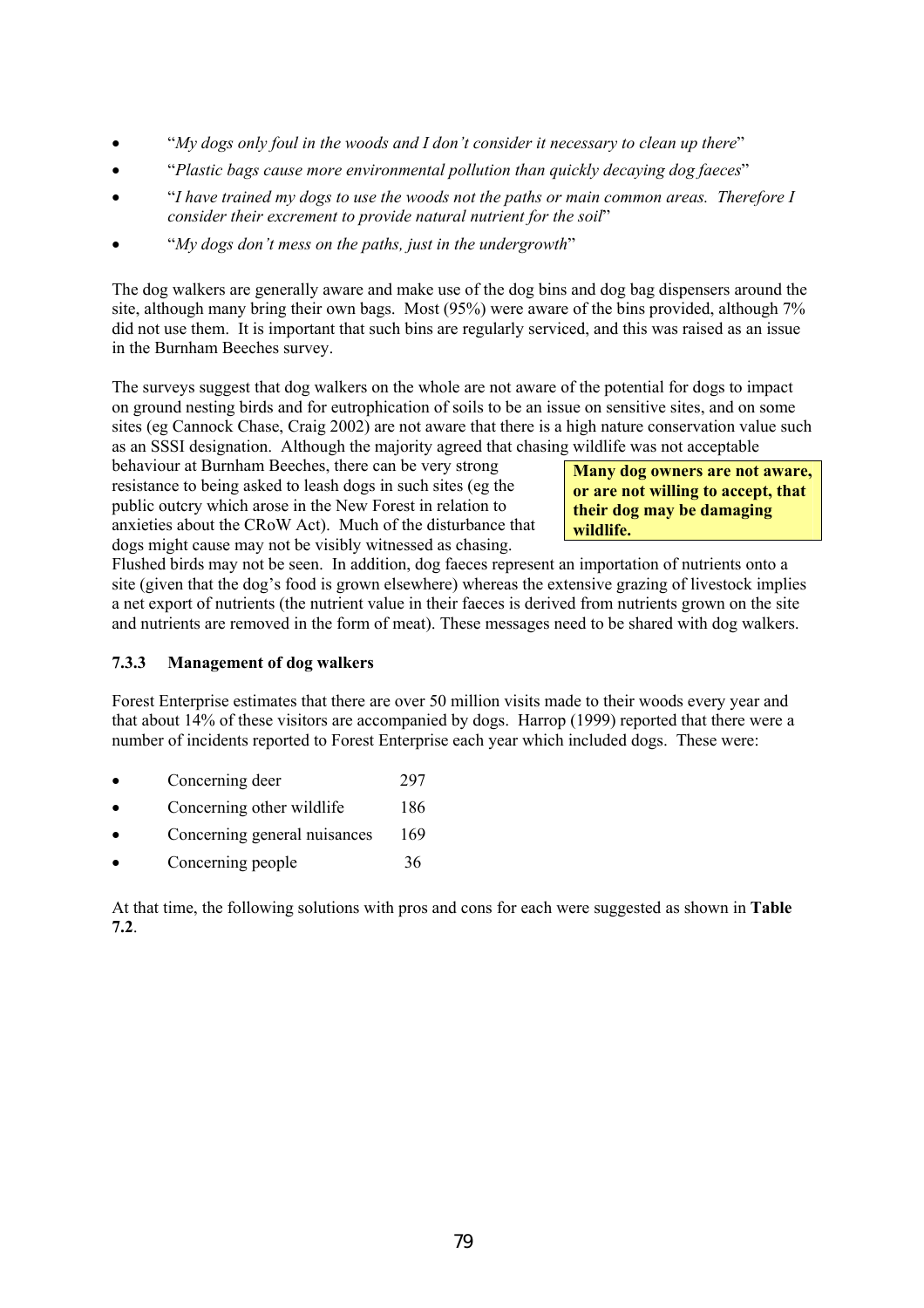- “*My dogs only foul in the woods and I don’t consider it necessary to clean up there*”
- “*Plastic bags cause more environmental pollution than quickly decaying dog faeces*”
- “*I have trained my dogs to use the woods not the paths or main common areas. Therefore I consider their excrement to provide natural nutrient for the soil*”
- “*My dogs don’t mess on the paths, just in the undergrowth*”

The dog walkers are generally aware and make use of the dog bins and dog bag dispensers around the site, although many bring their own bags. Most (95%) were aware of the bins provided, although 7% did not use them. It is important that such bins are regularly serviced, and this was raised as an issue in the Burnham Beeches survey.

The surveys suggest that dog walkers on the whole are not aware of the potential for dogs to impact on ground nesting birds and for eutrophication of soils to be an issue on sensitive sites, and on some sites (eg Cannock Chase, Craig 2002) are not aware that there is a high nature conservation value such as an SSSI designation. Although the majority agreed that chasing wildlife was not acceptable behaviour at Burnham Beeches, there can be very strong resistance to being asked to leash dogs in such sites (eg the public outcry which arose in the New Forest in relation to anxieties about the CRoW Act). Much of the disturbance that dogs might cause may not be visibly witnessed as chasing. Flushed birds may not be seen. In addition, dog faeces represent an importation of nutrients onto a site (given that the dog’s food is grown elsewhere) whereas the extensive grazing of livestock implies a net export of nutrients (the nutrient value in their faeces is derived from nutrients grown on the site and nutrients are removed in the form of meat). These messages need to be shared with dog walkers.

**Many dog owners are not aware, or are not willing to accept, that their dog may be damaging wildlife.**

### 7.3.3 Management of dog walkers

Forest Enterprise estimates that there are over 50 million visits made to their woods every year and that about 14% of these visitors are accompanied by dogs. Harrop (1999) reported that there were a number of incidents reported to Forest Enterprise each year which included dogs. These were:

- Concerning deer 297
- Concerning other wildlife 186
- Concerning general nuisances 169
- Concerning people 36

At that time, the following solutions with pros and cons for each were suggested as shown in **Table 7.2**.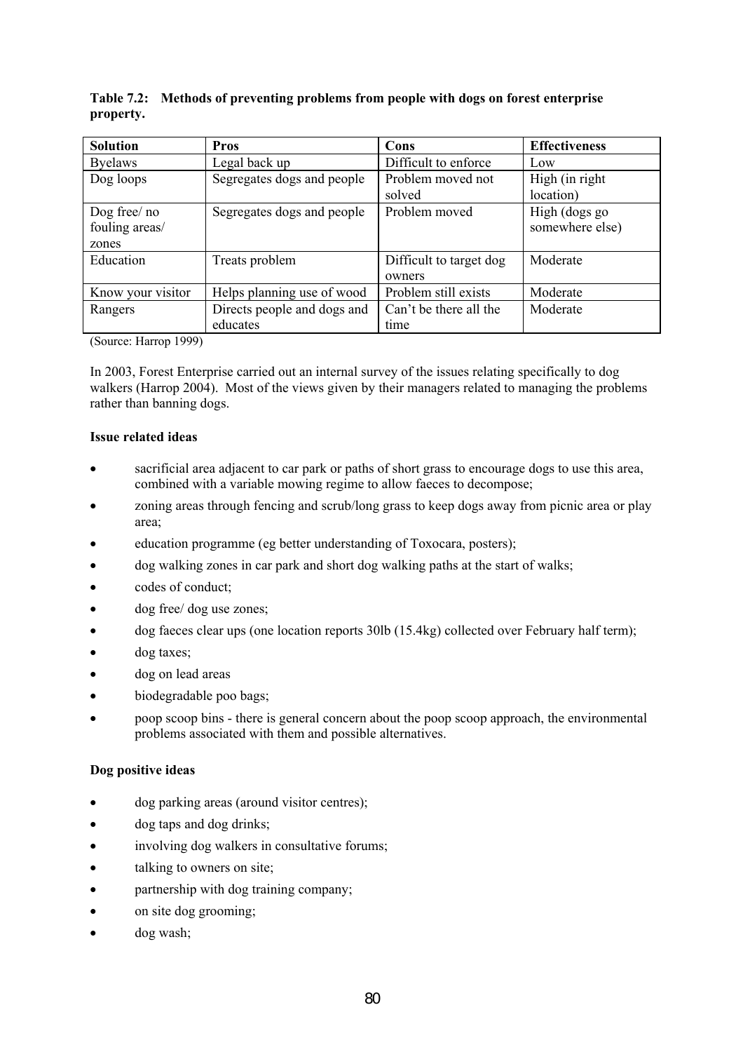**Table 7.2: Methods of preventing problems from people with dogs on forest enterprise property.**

| Solution | Pros | Cons | Effectiveness |
|---|---|---|---|
| Byelaws | Legal back up | Difficult to enforce | Low |
| Dog loops | Segregates dogs and people | Problem moved not solved | High (in right location) |
| Dog free/ no fouling areas/ zones | Segregates dogs and people | Problem moved | High (dogs go somewhere else) |
| Education | Treats problem | Difficult to target dog owners | Moderate |
| Know your visitor | Helps planning use of wood | Problem still exists | Moderate |
| Rangers | Directs people and dogs and educates | Can't be there all the time | Moderate |

(Source: Harrop 1999)

In 2003, Forest Enterprise carried out an internal survey of the issues relating specifically to dog walkers (Harrop 2004). Most of the views given by their managers related to managing the problems rather than banning dogs.

**Issue related ideas**

- sacrificial area adjacent to car park or paths of short grass to encourage dogs to use this area, combined with a variable mowing regime to allow faeces to decompose;
- zoning areas through fencing and scrub/long grass to keep dogs away from picnic area or play area;
- education programme (eg better understanding of Toxocara, posters);
- dog walking zones in car park and short dog walking paths at the start of walks;
- codes of conduct;
- dog free/ dog use zones;
- dog faeces clear ups (one location reports 30lb (15.4kg) collected over February half term);
- dog taxes;
- dog on lead areas
- biodegradable poo bags;
- poop scoop bins - there is general concern about the poop scoop approach, the environmental problems associated with them and possible alternatives.

**Dog positive ideas**

- dog parking areas (around visitor centres);
- dog taps and dog drinks;
- involving dog walkers in consultative forums;
- talking to owners on site;
- partnership with dog training company;
- on site dog grooming;
- dog wash;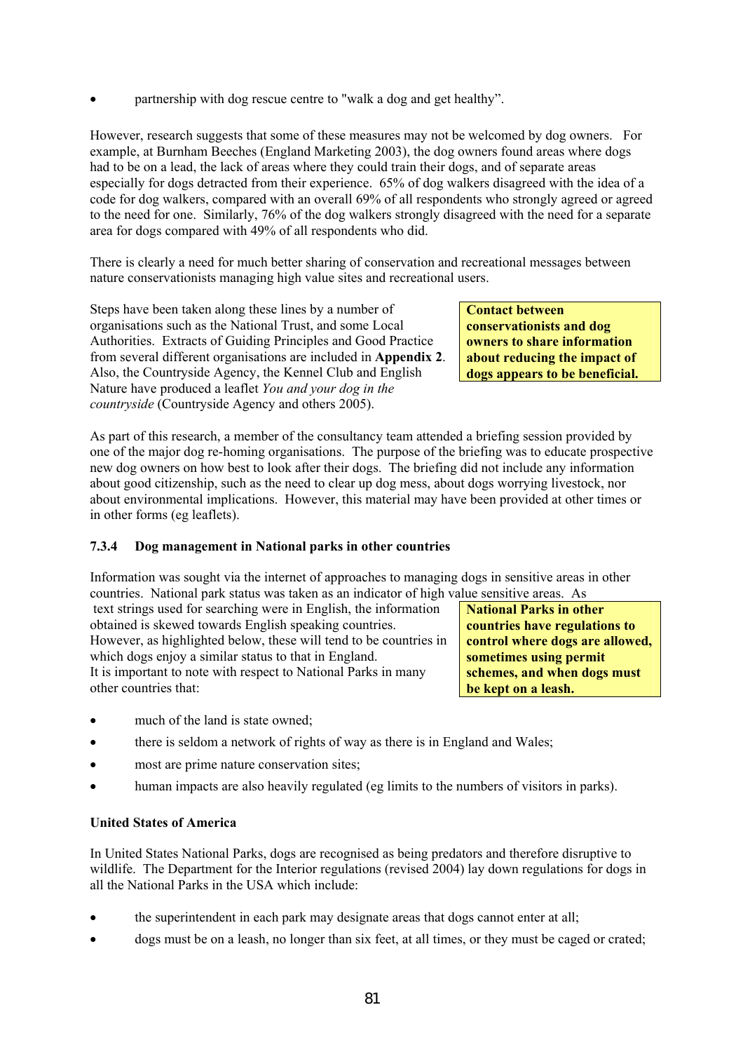- partnership with dog rescue centre to "walk a dog and get healthy".

However, research suggests that some of these measures may not be welcomed by dog owners. For example, at Burnham Beeches (England Marketing 2003), the dog owners found areas where dogs had to be on a lead, the lack of areas where they could train their dogs, and of separate areas especially for dogs detracted from their experience. 65% of dog walkers disagreed with the idea of a code for dog walkers, compared with an overall 69% of all respondents who strongly agreed or agreed to the need for one. Similarly, 76% of the dog walkers strongly disagreed with the need for a separate area for dogs compared with 49% of all respondents who did.

There is clearly a need for much better sharing of conservation and recreational messages between nature conservationists managing high value sites and recreational users.

Steps have been taken along these lines by a number of organisations such as the National Trust, and some Local Authorities. Extracts of Guiding Principles and Good Practice from several different organisations are included in **Appendix 2**. Also, the Countryside Agency, the Kennel Club and English Nature have produced a leaflet *You and your dog in the countryside* (Countryside Agency and others 2005).

**Contact between conservationists and dog owners to share information about reducing the impact of dogs appears to be beneficial.**

As part of this research, a member of the consultancy team attended a briefing session provided by one of the major dog re-homing organisations. The purpose of the briefing was to educate prospective new dog owners on how best to look after their dogs. The briefing did not include any information about good citizenship, such as the need to clear up dog mess, about dogs worrying livestock, nor about environmental implications. However, this material may have been provided at other times or in other forms (eg leaflets).

### 7.3.4 Dog management in National parks in other countries

Information was sought via the internet of approaches to managing dogs in sensitive areas in other countries. National park status was taken as an indicator of high value sensitive areas. As text strings used for searching were in English, the information obtained is skewed towards English speaking countries. However, as highlighted below, these will tend to be countries in which dogs enjoy a similar status to that in England. It is important to note with respect to National Parks in many other countries that:

**National Parks in other countries have regulations to control where dogs are allowed, sometimes using permit schemes, and when dogs must be kept on a leash.**

- much of the land is state owned;
- there is seldom a network of rights of way as there is in England and Wales;
- most are prime nature conservation sites;
- human impacts are also heavily regulated (eg limits to the numbers of visitors in parks).

**United States of America**

In United States National Parks, dogs are recognised as being predators and therefore disruptive to wildlife. The Department for the Interior regulations (revised 2004) lay down regulations for dogs in all the National Parks in the USA which include:

- the superintendent in each park may designate areas that dogs cannot enter at all;
- dogs must be on a leash, no longer than six feet, at all times, or they must be caged or crated;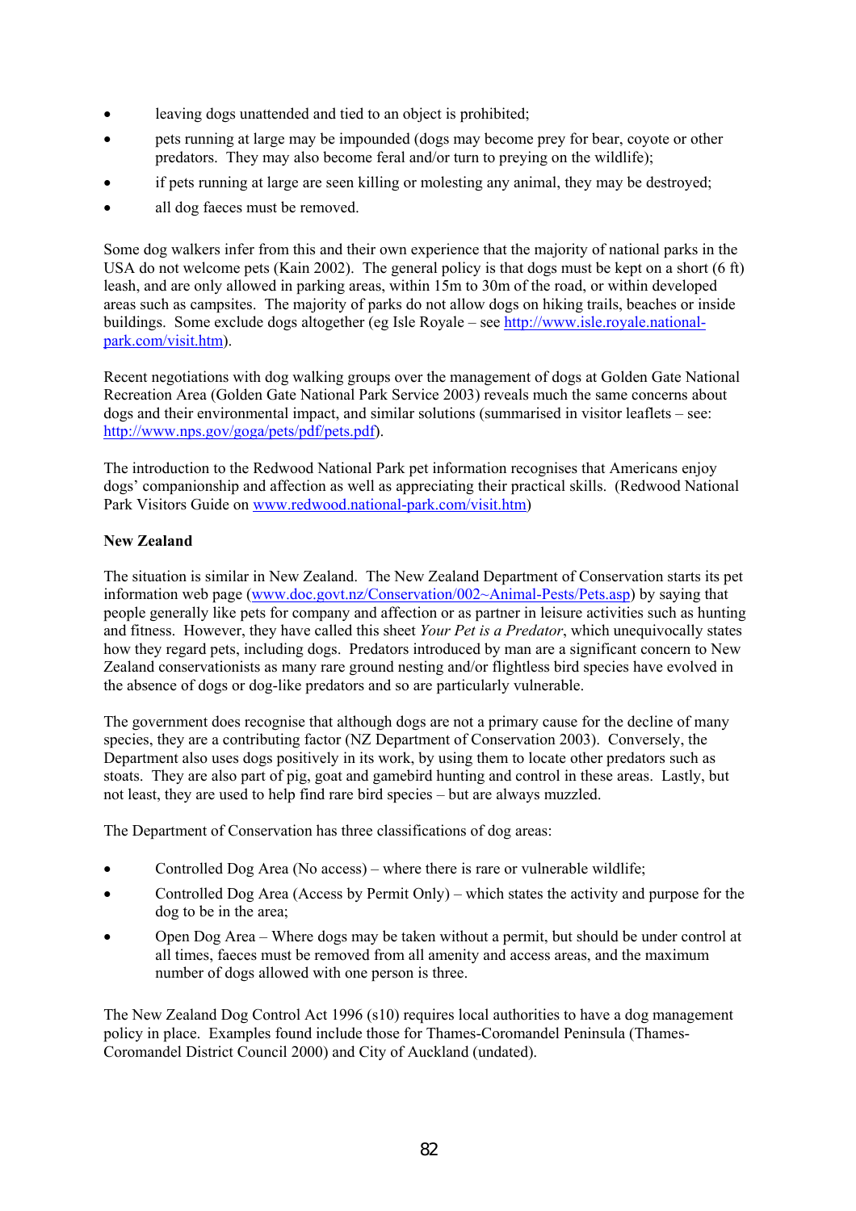- leaving dogs unattended and tied to an object is prohibited;
- pets running at large may be impounded (dogs may become prey for bear, coyote or other predators. They may also become feral and/or turn to preying on the wildlife);
- if pets running at large are seen killing or molesting any animal, they may be destroyed;
- all dog faeces must be removed.

Some dog walkers infer from this and their own experience that the majority of national parks in the USA do not welcome pets (Kain 2002). The general policy is that dogs must be kept on a short (6 ft) leash, and are only allowed in parking areas, within 15m to 30m of the road, or within developed areas such as campsites. The majority of parks do not allow dogs on hiking trails, beaches or inside buildings. Some exclude dogs altogether (eg Isle Royale – see http://www.isle.royale.national-park.com/visit.htm).

Recent negotiations with dog walking groups over the management of dogs at Golden Gate National Recreation Area (Golden Gate National Park Service 2003) reveals much the same concerns about dogs and their environmental impact, and similar solutions (summarised in visitor leaflets – see: http://www.nps.gov/goga/pets/pdf/pets.pdf).

The introduction to the Redwood National Park pet information recognises that Americans enjoy dogs' companionship and affection as well as appreciating their practical skills. (Redwood National Park Visitors Guide on www.redwood.national-park.com/visit.htm)

**New Zealand**

The situation is similar in New Zealand. The New Zealand Department of Conservation starts its pet information web page (www.doc.govt.nz/Conservation/002~Animal-Pests/Pets.asp) by saying that people generally like pets for company and affection or as partner in leisure activities such as hunting and fitness. However, they have called this sheet *Your Pet is a Predator*, which unequivocally states how they regard pets, including dogs. Predators introduced by man are a significant concern to New Zealand conservationists as many rare ground nesting and/or flightless bird species have evolved in the absence of dogs or dog-like predators and so are particularly vulnerable.

The government does recognise that although dogs are not a primary cause for the decline of many species, they are a contributing factor (NZ Department of Conservation 2003). Conversely, the Department also uses dogs positively in its work, by using them to locate other predators such as stoats. They are also part of pig, goat and gamebird hunting and control in these areas. Lastly, but not least, they are used to help find rare bird species – but are always muzzled.

The Department of Conservation has three classifications of dog areas:

- Controlled Dog Area (No access) – where there is rare or vulnerable wildlife;
- Controlled Dog Area (Access by Permit Only) – which states the activity and purpose for the dog to be in the area;
- Open Dog Area – Where dogs may be taken without a permit, but should be under control at all times, faeces must be removed from all amenity and access areas, and the maximum number of dogs allowed with one person is three.

The New Zealand Dog Control Act 1996 (s10) requires local authorities to have a dog management policy in place. Examples found include those for Thames-Coromandel Peninsula (Thames-Coromandel District Council 2000) and City of Auckland (undated).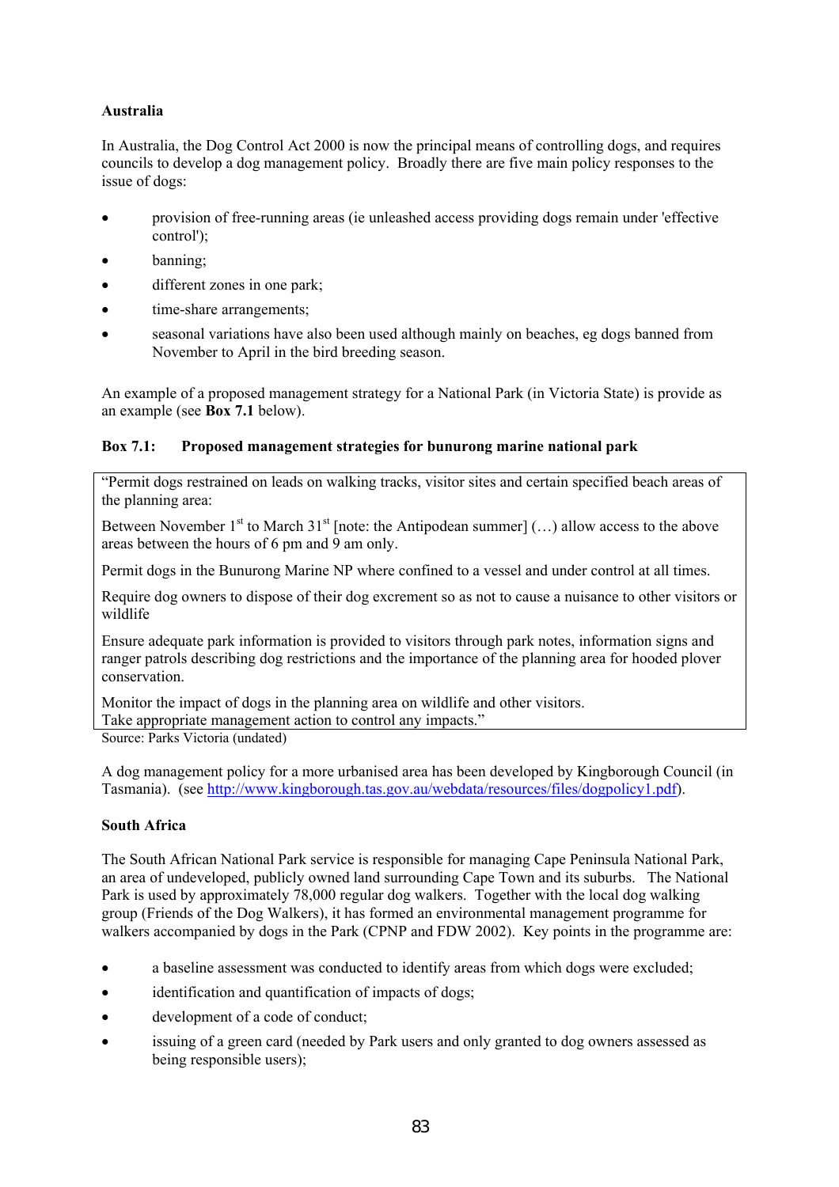**Australia**

In Australia, the Dog Control Act 2000 is now the principal means of controlling dogs, and requires councils to develop a dog management policy. Broadly there are five main policy responses to the issue of dogs:

- provision of free-running areas (ie unleashed access providing dogs remain under 'effective control');
- banning;
- different zones in one park;
- time-share arrangements;
- seasonal variations have also been used although mainly on beaches, eg dogs banned from November to April in the bird breeding season.

An example of a proposed management strategy for a National Park (in Victoria State) is provide as an example (see **Box 7.1** below).

**Box 7.1: Proposed management strategies for bunurong marine national park**

> "Permit dogs restrained on leads on walking tracks, visitor sites and certain specified beach areas of the planning area:
>
> Between November 1st to March 31st [note: the Antipodean summer] (…) allow access to the above areas between the hours of 6 pm and 9 am only.
>
> Permit dogs in the Bunurong Marine NP where confined to a vessel and under control at all times.
>
> Require dog owners to dispose of their dog excrement so as not to cause a nuisance to other visitors or wildlife
>
> Ensure adequate park information is provided to visitors through park notes, information signs and ranger patrols describing dog restrictions and the importance of the planning area for hooded plover conservation.
>
> Monitor the impact of dogs in the planning area on wildlife and other visitors.
> Take appropriate management action to control any impacts."

Source: Parks Victoria (undated)

A dog management policy for a more urbanised area has been developed by Kingborough Council (in Tasmania). (see http://www.kingborough.tas.gov.au/webdata/resources/files/dogpolicy1.pdf).

**South Africa**

The South African National Park service is responsible for managing Cape Peninsula National Park, an area of undeveloped, publicly owned land surrounding Cape Town and its suburbs. The National Park is used by approximately 78,000 regular dog walkers. Together with the local dog walking group (Friends of the Dog Walkers), it has formed an environmental management programme for walkers accompanied by dogs in the Park (CPNP and FDW 2002). Key points in the programme are:

- a baseline assessment was conducted to identify areas from which dogs were excluded;
- identification and quantification of impacts of dogs;
- development of a code of conduct;
- issuing of a green card (needed by Park users and only granted to dog owners assessed as being responsible users);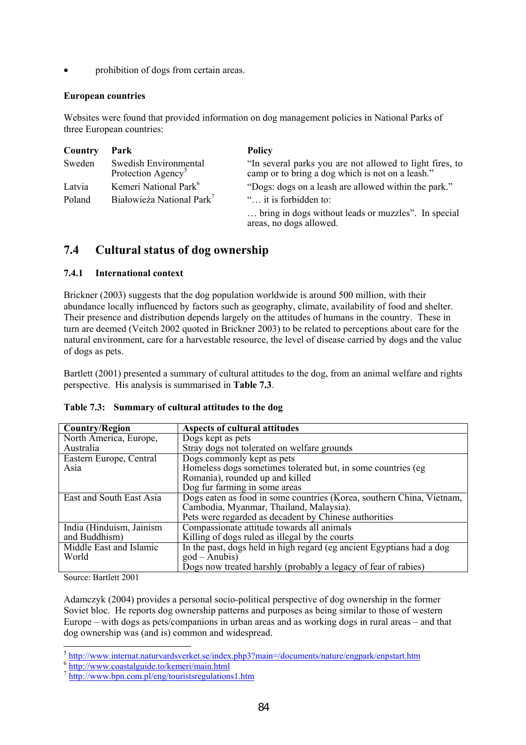- prohibition of dogs from certain areas.

**European countries**

Websites were found that provided information on dog management policies in National Parks of three European countries:

| Country | Park | Policy |
|---|---|---|
| Sweden | Swedish Environmental Protection Agency[5] | "In several parks you are not allowed to light fires, to camp or to bring a dog which is not on a leash." |
| Latvia | Kemeri National Park[6] | "Dogs: dogs on a leash are allowed within the park." |
| Poland | Białowieża National Park[7] | "… it is forbidden to: … bring in dogs without leads or muzzles". In special areas, no dogs allowed. |

## 7.4 Cultural status of dog ownership

### 7.4.1 International context

Brickner (2003) suggests that the dog population worldwide is around 500 million, with their abundance locally influenced by factors such as geography, climate, availability of food and shelter. Their presence and distribution depends largely on the attitudes of humans in the country. These in turn are deemed (Veitch 2002 quoted in Brickner 2003) to be related to perceptions about care for the natural environment, care for a harvestable resource, the level of disease carried by dogs and the value of dogs as pets.

Bartlett (2001) presented a summary of cultural attitudes to the dog, from an animal welfare and rights perspective. His analysis is summarised in **Table 7.3**.

**Table 7.3: Summary of cultural attitudes to the dog**

| Country/Region | Aspects of cultural attitudes |
|---|---|
| North America, Europe, Australia | Dogs kept as pets<br>Stray dogs not tolerated on welfare grounds |
| Eastern Europe, Central Asia | Dogs commonly kept as pets<br>Homeless dogs sometimes tolerated but, in some countries (eg Romania), rounded up and killed<br>Dog fur farming in some areas |
| East and South East Asia | Dogs eaten as food in some countries (Korea, southern China, Vietnam, Cambodia, Myanmar, Thailand, Malaysia).<br>Pets were regarded as decadent by Chinese authorities |
| India (Hinduism, Jainism and Buddhism) | Compassionate attitude towards all animals<br>Killing of dogs ruled as illegal by the courts |
| Middle East and Islamic World | In the past, dogs held in high regard (eg ancient Egyptians had a dog god – Anubis)<br>Dogs now treated harshly (probably a legacy of fear of rabies) |

Source: Bartlett 2001

Adamczyk (2004) provides a personal socio-political perspective of dog ownership in the former Soviet bloc. He reports dog ownership patterns and purposes as being similar to those of western Europe – with dogs as pets/companions in urban areas and as working dogs in rural areas – and that dog ownership was (and is) common and widespread.

---

[5] http://www.internat.naturvardsverket.se/index.php3?main=/documents/nature/engpark/enpstart.htm
[6] http://www.coastalguide.to/kemeri/main.html
[7] http://www.bpn.com.pl/eng/touristsregulations1.htm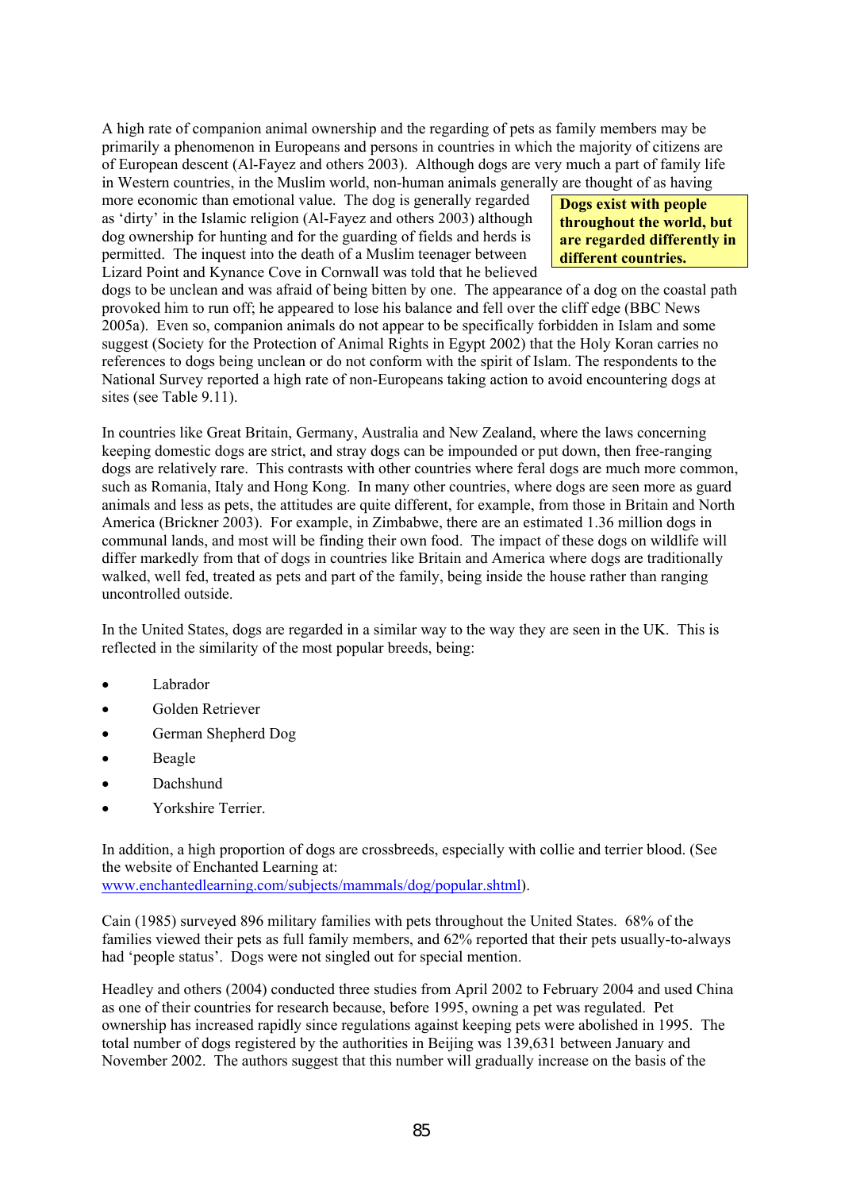A high rate of companion animal ownership and the regarding of pets as family members may be primarily a phenomenon in Europeans and persons in countries in which the majority of citizens are of European descent (Al-Fayez and others 2003). Although dogs are very much a part of family life in Western countries, in the Muslim world, non-human animals generally are thought of as having more economic than emotional value. The dog is generally regarded as 'dirty' in the Islamic religion (Al-Fayez and others 2003) although dog ownership for hunting and for the guarding of fields and herds is permitted. The inquest into the death of a Muslim teenager between Lizard Point and Kynance Cove in Cornwall was told that he believed dogs to be unclean and was afraid of being bitten by one. The appearance of a dog on the coastal path provoked him to run off; he appeared to lose his balance and fell over the cliff edge (BBC News 2005a). Even so, companion animals do not appear to be specifically forbidden in Islam and some suggest (Society for the Protection of Animal Rights in Egypt 2002) that the Holy Koran carries no references to dogs being unclean or do not conform with the spirit of Islam. The respondents to the National Survey reported a high rate of non-Europeans taking action to avoid encountering dogs at sites (see Table 9.11).

> **Dogs exist with people throughout the world, but are regarded differently in different countries.**

In countries like Great Britain, Germany, Australia and New Zealand, where the laws concerning keeping domestic dogs are strict, and stray dogs can be impounded or put down, then free-ranging dogs are relatively rare. This contrasts with other countries where feral dogs are much more common, such as Romania, Italy and Hong Kong. In many other countries, where dogs are seen more as guard animals and less as pets, the attitudes are quite different, for example, from those in Britain and North America (Brickner 2003). For example, in Zimbabwe, there are an estimated 1.36 million dogs in communal lands, and most will be finding their own food. The impact of these dogs on wildlife will differ markedly from that of dogs in countries like Britain and America where dogs are traditionally walked, well fed, treated as pets and part of the family, being inside the house rather than ranging uncontrolled outside.

In the United States, dogs are regarded in a similar way to the way they are seen in the UK. This is reflected in the similarity of the most popular breeds, being:

- Labrador
- Golden Retriever
- German Shepherd Dog
- Beagle
- Dachshund
- Yorkshire Terrier.

In addition, a high proportion of dogs are crossbreeds, especially with collie and terrier blood. (See the website of Enchanted Learning at: www.enchantedlearning.com/subjects/mammals/dog/popular.shtml).

Cain (1985) surveyed 896 military families with pets throughout the United States. 68% of the families viewed their pets as full family members, and 62% reported that their pets usually-to-always had 'people status'. Dogs were not singled out for special mention.

Headley and others (2004) conducted three studies from April 2002 to February 2004 and used China as one of their countries for research because, before 1995, owning a pet was regulated. Pet ownership has increased rapidly since regulations against keeping pets were abolished in 1995. The total number of dogs registered by the authorities in Beijing was 139,631 between January and November 2002. The authors suggest that this number will gradually increase on the basis of the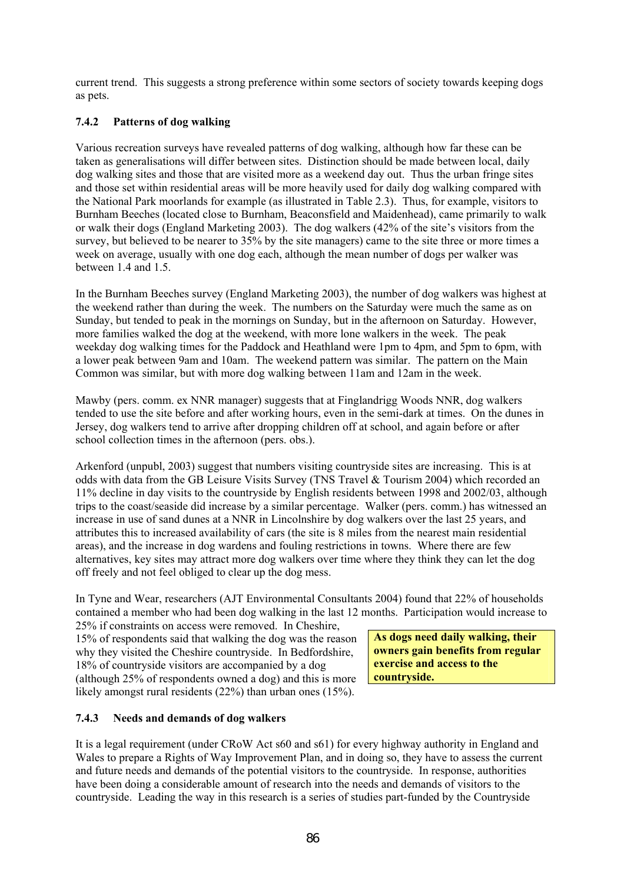current trend. This suggests a strong preference within some sectors of society towards keeping dogs as pets.

### 7.4.2 Patterns of dog walking

Various recreation surveys have revealed patterns of dog walking, although how far these can be taken as generalisations will differ between sites. Distinction should be made between local, daily dog walking sites and those that are visited more as a weekend day out. Thus the urban fringe sites and those set within residential areas will be more heavily used for daily dog walking compared with the National Park moorlands for example (as illustrated in Table 2.3). Thus, for example, visitors to Burnham Beeches (located close to Burnham, Beaconsfield and Maidenhead), came primarily to walk or walk their dogs (England Marketing 2003). The dog walkers (42% of the site's visitors from the survey, but believed to be nearer to 35% by the site managers) came to the site three or more times a week on average, usually with one dog each, although the mean number of dogs per walker was between 1.4 and 1.5.

In the Burnham Beeches survey (England Marketing 2003), the number of dog walkers was highest at the weekend rather than during the week. The numbers on the Saturday were much the same as on Sunday, but tended to peak in the mornings on Sunday, but in the afternoon on Saturday. However, more families walked the dog at the weekend, with more lone walkers in the week. The peak weekday dog walking times for the Paddock and Heathland were 1pm to 4pm, and 5pm to 6pm, with a lower peak between 9am and 10am. The weekend pattern was similar. The pattern on the Main Common was similar, but with more dog walking between 11am and 12am in the week.

Mawby (pers. comm. ex NNR manager) suggests that at Finglandrigg Woods NNR, dog walkers tended to use the site before and after working hours, even in the semi-dark at times. On the dunes in Jersey, dog walkers tend to arrive after dropping children off at school, and again before or after school collection times in the afternoon (pers. obs.).

Arkenford (unpubl, 2003) suggest that numbers visiting countryside sites are increasing. This is at odds with data from the GB Leisure Visits Survey (TNS Travel & Tourism 2004) which recorded an 11% decline in day visits to the countryside by English residents between 1998 and 2002/03, although trips to the coast/seaside did increase by a similar percentage. Walker (pers. comm.) has witnessed an increase in use of sand dunes at a NNR in Lincolnshire by dog walkers over the last 25 years, and attributes this to increased availability of cars (the site is 8 miles from the nearest main residential areas), and the increase in dog wardens and fouling restrictions in towns. Where there are few alternatives, key sites may attract more dog walkers over time where they think they can let the dog off freely and not feel obliged to clear up the dog mess.

In Tyne and Wear, researchers (AJT Environmental Consultants 2004) found that 22% of households contained a member who had been dog walking in the last 12 months. Participation would increase to 25% if constraints on access were removed. In Cheshire, 15% of respondents said that walking the dog was the reason why they visited the Cheshire countryside. In Bedfordshire, 18% of countryside visitors are accompanied by a dog (although 25% of respondents owned a dog) and this is more likely amongst rural residents (22%) than urban ones (15%).

**As dogs need daily walking, their owners gain benefits from regular exercise and access to the countryside.**

### 7.4.3 Needs and demands of dog walkers

It is a legal requirement (under CRoW Act s60 and s61) for every highway authority in England and Wales to prepare a Rights of Way Improvement Plan, and in doing so, they have to assess the current and future needs and demands of the potential visitors to the countryside. In response, authorities have been doing a considerable amount of research into the needs and demands of visitors to the countryside. Leading the way in this research is a series of studies part-funded by the Countryside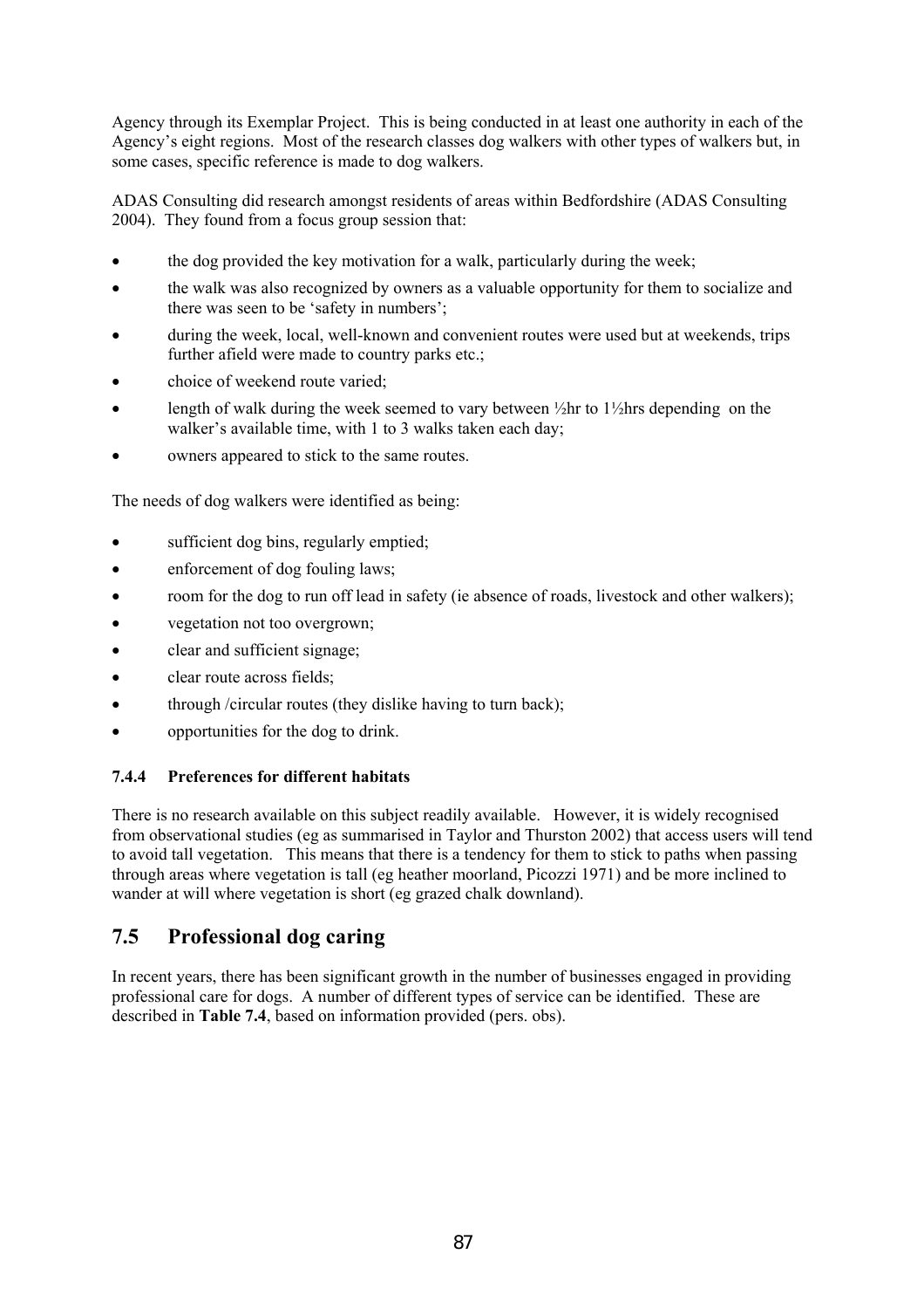Agency through its Exemplar Project. This is being conducted in at least one authority in each of the Agency's eight regions. Most of the research classes dog walkers with other types of walkers but, in some cases, specific reference is made to dog walkers.

ADAS Consulting did research amongst residents of areas within Bedfordshire (ADAS Consulting 2004). They found from a focus group session that:

- the dog provided the key motivation for a walk, particularly during the week;
- the walk was also recognized by owners as a valuable opportunity for them to socialize and there was seen to be 'safety in numbers';
- during the week, local, well-known and convenient routes were used but at weekends, trips further afield were made to country parks etc.;
- choice of weekend route varied;
- length of walk during the week seemed to vary between ½hr to 1½hrs depending on the walker's available time, with 1 to 3 walks taken each day;
- owners appeared to stick to the same routes.

The needs of dog walkers were identified as being:

- sufficient dog bins, regularly emptied;
- enforcement of dog fouling laws;
- room for the dog to run off lead in safety (ie absence of roads, livestock and other walkers);
- vegetation not too overgrown;
- clear and sufficient signage;
- clear route across fields;
- through /circular routes (they dislike having to turn back);
- opportunities for the dog to drink.

### 7.4.4 Preferences for different habitats

There is no research available on this subject readily available. However, it is widely recognised from observational studies (eg as summarised in Taylor and Thurston 2002) that access users will tend to avoid tall vegetation. This means that there is a tendency for them to stick to paths when passing through areas where vegetation is tall (eg heather moorland, Picozzi 1971) and be more inclined to wander at will where vegetation is short (eg grazed chalk downland).

## 7.5 Professional dog caring

In recent years, there has been significant growth in the number of businesses engaged in providing professional care for dogs. A number of different types of service can be identified. These are described in **Table 7.4**, based on information provided (pers. obs).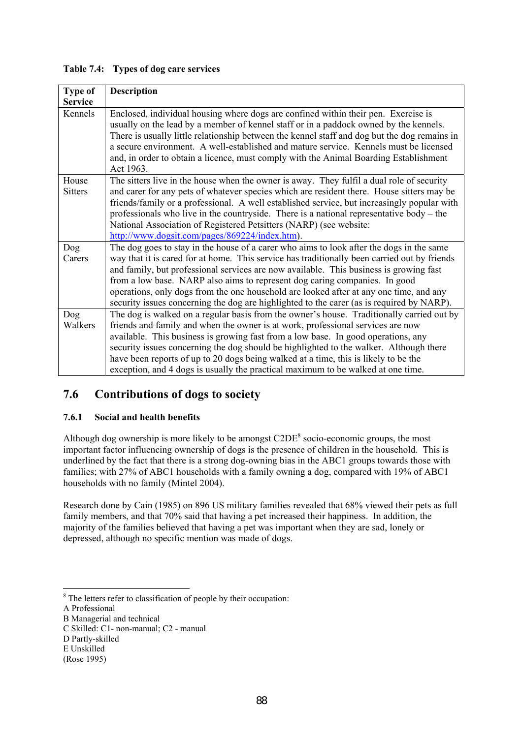**Table 7.4: Types of dog care services**

| Type of Service | Description |
|---|---|
| Kennels | Enclosed, individual housing where dogs are confined within their pen. Exercise is usually on the lead by a member of kennel staff or in a paddock owned by the kennels. There is usually little relationship between the kennel staff and dog but the dog remains in a secure environment. A well-established and mature service. Kennels must be licensed and, in order to obtain a licence, must comply with the Animal Boarding Establishment Act 1963. |
| House Sitters | The sitters live in the house when the owner is away. They fulfil a dual role of security and carer for any pets of whatever species which are resident there. House sitters may be friends/family or a professional. A well established service, but increasingly popular with professionals who live in the countryside. There is a national representative body – the National Association of Registered Petsitters (NARP) (see website: http://www.dogsit.com/pages/869224/index.htm). |
| Dog Carers | The dog goes to stay in the house of a carer who aims to look after the dogs in the same way that it is cared for at home. This service has traditionally been carried out by friends and family, but professional services are now available. This business is growing fast from a low base. NARP also aims to represent dog caring companies. In good operations, only dogs from the one household are looked after at any one time, and any security issues concerning the dog are highlighted to the carer (as is required by NARP). |
| Dog Walkers | The dog is walked on a regular basis from the owner's house. Traditionally carried out by friends and family and when the owner is at work, professional services are now available. This business is growing fast from a low base. In good operations, any security issues concerning the dog should be highlighted to the walker. Although there have been reports of up to 20 dogs being walked at a time, this is likely to be the exception, and 4 dogs is usually the practical maximum to be walked at one time. |

## 7.6 Contributions of dogs to society

### 7.6.1 Social and health benefits

Although dog ownership is more likely to be amongst C2DE[8] socio-economic groups, the most important factor influencing ownership of dogs is the presence of children in the household. This is underlined by the fact that there is a strong dog-owning bias in the ABC1 groups towards those with families; with 27% of ABC1 households with a family owning a dog, compared with 19% of ABC1 households with no family (Mintel 2004).

Research done by Cain (1985) on 896 US military families revealed that 68% viewed their pets as full family members, and that 70% said that having a pet increased their happiness. In addition, the majority of the families believed that having a pet was important when they are sad, lonely or depressed, although no specific mention was made of dogs.

---

[8] The letters refer to classification of people by their occupation:
A Professional
B Managerial and technical
C Skilled: C1- non-manual; C2 - manual
D Partly-skilled
E Unskilled
(Rose 1995)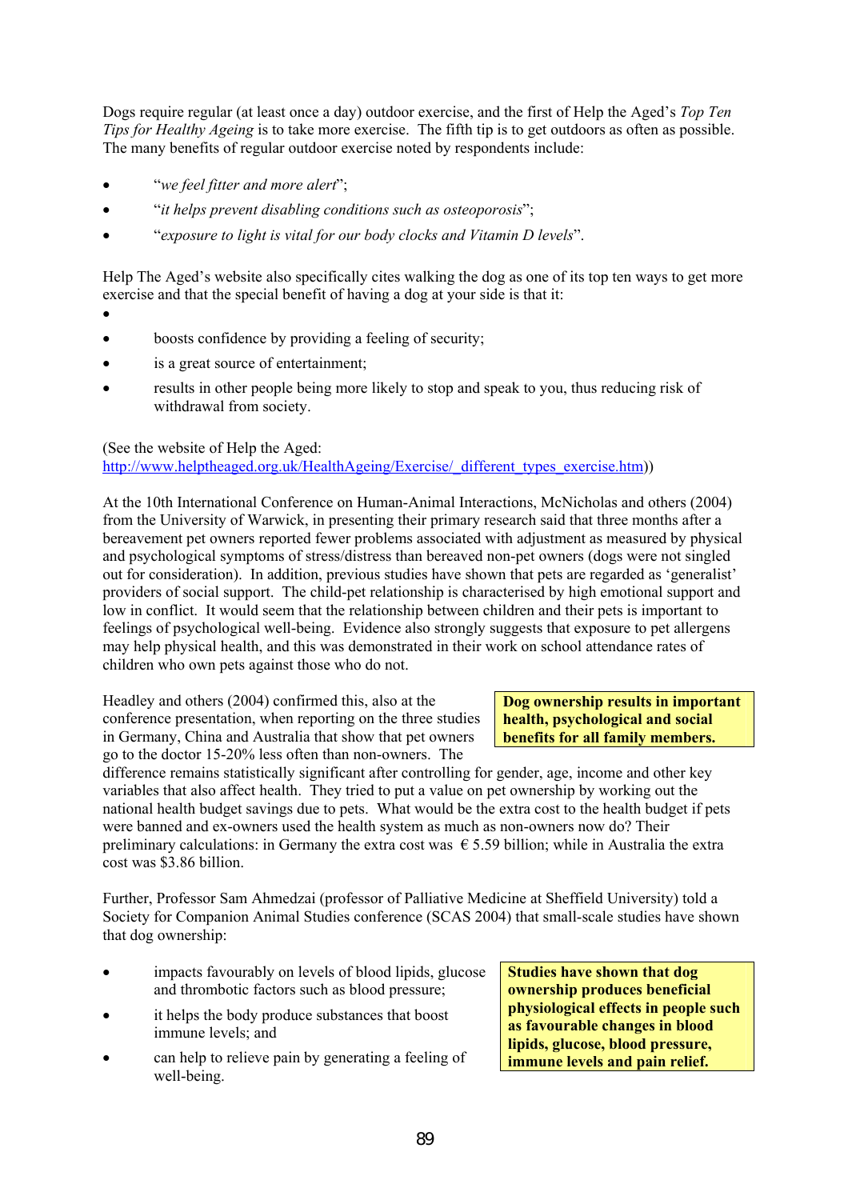Dogs require regular (at least once a day) outdoor exercise, and the first of Help the Aged's *Top Ten Tips for Healthy Ageing* is to take more exercise. The fifth tip is to get outdoors as often as possible. The many benefits of regular outdoor exercise noted by respondents include:

- "*we feel fitter and more alert*";
- "*it helps prevent disabling conditions such as osteoporosis*";
- "*exposure to light is vital for our body clocks and Vitamin D levels*".

Help The Aged's website also specifically cites walking the dog as one of its top ten ways to get more exercise and that the special benefit of having a dog at your side is that it:

- 
- boosts confidence by providing a feeling of security;
- is a great source of entertainment;
- results in other people being more likely to stop and speak to you, thus reducing risk of withdrawal from society.

(See the website of Help the Aged: http://www.helptheaged.org.uk/HealthAgeing/Exercise/_different_types_exercise.htm))

At the 10th International Conference on Human-Animal Interactions, McNicholas and others (2004) from the University of Warwick, in presenting their primary research said that three months after a bereavement pet owners reported fewer problems associated with adjustment as measured by physical and psychological symptoms of stress/distress than bereaved non-pet owners (dogs were not singled out for consideration). In addition, previous studies have shown that pets are regarded as 'generalist' providers of social support. The child-pet relationship is characterised by high emotional support and low in conflict. It would seem that the relationship between children and their pets is important to feelings of psychological well-being. Evidence also strongly suggests that exposure to pet allergens may help physical health, and this was demonstrated in their work on school attendance rates of children who own pets against those who do not.

**Dog ownership results in important health, psychological and social benefits for all family members.**

Headley and others (2004) confirmed this, also at the conference presentation, when reporting on the three studies in Germany, China and Australia that show that pet owners go to the doctor 15-20% less often than non-owners. The difference remains statistically significant after controlling for gender, age, income and other key variables that also affect health. They tried to put a value on pet ownership by working out the national health budget savings due to pets. What would be the extra cost to the health budget if pets were banned and ex-owners used the health system as much as non-owners now do? Their preliminary calculations: in Germany the extra cost was € 5.59 billion; while in Australia the extra cost was $3.86 billion.

Further, Professor Sam Ahmedzai (professor of Palliative Medicine at Sheffield University) told a Society for Companion Animal Studies conference (SCAS 2004) that small-scale studies have shown that dog ownership:

- impacts favourably on levels of blood lipids, glucose and thrombotic factors such as blood pressure;
- it helps the body produce substances that boost immune levels; and
- can help to relieve pain by generating a feeling of well-being.

**Studies have shown that dog ownership produces beneficial physiological effects in people such as favourable changes in blood lipids, glucose, blood pressure, immune levels and pain relief.**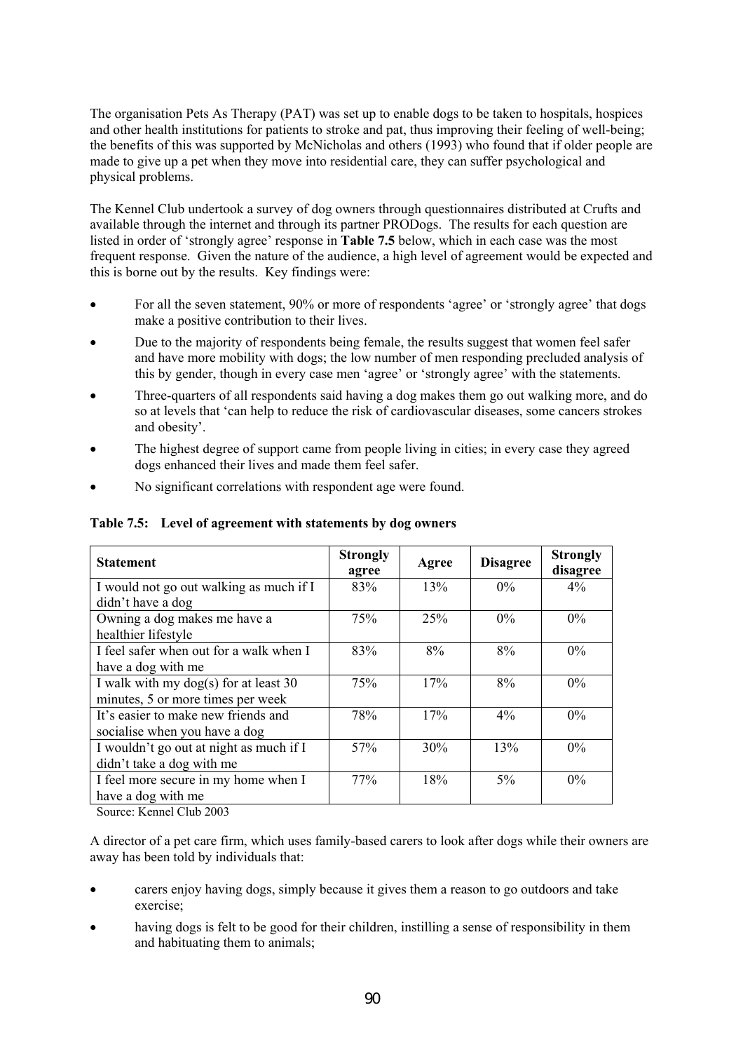The organisation Pets As Therapy (PAT) was set up to enable dogs to be taken to hospitals, hospices and other health institutions for patients to stroke and pat, thus improving their feeling of well-being; the benefits of this was supported by McNicholas and others (1993) who found that if older people are made to give up a pet when they move into residential care, they can suffer psychological and physical problems.

The Kennel Club undertook a survey of dog owners through questionnaires distributed at Crufts and available through the internet and through its partner PRODogs. The results for each question are listed in order of 'strongly agree' response in **Table 7.5** below, which in each case was the most frequent response. Given the nature of the audience, a high level of agreement would be expected and this is borne out by the results. Key findings were:

- For all the seven statement, 90% or more of respondents 'agree' or 'strongly agree' that dogs make a positive contribution to their lives.
- Due to the majority of respondents being female, the results suggest that women feel safer and have more mobility with dogs; the low number of men responding precluded analysis of this by gender, though in every case men 'agree' or 'strongly agree' with the statements.
- Three-quarters of all respondents said having a dog makes them go out walking more, and do so at levels that 'can help to reduce the risk of cardiovascular diseases, some cancers strokes and obesity'.
- The highest degree of support came from people living in cities; in every case they agreed dogs enhanced their lives and made them feel safer.
- No significant correlations with respondent age were found.

**Table 7.5: Level of agreement with statements by dog owners**

| Statement | Strongly agree | Agree | Disagree | Strongly disagree |
|---|---|---|---|---|
| I would not go out walking as much if I didn't have a dog | 83% | 13% | 0% | 4% |
| Owning a dog makes me have a healthier lifestyle | 75% | 25% | 0% | 0% |
| I feel safer when out for a walk when I have a dog with me | 83% | 8% | 8% | 0% |
| I walk with my dog(s) for at least 30 minutes, 5 or more times per week | 75% | 17% | 8% | 0% |
| It's easier to make new friends and socialise when you have a dog | 78% | 17% | 4% | 0% |
| I wouldn't go out at night as much if I didn't take a dog with me | 57% | 30% | 13% | 0% |
| I feel more secure in my home when I have a dog with me | 77% | 18% | 5% | 0% |

Source: Kennel Club 2003

A director of a pet care firm, which uses family-based carers to look after dogs while their owners are away has been told by individuals that:

- carers enjoy having dogs, simply because it gives them a reason to go outdoors and take exercise;
- having dogs is felt to be good for their children, instilling a sense of responsibility in them and habituating them to animals;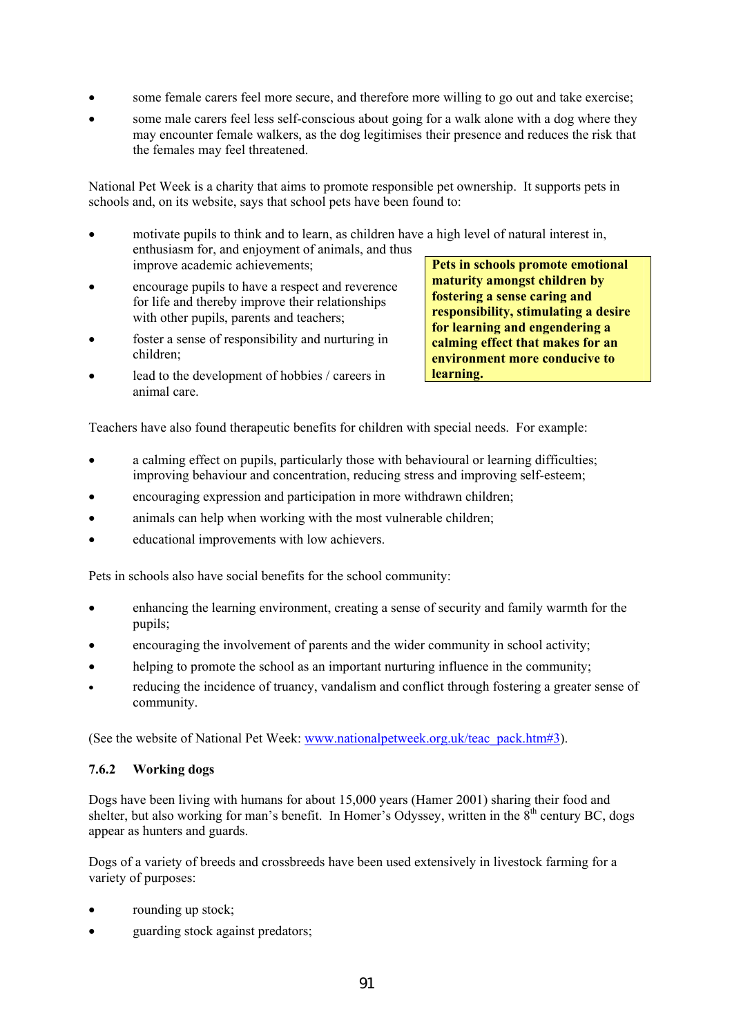- some female carers feel more secure, and therefore more willing to go out and take exercise;
- some male carers feel less self-conscious about going for a walk alone with a dog where they may encounter female walkers, as the dog legitimises their presence and reduces the risk that the females may feel threatened.

National Pet Week is a charity that aims to promote responsible pet ownership. It supports pets in schools and, on its website, says that school pets have been found to:

- motivate pupils to think and to learn, as children have a high level of natural interest in, enthusiasm for, and enjoyment of animals, and thus improve academic achievements;
- encourage pupils to have a respect and reverence for life and thereby improve their relationships with other pupils, parents and teachers;
- foster a sense of responsibility and nurturing in children;
- lead to the development of hobbies / careers in animal care.

**Pets in schools promote emotional maturity amongst children by fostering a sense caring and responsibility, stimulating a desire for learning and engendering a calming effect that makes for an environment more conducive to learning.**

Teachers have also found therapeutic benefits for children with special needs. For example:

- a calming effect on pupils, particularly those with behavioural or learning difficulties; improving behaviour and concentration, reducing stress and improving self-esteem;
- encouraging expression and participation in more withdrawn children;
- animals can help when working with the most vulnerable children;
- educational improvements with low achievers.

Pets in schools also have social benefits for the school community:

- enhancing the learning environment, creating a sense of security and family warmth for the pupils;
- encouraging the involvement of parents and the wider community in school activity;
- helping to promote the school as an important nurturing influence in the community;
- reducing the incidence of truancy, vandalism and conflict through fostering a greater sense of community.

(See the website of National Pet Week: www.nationalpetweek.org.uk/teac_pack.htm#3).

### 7.6.2 Working dogs

Dogs have been living with humans for about 15,000 years (Hamer 2001) sharing their food and shelter, but also working for man's benefit. In Homer's Odyssey, written in the 8th century BC, dogs appear as hunters and guards.

Dogs of a variety of breeds and crossbreeds have been used extensively in livestock farming for a variety of purposes:

- rounding up stock;
- guarding stock against predators;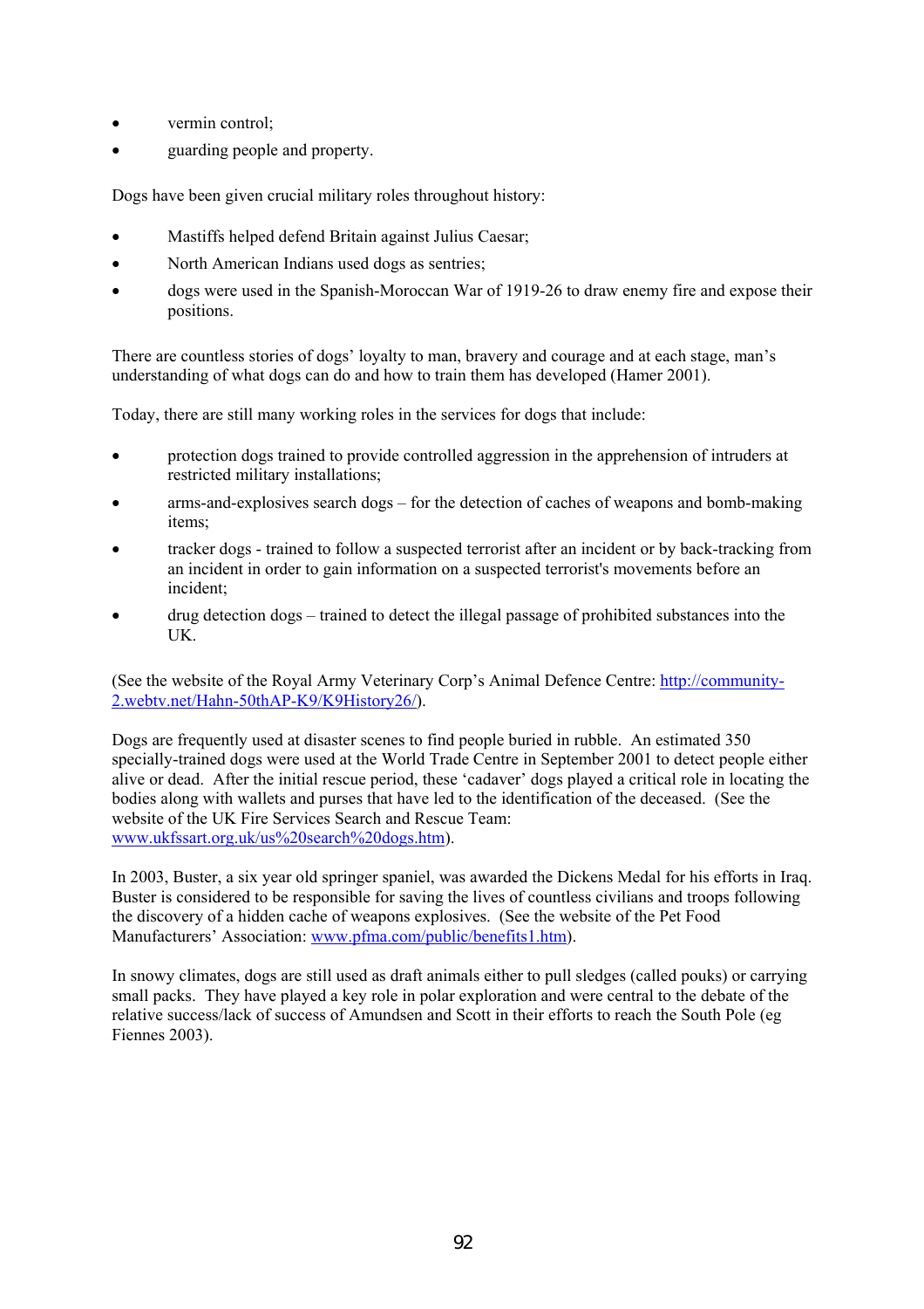- vermin control;
- guarding people and property.

Dogs have been given crucial military roles throughout history:

- Mastiffs helped defend Britain against Julius Caesar;
- North American Indians used dogs as sentries;
- dogs were used in the Spanish-Moroccan War of 1919-26 to draw enemy fire and expose their positions.

There are countless stories of dogs' loyalty to man, bravery and courage and at each stage, man's understanding of what dogs can do and how to train them has developed (Hamer 2001).

Today, there are still many working roles in the services for dogs that include:

- protection dogs trained to provide controlled aggression in the apprehension of intruders at restricted military installations;
- arms-and-explosives search dogs – for the detection of caches of weapons and bomb-making items;
- tracker dogs - trained to follow a suspected terrorist after an incident or by back-tracking from an incident in order to gain information on a suspected terrorist's movements before an incident;
- drug detection dogs – trained to detect the illegal passage of prohibited substances into the UK.

(See the website of the Royal Army Veterinary Corp's Animal Defence Centre: [http://community-2.webtv.net/Hahn-50thAP-K9/K9History26/](http://community-2.webtv.net/Hahn-50thAP-K9/K9History26/)).

Dogs are frequently used at disaster scenes to find people buried in rubble. An estimated 350 specially-trained dogs were used at the World Trade Centre in September 2001 to detect people either alive or dead. After the initial rescue period, these 'cadaver' dogs played a critical role in locating the bodies along with wallets and purses that have led to the identification of the deceased. (See the website of the UK Fire Services Search and Rescue Team: [www.ukfssart.org.uk/us%20search%20dogs.htm](www.ukfssart.org.uk/us%20search%20dogs.htm)).

In 2003, Buster, a six year old springer spaniel, was awarded the Dickens Medal for his efforts in Iraq. Buster is considered to be responsible for saving the lives of countless civilians and troops following the discovery of a hidden cache of weapons explosives. (See the website of the Pet Food Manufacturers' Association: [www.pfma.com/public/benefits1.htm](www.pfma.com/public/benefits1.htm)).

In snowy climates, dogs are still used as draft animals either to pull sledges (called pouks) or carrying small packs. They have played a key role in polar exploration and were central to the debate of the relative success/lack of success of Amundsen and Scott in their efforts to reach the South Pole (eg Fiennes 2003).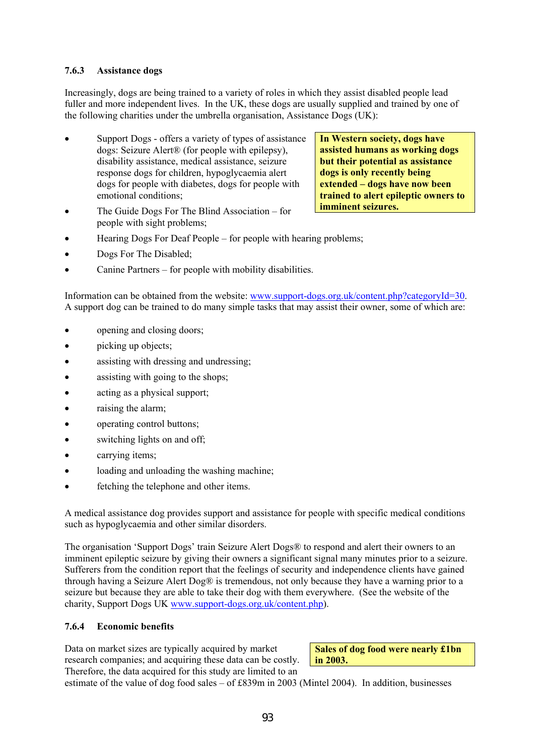### 7.6.3 Assistance dogs

Increasingly, dogs are being trained to a variety of roles in which they assist disabled people lead fuller and more independent lives. In the UK, these dogs are usually supplied and trained by one of the following charities under the umbrella organisation, Assistance Dogs (UK):

**In Western society, dogs have assisted humans as working dogs but their potential as assistance dogs is only recently being extended – dogs have now been trained to alert epileptic owners to imminent seizures.**

- Support Dogs - offers a variety of types of assistance dogs: Seizure Alert® (for people with epilepsy), disability assistance, medical assistance, seizure response dogs for children, hypoglycaemia alert dogs for people with diabetes, dogs for people with emotional conditions;
- The Guide Dogs For The Blind Association – for people with sight problems;
- Hearing Dogs For Deaf People – for people with hearing problems;
- Dogs For The Disabled;
- Canine Partners – for people with mobility disabilities.

Information can be obtained from the website: www.support-dogs.org.uk/content.php?categoryId=30. A support dog can be trained to do many simple tasks that may assist their owner, some of which are:

- opening and closing doors;
- picking up objects;
- assisting with dressing and undressing;
- assisting with going to the shops;
- acting as a physical support;
- raising the alarm;
- operating control buttons;
- switching lights on and off;
- carrying items;
- loading and unloading the washing machine;
- fetching the telephone and other items.

A medical assistance dog provides support and assistance for people with specific medical conditions such as hypoglycaemia and other similar disorders.

The organisation 'Support Dogs' train Seizure Alert Dogs® to respond and alert their owners to an imminent epileptic seizure by giving their owners a significant signal many minutes prior to a seizure. Sufferers from the condition report that the feelings of security and independence clients have gained through having a Seizure Alert Dog® is tremendous, not only because they have a warning prior to a seizure but because they are able to take their dog with them everywhere. (See the website of the charity, Support Dogs UK www.support-dogs.org.uk/content.php).

### 7.6.4 Economic benefits

**Sales of dog food were nearly £1bn in 2003.**

Data on market sizes are typically acquired by market research companies; and acquiring these data can be costly. Therefore, the data acquired for this study are limited to an estimate of the value of dog food sales – of £839m in 2003 (Mintel 2004). In addition, businesses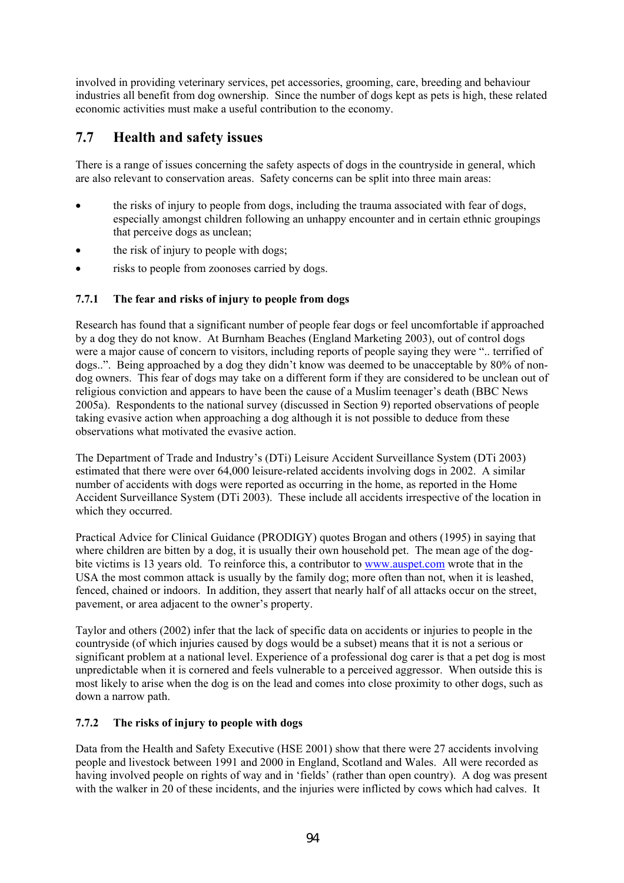involved in providing veterinary services, pet accessories, grooming, care, breeding and behaviour industries all benefit from dog ownership. Since the number of dogs kept as pets is high, these related economic activities must make a useful contribution to the economy.

## 7.7 Health and safety issues

There is a range of issues concerning the safety aspects of dogs in the countryside in general, which are also relevant to conservation areas. Safety concerns can be split into three main areas:

- the risks of injury to people from dogs, including the trauma associated with fear of dogs, especially amongst children following an unhappy encounter and in certain ethnic groupings that perceive dogs as unclean;
- the risk of injury to people with dogs;
- risks to people from zoonoses carried by dogs.

### 7.7.1 The fear and risks of injury to people from dogs

Research has found that a significant number of people fear dogs or feel uncomfortable if approached by a dog they do not know. At Burnham Beaches (England Marketing 2003), out of control dogs were a major cause of concern to visitors, including reports of people saying they were ".. terrified of dogs..". Being approached by a dog they didn't know was deemed to be unacceptable by 80% of non-dog owners. This fear of dogs may take on a different form if they are considered to be unclean out of religious conviction and appears to have been the cause of a Muslim teenager's death (BBC News 2005a). Respondents to the national survey (discussed in Section 9) reported observations of people taking evasive action when approaching a dog although it is not possible to deduce from these observations what motivated the evasive action.

The Department of Trade and Industry's (DTi) Leisure Accident Surveillance System (DTi 2003) estimated that there were over 64,000 leisure-related accidents involving dogs in 2002. A similar number of accidents with dogs were reported as occurring in the home, as reported in the Home Accident Surveillance System (DTi 2003). These include all accidents irrespective of the location in which they occurred.

Practical Advice for Clinical Guidance (PRODIGY) quotes Brogan and others (1995) in saying that where children are bitten by a dog, it is usually their own household pet. The mean age of the dog-bite victims is 13 years old. To reinforce this, a contributor to www.auspet.com wrote that in the USA the most common attack is usually by the family dog; more often than not, when it is leashed, fenced, chained or indoors. In addition, they assert that nearly half of all attacks occur on the street, pavement, or area adjacent to the owner's property.

Taylor and others (2002) infer that the lack of specific data on accidents or injuries to people in the countryside (of which injuries caused by dogs would be a subset) means that it is not a serious or significant problem at a national level. Experience of a professional dog carer is that a pet dog is most unpredictable when it is cornered and feels vulnerable to a perceived aggressor. When outside this is most likely to arise when the dog is on the lead and comes into close proximity to other dogs, such as down a narrow path.

### 7.7.2 The risks of injury to people with dogs

Data from the Health and Safety Executive (HSE 2001) show that there were 27 accidents involving people and livestock between 1991 and 2000 in England, Scotland and Wales. All were recorded as having involved people on rights of way and in 'fields' (rather than open country). A dog was present with the walker in 20 of these incidents, and the injuries were inflicted by cows which had calves. It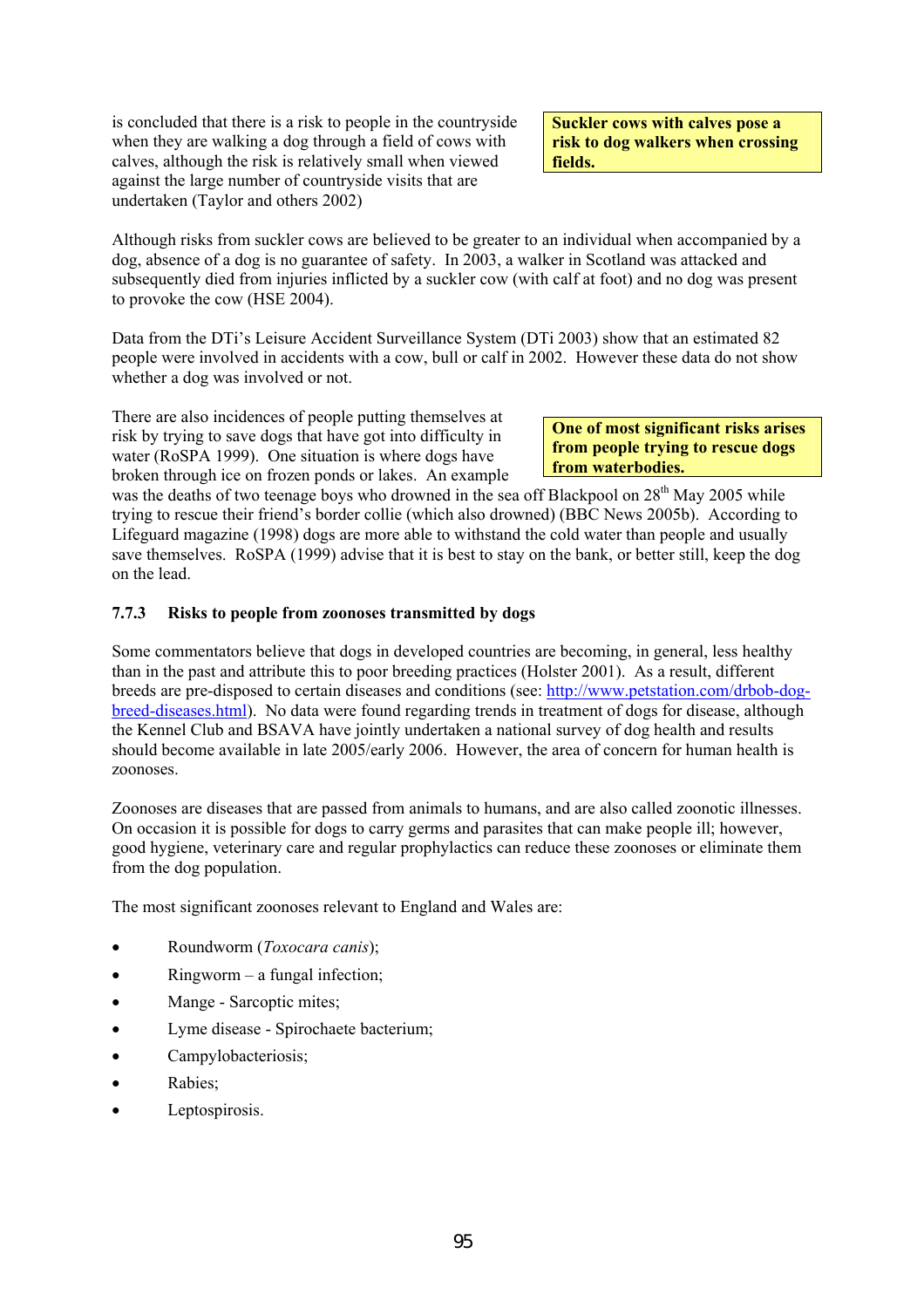is concluded that there is a risk to people in the countryside when they are walking a dog through a field of cows with calves, although the risk is relatively small when viewed against the large number of countryside visits that are undertaken (Taylor and others 2002)

**Suckler cows with calves pose a risk to dog walkers when crossing fields.**

Although risks from suckler cows are believed to be greater to an individual when accompanied by a dog, absence of a dog is no guarantee of safety. In 2003, a walker in Scotland was attacked and subsequently died from injuries inflicted by a suckler cow (with calf at foot) and no dog was present to provoke the cow (HSE 2004).

Data from the DTi's Leisure Accident Surveillance System (DTi 2003) show that an estimated 82 people were involved in accidents with a cow, bull or calf in 2002. However these data do not show whether a dog was involved or not.

There are also incidences of people putting themselves at risk by trying to save dogs that have got into difficulty in water (RoSPA 1999). One situation is where dogs have broken through ice on frozen ponds or lakes. An example was the deaths of two teenage boys who drowned in the sea off Blackpool on 28th May 2005 while trying to rescue their friend's border collie (which also drowned) (BBC News 2005b). According to Lifeguard magazine (1998) dogs are more able to withstand the cold water than people and usually save themselves. RoSPA (1999) advise that it is best to stay on the bank, or better still, keep the dog on the lead.

**One of most significant risks arises from people trying to rescue dogs from waterbodies.**

### 7.7.3 Risks to people from zoonoses transmitted by dogs

Some commentators believe that dogs in developed countries are becoming, in general, less healthy than in the past and attribute this to poor breeding practices (Holster 2001). As a result, different breeds are pre-disposed to certain diseases and conditions (see: http://www.petstation.com/drbob-dog-breed-diseases.html). No data were found regarding trends in treatment of dogs for disease, although the Kennel Club and BSAVA have jointly undertaken a national survey of dog health and results should become available in late 2005/early 2006. However, the area of concern for human health is zoonoses.

Zoonoses are diseases that are passed from animals to humans, and are also called zoonotic illnesses. On occasion it is possible for dogs to carry germs and parasites that can make people ill; however, good hygiene, veterinary care and regular prophylactics can reduce these zoonoses or eliminate them from the dog population.

The most significant zoonoses relevant to England and Wales are:

- Roundworm (*Toxocara canis*);
- Ringworm – a fungal infection;
- Mange - Sarcoptic mites;
- Lyme disease - Spirochaete bacterium;
- Campylobacteriosis;
- Rabies;
- Leptospirosis.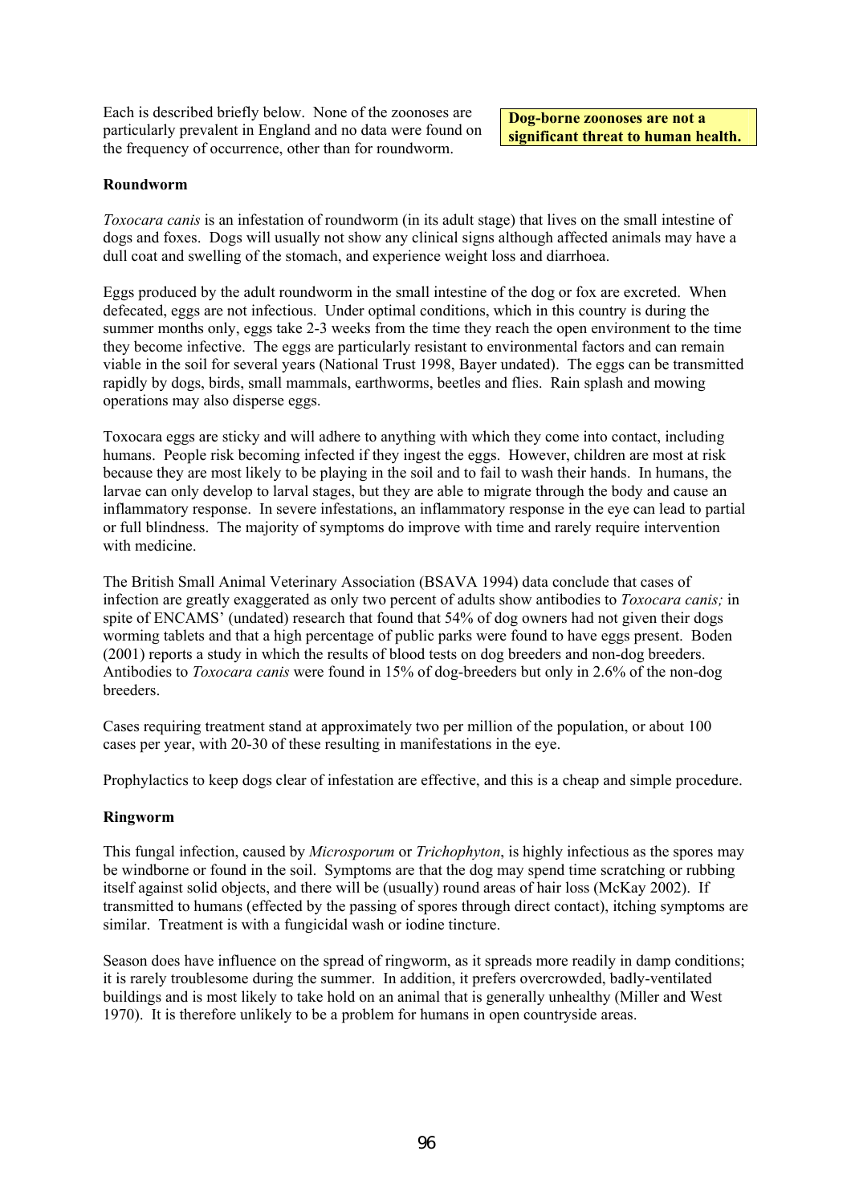Each is described briefly below. None of the zoonoses are particularly prevalent in England and no data were found on the frequency of occurrence, other than for roundworm.

**Dog-borne zoonoses are not a significant threat to human health.**

**Roundworm**

*Toxocara canis* is an infestation of roundworm (in its adult stage) that lives on the small intestine of dogs and foxes. Dogs will usually not show any clinical signs although affected animals may have a dull coat and swelling of the stomach, and experience weight loss and diarrhoea.

Eggs produced by the adult roundworm in the small intestine of the dog or fox are excreted. When defecated, eggs are not infectious. Under optimal conditions, which in this country is during the summer months only, eggs take 2-3 weeks from the time they reach the open environment to the time they become infective. The eggs are particularly resistant to environmental factors and can remain viable in the soil for several years (National Trust 1998, Bayer undated). The eggs can be transmitted rapidly by dogs, birds, small mammals, earthworms, beetles and flies. Rain splash and mowing operations may also disperse eggs.

Toxocara eggs are sticky and will adhere to anything with which they come into contact, including humans. People risk becoming infected if they ingest the eggs. However, children are most at risk because they are most likely to be playing in the soil and to fail to wash their hands. In humans, the larvae can only develop to larval stages, but they are able to migrate through the body and cause an inflammatory response. In severe infestations, an inflammatory response in the eye can lead to partial or full blindness. The majority of symptoms do improve with time and rarely require intervention with medicine.

The British Small Animal Veterinary Association (BSAVA 1994) data conclude that cases of infection are greatly exaggerated as only two percent of adults show antibodies to *Toxocara canis;* in spite of ENCAMS' (undated) research that found that 54% of dog owners had not given their dogs worming tablets and that a high percentage of public parks were found to have eggs present. Boden (2001) reports a study in which the results of blood tests on dog breeders and non-dog breeders. Antibodies to *Toxocara canis* were found in 15% of dog-breeders but only in 2.6% of the non-dog breeders.

Cases requiring treatment stand at approximately two per million of the population, or about 100 cases per year, with 20-30 of these resulting in manifestations in the eye.

Prophylactics to keep dogs clear of infestation are effective, and this is a cheap and simple procedure.

**Ringworm**

This fungal infection, caused by *Microsporum* or *Trichophyton*, is highly infectious as the spores may be windborne or found in the soil. Symptoms are that the dog may spend time scratching or rubbing itself against solid objects, and there will be (usually) round areas of hair loss (McKay 2002). If transmitted to humans (effected by the passing of spores through direct contact), itching symptoms are similar. Treatment is with a fungicidal wash or iodine tincture.

Season does have influence on the spread of ringworm, as it spreads more readily in damp conditions; it is rarely troublesome during the summer. In addition, it prefers overcrowded, badly-ventilated buildings and is most likely to take hold on an animal that is generally unhealthy (Miller and West 1970). It is therefore unlikely to be a problem for humans in open countryside areas.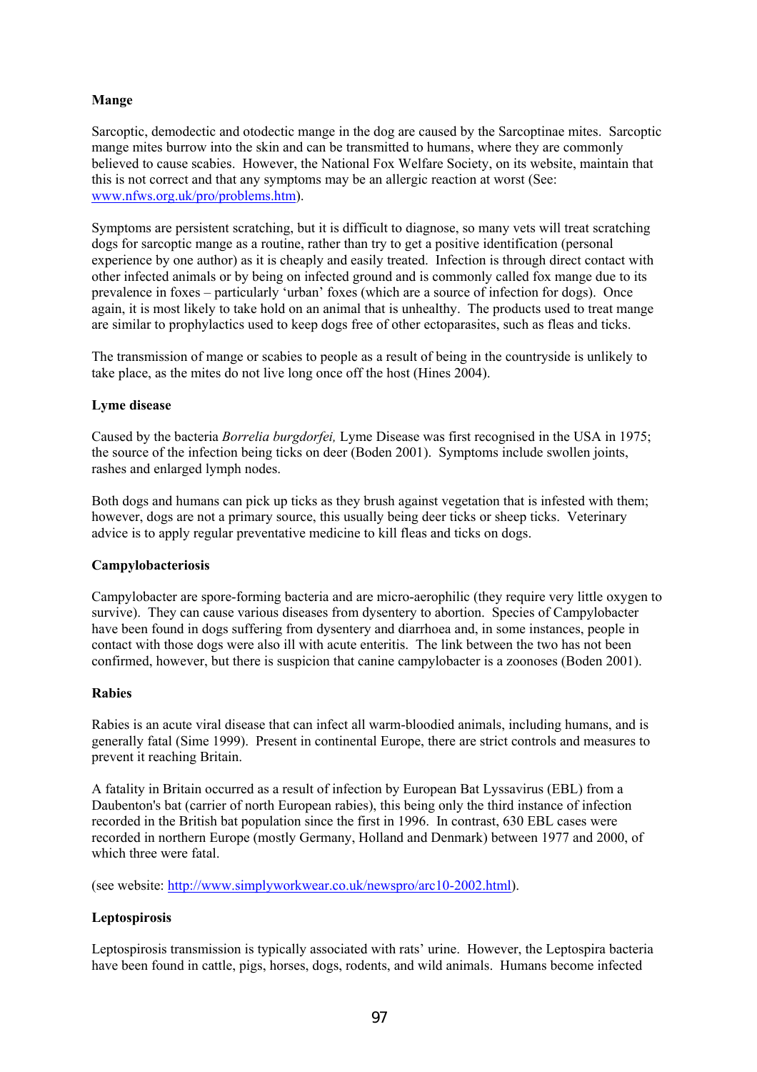**Mange**

Sarcoptic, demodectic and otodectic mange in the dog are caused by the Sarcoptinae mites. Sarcoptic mange mites burrow into the skin and can be transmitted to humans, where they are commonly believed to cause scabies. However, the National Fox Welfare Society, on its website, maintain that this is not correct and that any symptoms may be an allergic reaction at worst (See: www.nfws.org.uk/pro/problems.htm).

Symptoms are persistent scratching, but it is difficult to diagnose, so many vets will treat scratching dogs for sarcoptic mange as a routine, rather than try to get a positive identification (personal experience by one author) as it is cheaply and easily treated. Infection is through direct contact with other infected animals or by being on infected ground and is commonly called fox mange due to its prevalence in foxes – particularly 'urban' foxes (which are a source of infection for dogs). Once again, it is most likely to take hold on an animal that is unhealthy. The products used to treat mange are similar to prophylactics used to keep dogs free of other ectoparasites, such as fleas and ticks.

The transmission of mange or scabies to people as a result of being in the countryside is unlikely to take place, as the mites do not live long once off the host (Hines 2004).

**Lyme disease**

Caused by the bacteria *Borrelia burgdorfei,* Lyme Disease was first recognised in the USA in 1975; the source of the infection being ticks on deer (Boden 2001). Symptoms include swollen joints, rashes and enlarged lymph nodes.

Both dogs and humans can pick up ticks as they brush against vegetation that is infested with them; however, dogs are not a primary source, this usually being deer ticks or sheep ticks. Veterinary advice is to apply regular preventative medicine to kill fleas and ticks on dogs.

**Campylobacteriosis**

Campylobacter are spore-forming bacteria and are micro-aerophilic (they require very little oxygen to survive). They can cause various diseases from dysentery to abortion. Species of Campylobacter have been found in dogs suffering from dysentery and diarrhoea and, in some instances, people in contact with those dogs were also ill with acute enteritis. The link between the two has not been confirmed, however, but there is suspicion that canine campylobacter is a zoonoses (Boden 2001).

**Rabies**

Rabies is an acute viral disease that can infect all warm-bloodied animals, including humans, and is generally fatal (Sime 1999). Present in continental Europe, there are strict controls and measures to prevent it reaching Britain.

A fatality in Britain occurred as a result of infection by European Bat Lyssavirus (EBL) from a Daubenton's bat (carrier of north European rabies), this being only the third instance of infection recorded in the British bat population since the first in 1996. In contrast, 630 EBL cases were recorded in northern Europe (mostly Germany, Holland and Denmark) between 1977 and 2000, of which three were fatal.

(see website: http://www.simplyworkwear.co.uk/newspro/arc10-2002.html).

**Leptospirosis**

Leptospirosis transmission is typically associated with rats' urine. However, the Leptospira bacteria have been found in cattle, pigs, horses, dogs, rodents, and wild animals. Humans become infected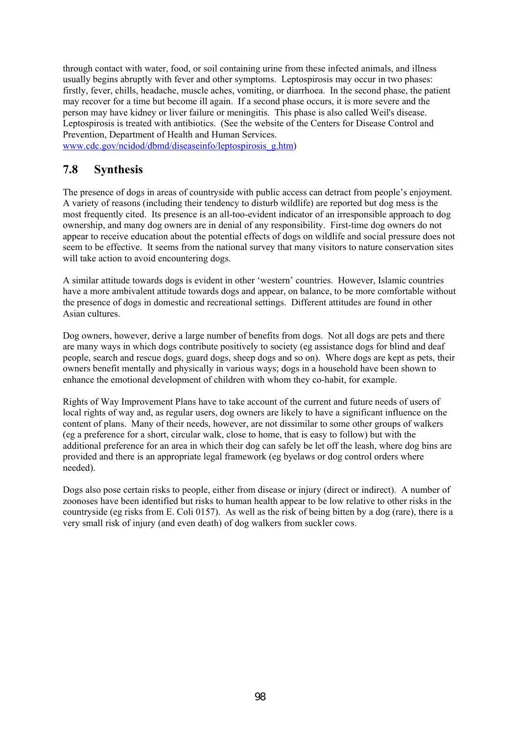through contact with water, food, or soil containing urine from these infected animals, and illness usually begins abruptly with fever and other symptoms. Leptospirosis may occur in two phases: firstly, fever, chills, headache, muscle aches, vomiting, or diarrhoea. In the second phase, the patient may recover for a time but become ill again. If a second phase occurs, it is more severe and the person may have kidney or liver failure or meningitis. This phase is also called Weil's disease. Leptospirosis is treated with antibiotics. (See the website of the Centers for Disease Control and Prevention, Department of Health and Human Services. www.cdc.gov/ncidod/dbmd/diseaseinfo/leptospirosis_g.htm)

## 7.8 Synthesis

The presence of dogs in areas of countryside with public access can detract from people's enjoyment. A variety of reasons (including their tendency to disturb wildlife) are reported but dog mess is the most frequently cited. Its presence is an all-too-evident indicator of an irresponsible approach to dog ownership, and many dog owners are in denial of any responsibility. First-time dog owners do not appear to receive education about the potential effects of dogs on wildlife and social pressure does not seem to be effective. It seems from the national survey that many visitors to nature conservation sites will take action to avoid encountering dogs.

A similar attitude towards dogs is evident in other 'western' countries. However, Islamic countries have a more ambivalent attitude towards dogs and appear, on balance, to be more comfortable without the presence of dogs in domestic and recreational settings. Different attitudes are found in other Asian cultures.

Dog owners, however, derive a large number of benefits from dogs. Not all dogs are pets and there are many ways in which dogs contribute positively to society (eg assistance dogs for blind and deaf people, search and rescue dogs, guard dogs, sheep dogs and so on). Where dogs are kept as pets, their owners benefit mentally and physically in various ways; dogs in a household have been shown to enhance the emotional development of children with whom they co-habit, for example.

Rights of Way Improvement Plans have to take account of the current and future needs of users of local rights of way and, as regular users, dog owners are likely to have a significant influence on the content of plans. Many of their needs, however, are not dissimilar to some other groups of walkers (eg a preference for a short, circular walk, close to home, that is easy to follow) but with the additional preference for an area in which their dog can safely be let off the leash, where dog bins are provided and there is an appropriate legal framework (eg byelaws or dog control orders where needed).

Dogs also pose certain risks to people, either from disease or injury (direct or indirect). A number of zoonoses have been identified but risks to human health appear to be low relative to other risks in the countryside (eg risks from E. Coli 0157). As well as the risk of being bitten by a dog (rare), there is a very small risk of injury (and even death) of dog walkers from suckler cows.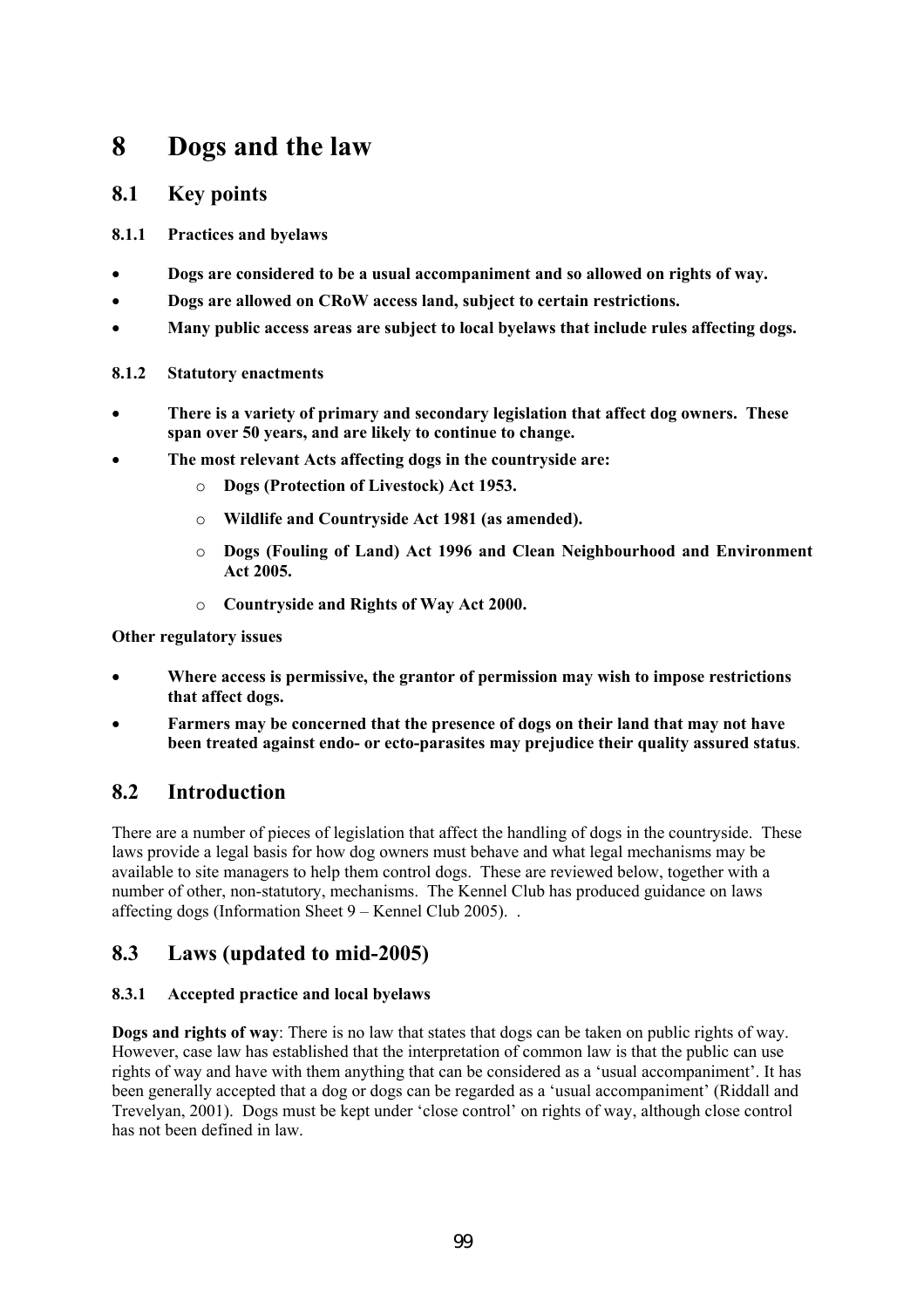# 8 Dogs and the law

## 8.1 Key points

### 8.1.1 Practices and byelaws

- **Dogs are considered to be a usual accompaniment and so allowed on rights of way.**
- **Dogs are allowed on CRoW access land, subject to certain restrictions.**
- **Many public access areas are subject to local byelaws that include rules affecting dogs.**

### 8.1.2 Statutory enactments

- **There is a variety of primary and secondary legislation that affect dog owners. These span over 50 years, and are likely to continue to change.**
- **The most relevant Acts affecting dogs in the countryside are:**
    - **Dogs (Protection of Livestock) Act 1953.**
    - **Wildlife and Countryside Act 1981 (as amended).**
    - **Dogs (Fouling of Land) Act 1996 and Clean Neighbourhood and Environment Act 2005.**
    - **Countryside and Rights of Way Act 2000.**

**Other regulatory issues**

- **Where access is permissive, the grantor of permission may wish to impose restrictions that affect dogs.**
- **Farmers may be concerned that the presence of dogs on their land that may not have been treated against endo- or ecto-parasites may prejudice their quality assured status**.

## 8.2 Introduction

There are a number of pieces of legislation that affect the handling of dogs in the countryside. These laws provide a legal basis for how dog owners must behave and what legal mechanisms may be available to site managers to help them control dogs. These are reviewed below, together with a number of other, non-statutory, mechanisms. The Kennel Club has produced guidance on laws affecting dogs (Information Sheet 9 – Kennel Club 2005). .

## 8.3 Laws (updated to mid-2005)

### 8.3.1 Accepted practice and local byelaws

**Dogs and rights of way**: There is no law that states that dogs can be taken on public rights of way. However, case law has established that the interpretation of common law is that the public can use rights of way and have with them anything that can be considered as a 'usual accompaniment'. It has been generally accepted that a dog or dogs can be regarded as a 'usual accompaniment' (Riddall and Trevelyan, 2001). Dogs must be kept under 'close control' on rights of way, although close control has not been defined in law.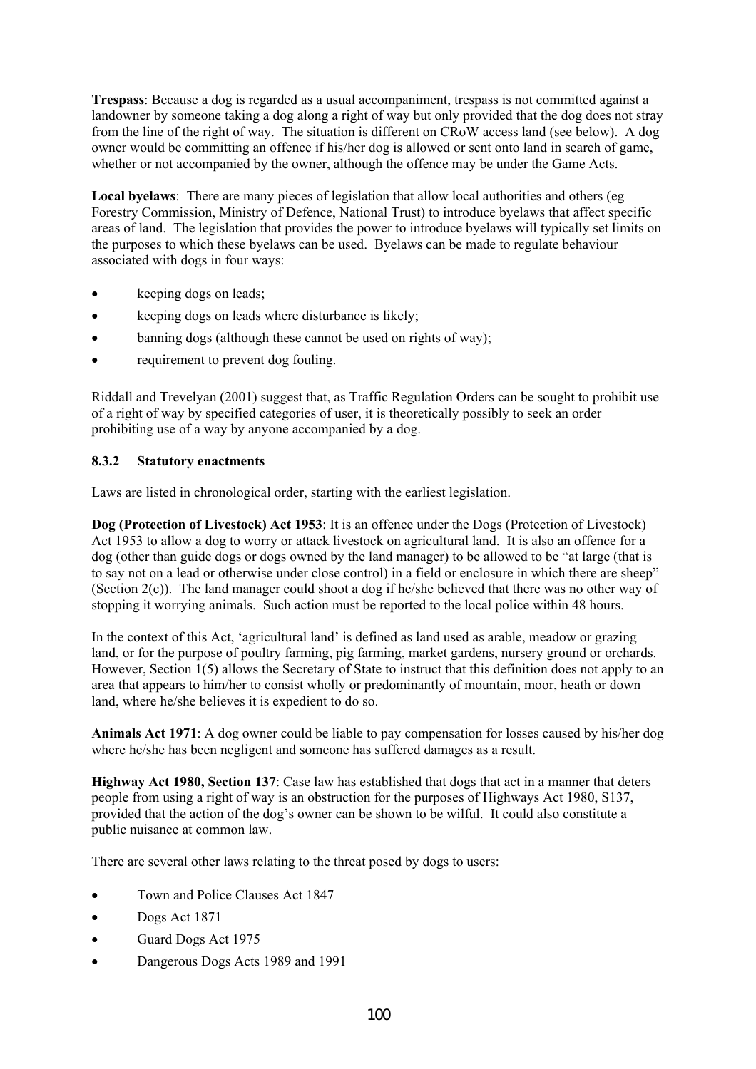**Trespass**: Because a dog is regarded as a usual accompaniment, trespass is not committed against a landowner by someone taking a dog along a right of way but only provided that the dog does not stray from the line of the right of way. The situation is different on CRoW access land (see below). A dog owner would be committing an offence if his/her dog is allowed or sent onto land in search of game, whether or not accompanied by the owner, although the offence may be under the Game Acts.

**Local byelaws**: There are many pieces of legislation that allow local authorities and others (eg Forestry Commission, Ministry of Defence, National Trust) to introduce byelaws that affect specific areas of land. The legislation that provides the power to introduce byelaws will typically set limits on the purposes to which these byelaws can be used. Byelaws can be made to regulate behaviour associated with dogs in four ways:

- keeping dogs on leads;
- keeping dogs on leads where disturbance is likely;
- banning dogs (although these cannot be used on rights of way);
- requirement to prevent dog fouling.

Riddall and Trevelyan (2001) suggest that, as Traffic Regulation Orders can be sought to prohibit use of a right of way by specified categories of user, it is theoretically possibly to seek an order prohibiting use of a way by anyone accompanied by a dog.

### 8.3.2 Statutory enactments

Laws are listed in chronological order, starting with the earliest legislation.

**Dog (Protection of Livestock) Act 1953**: It is an offence under the Dogs (Protection of Livestock) Act 1953 to allow a dog to worry or attack livestock on agricultural land. It is also an offence for a dog (other than guide dogs or dogs owned by the land manager) to be allowed to be "at large (that is to say not on a lead or otherwise under close control) in a field or enclosure in which there are sheep" (Section 2(c)). The land manager could shoot a dog if he/she believed that there was no other way of stopping it worrying animals. Such action must be reported to the local police within 48 hours.

In the context of this Act, 'agricultural land' is defined as land used as arable, meadow or grazing land, or for the purpose of poultry farming, pig farming, market gardens, nursery ground or orchards. However, Section 1(5) allows the Secretary of State to instruct that this definition does not apply to an area that appears to him/her to consist wholly or predominantly of mountain, moor, heath or down land, where he/she believes it is expedient to do so.

**Animals Act 1971**: A dog owner could be liable to pay compensation for losses caused by his/her dog where he/she has been negligent and someone has suffered damages as a result.

**Highway Act 1980, Section 137**: Case law has established that dogs that act in a manner that deters people from using a right of way is an obstruction for the purposes of Highways Act 1980, S137, provided that the action of the dog's owner can be shown to be wilful. It could also constitute a public nuisance at common law.

There are several other laws relating to the threat posed by dogs to users:

- Town and Police Clauses Act 1847
- Dogs Act 1871
- Guard Dogs Act 1975
- Dangerous Dogs Acts 1989 and 1991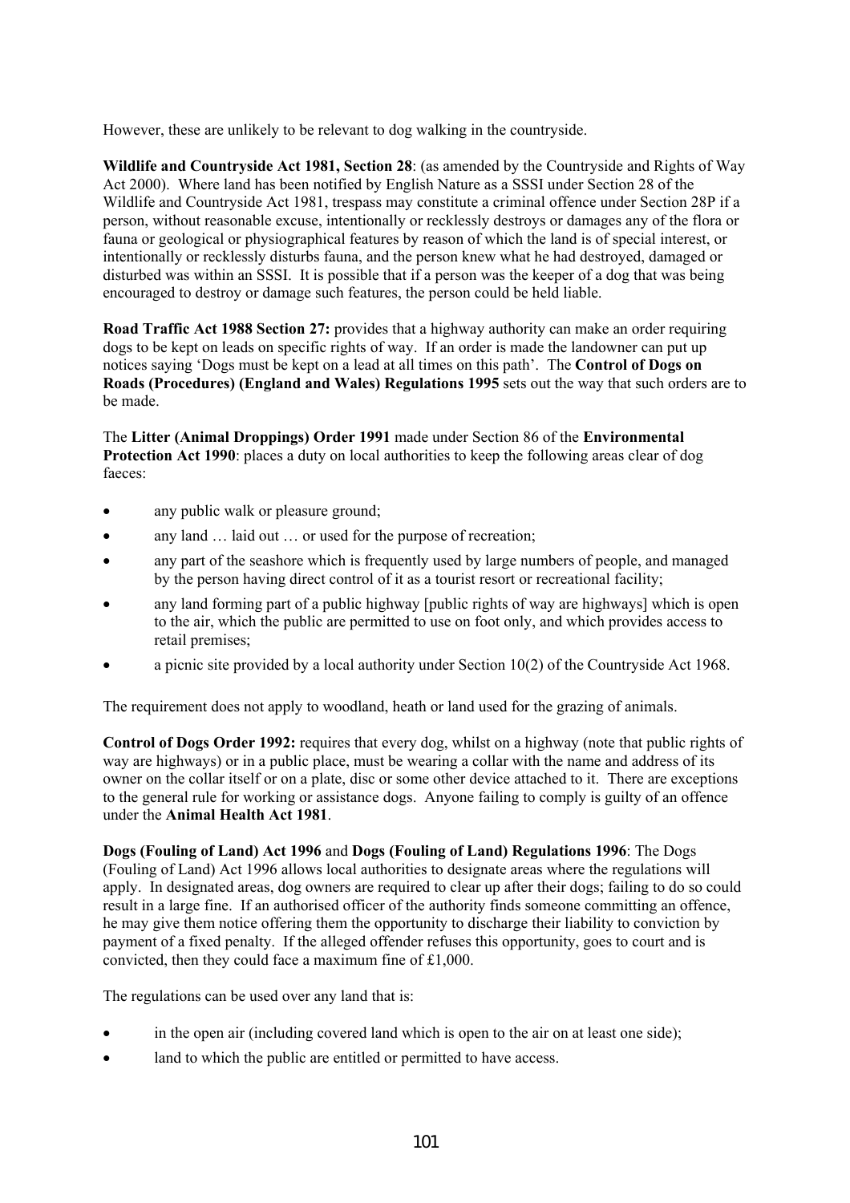However, these are unlikely to be relevant to dog walking in the countryside.

**Wildlife and Countryside Act 1981, Section 28**: (as amended by the Countryside and Rights of Way Act 2000). Where land has been notified by English Nature as a SSSI under Section 28 of the Wildlife and Countryside Act 1981, trespass may constitute a criminal offence under Section 28P if a person, without reasonable excuse, intentionally or recklessly destroys or damages any of the flora or fauna or geological or physiographical features by reason of which the land is of special interest, or intentionally or recklessly disturbs fauna, and the person knew what he had destroyed, damaged or disturbed was within an SSSI. It is possible that if a person was the keeper of a dog that was being encouraged to destroy or damage such features, the person could be held liable.

**Road Traffic Act 1988 Section 27:** provides that a highway authority can make an order requiring dogs to be kept on leads on specific rights of way. If an order is made the landowner can put up notices saying 'Dogs must be kept on a lead at all times on this path'. The **Control of Dogs on Roads (Procedures) (England and Wales) Regulations 1995** sets out the way that such orders are to be made.

The **Litter (Animal Droppings) Order 1991** made under Section 86 of the **Environmental Protection Act 1990**: places a duty on local authorities to keep the following areas clear of dog faeces:

- any public walk or pleasure ground;
- any land … laid out … or used for the purpose of recreation;
- any part of the seashore which is frequently used by large numbers of people, and managed by the person having direct control of it as a tourist resort or recreational facility;
- any land forming part of a public highway [public rights of way are highways] which is open to the air, which the public are permitted to use on foot only, and which provides access to retail premises;
- a picnic site provided by a local authority under Section 10(2) of the Countryside Act 1968.

The requirement does not apply to woodland, heath or land used for the grazing of animals.

**Control of Dogs Order 1992:** requires that every dog, whilst on a highway (note that public rights of way are highways) or in a public place, must be wearing a collar with the name and address of its owner on the collar itself or on a plate, disc or some other device attached to it. There are exceptions to the general rule for working or assistance dogs. Anyone failing to comply is guilty of an offence under the **Animal Health Act 1981**.

**Dogs (Fouling of Land) Act 1996** and **Dogs (Fouling of Land) Regulations 1996**: The Dogs (Fouling of Land) Act 1996 allows local authorities to designate areas where the regulations will apply. In designated areas, dog owners are required to clear up after their dogs; failing to do so could result in a large fine. If an authorised officer of the authority finds someone committing an offence, he may give them notice offering them the opportunity to discharge their liability to conviction by payment of a fixed penalty. If the alleged offender refuses this opportunity, goes to court and is convicted, then they could face a maximum fine of £1,000.

The regulations can be used over any land that is:

- in the open air (including covered land which is open to the air on at least one side);
- land to which the public are entitled or permitted to have access.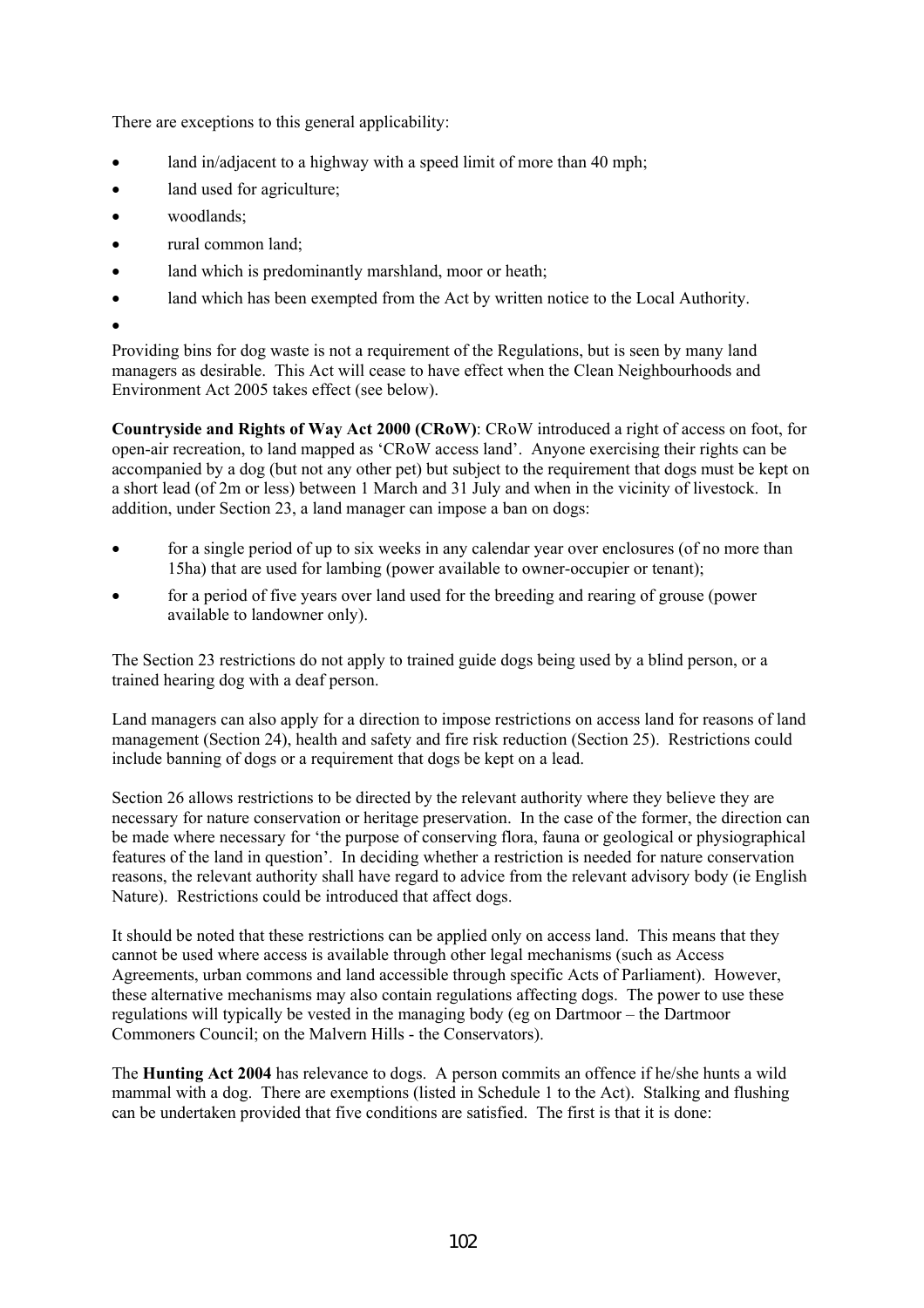There are exceptions to this general applicability:

- land in/adjacent to a highway with a speed limit of more than 40 mph;
- land used for agriculture;
- woodlands;
- rural common land;
- land which is predominantly marshland, moor or heath;
- land which has been exempted from the Act by written notice to the Local Authority.

Providing bins for dog waste is not a requirement of the Regulations, but is seen by many land managers as desirable. This Act will cease to have effect when the Clean Neighbourhoods and Environment Act 2005 takes effect (see below).

**Countryside and Rights of Way Act 2000 (CRoW)**: CRoW introduced a right of access on foot, for open-air recreation, to land mapped as 'CRoW access land'. Anyone exercising their rights can be accompanied by a dog (but not any other pet) but subject to the requirement that dogs must be kept on a short lead (of 2m or less) between 1 March and 31 July and when in the vicinity of livestock. In addition, under Section 23, a land manager can impose a ban on dogs:

- for a single period of up to six weeks in any calendar year over enclosures (of no more than 15ha) that are used for lambing (power available to owner-occupier or tenant);
- for a period of five years over land used for the breeding and rearing of grouse (power available to landowner only).

The Section 23 restrictions do not apply to trained guide dogs being used by a blind person, or a trained hearing dog with a deaf person.

Land managers can also apply for a direction to impose restrictions on access land for reasons of land management (Section 24), health and safety and fire risk reduction (Section 25). Restrictions could include banning of dogs or a requirement that dogs be kept on a lead.

Section 26 allows restrictions to be directed by the relevant authority where they believe they are necessary for nature conservation or heritage preservation. In the case of the former, the direction can be made where necessary for 'the purpose of conserving flora, fauna or geological or physiographical features of the land in question'. In deciding whether a restriction is needed for nature conservation reasons, the relevant authority shall have regard to advice from the relevant advisory body (ie English Nature). Restrictions could be introduced that affect dogs.

It should be noted that these restrictions can be applied only on access land. This means that they cannot be used where access is available through other legal mechanisms (such as Access Agreements, urban commons and land accessible through specific Acts of Parliament). However, these alternative mechanisms may also contain regulations affecting dogs. The power to use these regulations will typically be vested in the managing body (eg on Dartmoor – the Dartmoor Commoners Council; on the Malvern Hills - the Conservators).

The **Hunting Act 2004** has relevance to dogs. A person commits an offence if he/she hunts a wild mammal with a dog. There are exemptions (listed in Schedule 1 to the Act). Stalking and flushing can be undertaken provided that five conditions are satisfied. The first is that it is done: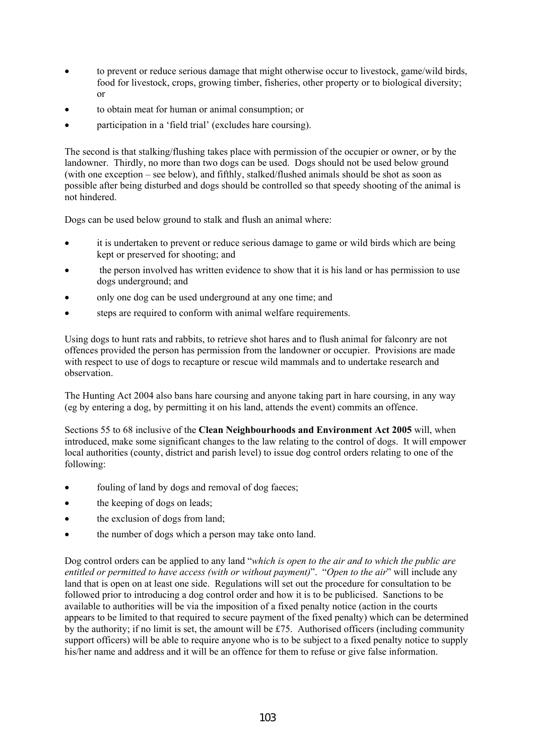- to prevent or reduce serious damage that might otherwise occur to livestock, game/wild birds, food for livestock, crops, growing timber, fisheries, other property or to biological diversity; or
- to obtain meat for human or animal consumption; or
- participation in a 'field trial' (excludes hare coursing).

The second is that stalking/flushing takes place with permission of the occupier or owner, or by the landowner. Thirdly, no more than two dogs can be used. Dogs should not be used below ground (with one exception – see below), and fifthly, stalked/flushed animals should be shot as soon as possible after being disturbed and dogs should be controlled so that speedy shooting of the animal is not hindered.

Dogs can be used below ground to stalk and flush an animal where:

- it is undertaken to prevent or reduce serious damage to game or wild birds which are being kept or preserved for shooting; and
- the person involved has written evidence to show that it is his land or has permission to use dogs underground; and
- only one dog can be used underground at any one time; and
- steps are required to conform with animal welfare requirements.

Using dogs to hunt rats and rabbits, to retrieve shot hares and to flush animal for falconry are not offences provided the person has permission from the landowner or occupier. Provisions are made with respect to use of dogs to recapture or rescue wild mammals and to undertake research and observation.

The Hunting Act 2004 also bans hare coursing and anyone taking part in hare coursing, in any way (eg by entering a dog, by permitting it on his land, attends the event) commits an offence.

Sections 55 to 68 inclusive of the **Clean Neighbourhoods and Environment Act 2005** will, when introduced, make some significant changes to the law relating to the control of dogs. It will empower local authorities (county, district and parish level) to issue dog control orders relating to one of the following:

- fouling of land by dogs and removal of dog faeces;
- the keeping of dogs on leads;
- the exclusion of dogs from land;
- the number of dogs which a person may take onto land.

Dog control orders can be applied to any land "*which is open to the air and to which the public are entitled or permitted to have access (with or without payment)*". "*Open to the air*" will include any land that is open on at least one side. Regulations will set out the procedure for consultation to be followed prior to introducing a dog control order and how it is to be publicised. Sanctions to be available to authorities will be via the imposition of a fixed penalty notice (action in the courts appears to be limited to that required to secure payment of the fixed penalty) which can be determined by the authority; if no limit is set, the amount will be £75. Authorised officers (including community support officers) will be able to require anyone who is to be subject to a fixed penalty notice to supply his/her name and address and it will be an offence for them to refuse or give false information.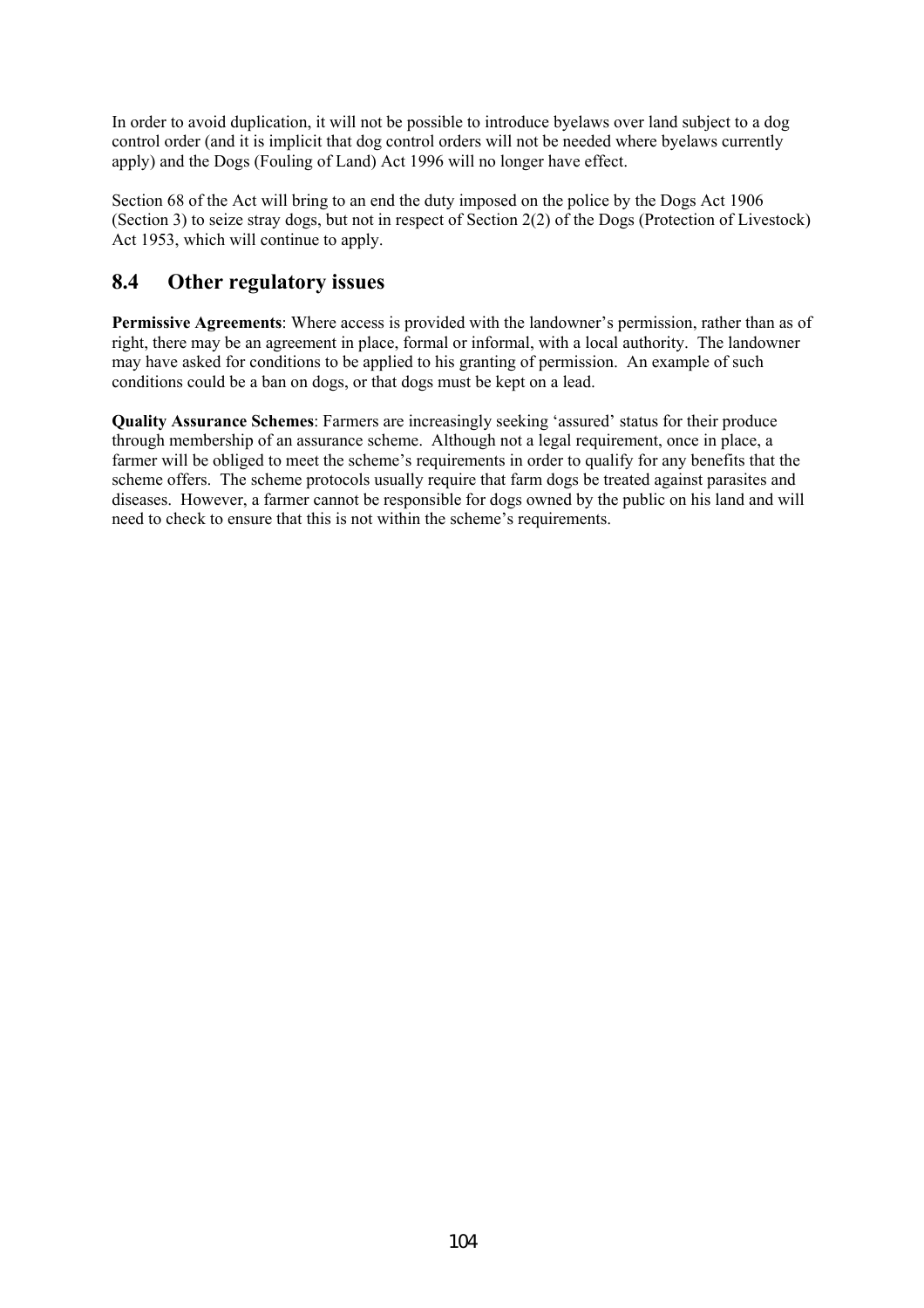In order to avoid duplication, it will not be possible to introduce byelaws over land subject to a dog control order (and it is implicit that dog control orders will not be needed where byelaws currently apply) and the Dogs (Fouling of Land) Act 1996 will no longer have effect.

Section 68 of the Act will bring to an end the duty imposed on the police by the Dogs Act 1906 (Section 3) to seize stray dogs, but not in respect of Section 2(2) of the Dogs (Protection of Livestock) Act 1953, which will continue to apply.

## 8.4 Other regulatory issues

**Permissive Agreements**: Where access is provided with the landowner's permission, rather than as of right, there may be an agreement in place, formal or informal, with a local authority. The landowner may have asked for conditions to be applied to his granting of permission. An example of such conditions could be a ban on dogs, or that dogs must be kept on a lead.

**Quality Assurance Schemes**: Farmers are increasingly seeking 'assured' status for their produce through membership of an assurance scheme. Although not a legal requirement, once in place, a farmer will be obliged to meet the scheme's requirements in order to qualify for any benefits that the scheme offers. The scheme protocols usually require that farm dogs be treated against parasites and diseases. However, a farmer cannot be responsible for dogs owned by the public on his land and will need to check to ensure that this is not within the scheme's requirements.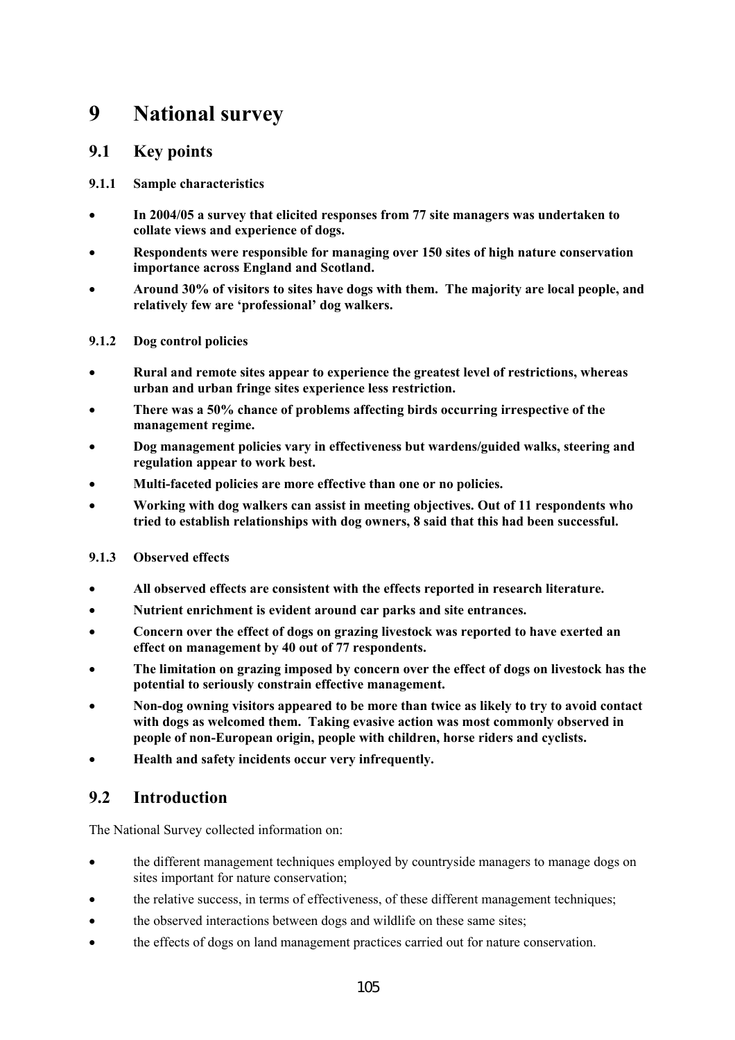# 9 National survey

## 9.1 Key points

### 9.1.1 Sample characteristics

- **In 2004/05 a survey that elicited responses from 77 site managers was undertaken to collate views and experience of dogs.**
- **Respondents were responsible for managing over 150 sites of high nature conservation importance across England and Scotland.**
- **Around 30% of visitors to sites have dogs with them. The majority are local people, and relatively few are 'professional' dog walkers.**

### 9.1.2 Dog control policies

- **Rural and remote sites appear to experience the greatest level of restrictions, whereas urban and urban fringe sites experience less restriction.**
- **There was a 50% chance of problems affecting birds occurring irrespective of the management regime.**
- **Dog management policies vary in effectiveness but wardens/guided walks, steering and regulation appear to work best.**
- **Multi-faceted policies are more effective than one or no policies.**
- **Working with dog walkers can assist in meeting objectives. Out of 11 respondents who tried to establish relationships with dog owners, 8 said that this had been successful.**

### 9.1.3 Observed effects

- **All observed effects are consistent with the effects reported in research literature.**
- **Nutrient enrichment is evident around car parks and site entrances.**
- **Concern over the effect of dogs on grazing livestock was reported to have exerted an effect on management by 40 out of 77 respondents.**
- **The limitation on grazing imposed by concern over the effect of dogs on livestock has the potential to seriously constrain effective management.**
- **Non-dog owning visitors appeared to be more than twice as likely to try to avoid contact with dogs as welcomed them. Taking evasive action was most commonly observed in people of non-European origin, people with children, horse riders and cyclists.**
- **Health and safety incidents occur very infrequently.**

## 9.2 Introduction

The National Survey collected information on:

- the different management techniques employed by countryside managers to manage dogs on sites important for nature conservation;
- the relative success, in terms of effectiveness, of these different management techniques;
- the observed interactions between dogs and wildlife on these same sites;
- the effects of dogs on land management practices carried out for nature conservation.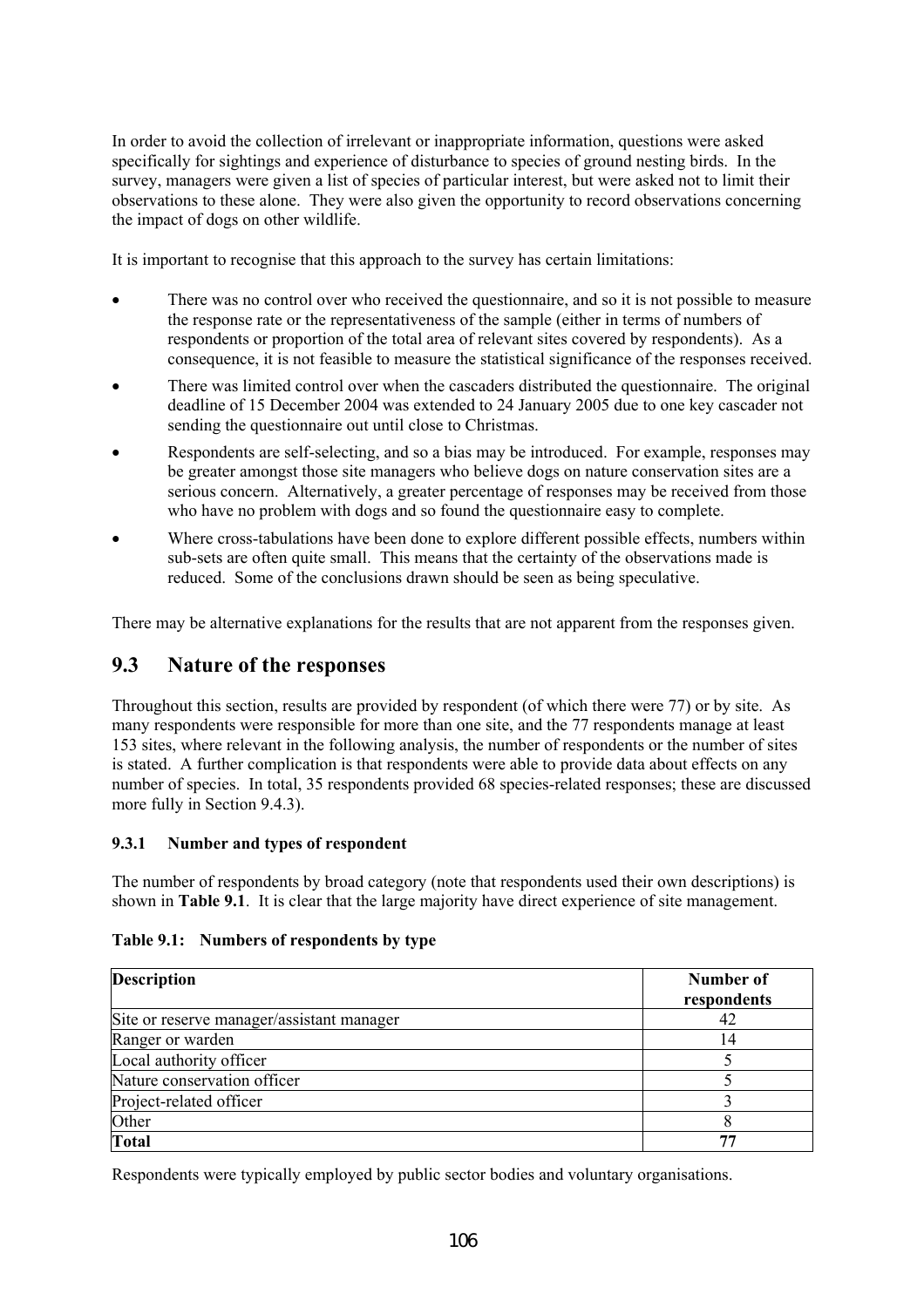In order to avoid the collection of irrelevant or inappropriate information, questions were asked specifically for sightings and experience of disturbance to species of ground nesting birds. In the survey, managers were given a list of species of particular interest, but were asked not to limit their observations to these alone. They were also given the opportunity to record observations concerning the impact of dogs on other wildlife.

It is important to recognise that this approach to the survey has certain limitations:

- There was no control over who received the questionnaire, and so it is not possible to measure the response rate or the representativeness of the sample (either in terms of numbers of respondents or proportion of the total area of relevant sites covered by respondents). As a consequence, it is not feasible to measure the statistical significance of the responses received.
- There was limited control over when the cascaders distributed the questionnaire. The original deadline of 15 December 2004 was extended to 24 January 2005 due to one key cascader not sending the questionnaire out until close to Christmas.
- Respondents are self-selecting, and so a bias may be introduced. For example, responses may be greater amongst those site managers who believe dogs on nature conservation sites are a serious concern. Alternatively, a greater percentage of responses may be received from those who have no problem with dogs and so found the questionnaire easy to complete.
- Where cross-tabulations have been done to explore different possible effects, numbers within sub-sets are often quite small. This means that the certainty of the observations made is reduced. Some of the conclusions drawn should be seen as being speculative.

There may be alternative explanations for the results that are not apparent from the responses given.

## 9.3 Nature of the responses

Throughout this section, results are provided by respondent (of which there were 77) or by site. As many respondents were responsible for more than one site, and the 77 respondents manage at least 153 sites, where relevant in the following analysis, the number of respondents or the number of sites is stated. A further complication is that respondents were able to provide data about effects on any number of species. In total, 35 respondents provided 68 species-related responses; these are discussed more fully in Section 9.4.3).

### 9.3.1 Number and types of respondent

The number of respondents by broad category (note that respondents used their own descriptions) is shown in **Table 9.1**. It is clear that the large majority have direct experience of site management.

**Table 9.1: Numbers of respondents by type**

| Description | Number of respondents |
|---|---|
| Site or reserve manager/assistant manager | 42 |
| Ranger or warden | 14 |
| Local authority officer | 5 |
| Nature conservation officer | 5 |
| Project-related officer | 3 |
| Other | 8 |
| **Total** | **77** |

Respondents were typically employed by public sector bodies and voluntary organisations.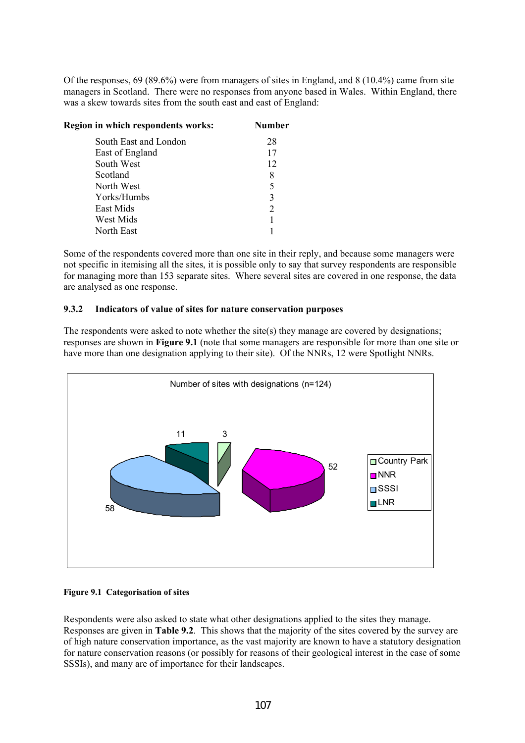Of the responses, 69 (89.6%) were from managers of sites in England, and 8 (10.4%) came from site managers in Scotland. There were no responses from anyone based in Wales. Within England, there was a skew towards sites from the south east and east of England:

| Region in which respondents works: | Number |
|---|---|
| South East and London | 28 |
| East of England | 17 |
| South West | 12 |
| Scotland | 8 |
| North West | 5 |
| Yorks/Humbs | 3 |
| East Mids | 2 |
| West Mids | 1 |
| North East | 1 |

Some of the respondents covered more than one site in their reply, and because some managers were not specific in itemising all the sites, it is possible only to say that survey respondents are responsible for managing more than 153 separate sites. Where several sites are covered in one response, the data are analysed as one response.

### 9.3.2 Indicators of value of sites for nature conservation purposes

The respondents were asked to note whether the site(s) they manage are covered by designations; responses are shown in **Figure 9.1** (note that some managers are responsible for more than one site or have more than one designation applying to their site). Of the NNRs, 12 were Spotlight NNRs.

Number of sites with designations (n=124)

| Designation | Number |
|---|---|
| Country Park | 3 |
| NNR | 52 |
| SSSI | 58 |
| LNR | 11 |

**Figure 9.1 Categorisation of sites**

Respondents were also asked to state what other designations applied to the sites they manage. Responses are given in **Table 9.2**. This shows that the majority of the sites covered by the survey are of high nature conservation importance, as the vast majority are known to have a statutory designation for nature conservation reasons (or possibly for reasons of their geological interest in the case of some SSSIs), and many are of importance for their landscapes.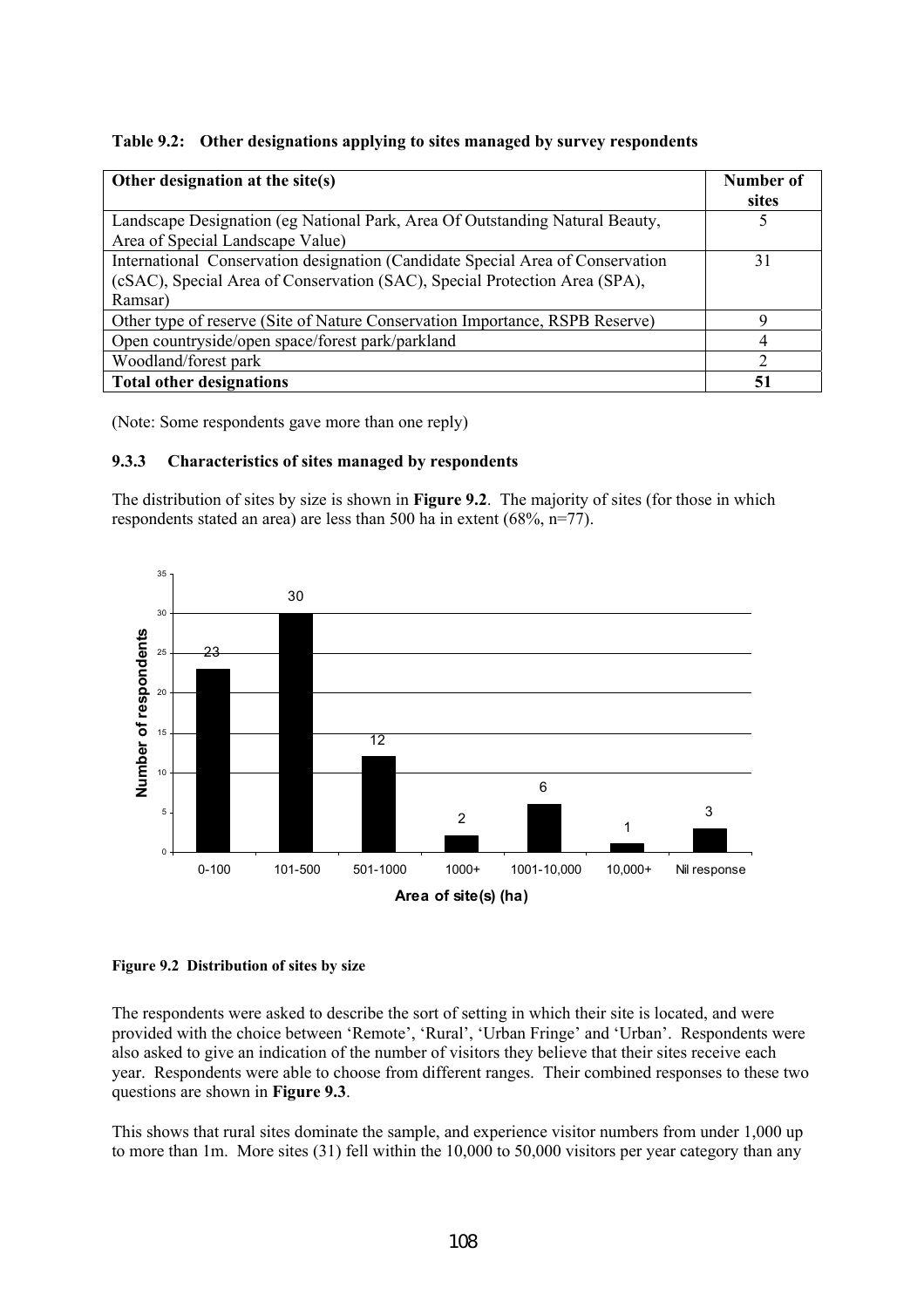**Table 9.2: Other designations applying to sites managed by survey respondents**

| Other designation at the site(s) | Number of sites |
|---|---|
| Landscape Designation (eg National Park, Area Of Outstanding Natural Beauty, Area of Special Landscape Value) | 5 |
| International Conservation designation (Candidate Special Area of Conservation (cSAC), Special Area of Conservation (SAC), Special Protection Area (SPA), Ramsar) | 31 |
| Other type of reserve (Site of Nature Conservation Importance, RSPB Reserve) | 9 |
| Open countryside/open space/forest park/parkland | 4 |
| Woodland/forest park | 2 |
| **Total other designations** | **51** |

(Note: Some respondents gave more than one reply)

### 9.3.3 Characteristics of sites managed by respondents

The distribution of sites by size is shown in **Figure 9.2**. The majority of sites (for those in which respondents stated an area) are less than 500 ha in extent (68%, n=77).

| Area of site(s) (ha) | Number of respondents |
|---|---|
| 0-100 | 23 |
| 101-500 | 30 |
| 501-1000 | 12 |
| 1000+ | 2 |
| 1001-10,000 | 6 |
| 10,000+ | 1 |
| Nil response | 3 |

**Figure 9.2 Distribution of sites by size**

The respondents were asked to describe the sort of setting in which their site is located, and were provided with the choice between 'Remote', 'Rural', 'Urban Fringe' and 'Urban'. Respondents were also asked to give an indication of the number of visitors they believe that their sites receive each year. Respondents were able to choose from different ranges. Their combined responses to these two questions are shown in **Figure 9.3**.

This shows that rural sites dominate the sample, and experience visitor numbers from under 1,000 up to more than 1m. More sites (31) fell within the 10,000 to 50,000 visitors per year category than any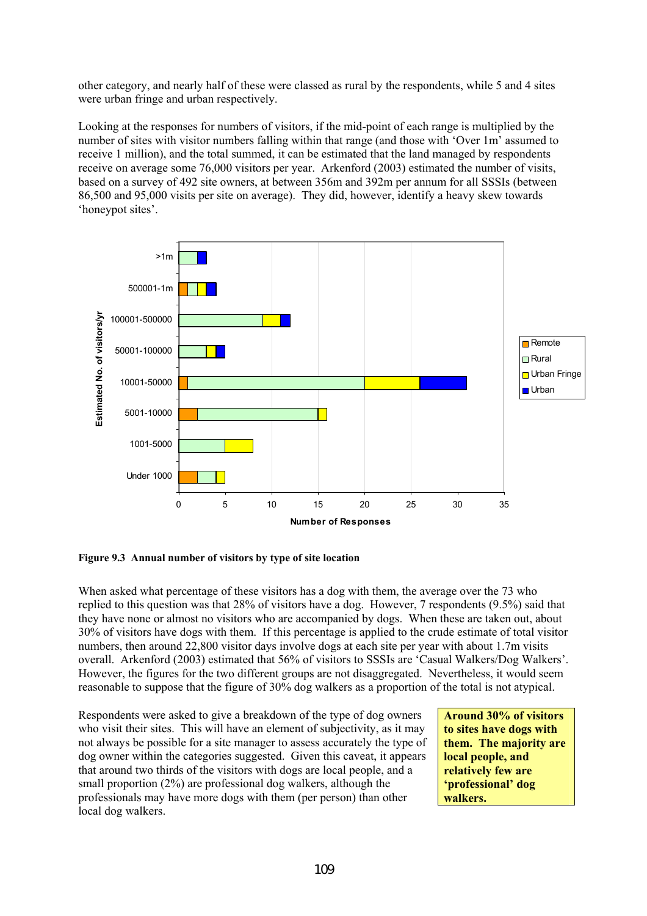other category, and nearly half of these were classed as rural by the respondents, while 5 and 4 sites were urban fringe and urban respectively.

Looking at the responses for numbers of visitors, if the mid-point of each range is multiplied by the number of sites with visitor numbers falling within that range (and those with 'Over 1m' assumed to receive 1 million), and the total summed, it can be estimated that the land managed by respondents receive on average some 76,000 visitors per year. Arkenford (2003) estimated the number of visits, based on a survey of 492 site owners, at between 356m and 392m per annum for all SSSIs (between 86,500 and 95,000 visits per site on average). They did, however, identify a heavy skew towards 'honeypot sites'.

**Figure 9.3 Annual number of visitors by type of site location**

When asked what percentage of these visitors has a dog with them, the average over the 73 who replied to this question was that 28% of visitors have a dog. However, 7 respondents (9.5%) said that they have none or almost no visitors who are accompanied by dogs. When these are taken out, about 30% of visitors have dogs with them. If this percentage is applied to the crude estimate of total visitor numbers, then around 22,800 visitor days involve dogs at each site per year with about 1.7m visits overall. Arkenford (2003) estimated that 56% of visitors to SSSIs are 'Casual Walkers/Dog Walkers'. However, the figures for the two different groups are not disaggregated. Nevertheless, it would seem reasonable to suppose that the figure of 30% dog walkers as a proportion of the total is not atypical.

Respondents were asked to give a breakdown of the type of dog owners who visit their sites. This will have an element of subjectivity, as it may not always be possible for a site manager to assess accurately the type of dog owner within the categories suggested. Given this caveat, it appears that around two thirds of the visitors with dogs are local people, and a small proportion (2%) are professional dog walkers, although the professionals may have more dogs with them (per person) than other local dog walkers.

**Around 30% of visitors to sites have dogs with them. The majority are local people, and relatively few are 'professional' dog walkers.**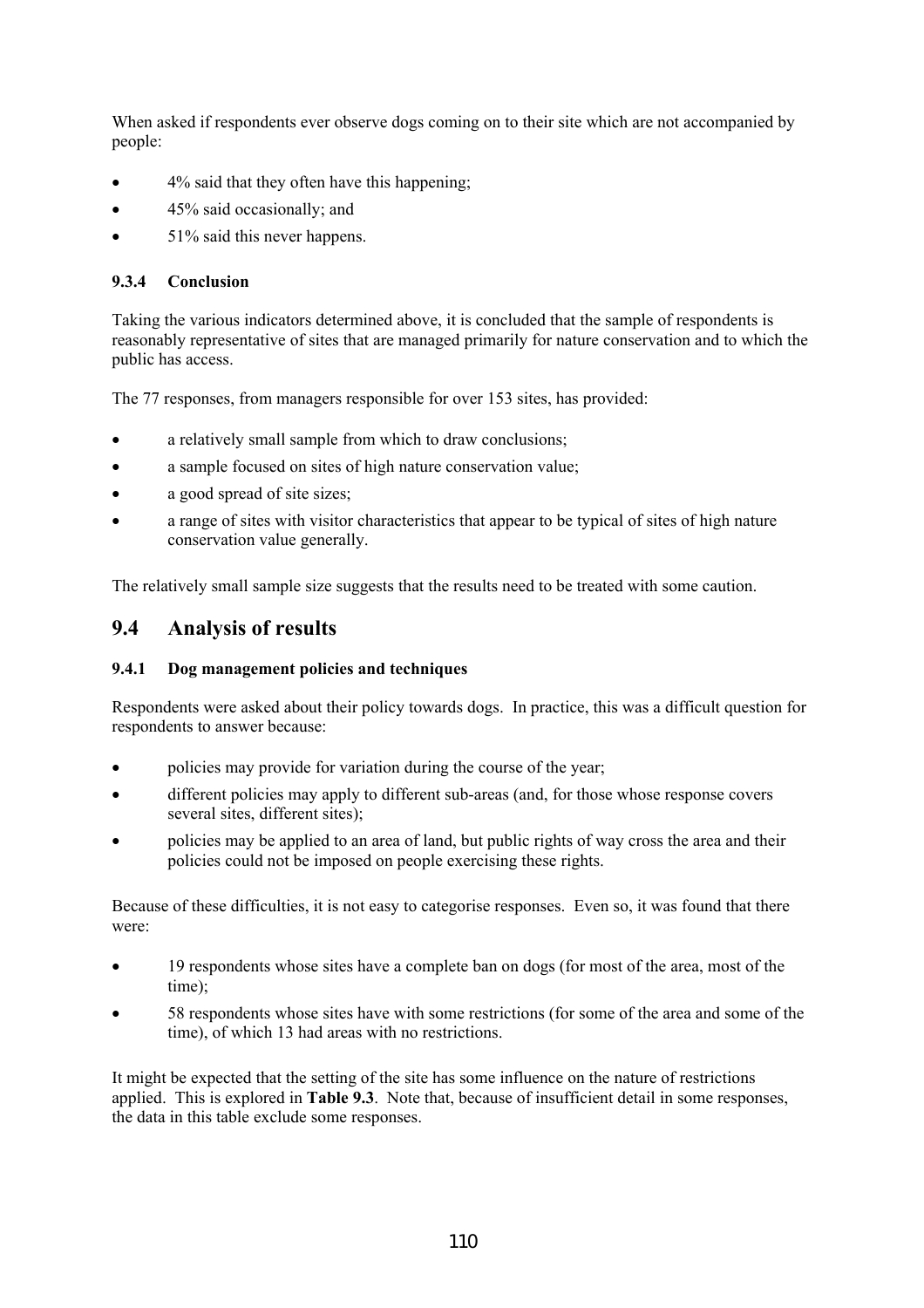When asked if respondents ever observe dogs coming on to their site which are not accompanied by people:

- 4% said that they often have this happening;
- 45% said occasionally; and
- 51% said this never happens.

### 9.3.4 Conclusion

Taking the various indicators determined above, it is concluded that the sample of respondents is reasonably representative of sites that are managed primarily for nature conservation and to which the public has access.

The 77 responses, from managers responsible for over 153 sites, has provided:

- a relatively small sample from which to draw conclusions;
- a sample focused on sites of high nature conservation value;
- a good spread of site sizes;
- a range of sites with visitor characteristics that appear to be typical of sites of high nature conservation value generally.

The relatively small sample size suggests that the results need to be treated with some caution.

## 9.4 Analysis of results

### 9.4.1 Dog management policies and techniques

Respondents were asked about their policy towards dogs. In practice, this was a difficult question for respondents to answer because:

- policies may provide for variation during the course of the year;
- different policies may apply to different sub-areas (and, for those whose response covers several sites, different sites);
- policies may be applied to an area of land, but public rights of way cross the area and their policies could not be imposed on people exercising these rights.

Because of these difficulties, it is not easy to categorise responses. Even so, it was found that there were:

- 19 respondents whose sites have a complete ban on dogs (for most of the area, most of the time);
- 58 respondents whose sites have with some restrictions (for some of the area and some of the time), of which 13 had areas with no restrictions.

It might be expected that the setting of the site has some influence on the nature of restrictions applied. This is explored in **Table 9.3**. Note that, because of insufficient detail in some responses, the data in this table exclude some responses.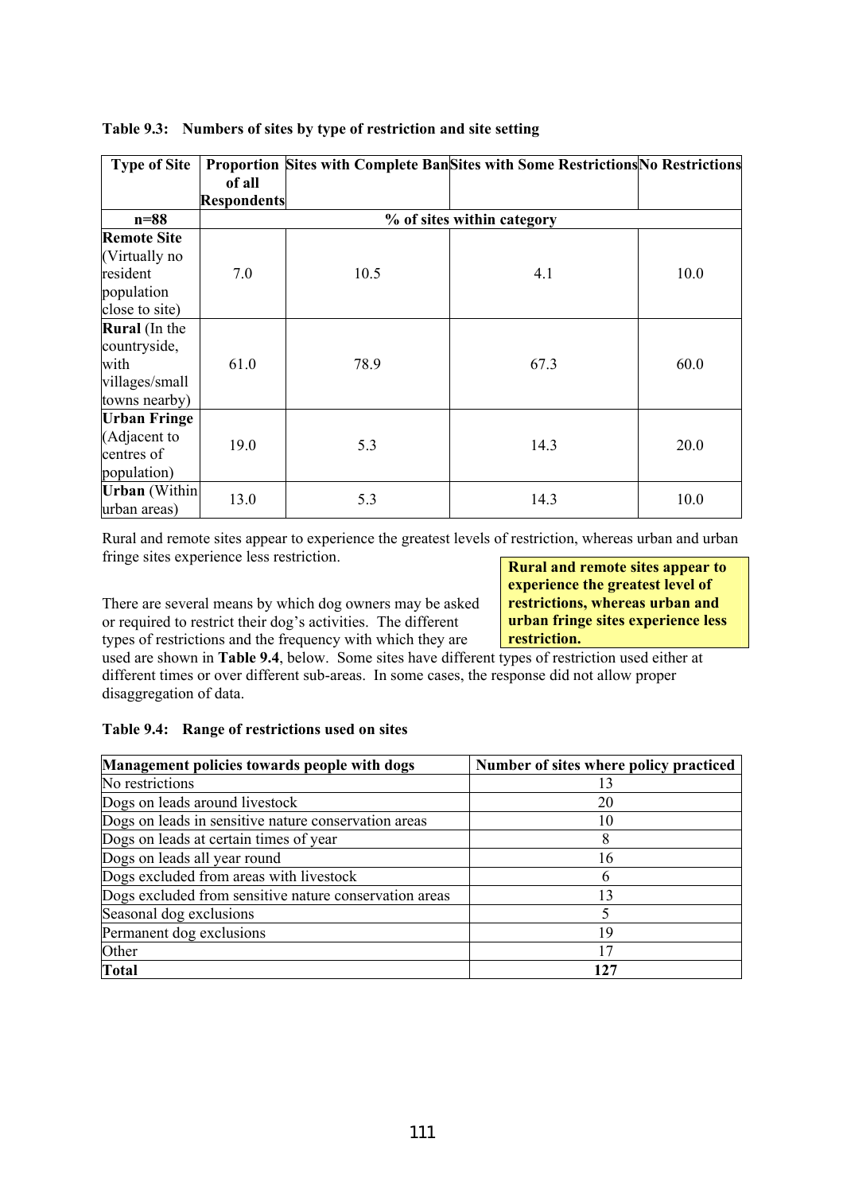**Table 9.3: Numbers of sites by type of restriction and site setting**

| Type of Site | Proportion of all Respondents | Sites with Complete Ban | Sites with Some Restrictions | No Restrictions |
|---|---|---|---|---|
| n=88 | % of sites within category | | | |
| **Remote Site** (Virtually no resident population close to site) | 7.0 | 10.5 | 4.1 | 10.0 |
| **Rural** (In the countryside, with villages/small towns nearby) | 61.0 | 78.9 | 67.3 | 60.0 |
| **Urban Fringe** (Adjacent to centres of population) | 19.0 | 5.3 | 14.3 | 20.0 |
| **Urban** (Within urban areas) | 13.0 | 5.3 | 14.3 | 10.0 |

Rural and remote sites appear to experience the greatest levels of restriction, whereas urban and urban fringe sites experience less restriction.

**Rural and remote sites appear to experience the greatest level of restrictions, whereas urban and urban fringe sites experience less restriction.**

There are several means by which dog owners may be asked or required to restrict their dog's activities. The different types of restrictions and the frequency with which they are used are shown in **Table 9.4**, below. Some sites have different types of restriction used either at different times or over different sub-areas. In some cases, the response did not allow proper disaggregation of data.

**Table 9.4: Range of restrictions used on sites**

| Management policies towards people with dogs | Number of sites where policy practiced |
|---|---|
| No restrictions | 13 |
| Dogs on leads around livestock | 20 |
| Dogs on leads in sensitive nature conservation areas | 10 |
| Dogs on leads at certain times of year | 8 |
| Dogs on leads all year round | 16 |
| Dogs excluded from areas with livestock | 6 |
| Dogs excluded from sensitive nature conservation areas | 13 |
| Seasonal dog exclusions | 5 |
| Permanent dog exclusions | 19 |
| Other | 17 |
| **Total** | **127** |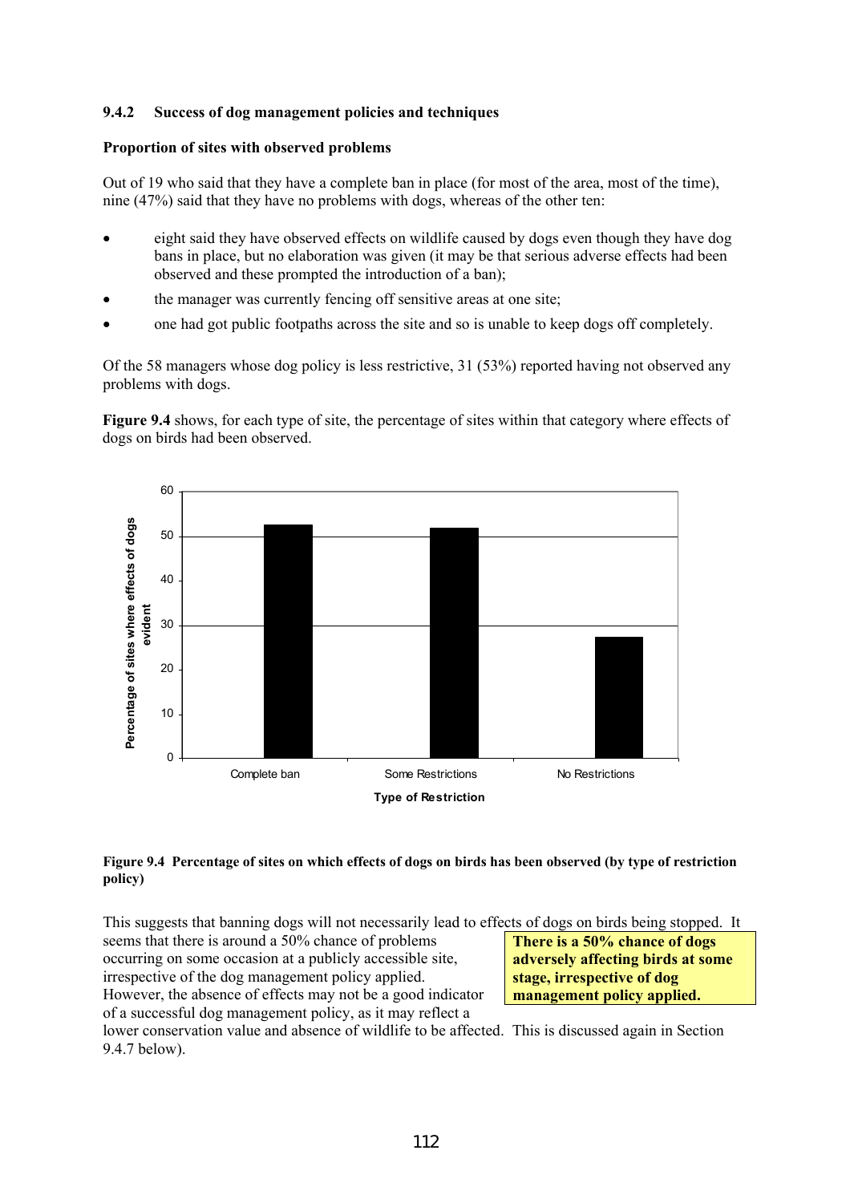### 9.4.2 Success of dog management policies and techniques

**Proportion of sites with observed problems**

Out of 19 who said that they have a complete ban in place (for most of the area, most of the time), nine (47%) said that they have no problems with dogs, whereas of the other ten:

- eight said they have observed effects on wildlife caused by dogs even though they have dog bans in place, but no elaboration was given (it may be that serious adverse effects had been observed and these prompted the introduction of a ban);
- the manager was currently fencing off sensitive areas at one site;
- one had got public footpaths across the site and so is unable to keep dogs off completely.

Of the 58 managers whose dog policy is less restrictive, 31 (53%) reported having not observed any problems with dogs.

**Figure 9.4** shows, for each type of site, the percentage of sites within that category where effects of dogs on birds had been observed.

**Figure 9.4 Percentage of sites on which effects of dogs on birds has been observed (by type of restriction policy)**

This suggests that banning dogs will not necessarily lead to effects of dogs on birds being stopped. It seems that there is around a 50% chance of problems occurring on some occasion at a publicly accessible site, irrespective of the dog management policy applied. However, the absence of effects may not be a good indicator of a successful dog management policy, as it may reflect a lower conservation value and absence of wildlife to be affected. This is discussed again in Section 9.4.7 below).

**There is a 50% chance of dogs adversely affecting birds at some stage, irrespective of dog management policy applied.**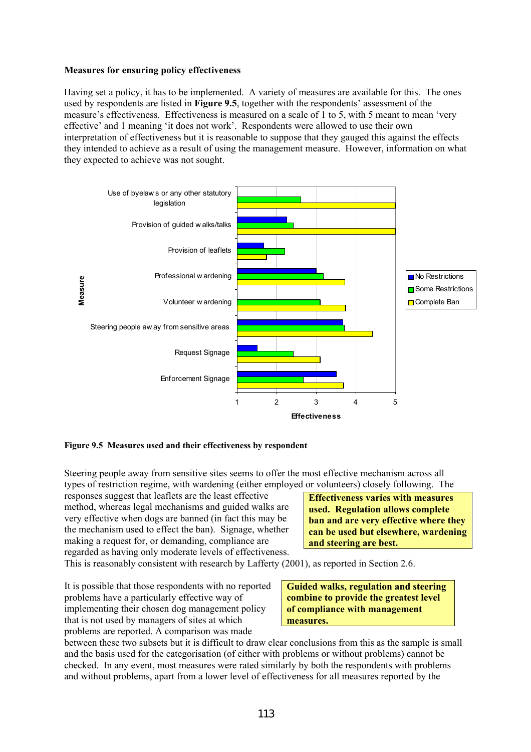**Measures for ensuring policy effectiveness**

Having set a policy, it has to be implemented. A variety of measures are available for this. The ones used by respondents are listed in **Figure 9.5**, together with the respondents' assessment of the measure's effectiveness. Effectiveness is measured on a scale of 1 to 5, with 5 meant to mean 'very effective' and 1 meaning 'it does not work'. Respondents were allowed to use their own interpretation of effectiveness but it is reasonable to suppose that they gauged this against the effects they intended to achieve as a result of using the management measure. However, information on what they expected to achieve was not sought.

**Figure 9.5 Measures used and their effectiveness by respondent**

Steering people away from sensitive sites seems to offer the most effective mechanism across all types of restriction regime, with wardening (either employed or volunteers) closely following. The responses suggest that leaflets are the least effective method, whereas legal mechanisms and guided walks are very effective when dogs are banned (in fact this may be the mechanism used to effect the ban). Signage, whether making a request for, or demanding, compliance are regarded as having only moderate levels of effectiveness. This is reasonably consistent with research by Lafferty (2001), as reported in Section 2.6.

**Effectiveness varies with measures used. Regulation allows complete ban and are very effective where they can be used but elsewhere, wardening and steering are best.**

It is possible that those respondents with no reported problems have a particularly effective way of implementing their chosen dog management policy that is not used by managers of sites at which problems are reported. A comparison was made between these two subsets but it is difficult to draw clear conclusions from this as the sample is small and the basis used for the categorisation (of either with problems or without problems) cannot be checked. In any event, most measures were rated similarly by both the respondents with problems and without problems, apart from a lower level of effectiveness for all measures reported by the

**Guided walks, regulation and steering combine to provide the greatest level of compliance with management measures.**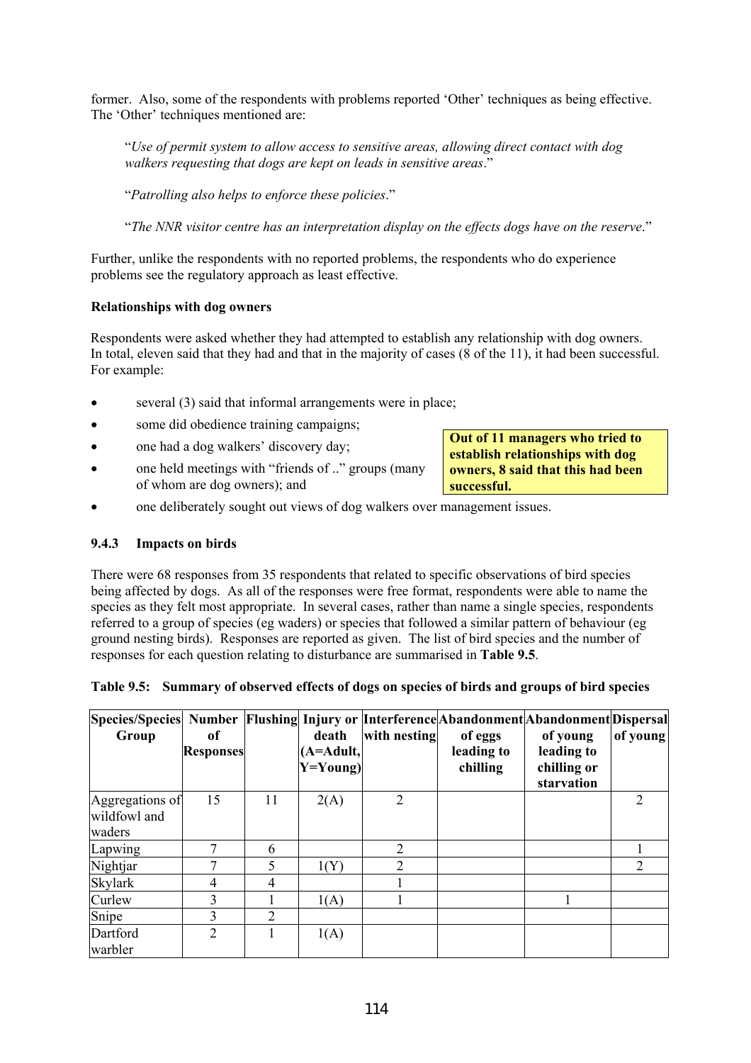former. Also, some of the respondents with problems reported 'Other' techniques as being effective. The 'Other' techniques mentioned are:

> "*Use of permit system to allow access to sensitive areas, allowing direct contact with dog walkers requesting that dogs are kept on leads in sensitive areas*."
>
> "*Patrolling also helps to enforce these policies*."
>
> "*The NNR visitor centre has an interpretation display on the effects dogs have on the reserve*."

Further, unlike the respondents with no reported problems, the respondents who do experience problems see the regulatory approach as least effective.

**Relationships with dog owners**

Respondents were asked whether they had attempted to establish any relationship with dog owners. In total, eleven said that they had and that in the majority of cases (8 of the 11), it had been successful. For example:

- several (3) said that informal arrangements were in place;
- some did obedience training campaigns;
- one had a dog walkers' discovery day;
- one held meetings with "friends of .." groups (many of whom are dog owners); and
- one deliberately sought out views of dog walkers over management issues.

**Out of 11 managers who tried to establish relationships with dog owners, 8 said that this had been successful.**

### 9.4.3 Impacts on birds

There were 68 responses from 35 respondents that related to specific observations of bird species being affected by dogs. As all of the responses were free format, respondents were able to name the species as they felt most appropriate. In several cases, rather than name a single species, respondents referred to a group of species (eg waders) or species that followed a similar pattern of behaviour (eg ground nesting birds). Responses are reported as given. The list of bird species and the number of responses for each question relating to disturbance are summarised in **Table 9.5**.

**Table 9.5: Summary of observed effects of dogs on species of birds and groups of bird species**

| Species/Species Group | Number of Responses | Flushing | Injury or death (A=Adult, Y=Young) | Interference with nesting | Abandonment of eggs leading to chilling | Abandonment of young leading to chilling or starvation | Dispersal of young |
|---|---|---|---|---|---|---|---|
| Aggregations of wildfowl and waders | 15 | 11 | 2(A) | 2 | | | 2 |
| Lapwing | 7 | 6 | | 2 | | | 1 |
| Nightjar | 7 | 5 | 1(Y) | 2 | | | 2 |
| Skylark | 4 | 4 | | 1 | | | |
| Curlew | 3 | 1 | 1(A) | 1 | | 1 | |
| Snipe | 3 | 2 | | | | | |
| Dartford warbler | 2 | 1 | 1(A) | | | | |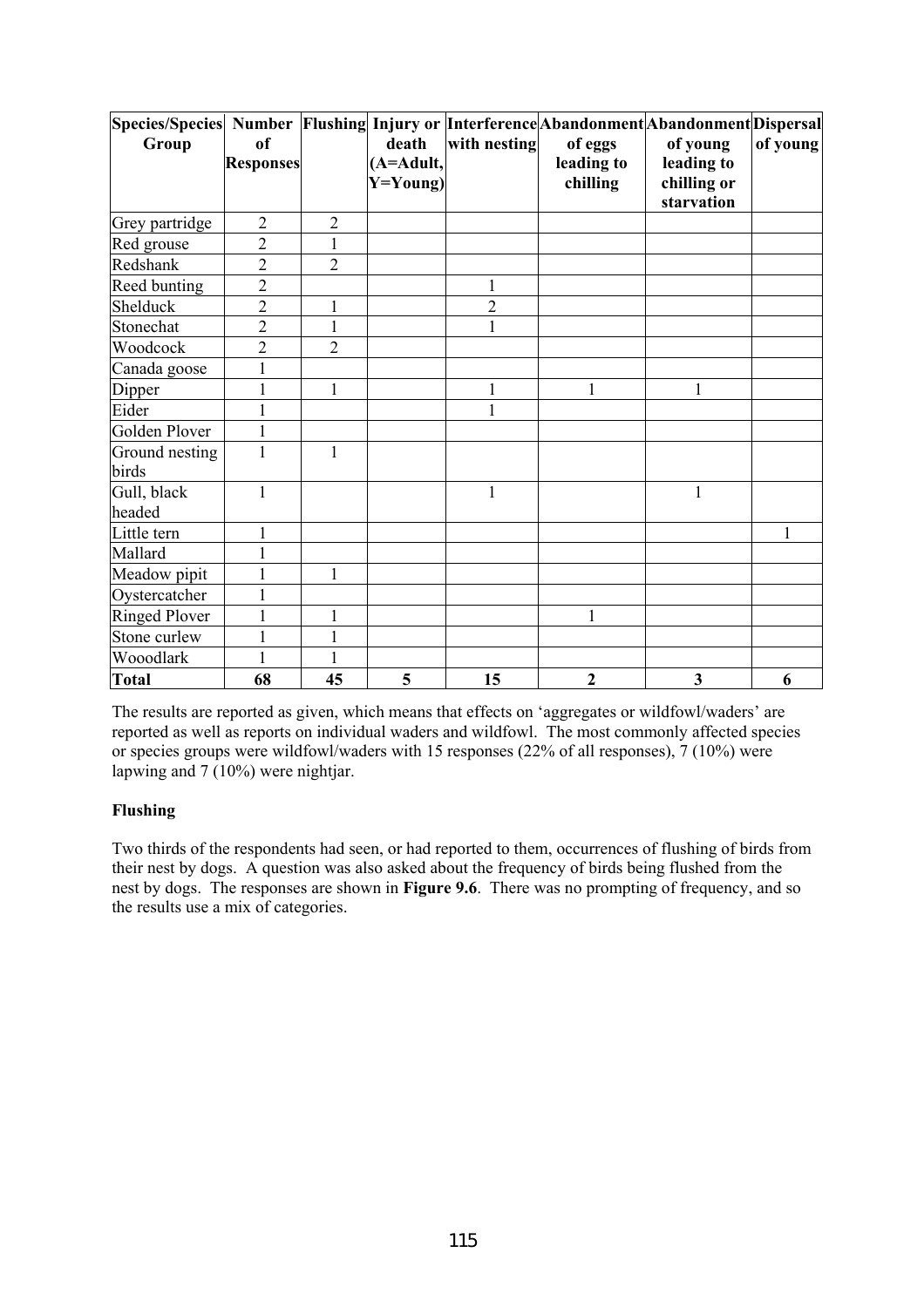| Species/Species Group | Number of Responses | Flushing | Injury or death (A=Adult, Y=Young) | Interference with nesting | Abandonment of eggs leading to chilling | Abandonment of young leading to chilling or starvation | Dispersal of young |
|---|---|---|---|---|---|---|---|
| Grey partridge | 2 | 2 | | | | | |
| Red grouse | 2 | 1 | | | | | |
| Redshank | 2 | 2 | | | | | |
| Reed bunting | 2 | | | 1 | | | |
| Shelduck | 2 | 1 | | 2 | | | |
| Stonechat | 2 | 1 | | 1 | | | |
| Woodcock | 2 | 2 | | | | | |
| Canada goose | 1 | | | | | | |
| Dipper | 1 | 1 | | 1 | 1 | 1 | |
| Eider | 1 | | | 1 | | | |
| Golden Plover | 1 | | | | | | |
| Ground nesting birds | 1 | 1 | | | | | |
| Gull, black headed | 1 | | | 1 | | 1 | |
| Little tern | 1 | | | | | | 1 |
| Mallard | 1 | | | | | | |
| Meadow pipit | 1 | 1 | | | | | |
| Oystercatcher | 1 | | | | | | |
| Ringed Plover | 1 | 1 | | | 1 | | |
| Stone curlew | 1 | 1 | | | | | |
| Wooodlark | 1 | 1 | | | | | |
| **Total** | **68** | **45** | **5** | **15** | **2** | **3** | **6** |

The results are reported as given, which means that effects on 'aggregates or wildfowl/waders' are reported as well as reports on individual waders and wildfowl. The most commonly affected species or species groups were wildfowl/waders with 15 responses (22% of all responses), 7 (10%) were lapwing and 7 (10%) were nightjar.

**Flushing**

Two thirds of the respondents had seen, or had reported to them, occurrences of flushing of birds from their nest by dogs. A question was also asked about the frequency of birds being flushed from the nest by dogs. The responses are shown in **Figure 9.6**. There was no prompting of frequency, and so the results use a mix of categories.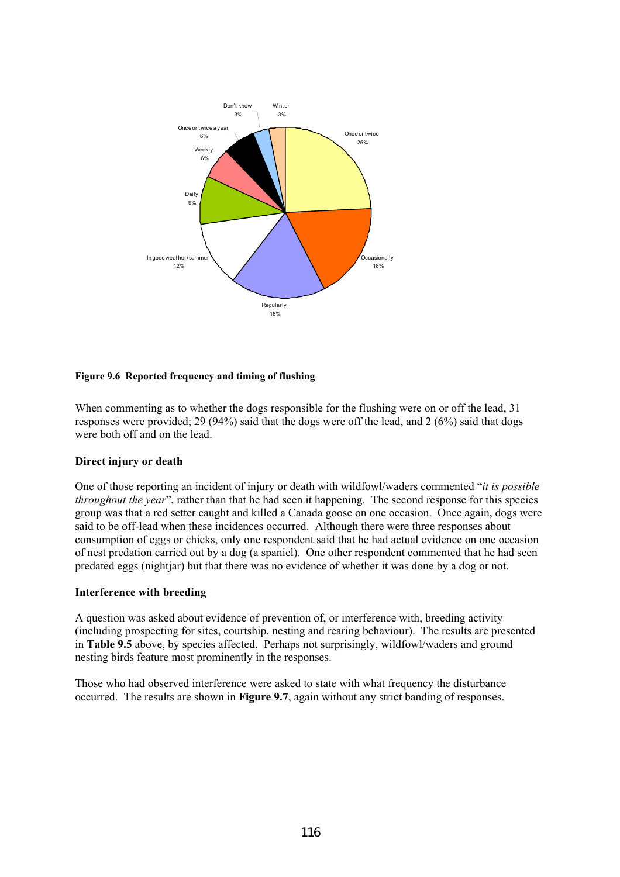**Figure 9.6 Reported frequency and timing of flushing**

When commenting as to whether the dogs responsible for the flushing were on or off the lead, 31 responses were provided; 29 (94%) said that the dogs were off the lead, and 2 (6%) said that dogs were both off and on the lead.

**Direct injury or death**

One of those reporting an incident of injury or death with wildfowl/waders commented "*it is possible throughout the year*", rather than that he had seen it happening. The second response for this species group was that a red setter caught and killed a Canada goose on one occasion. Once again, dogs were said to be off-lead when these incidences occurred. Although there were three responses about consumption of eggs or chicks, only one respondent said that he had actual evidence on one occasion of nest predation carried out by a dog (a spaniel). One other respondent commented that he had seen predated eggs (nightjar) but that there was no evidence of whether it was done by a dog or not.

**Interference with breeding**

A question was asked about evidence of prevention of, or interference with, breeding activity (including prospecting for sites, courtship, nesting and rearing behaviour). The results are presented in **Table 9.5** above, by species affected. Perhaps not surprisingly, wildfowl/waders and ground nesting birds feature most prominently in the responses.

Those who had observed interference were asked to state with what frequency the disturbance occurred. The results are shown in **Figure 9.7**, again without any strict banding of responses.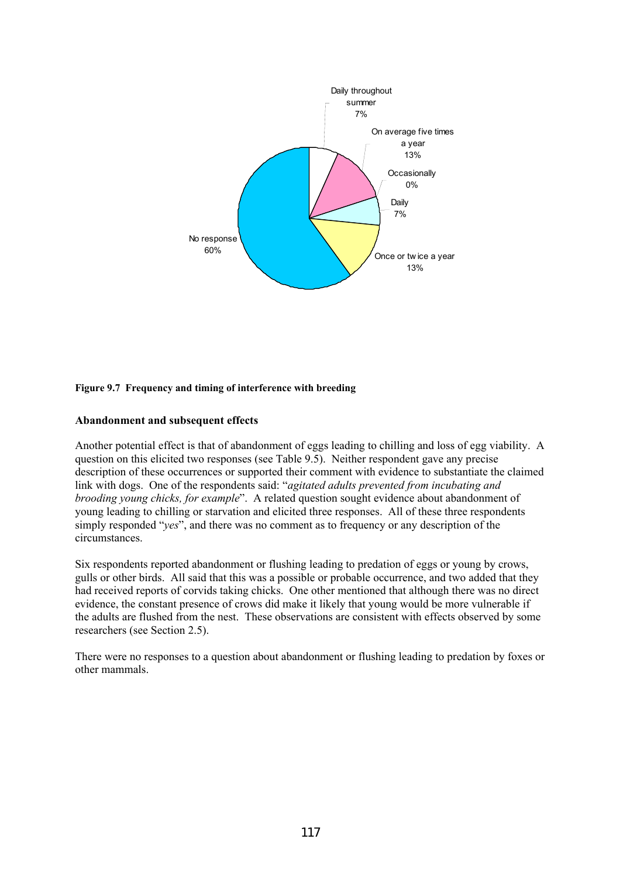**Figure 9.7 Frequency and timing of interference with breeding**

**Abandonment and subsequent effects**

Another potential effect is that of abandonment of eggs leading to chilling and loss of egg viability. A question on this elicited two responses (see Table 9.5). Neither respondent gave any precise description of these occurrences or supported their comment with evidence to substantiate the claimed link with dogs. One of the respondents said: "*agitated adults prevented from incubating and brooding young chicks, for example*". A related question sought evidence about abandonment of young leading to chilling or starvation and elicited three responses. All of these three respondents simply responded "*yes*", and there was no comment as to frequency or any description of the circumstances.

Six respondents reported abandonment or flushing leading to predation of eggs or young by crows, gulls or other birds. All said that this was a possible or probable occurrence, and two added that they had received reports of corvids taking chicks. One other mentioned that although there was no direct evidence, the constant presence of crows did make it likely that young would be more vulnerable if the adults are flushed from the nest. These observations are consistent with effects observed by some researchers (see Section 2.5).

There were no responses to a question about abandonment or flushing leading to predation by foxes or other mammals.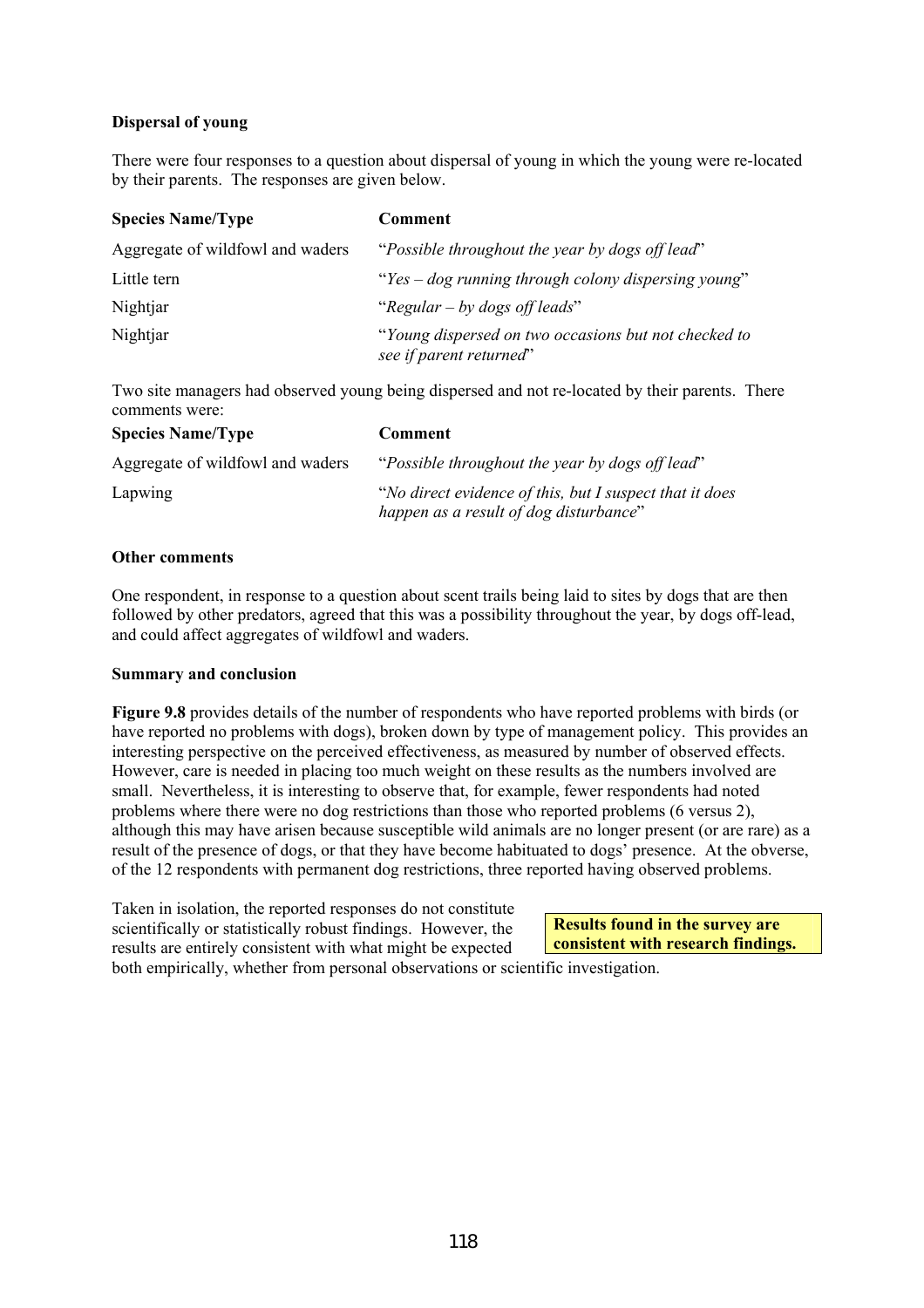**Dispersal of young**

There were four responses to a question about dispersal of young in which the young were re-located by their parents. The responses are given below.

| Species Name/Type | Comment |
| --- | --- |
| Aggregate of wildfowl and waders | "*Possible throughout the year by dogs off lead*" |
| Little tern | "*Yes – dog running through colony dispersing young*" |
| Nightjar | "*Regular – by dogs off leads*" |
| Nightjar | "*Young dispersed on two occasions but not checked to see if parent returned*" |

Two site managers had observed young being dispersed and not re-located by their parents. There comments were:

| Species Name/Type | Comment |
| --- | --- |
| Aggregate of wildfowl and waders | "*Possible throughout the year by dogs off lead*" |
| Lapwing | "*No direct evidence of this, but I suspect that it does happen as a result of dog disturbance*" |

**Other comments**

One respondent, in response to a question about scent trails being laid to sites by dogs that are then followed by other predators, agreed that this was a possibility throughout the year, by dogs off-lead, and could affect aggregates of wildfowl and waders.

**Summary and conclusion**

**Figure 9.8** provides details of the number of respondents who have reported problems with birds (or have reported no problems with dogs), broken down by type of management policy. This provides an interesting perspective on the perceived effectiveness, as measured by number of observed effects. However, care is needed in placing too much weight on these results as the numbers involved are small. Nevertheless, it is interesting to observe that, for example, fewer respondents had noted problems where there were no dog restrictions than those who reported problems (6 versus 2), although this may have arisen because susceptible wild animals are no longer present (or are rare) as a result of the presence of dogs, or that they have become habituated to dogs' presence. At the obverse, of the 12 respondents with permanent dog restrictions, three reported having observed problems.

**Results found in the survey are consistent with research findings.**

Taken in isolation, the reported responses do not constitute scientifically or statistically robust findings. However, the results are entirely consistent with what might be expected both empirically, whether from personal observations or scientific investigation.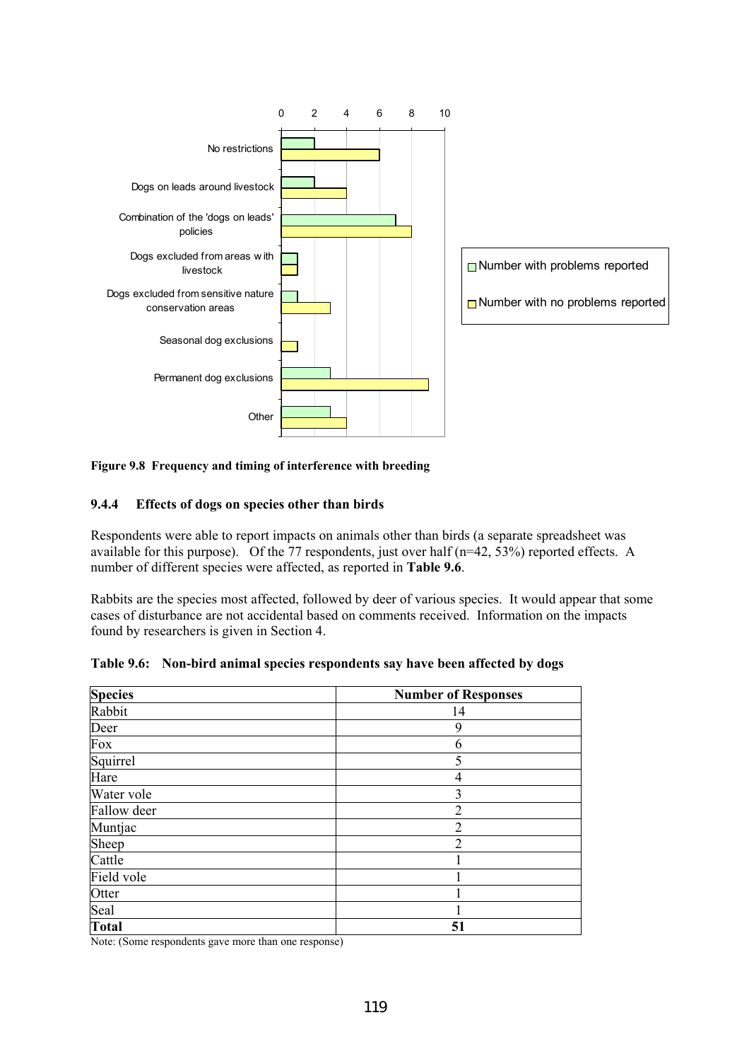Figure 9.8 Frequency and timing of interference with breeding

### 9.4.4 Effects of dogs on species other than birds

Respondents were able to report impacts on animals other than birds (a separate spreadsheet was available for this purpose). Of the 77 respondents, just over half (n=42, 53%) reported effects. A number of different species were affected, as reported in **Table 9.6**.

Rabbits are the species most affected, followed by deer of various species. It would appear that some cases of disturbance are not accidental based on comments received. Information on the impacts found by researchers is given in Section 4.

**Table 9.6: Non-bird animal species respondents say have been affected by dogs**

| **Species** | **Number of Responses** |
|---|---|
| Rabbit | 14 |
| Deer | 9 |
| Fox | 6 |
| Squirrel | 5 |
| Hare | 4 |
| Water vole | 3 |
| Fallow deer | 2 |
| Muntjac | 2 |
| Sheep | 2 |
| Cattle | 1 |
| Field vole | 1 |
| Otter | 1 |
| Seal | 1 |
| **Total** | **51** |

Note: (Some respondents gave more than one response)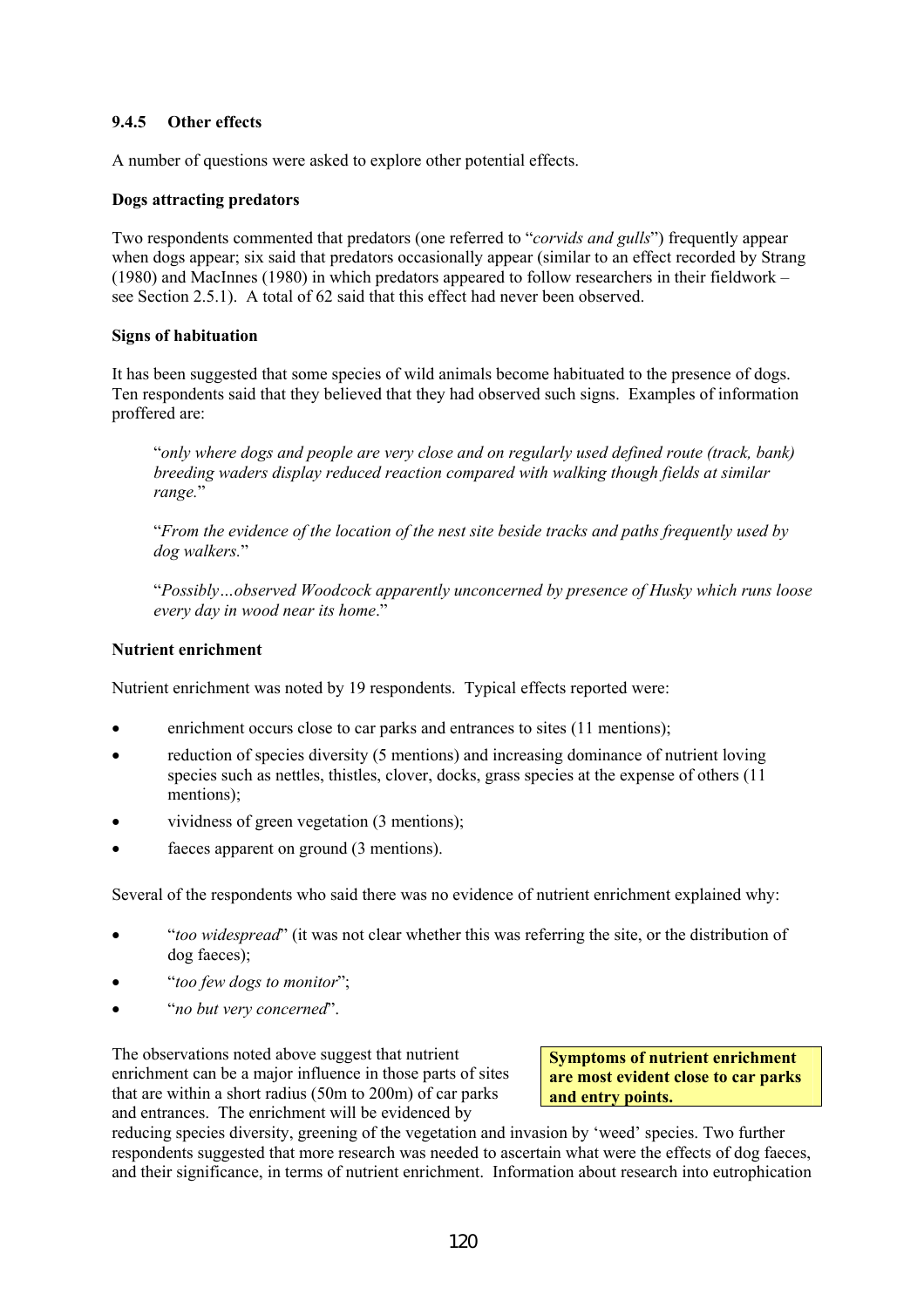### 9.4.5 Other effects

A number of questions were asked to explore other potential effects.

**Dogs attracting predators**

Two respondents commented that predators (one referred to "*corvids and gulls*") frequently appear when dogs appear; six said that predators occasionally appear (similar to an effect recorded by Strang (1980) and MacInnes (1980) in which predators appeared to follow researchers in their fieldwork – see Section 2.5.1). A total of 62 said that this effect had never been observed.

**Signs of habituation**

It has been suggested that some species of wild animals become habituated to the presence of dogs. Ten respondents said that they believed that they had observed such signs. Examples of information proffered are:

> "*only where dogs and people are very close and on regularly used defined route (track, bank) breeding waders display reduced reaction compared with walking though fields at similar range.*"
>
> "*From the evidence of the location of the nest site beside tracks and paths frequently used by dog walkers.*"
>
> "*Possibly…observed Woodcock apparently unconcerned by presence of Husky which runs loose every day in wood near its home*."

**Nutrient enrichment**

Nutrient enrichment was noted by 19 respondents. Typical effects reported were:

- enrichment occurs close to car parks and entrances to sites (11 mentions);
- reduction of species diversity (5 mentions) and increasing dominance of nutrient loving species such as nettles, thistles, clover, docks, grass species at the expense of others (11 mentions);
- vividness of green vegetation (3 mentions);
- faeces apparent on ground (3 mentions).

Several of the respondents who said there was no evidence of nutrient enrichment explained why:

- "*too widespread*" (it was not clear whether this was referring the site, or the distribution of dog faeces);
- "*too few dogs to monitor*";
- "*no but very concerned*".

**Symptoms of nutrient enrichment are most evident close to car parks and entry points.**

The observations noted above suggest that nutrient enrichment can be a major influence in those parts of sites that are within a short radius (50m to 200m) of car parks and entrances. The enrichment will be evidenced by reducing species diversity, greening of the vegetation and invasion by 'weed' species. Two further respondents suggested that more research was needed to ascertain what were the effects of dog faeces, and their significance, in terms of nutrient enrichment. Information about research into eutrophication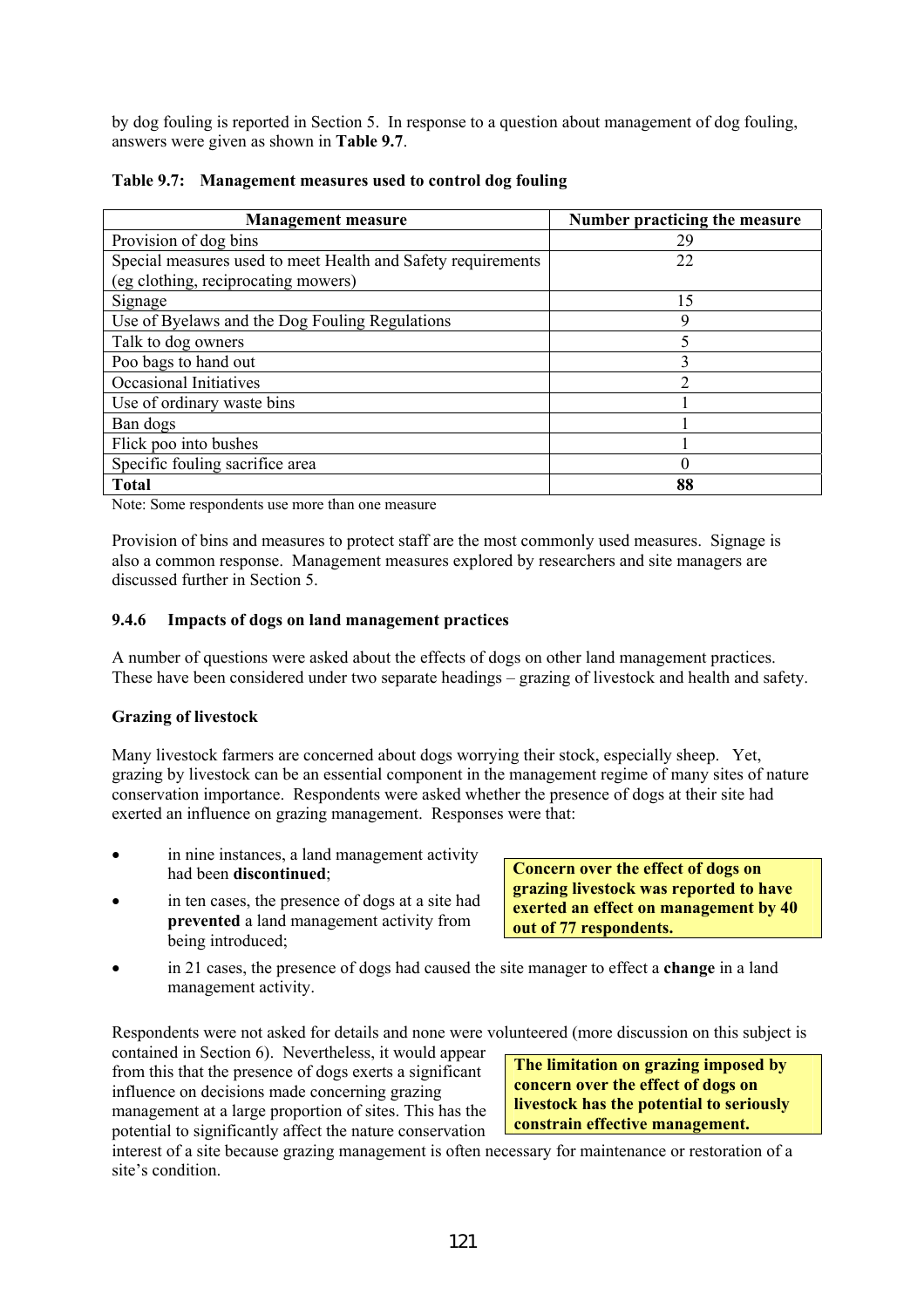by dog fouling is reported in Section 5. In response to a question about management of dog fouling, answers were given as shown in **Table 9.7**.

**Table 9.7: Management measures used to control dog fouling**

| Management measure | Number practicing the measure |
|---|---|
| Provision of dog bins | 29 |
| Special measures used to meet Health and Safety requirements (eg clothing, reciprocating mowers) | 22 |
| Signage | 15 |
| Use of Byelaws and the Dog Fouling Regulations | 9 |
| Talk to dog owners | 5 |
| Poo bags to hand out | 3 |
| Occasional Initiatives | 2 |
| Use of ordinary waste bins | 1 |
| Ban dogs | 1 |
| Flick poo into bushes | 1 |
| Specific fouling sacrifice area | 0 |
| **Total** | **88** |

Note: Some respondents use more than one measure

Provision of bins and measures to protect staff are the most commonly used measures. Signage is also a common response. Management measures explored by researchers and site managers are discussed further in Section 5.

#### 9.4.6 Impacts of dogs on land management practices

A number of questions were asked about the effects of dogs on other land management practices. These have been considered under two separate headings – grazing of livestock and health and safety.

**Grazing of livestock**

Many livestock farmers are concerned about dogs worrying their stock, especially sheep. Yet, grazing by livestock can be an essential component in the management regime of many sites of nature conservation importance. Respondents were asked whether the presence of dogs at their site had exerted an influence on grazing management. Responses were that:

- in nine instances, a land management activity had been **discontinued**;
- in ten cases, the presence of dogs at a site had **prevented** a land management activity from being introduced;
- in 21 cases, the presence of dogs had caused the site manager to effect a **change** in a land management activity.

**Concern over the effect of dogs on grazing livestock was reported to have exerted an effect on management by 40 out of 77 respondents.**

Respondents were not asked for details and none were volunteered (more discussion on this subject is contained in Section 6). Nevertheless, it would appear from this that the presence of dogs exerts a significant influence on decisions made concerning grazing management at a large proportion of sites. This has the potential to significantly affect the nature conservation interest of a site because grazing management is often necessary for maintenance or restoration of a site's condition.

**The limitation on grazing imposed by concern over the effect of dogs on livestock has the potential to seriously constrain effective management.**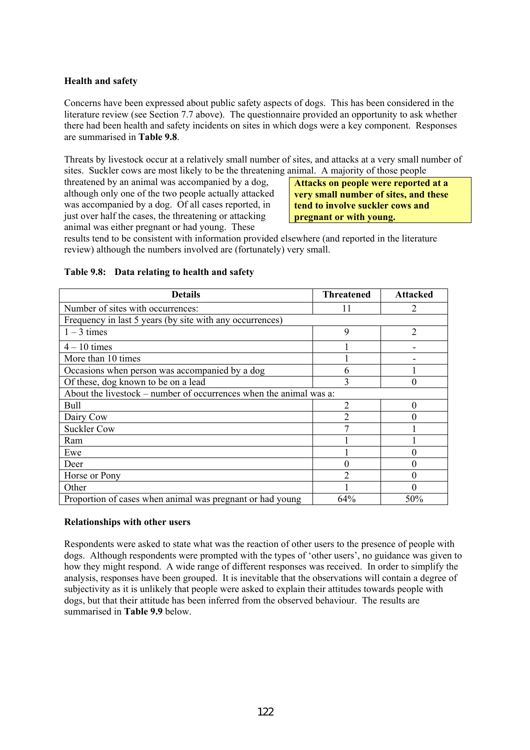**Health and safety**

Concerns have been expressed about public safety aspects of dogs. This has been considered in the literature review (see Section 7.7 above). The questionnaire provided an opportunity to ask whether there had been health and safety incidents on sites in which dogs were a key component. Responses are summarised in **Table 9.8**.

Threats by livestock occur at a relatively small number of sites, and attacks at a very small number of sites. Suckler cows are most likely to be the threatening animal. A majority of those people threatened by an animal was accompanied by a dog, although only one of the two people actually attacked was accompanied by a dog. Of all cases reported, in just over half the cases, the threatening or attacking animal was either pregnant or had young. These results tend to be consistent with information provided elsewhere (and reported in the literature review) although the numbers involved are (fortunately) very small.

**Attacks on people were reported at a very small number of sites, and these tend to involve suckler cows and pregnant or with young.**

**Table 9.8: Data relating to health and safety**

| Details | Threatened | Attacked |
|---|---|---|
| Number of sites with occurrences: | 11 | 2 |
| Frequency in last 5 years (by site with any occurrences) | | |
| 1 – 3 times | 9 | 2 |
| 4 – 10 times | 1 | - |
| More than 10 times | 1 | - |
| Occasions when person was accompanied by a dog | 6 | 1 |
| Of these, dog known to be on a lead | 3 | 0 |
| About the livestock – number of occurrences when the animal was a: | | |
| Bull | 2 | 0 |
| Dairy Cow | 2 | 0 |
| Suckler Cow | 7 | 1 |
| Ram | 1 | 1 |
| Ewe | 1 | 0 |
| Deer | 0 | 0 |
| Horse or Pony | 2 | 0 |
| Other | 1 | 0 |
| Proportion of cases when animal was pregnant or had young | 64% | 50% |

**Relationships with other users**

Respondents were asked to state what was the reaction of other users to the presence of people with dogs. Although respondents were prompted with the types of 'other users', no guidance was given to how they might respond. A wide range of different responses was received. In order to simplify the analysis, responses have been grouped. It is inevitable that the observations will contain a degree of subjectivity as it is unlikely that people were asked to explain their attitudes towards people with dogs, but that their attitude has been inferred from the observed behaviour. The results are summarised in **Table 9.9** below.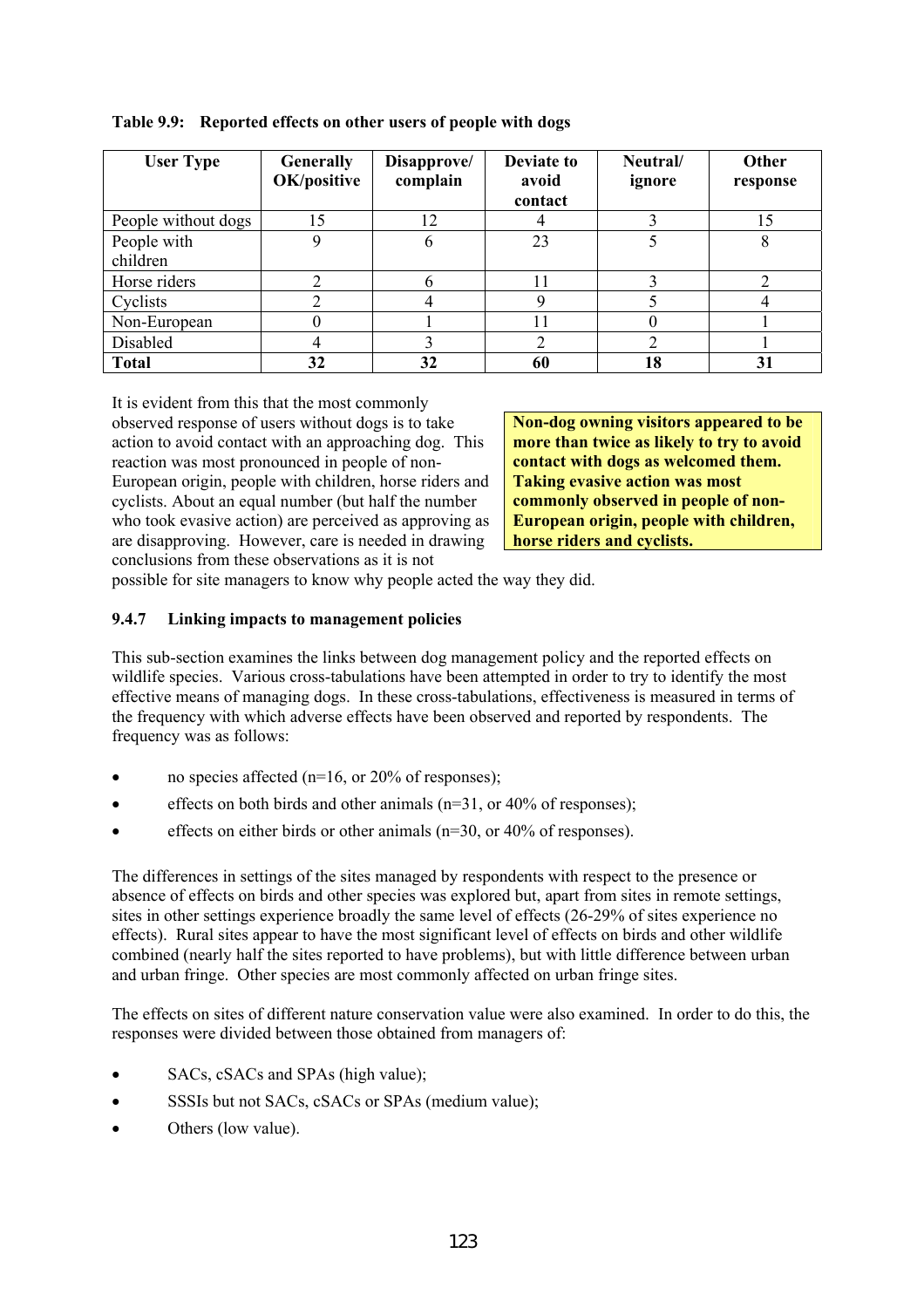**Table 9.9: Reported effects on other users of people with dogs**

| User Type | Generally OK/positive | Disapprove/ complain | Deviate to avoid contact | Neutral/ ignore | Other response |
|---|---|---|---|---|---|
| People without dogs | 15 | 12 | 4 | 3 | 15 |
| People with children | 9 | 6 | 23 | 5 | 8 |
| Horse riders | 2 | 6 | 11 | 3 | 2 |
| Cyclists | 2 | 4 | 9 | 5 | 4 |
| Non-European | 0 | 1 | 11 | 0 | 1 |
| Disabled | 4 | 3 | 2 | 2 | 1 |
| **Total** | **32** | **32** | **60** | **18** | **31** |

**Non-dog owning visitors appeared to be more than twice as likely to try to avoid contact with dogs as welcomed them. Taking evasive action was most commonly observed in people of non-European origin, people with children, horse riders and cyclists.**

It is evident from this that the most commonly observed response of users without dogs is to take action to avoid contact with an approaching dog. This reaction was most pronounced in people of non-European origin, people with children, horse riders and cyclists. About an equal number (but half the number who took evasive action) are perceived as approving as are disapproving. However, care is needed in drawing conclusions from these observations as it is not possible for site managers to know why people acted the way they did.

### 9.4.7 Linking impacts to management policies

This sub-section examines the links between dog management policy and the reported effects on wildlife species. Various cross-tabulations have been attempted in order to try to identify the most effective means of managing dogs. In these cross-tabulations, effectiveness is measured in terms of the frequency with which adverse effects have been observed and reported by respondents. The frequency was as follows:

- no species affected (n=16, or 20% of responses);
- effects on both birds and other animals (n=31, or 40% of responses);
- effects on either birds or other animals (n=30, or 40% of responses).

The differences in settings of the sites managed by respondents with respect to the presence or absence of effects on birds and other species was explored but, apart from sites in remote settings, sites in other settings experience broadly the same level of effects (26-29% of sites experience no effects). Rural sites appear to have the most significant level of effects on birds and other wildlife combined (nearly half the sites reported to have problems), but with little difference between urban and urban fringe. Other species are most commonly affected on urban fringe sites.

The effects on sites of different nature conservation value were also examined. In order to do this, the responses were divided between those obtained from managers of:

- SACs, cSACs and SPAs (high value);
- SSSIs but not SACs, cSACs or SPAs (medium value);
- Others (low value).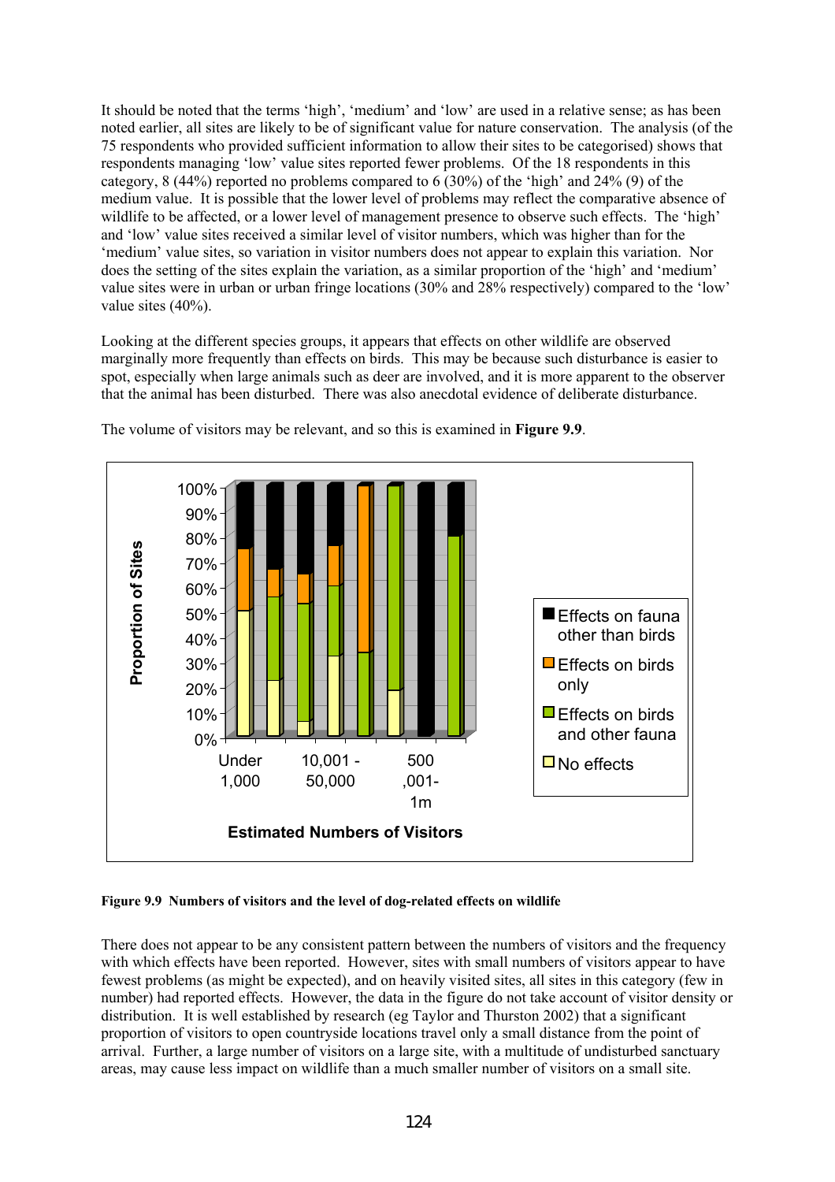It should be noted that the terms 'high', 'medium' and 'low' are used in a relative sense; as has been noted earlier, all sites are likely to be of significant value for nature conservation. The analysis (of the 75 respondents who provided sufficient information to allow their sites to be categorised) shows that respondents managing 'low' value sites reported fewer problems. Of the 18 respondents in this category, 8 (44%) reported no problems compared to 6 (30%) of the 'high' and 24% (9) of the medium value. It is possible that the lower level of problems may reflect the comparative absence of wildlife to be affected, or a lower level of management presence to observe such effects. The 'high' and 'low' value sites received a similar level of visitor numbers, which was higher than for the 'medium' value sites, so variation in visitor numbers does not appear to explain this variation. Nor does the setting of the sites explain the variation, as a similar proportion of the 'high' and 'medium' value sites were in urban or urban fringe locations (30% and 28% respectively) compared to the 'low' value sites (40%).

Looking at the different species groups, it appears that effects on other wildlife are observed marginally more frequently than effects on birds. This may be because such disturbance is easier to spot, especially when large animals such as deer are involved, and it is more apparent to the observer that the animal has been disturbed. There was also anecdotal evidence of deliberate disturbance.

The volume of visitors may be relevant, and so this is examined in **Figure 9.9**.

**Figure 9.9 Numbers of visitors and the level of dog-related effects on wildlife**

There does not appear to be any consistent pattern between the numbers of visitors and the frequency with which effects have been reported. However, sites with small numbers of visitors appear to have fewest problems (as might be expected), and on heavily visited sites, all sites in this category (few in number) had reported effects. However, the data in the figure do not take account of visitor density or distribution. It is well established by research (eg Taylor and Thurston 2002) that a significant proportion of visitors to open countryside locations travel only a small distance from the point of arrival. Further, a large number of visitors on a large site, with a multitude of undisturbed sanctuary areas, may cause less impact on wildlife than a much smaller number of visitors on a small site.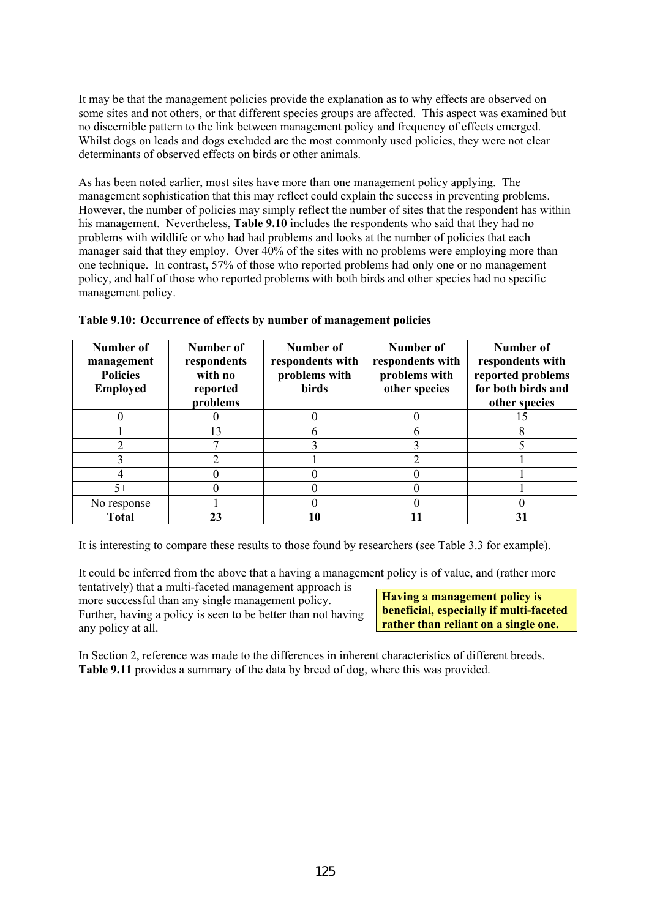It may be that the management policies provide the explanation as to why effects are observed on some sites and not others, or that different species groups are affected. This aspect was examined but no discernible pattern to the link between management policy and frequency of effects emerged. Whilst dogs on leads and dogs excluded are the most commonly used policies, they were not clear determinants of observed effects on birds or other animals.

As has been noted earlier, most sites have more than one management policy applying. The management sophistication that this may reflect could explain the success in preventing problems. However, the number of policies may simply reflect the number of sites that the respondent has within his management. Nevertheless, **Table 9.10** includes the respondents who said that they had no problems with wildlife or who had had problems and looks at the number of policies that each manager said that they employ. Over 40% of the sites with no problems were employing more than one technique. In contrast, 57% of those who reported problems had only one or no management policy, and half of those who reported problems with both birds and other species had no specific management policy.

**Table 9.10: Occurrence of effects by number of management policies**

| Number of management Policies Employed | Number of respondents with no reported problems | Number of respondents with problems with birds | Number of respondents with problems with other species | Number of respondents with reported problems for both birds and other species |
|---|---|---|---|---|
| 0 | 0 | 0 | 0 | 15 |
| 1 | 13 | 6 | 6 | 8 |
| 2 | 7 | 3 | 3 | 5 |
| 3 | 2 | 1 | 2 | 1 |
| 4 | 0 | 0 | 0 | 1 |
| 5+ | 0 | 0 | 0 | 1 |
| No response | 1 | 0 | 0 | 0 |
| **Total** | **23** | **10** | **11** | **31** |

It is interesting to compare these results to those found by researchers (see Table 3.3 for example).

It could be inferred from the above that a having a management policy is of value, and (rather more tentatively) that a multi-faceted management approach is more successful than any single management policy. Further, having a policy is seen to be better than not having any policy at all.

**Having a management policy is beneficial, especially if multi-faceted rather than reliant on a single one.**

In Section 2, reference was made to the differences in inherent characteristics of different breeds. **Table 9.11** provides a summary of the data by breed of dog, where this was provided.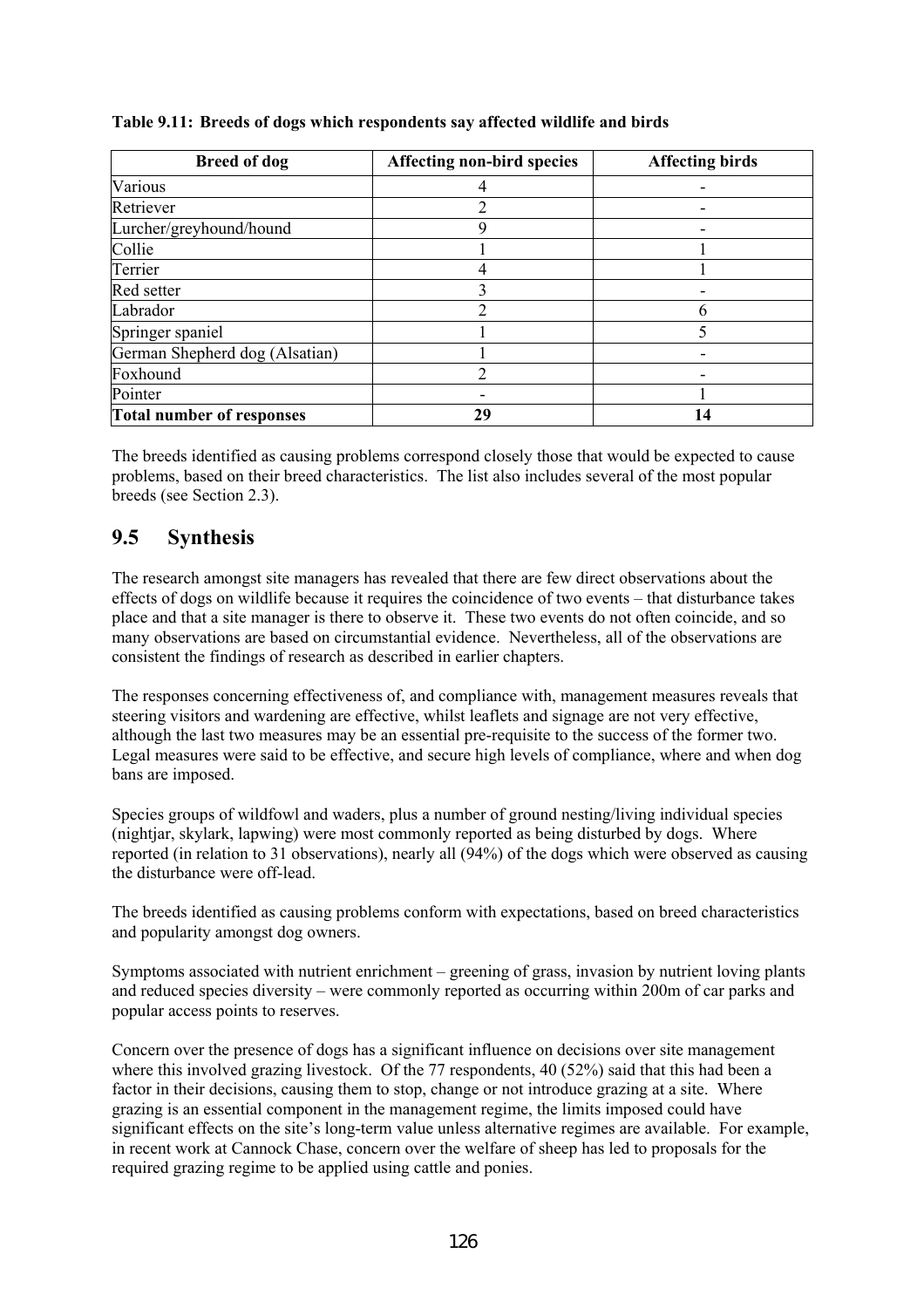**Table 9.11: Breeds of dogs which respondents say affected wildlife and birds**

| Breed of dog | Affecting non-bird species | Affecting birds |
|---|---|---|
| Various | 4 | - |
| Retriever | 2 | - |
| Lurcher/greyhound/hound | 9 | - |
| Collie | 1 | 1 |
| Terrier | 4 | 1 |
| Red setter | 3 | - |
| Labrador | 2 | 6 |
| Springer spaniel | 1 | 5 |
| German Shepherd dog (Alsatian) | 1 | - |
| Foxhound | 2 | - |
| Pointer | - | 1 |
| **Total number of responses** | **29** | **14** |

The breeds identified as causing problems correspond closely those that would be expected to cause problems, based on their breed characteristics. The list also includes several of the most popular breeds (see Section 2.3).

## 9.5 Synthesis

The research amongst site managers has revealed that there are few direct observations about the effects of dogs on wildlife because it requires the coincidence of two events – that disturbance takes place and that a site manager is there to observe it. These two events do not often coincide, and so many observations are based on circumstantial evidence. Nevertheless, all of the observations are consistent the findings of research as described in earlier chapters.

The responses concerning effectiveness of, and compliance with, management measures reveals that steering visitors and wardening are effective, whilst leaflets and signage are not very effective, although the last two measures may be an essential pre-requisite to the success of the former two. Legal measures were said to be effective, and secure high levels of compliance, where and when dog bans are imposed.

Species groups of wildfowl and waders, plus a number of ground nesting/living individual species (nightjar, skylark, lapwing) were most commonly reported as being disturbed by dogs. Where reported (in relation to 31 observations), nearly all (94%) of the dogs which were observed as causing the disturbance were off-lead.

The breeds identified as causing problems conform with expectations, based on breed characteristics and popularity amongst dog owners.

Symptoms associated with nutrient enrichment – greening of grass, invasion by nutrient loving plants and reduced species diversity – were commonly reported as occurring within 200m of car parks and popular access points to reserves.

Concern over the presence of dogs has a significant influence on decisions over site management where this involved grazing livestock. Of the 77 respondents, 40 (52%) said that this had been a factor in their decisions, causing them to stop, change or not introduce grazing at a site. Where grazing is an essential component in the management regime, the limits imposed could have significant effects on the site's long-term value unless alternative regimes are available. For example, in recent work at Cannock Chase, concern over the welfare of sheep has led to proposals for the required grazing regime to be applied using cattle and ponies.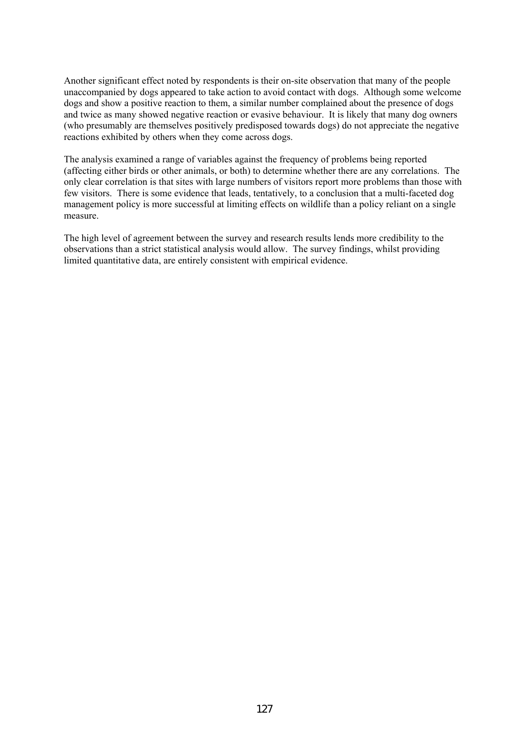Another significant effect noted by respondents is their on-site observation that many of the people unaccompanied by dogs appeared to take action to avoid contact with dogs. Although some welcome dogs and show a positive reaction to them, a similar number complained about the presence of dogs and twice as many showed negative reaction or evasive behaviour. It is likely that many dog owners (who presumably are themselves positively predisposed towards dogs) do not appreciate the negative reactions exhibited by others when they come across dogs.

The analysis examined a range of variables against the frequency of problems being reported (affecting either birds or other animals, or both) to determine whether there are any correlations. The only clear correlation is that sites with large numbers of visitors report more problems than those with few visitors. There is some evidence that leads, tentatively, to a conclusion that a multi-faceted dog management policy is more successful at limiting effects on wildlife than a policy reliant on a single measure.

The high level of agreement between the survey and research results lends more credibility to the observations than a strict statistical analysis would allow. The survey findings, whilst providing limited quantitative data, are entirely consistent with empirical evidence.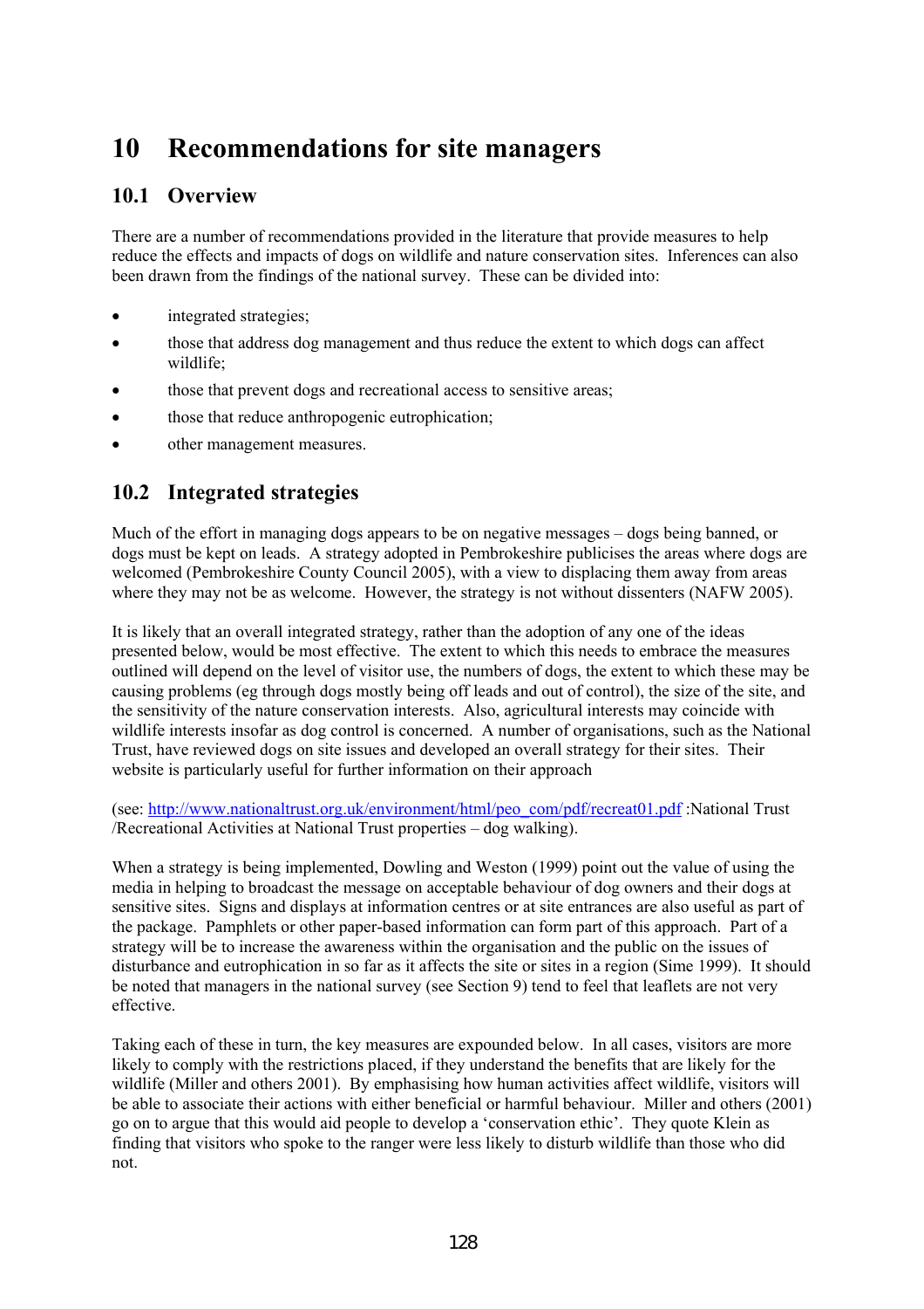# 10 Recommendations for site managers

## 10.1 Overview

There are a number of recommendations provided in the literature that provide measures to help reduce the effects and impacts of dogs on wildlife and nature conservation sites. Inferences can also been drawn from the findings of the national survey. These can be divided into:

- integrated strategies;
- those that address dog management and thus reduce the extent to which dogs can affect wildlife;
- those that prevent dogs and recreational access to sensitive areas;
- those that reduce anthropogenic eutrophication;
- other management measures.

## 10.2 Integrated strategies

Much of the effort in managing dogs appears to be on negative messages – dogs being banned, or dogs must be kept on leads. A strategy adopted in Pembrokeshire publicises the areas where dogs are welcomed (Pembrokeshire County Council 2005), with a view to displacing them away from areas where they may not be as welcome. However, the strategy is not without dissenters (NAFW 2005).

It is likely that an overall integrated strategy, rather than the adoption of any one of the ideas presented below, would be most effective. The extent to which this needs to embrace the measures outlined will depend on the level of visitor use, the numbers of dogs, the extent to which these may be causing problems (eg through dogs mostly being off leads and out of control), the size of the site, and the sensitivity of the nature conservation interests. Also, agricultural interests may coincide with wildlife interests insofar as dog control is concerned. A number of organisations, such as the National Trust, have reviewed dogs on site issues and developed an overall strategy for their sites. Their website is particularly useful for further information on their approach

(see: http://www.nationaltrust.org.uk/environment/html/peo_com/pdf/recreat01.pdf :National Trust /Recreational Activities at National Trust properties – dog walking).

When a strategy is being implemented, Dowling and Weston (1999) point out the value of using the media in helping to broadcast the message on acceptable behaviour of dog owners and their dogs at sensitive sites. Signs and displays at information centres or at site entrances are also useful as part of the package. Pamphlets or other paper-based information can form part of this approach. Part of a strategy will be to increase the awareness within the organisation and the public on the issues of disturbance and eutrophication in so far as it affects the site or sites in a region (Sime 1999). It should be noted that managers in the national survey (see Section 9) tend to feel that leaflets are not very effective.

Taking each of these in turn, the key measures are expounded below. In all cases, visitors are more likely to comply with the restrictions placed, if they understand the benefits that are likely for the wildlife (Miller and others 2001). By emphasising how human activities affect wildlife, visitors will be able to associate their actions with either beneficial or harmful behaviour. Miller and others (2001) go on to argue that this would aid people to develop a 'conservation ethic'. They quote Klein as finding that visitors who spoke to the ranger were less likely to disturb wildlife than those who did not.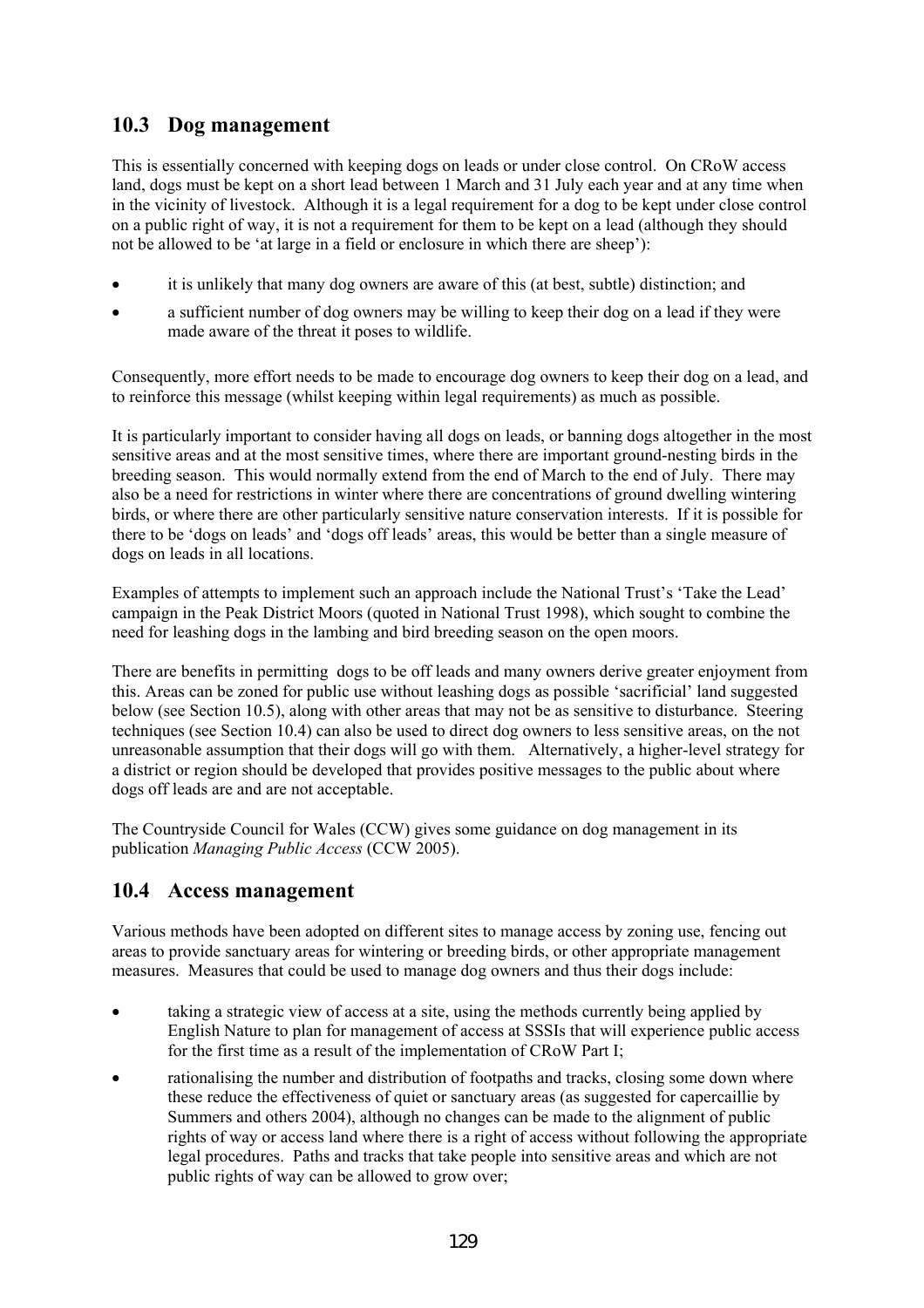## 10.3 Dog management

This is essentially concerned with keeping dogs on leads or under close control. On CRoW access land, dogs must be kept on a short lead between 1 March and 31 July each year and at any time when in the vicinity of livestock. Although it is a legal requirement for a dog to be kept under close control on a public right of way, it is not a requirement for them to be kept on a lead (although they should not be allowed to be 'at large in a field or enclosure in which there are sheep'):

- it is unlikely that many dog owners are aware of this (at best, subtle) distinction; and
- a sufficient number of dog owners may be willing to keep their dog on a lead if they were made aware of the threat it poses to wildlife.

Consequently, more effort needs to be made to encourage dog owners to keep their dog on a lead, and to reinforce this message (whilst keeping within legal requirements) as much as possible.

It is particularly important to consider having all dogs on leads, or banning dogs altogether in the most sensitive areas and at the most sensitive times, where there are important ground-nesting birds in the breeding season. This would normally extend from the end of March to the end of July. There may also be a need for restrictions in winter where there are concentrations of ground dwelling wintering birds, or where there are other particularly sensitive nature conservation interests. If it is possible for there to be 'dogs on leads' and 'dogs off leads' areas, this would be better than a single measure of dogs on leads in all locations.

Examples of attempts to implement such an approach include the National Trust's 'Take the Lead' campaign in the Peak District Moors (quoted in National Trust 1998), which sought to combine the need for leashing dogs in the lambing and bird breeding season on the open moors.

There are benefits in permitting dogs to be off leads and many owners derive greater enjoyment from this. Areas can be zoned for public use without leashing dogs as possible 'sacrificial' land suggested below (see Section 10.5), along with other areas that may not be as sensitive to disturbance. Steering techniques (see Section 10.4) can also be used to direct dog owners to less sensitive areas, on the not unreasonable assumption that their dogs will go with them. Alternatively, a higher-level strategy for a district or region should be developed that provides positive messages to the public about where dogs off leads are and are not acceptable.

The Countryside Council for Wales (CCW) gives some guidance on dog management in its publication *Managing Public Access* (CCW 2005).

## 10.4 Access management

Various methods have been adopted on different sites to manage access by zoning use, fencing out areas to provide sanctuary areas for wintering or breeding birds, or other appropriate management measures. Measures that could be used to manage dog owners and thus their dogs include:

- taking a strategic view of access at a site, using the methods currently being applied by English Nature to plan for management of access at SSSIs that will experience public access for the first time as a result of the implementation of CRoW Part I;
- rationalising the number and distribution of footpaths and tracks, closing some down where these reduce the effectiveness of quiet or sanctuary areas (as suggested for capercaillie by Summers and others 2004), although no changes can be made to the alignment of public rights of way or access land where there is a right of access without following the appropriate legal procedures. Paths and tracks that take people into sensitive areas and which are not public rights of way can be allowed to grow over;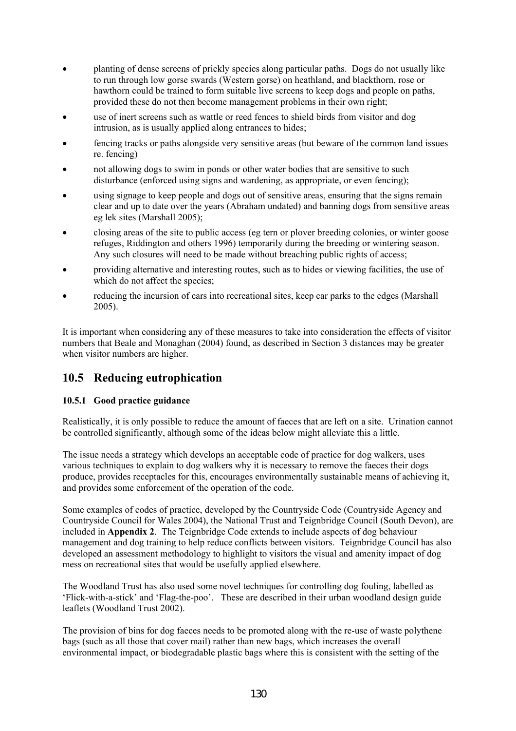- planting of dense screens of prickly species along particular paths. Dogs do not usually like to run through low gorse swards (Western gorse) on heathland, and blackthorn, rose or hawthorn could be trained to form suitable live screens to keep dogs and people on paths, provided these do not then become management problems in their own right;
- use of inert screens such as wattle or reed fences to shield birds from visitor and dog intrusion, as is usually applied along entrances to hides;
- fencing tracks or paths alongside very sensitive areas (but beware of the common land issues re. fencing)
- not allowing dogs to swim in ponds or other water bodies that are sensitive to such disturbance (enforced using signs and wardening, as appropriate, or even fencing);
- using signage to keep people and dogs out of sensitive areas, ensuring that the signs remain clear and up to date over the years (Abraham undated) and banning dogs from sensitive areas eg lek sites (Marshall 2005);
- closing areas of the site to public access (eg tern or plover breeding colonies, or winter goose refuges, Riddington and others 1996) temporarily during the breeding or wintering season. Any such closures will need to be made without breaching public rights of access;
- providing alternative and interesting routes, such as to hides or viewing facilities, the use of which do not affect the species;
- reducing the incursion of cars into recreational sites, keep car parks to the edges (Marshall 2005).

It is important when considering any of these measures to take into consideration the effects of visitor numbers that Beale and Monaghan (2004) found, as described in Section 3 distances may be greater when visitor numbers are higher.

## 10.5 Reducing eutrophication

### 10.5.1 Good practice guidance

Realistically, it is only possible to reduce the amount of faeces that are left on a site. Urination cannot be controlled significantly, although some of the ideas below might alleviate this a little.

The issue needs a strategy which develops an acceptable code of practice for dog walkers, uses various techniques to explain to dog walkers why it is necessary to remove the faeces their dogs produce, provides receptacles for this, encourages environmentally sustainable means of achieving it, and provides some enforcement of the operation of the code.

Some examples of codes of practice, developed by the Countryside Code (Countryside Agency and Countryside Council for Wales 2004), the National Trust and Teignbridge Council (South Devon), are included in **Appendix 2**. The Teignbridge Code extends to include aspects of dog behaviour management and dog training to help reduce conflicts between visitors. Teignbridge Council has also developed an assessment methodology to highlight to visitors the visual and amenity impact of dog mess on recreational sites that would be usefully applied elsewhere.

The Woodland Trust has also used some novel techniques for controlling dog fouling, labelled as 'Flick-with-a-stick' and 'Flag-the-poo'. These are described in their urban woodland design guide leaflets (Woodland Trust 2002).

The provision of bins for dog faeces needs to be promoted along with the re-use of waste polythene bags (such as all those that cover mail) rather than new bags, which increases the overall environmental impact, or biodegradable plastic bags where this is consistent with the setting of the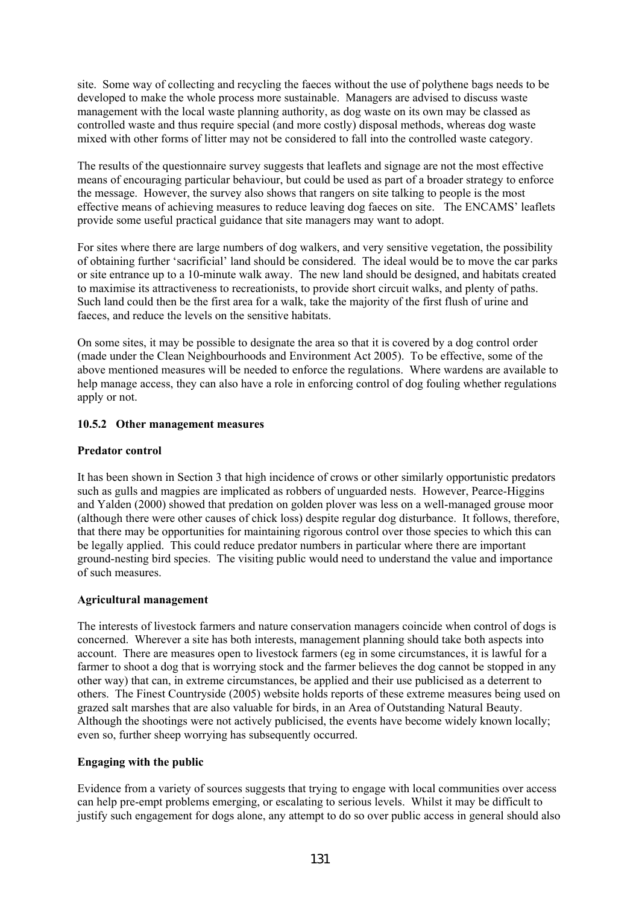site. Some way of collecting and recycling the faeces without the use of polythene bags needs to be developed to make the whole process more sustainable. Managers are advised to discuss waste management with the local waste planning authority, as dog waste on its own may be classed as controlled waste and thus require special (and more costly) disposal methods, whereas dog waste mixed with other forms of litter may not be considered to fall into the controlled waste category.

The results of the questionnaire survey suggests that leaflets and signage are not the most effective means of encouraging particular behaviour, but could be used as part of a broader strategy to enforce the message. However, the survey also shows that rangers on site talking to people is the most effective means of achieving measures to reduce leaving dog faeces on site. The ENCAMS' leaflets provide some useful practical guidance that site managers may want to adopt.

For sites where there are large numbers of dog walkers, and very sensitive vegetation, the possibility of obtaining further 'sacrificial' land should be considered. The ideal would be to move the car parks or site entrance up to a 10-minute walk away. The new land should be designed, and habitats created to maximise its attractiveness to recreationists, to provide short circuit walks, and plenty of paths. Such land could then be the first area for a walk, take the majority of the first flush of urine and faeces, and reduce the levels on the sensitive habitats.

On some sites, it may be possible to designate the area so that it is covered by a dog control order (made under the Clean Neighbourhoods and Environment Act 2005). To be effective, some of the above mentioned measures will be needed to enforce the regulations. Where wardens are available to help manage access, they can also have a role in enforcing control of dog fouling whether regulations apply or not.

#### 10.5.2 Other management measures

**Predator control**

It has been shown in Section 3 that high incidence of crows or other similarly opportunistic predators such as gulls and magpies are implicated as robbers of unguarded nests. However, Pearce-Higgins and Yalden (2000) showed that predation on golden plover was less on a well-managed grouse moor (although there were other causes of chick loss) despite regular dog disturbance. It follows, therefore, that there may be opportunities for maintaining rigorous control over those species to which this can be legally applied. This could reduce predator numbers in particular where there are important ground-nesting bird species. The visiting public would need to understand the value and importance of such measures.

**Agricultural management**

The interests of livestock farmers and nature conservation managers coincide when control of dogs is concerned. Wherever a site has both interests, management planning should take both aspects into account. There are measures open to livestock farmers (eg in some circumstances, it is lawful for a farmer to shoot a dog that is worrying stock and the farmer believes the dog cannot be stopped in any other way) that can, in extreme circumstances, be applied and their use publicised as a deterrent to others. The Finest Countryside (2005) website holds reports of these extreme measures being used on grazed salt marshes that are also valuable for birds, in an Area of Outstanding Natural Beauty. Although the shootings were not actively publicised, the events have become widely known locally; even so, further sheep worrying has subsequently occurred.

**Engaging with the public**

Evidence from a variety of sources suggests that trying to engage with local communities over access can help pre-empt problems emerging, or escalating to serious levels. Whilst it may be difficult to justify such engagement for dogs alone, any attempt to do so over public access in general should also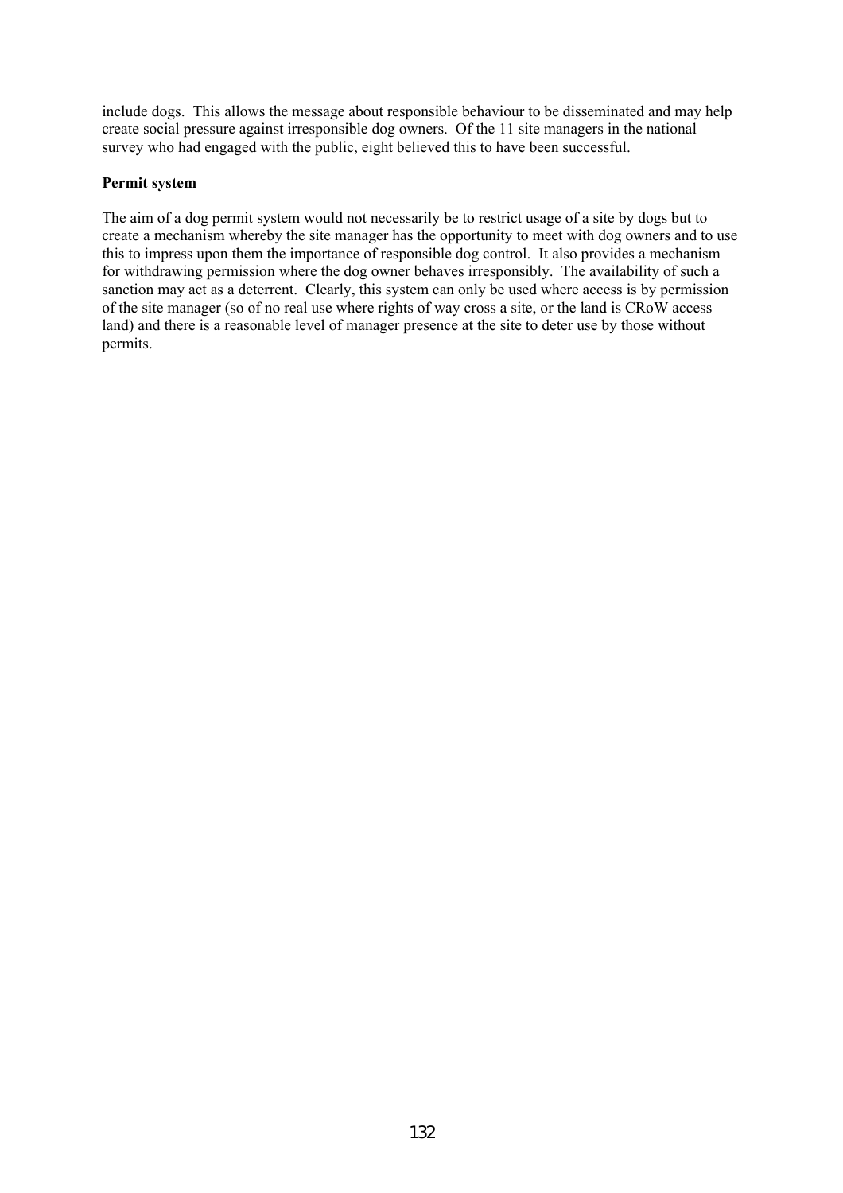include dogs. This allows the message about responsible behaviour to be disseminated and may help create social pressure against irresponsible dog owners. Of the 11 site managers in the national survey who had engaged with the public, eight believed this to have been successful.

**Permit system**

The aim of a dog permit system would not necessarily be to restrict usage of a site by dogs but to create a mechanism whereby the site manager has the opportunity to meet with dog owners and to use this to impress upon them the importance of responsible dog control. It also provides a mechanism for withdrawing permission where the dog owner behaves irresponsibly. The availability of such a sanction may act as a deterrent. Clearly, this system can only be used where access is by permission of the site manager (so of no real use where rights of way cross a site, or the land is CRoW access land) and there is a reasonable level of manager presence at the site to deter use by those without permits.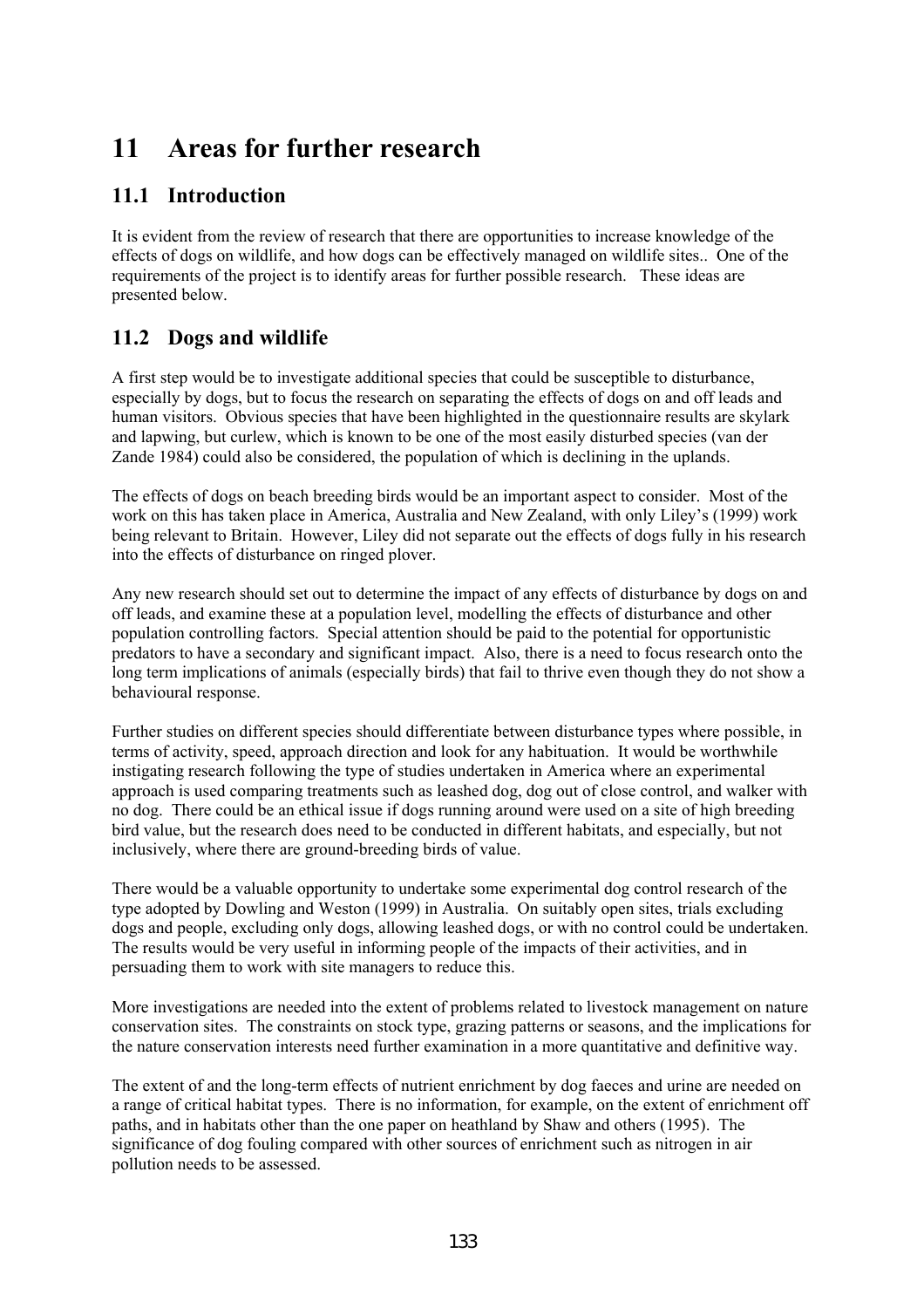# 11 Areas for further research

## 11.1 Introduction

It is evident from the review of research that there are opportunities to increase knowledge of the effects of dogs on wildlife, and how dogs can be effectively managed on wildlife sites.. One of the requirements of the project is to identify areas for further possible research. These ideas are presented below.

## 11.2 Dogs and wildlife

A first step would be to investigate additional species that could be susceptible to disturbance, especially by dogs, but to focus the research on separating the effects of dogs on and off leads and human visitors. Obvious species that have been highlighted in the questionnaire results are skylark and lapwing, but curlew, which is known to be one of the most easily disturbed species (van der Zande 1984) could also be considered, the population of which is declining in the uplands.

The effects of dogs on beach breeding birds would be an important aspect to consider. Most of the work on this has taken place in America, Australia and New Zealand, with only Liley's (1999) work being relevant to Britain. However, Liley did not separate out the effects of dogs fully in his research into the effects of disturbance on ringed plover.

Any new research should set out to determine the impact of any effects of disturbance by dogs on and off leads, and examine these at a population level, modelling the effects of disturbance and other population controlling factors. Special attention should be paid to the potential for opportunistic predators to have a secondary and significant impact. Also, there is a need to focus research onto the long term implications of animals (especially birds) that fail to thrive even though they do not show a behavioural response.

Further studies on different species should differentiate between disturbance types where possible, in terms of activity, speed, approach direction and look for any habituation. It would be worthwhile instigating research following the type of studies undertaken in America where an experimental approach is used comparing treatments such as leashed dog, dog out of close control, and walker with no dog. There could be an ethical issue if dogs running around were used on a site of high breeding bird value, but the research does need to be conducted in different habitats, and especially, but not inclusively, where there are ground-breeding birds of value.

There would be a valuable opportunity to undertake some experimental dog control research of the type adopted by Dowling and Weston (1999) in Australia. On suitably open sites, trials excluding dogs and people, excluding only dogs, allowing leashed dogs, or with no control could be undertaken. The results would be very useful in informing people of the impacts of their activities, and in persuading them to work with site managers to reduce this.

More investigations are needed into the extent of problems related to livestock management on nature conservation sites. The constraints on stock type, grazing patterns or seasons, and the implications for the nature conservation interests need further examination in a more quantitative and definitive way.

The extent of and the long-term effects of nutrient enrichment by dog faeces and urine are needed on a range of critical habitat types. There is no information, for example, on the extent of enrichment off paths, and in habitats other than the one paper on heathland by Shaw and others (1995). The significance of dog fouling compared with other sources of enrichment such as nitrogen in air pollution needs to be assessed.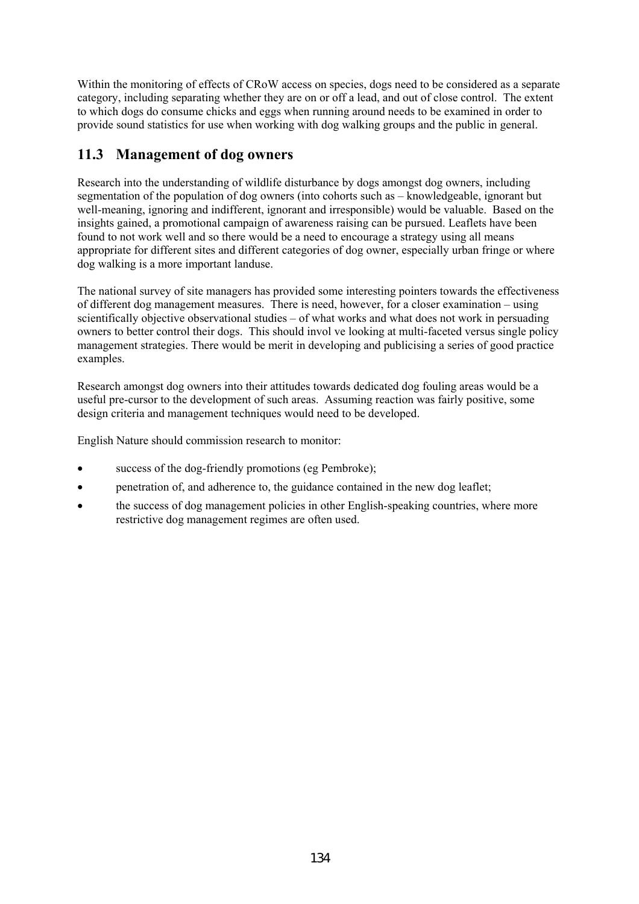Within the monitoring of effects of CRoW access on species, dogs need to be considered as a separate category, including separating whether they are on or off a lead, and out of close control. The extent to which dogs do consume chicks and eggs when running around needs to be examined in order to provide sound statistics for use when working with dog walking groups and the public in general.

## 11.3 Management of dog owners

Research into the understanding of wildlife disturbance by dogs amongst dog owners, including segmentation of the population of dog owners (into cohorts such as – knowledgeable, ignorant but well-meaning, ignoring and indifferent, ignorant and irresponsible) would be valuable. Based on the insights gained, a promotional campaign of awareness raising can be pursued. Leaflets have been found to not work well and so there would be a need to encourage a strategy using all means appropriate for different sites and different categories of dog owner, especially urban fringe or where dog walking is a more important landuse.

The national survey of site managers has provided some interesting pointers towards the effectiveness of different dog management measures. There is need, however, for a closer examination – using scientifically objective observational studies – of what works and what does not work in persuading owners to better control their dogs. This should invol ve looking at multi-faceted versus single policy management strategies. There would be merit in developing and publicising a series of good practice examples.

Research amongst dog owners into their attitudes towards dedicated dog fouling areas would be a useful pre-cursor to the development of such areas. Assuming reaction was fairly positive, some design criteria and management techniques would need to be developed.

English Nature should commission research to monitor:

- success of the dog-friendly promotions (eg Pembroke);
- penetration of, and adherence to, the guidance contained in the new dog leaflet;
- the success of dog management policies in other English-speaking countries, where more restrictive dog management regimes are often used.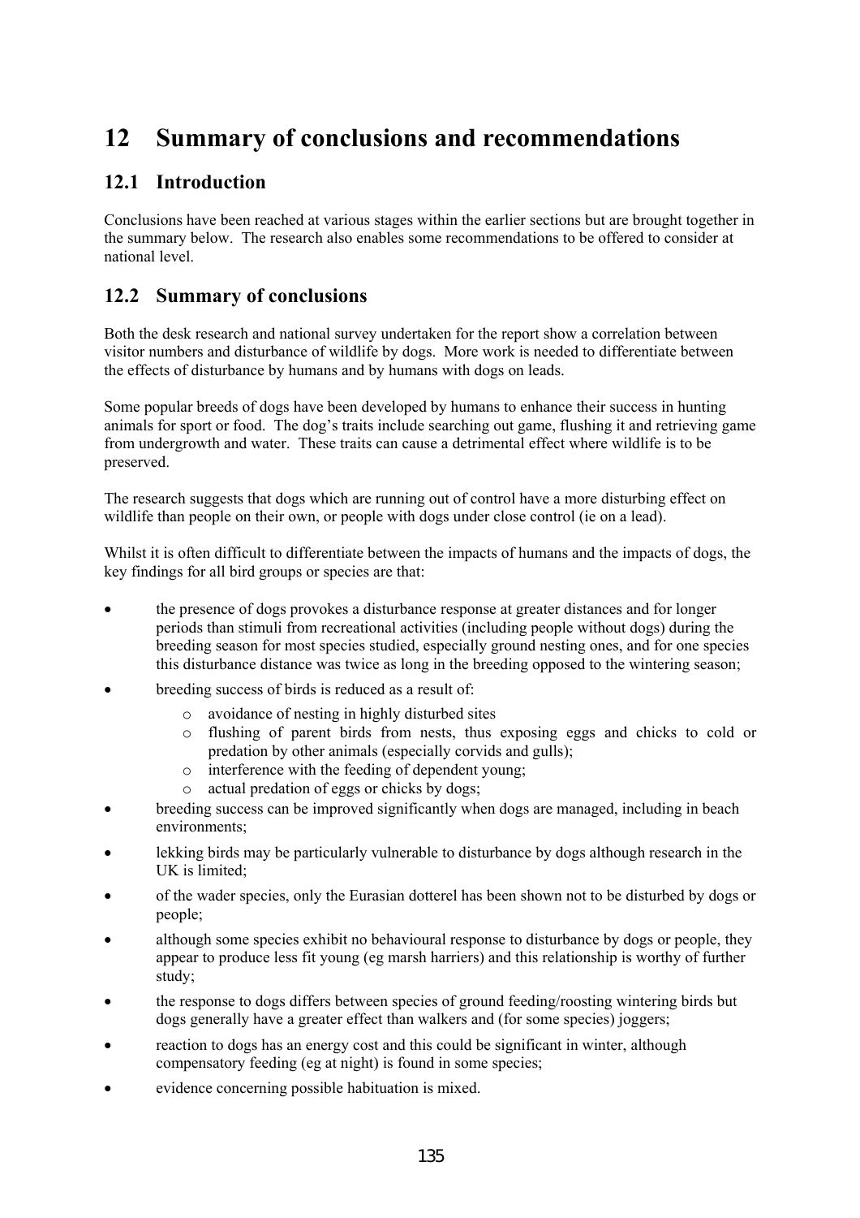# 12 Summary of conclusions and recommendations

## 12.1 Introduction

Conclusions have been reached at various stages within the earlier sections but are brought together in the summary below. The research also enables some recommendations to be offered to consider at national level.

## 12.2 Summary of conclusions

Both the desk research and national survey undertaken for the report show a correlation between visitor numbers and disturbance of wildlife by dogs. More work is needed to differentiate between the effects of disturbance by humans and by humans with dogs on leads.

Some popular breeds of dogs have been developed by humans to enhance their success in hunting animals for sport or food. The dog's traits include searching out game, flushing it and retrieving game from undergrowth and water. These traits can cause a detrimental effect where wildlife is to be preserved.

The research suggests that dogs which are running out of control have a more disturbing effect on wildlife than people on their own, or people with dogs under close control (ie on a lead).

Whilst it is often difficult to differentiate between the impacts of humans and the impacts of dogs, the key findings for all bird groups or species are that:

- the presence of dogs provokes a disturbance response at greater distances and for longer periods than stimuli from recreational activities (including people without dogs) during the breeding season for most species studied, especially ground nesting ones, and for one species this disturbance distance was twice as long in the breeding opposed to the wintering season;
- breeding success of birds is reduced as a result of:
  - avoidance of nesting in highly disturbed sites
  - flushing of parent birds from nests, thus exposing eggs and chicks to cold or predation by other animals (especially corvids and gulls);
  - interference with the feeding of dependent young;
  - actual predation of eggs or chicks by dogs;
- breeding success can be improved significantly when dogs are managed, including in beach environments;
- lekking birds may be particularly vulnerable to disturbance by dogs although research in the UK is limited;
- of the wader species, only the Eurasian dotterel has been shown not to be disturbed by dogs or people;
- although some species exhibit no behavioural response to disturbance by dogs or people, they appear to produce less fit young (eg marsh harriers) and this relationship is worthy of further study;
- the response to dogs differs between species of ground feeding/roosting wintering birds but dogs generally have a greater effect than walkers and (for some species) joggers;
- reaction to dogs has an energy cost and this could be significant in winter, although compensatory feeding (eg at night) is found in some species;
- evidence concerning possible habituation is mixed.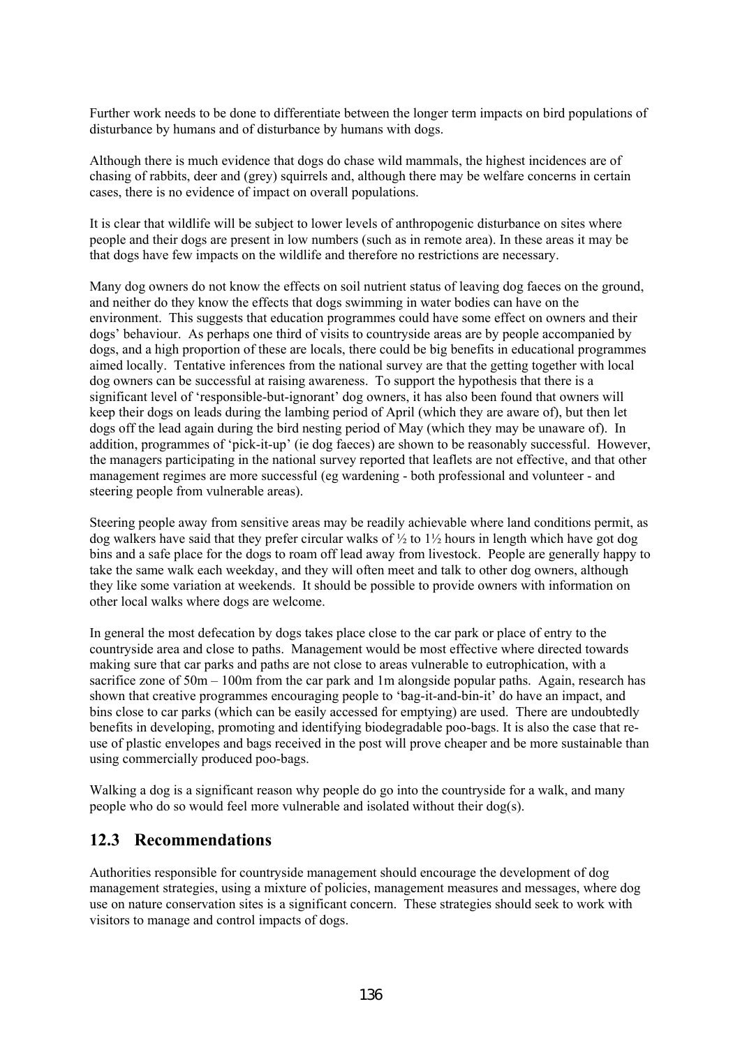Further work needs to be done to differentiate between the longer term impacts on bird populations of disturbance by humans and of disturbance by humans with dogs.

Although there is much evidence that dogs do chase wild mammals, the highest incidences are of chasing of rabbits, deer and (grey) squirrels and, although there may be welfare concerns in certain cases, there is no evidence of impact on overall populations.

It is clear that wildlife will be subject to lower levels of anthropogenic disturbance on sites where people and their dogs are present in low numbers (such as in remote area). In these areas it may be that dogs have few impacts on the wildlife and therefore no restrictions are necessary.

Many dog owners do not know the effects on soil nutrient status of leaving dog faeces on the ground, and neither do they know the effects that dogs swimming in water bodies can have on the environment. This suggests that education programmes could have some effect on owners and their dogs' behaviour. As perhaps one third of visits to countryside areas are by people accompanied by dogs, and a high proportion of these are locals, there could be big benefits in educational programmes aimed locally. Tentative inferences from the national survey are that the getting together with local dog owners can be successful at raising awareness. To support the hypothesis that there is a significant level of 'responsible-but-ignorant' dog owners, it has also been found that owners will keep their dogs on leads during the lambing period of April (which they are aware of), but then let dogs off the lead again during the bird nesting period of May (which they may be unaware of). In addition, programmes of 'pick-it-up' (ie dog faeces) are shown to be reasonably successful. However, the managers participating in the national survey reported that leaflets are not effective, and that other management regimes are more successful (eg wardening - both professional and volunteer - and steering people from vulnerable areas).

Steering people away from sensitive areas may be readily achievable where land conditions permit, as dog walkers have said that they prefer circular walks of ½ to 1½ hours in length which have got dog bins and a safe place for the dogs to roam off lead away from livestock. People are generally happy to take the same walk each weekday, and they will often meet and talk to other dog owners, although they like some variation at weekends. It should be possible to provide owners with information on other local walks where dogs are welcome.

In general the most defecation by dogs takes place close to the car park or place of entry to the countryside area and close to paths. Management would be most effective where directed towards making sure that car parks and paths are not close to areas vulnerable to eutrophication, with a sacrifice zone of 50m – 100m from the car park and 1m alongside popular paths. Again, research has shown that creative programmes encouraging people to 'bag-it-and-bin-it' do have an impact, and bins close to car parks (which can be easily accessed for emptying) are used. There are undoubtedly benefits in developing, promoting and identifying biodegradable poo-bags. It is also the case that re-use of plastic envelopes and bags received in the post will prove cheaper and be more sustainable than using commercially produced poo-bags.

Walking a dog is a significant reason why people do go into the countryside for a walk, and many people who do so would feel more vulnerable and isolated without their dog(s).

## 12.3 Recommendations

Authorities responsible for countryside management should encourage the development of dog management strategies, using a mixture of policies, management measures and messages, where dog use on nature conservation sites is a significant concern. These strategies should seek to work with visitors to manage and control impacts of dogs.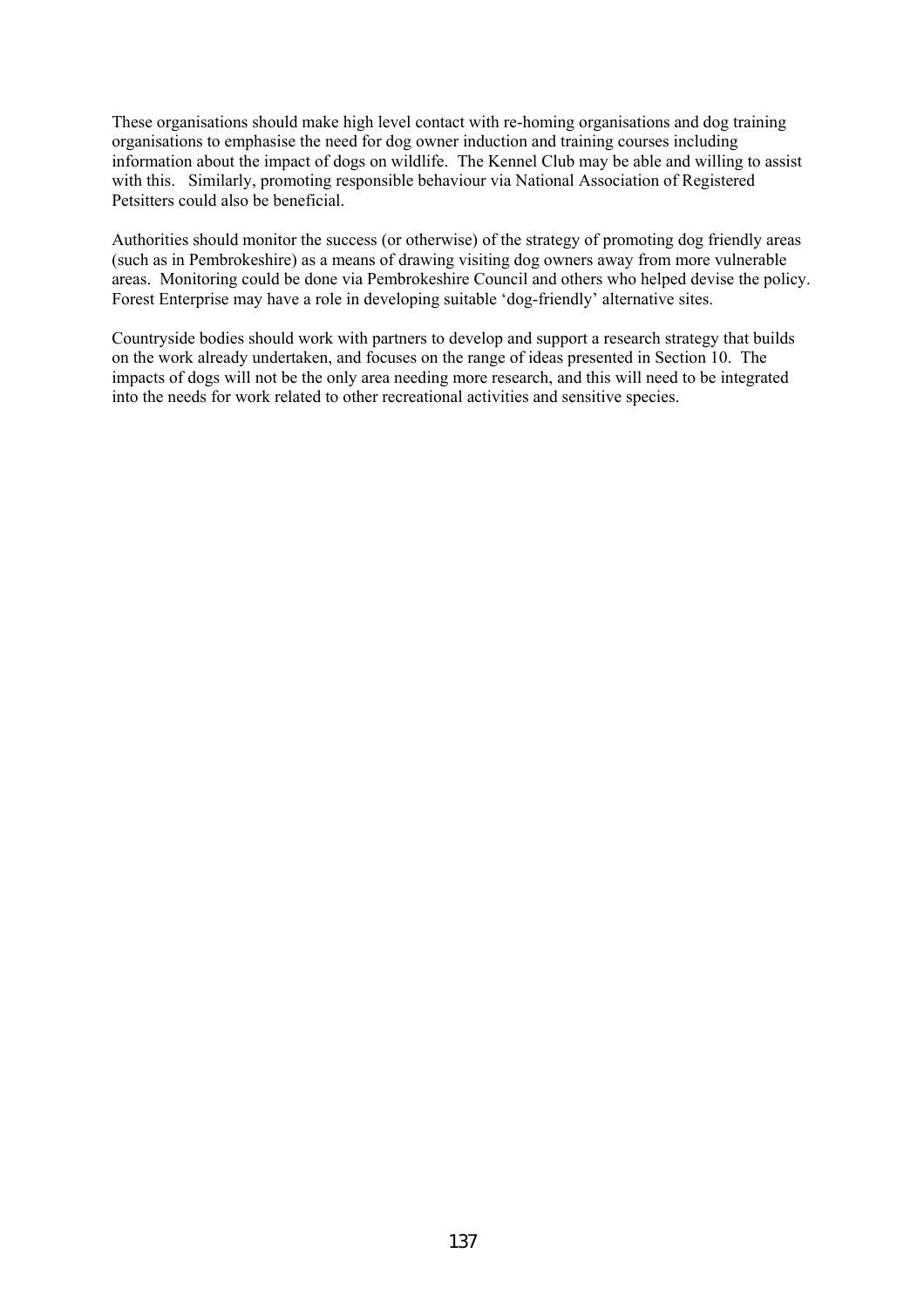These organisations should make high level contact with re-homing organisations and dog training organisations to emphasise the need for dog owner induction and training courses including information about the impact of dogs on wildlife. The Kennel Club may be able and willing to assist with this. Similarly, promoting responsible behaviour via National Association of Registered Petsitters could also be beneficial.

Authorities should monitor the success (or otherwise) of the strategy of promoting dog friendly areas (such as in Pembrokeshire) as a means of drawing visiting dog owners away from more vulnerable areas. Monitoring could be done via Pembrokeshire Council and others who helped devise the policy. Forest Enterprise may have a role in developing suitable 'dog-friendly' alternative sites.

Countryside bodies should work with partners to develop and support a research strategy that builds on the work already undertaken, and focuses on the range of ideas presented in Section 10. The impacts of dogs will not be the only area needing more research, and this will need to be integrated into the needs for work related to other recreational activities and sensitive species.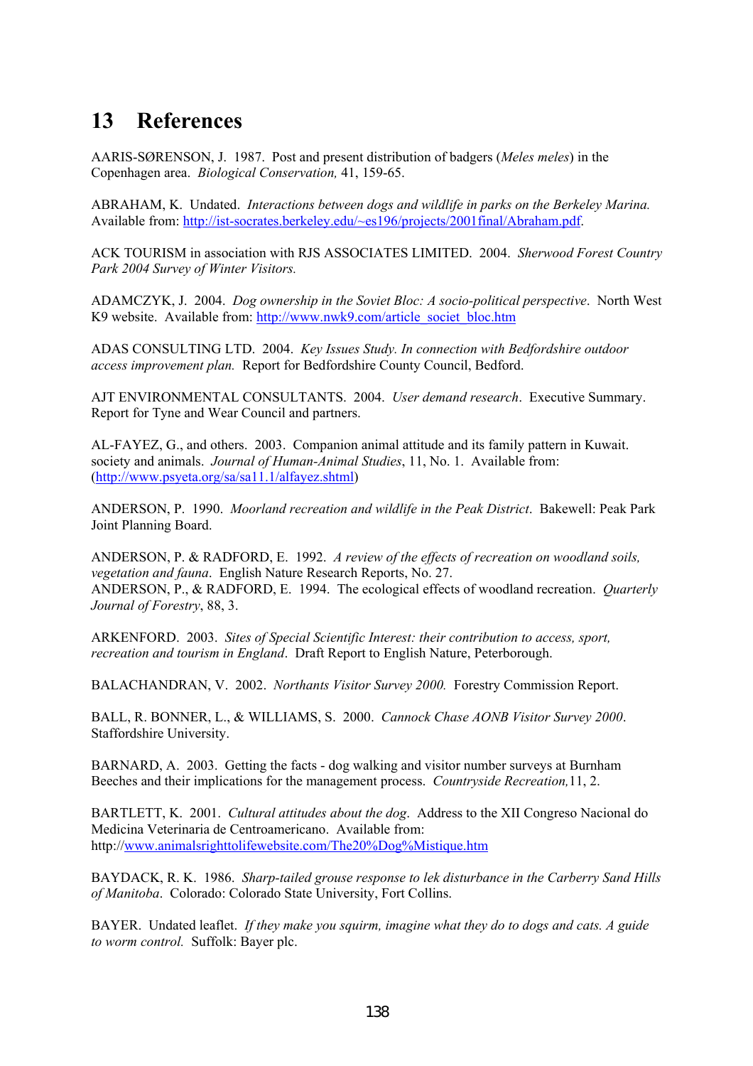# 13 References

AARIS-SØRENSON, J. 1987. Post and present distribution of badgers (*Meles meles*) in the Copenhagen area. *Biological Conservation,* 41, 159-65.

ABRAHAM, K. Undated. *Interactions between dogs and wildlife in parks on the Berkeley Marina.* Available from: http://ist-socrates.berkeley.edu/~es196/projects/2001final/Abraham.pdf.

ACK TOURISM in association with RJS ASSOCIATES LIMITED. 2004. *Sherwood Forest Country Park 2004 Survey of Winter Visitors.*

ADAMCZYK, J. 2004. *Dog ownership in the Soviet Bloc: A socio-political perspective*. North West K9 website. Available from: http://www.nwk9.com/article_societ_bloc.htm

ADAS CONSULTING LTD. 2004. *Key Issues Study. In connection with Bedfordshire outdoor access improvement plan.* Report for Bedfordshire County Council, Bedford.

AJT ENVIRONMENTAL CONSULTANTS. 2004. *User demand research*. Executive Summary. Report for Tyne and Wear Council and partners.

AL-FAYEZ, G., and others. 2003. Companion animal attitude and its family pattern in Kuwait. society and animals. *Journal of Human-Animal Studies*, 11, No. 1. Available from: (http://www.psyeta.org/sa/sa11.1/alfayez.shtml)

ANDERSON, P. 1990. *Moorland recreation and wildlife in the Peak District*. Bakewell: Peak Park Joint Planning Board.

ANDERSON, P. & RADFORD, E. 1992. *A review of the effects of recreation on woodland soils, vegetation and fauna*. English Nature Research Reports, No. 27.
ANDERSON, P., & RADFORD, E. 1994. The ecological effects of woodland recreation. *Quarterly Journal of Forestry*, 88, 3.

ARKENFORD. 2003. *Sites of Special Scientific Interest: their contribution to access, sport, recreation and tourism in England*. Draft Report to English Nature, Peterborough.

BALACHANDRAN, V. 2002. *Northants Visitor Survey 2000.* Forestry Commission Report.

BALL, R. BONNER, L., & WILLIAMS, S. 2000. *Cannock Chase AONB Visitor Survey 2000*. Staffordshire University.

BARNARD, A. 2003. Getting the facts - dog walking and visitor number surveys at Burnham Beeches and their implications for the management process. *Countryside Recreation,*11, 2.

BARTLETT, K. 2001. *Cultural attitudes about the dog*. Address to the XII Congreso Nacional do Medicina Veterinaria de Centroamericano. Available from: http://www.animalsrighttolifewebsite.com/The20%Dog%Mistique.htm

BAYDACK, R. K. 1986. *Sharp-tailed grouse response to lek disturbance in the Carberry Sand Hills of Manitoba*. Colorado: Colorado State University, Fort Collins.

BAYER. Undated leaflet. *If they make you squirm, imagine what they do to dogs and cats. A guide to worm control.* Suffolk: Bayer plc.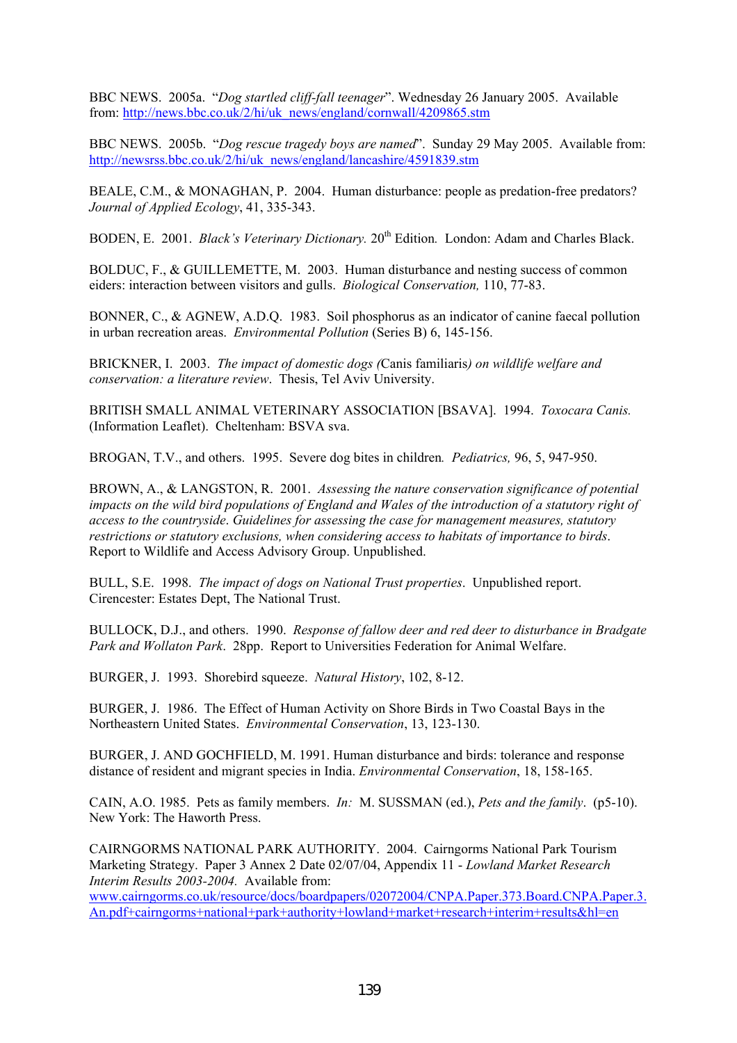BBC NEWS. 2005a. "*Dog startled cliff-fall teenager*". Wednesday 26 January 2005. Available from: http://news.bbc.co.uk/2/hi/uk_news/england/cornwall/4209865.stm

BBC NEWS. 2005b. "*Dog rescue tragedy boys are named*". Sunday 29 May 2005. Available from: http://newsrss.bbc.co.uk/2/hi/uk_news/england/lancashire/4591839.stm

BEALE, C.M., & MONAGHAN, P. 2004. Human disturbance: people as predation-free predators? *Journal of Applied Ecology*, 41, 335-343.

BODEN, E. 2001. *Black's Veterinary Dictionary.* 20th Edition. London: Adam and Charles Black.

BOLDUC, F., & GUILLEMETTE, M. 2003. Human disturbance and nesting success of common eiders: interaction between visitors and gulls. *Biological Conservation,* 110, 77-83.

BONNER, C., & AGNEW, A.D.Q. 1983. Soil phosphorus as an indicator of canine faecal pollution in urban recreation areas. *Environmental Pollution* (Series B) 6, 145-156.

BRICKNER, I. 2003. *The impact of domestic dogs (*Canis familiaris*) on wildlife welfare and conservation: a literature review*. Thesis, Tel Aviv University.

BRITISH SMALL ANIMAL VETERINARY ASSOCIATION [BSAVA]. 1994. *Toxocara Canis.* (Information Leaflet). Cheltenham: BSVA sva.

BROGAN, T.V., and others. 1995. Severe dog bites in children*. Pediatrics,* 96, 5, 947-950.

BROWN, A., & LANGSTON, R. 2001. *Assessing the nature conservation significance of potential impacts on the wild bird populations of England and Wales of the introduction of a statutory right of access to the countryside*. *Guidelines for assessing the case for management measures, statutory restrictions or statutory exclusions, when considering access to habitats of importance to birds*. Report to Wildlife and Access Advisory Group. Unpublished.

BULL, S.E. 1998. *The impact of dogs on National Trust properties*. Unpublished report. Cirencester: Estates Dept, The National Trust.

BULLOCK, D.J., and others. 1990. *Response of fallow deer and red deer to disturbance in Bradgate Park and Wollaton Park*. 28pp. Report to Universities Federation for Animal Welfare.

BURGER, J. 1993. Shorebird squeeze. *Natural History*, 102, 8-12.

BURGER, J. 1986. The Effect of Human Activity on Shore Birds in Two Coastal Bays in the Northeastern United States. *Environmental Conservation*, 13, 123-130.

BURGER, J. AND GOCHFIELD, M. 1991. Human disturbance and birds: tolerance and response distance of resident and migrant species in India. *Environmental Conservation*, 18, 158-165.

CAIN, A.O. 1985. Pets as family members. *In:* M. SUSSMAN (ed.), *Pets and the family*. (p5-10). New York: The Haworth Press.

CAIRNGORMS NATIONAL PARK AUTHORITY. 2004. Cairngorms National Park Tourism Marketing Strategy. Paper 3 Annex 2 Date 02/07/04, Appendix 11 - *Lowland Market Research Interim Results 2003-2004.* Available from: www.cairngorms.co.uk/resource/docs/boardpapers/02072004/CNPA.Paper.373.Board.CNPA.Paper.3.An.pdf+cairngorms+national+park+authority+lowland+market+research+interim+results&hl=en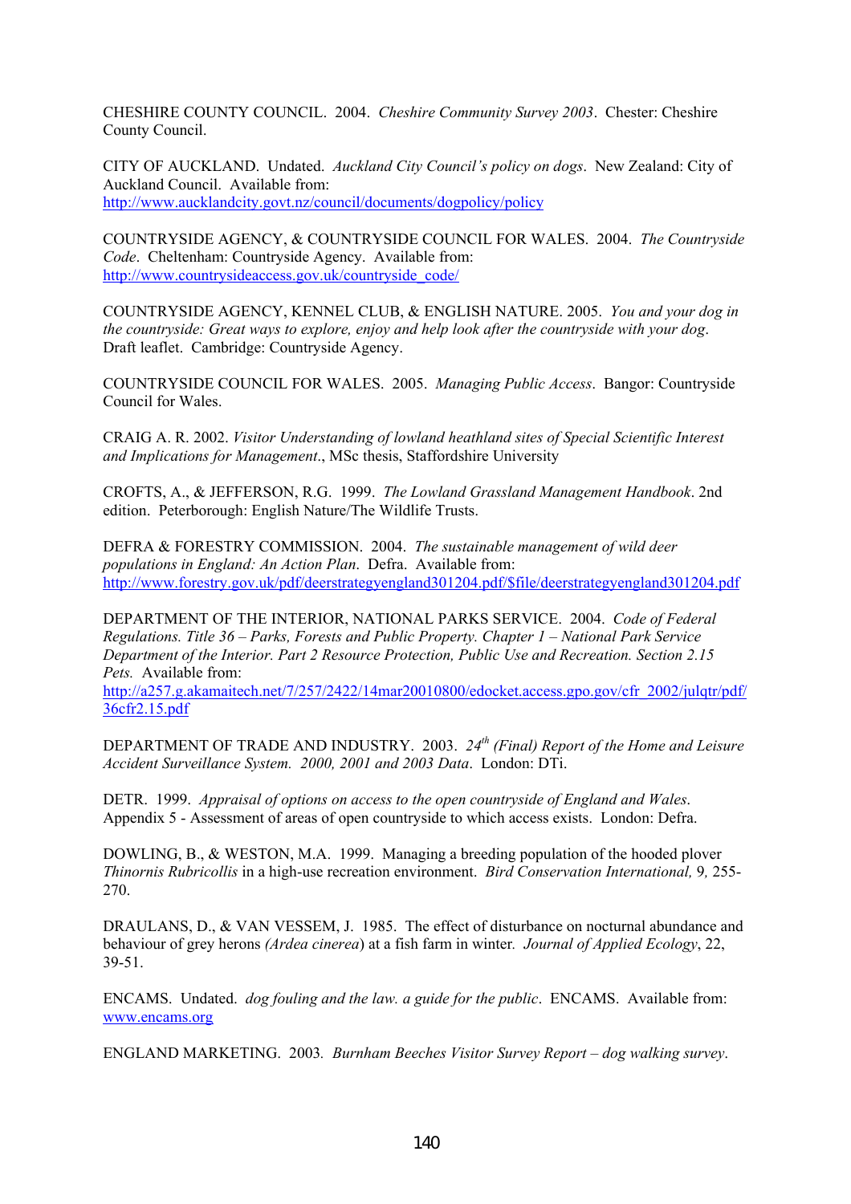CHESHIRE COUNTY COUNCIL. 2004. *Cheshire Community Survey 2003*. Chester: Cheshire County Council.

CITY OF AUCKLAND. Undated. *Auckland City Council's policy on dogs*. New Zealand: City of Auckland Council. Available from: http://www.aucklandcity.govt.nz/council/documents/dogpolicy/policy

COUNTRYSIDE AGENCY, & COUNTRYSIDE COUNCIL FOR WALES. 2004. *The Countryside Code*. Cheltenham: Countryside Agency. Available from: http://www.countrysideaccess.gov.uk/countryside_code/

COUNTRYSIDE AGENCY, KENNEL CLUB, & ENGLISH NATURE. 2005. *You and your dog in the countryside: Great ways to explore, enjoy and help look after the countryside with your dog*. Draft leaflet. Cambridge: Countryside Agency.

COUNTRYSIDE COUNCIL FOR WALES. 2005. *Managing Public Access*. Bangor: Countryside Council for Wales.

CRAIG A. R. 2002. *Visitor Understanding of lowland heathland sites of Special Scientific Interest and Implications for Management*., MSc thesis, Staffordshire University

CROFTS, A., & JEFFERSON, R.G. 1999. *The Lowland Grassland Management Handbook*. 2nd edition. Peterborough: English Nature/The Wildlife Trusts.

DEFRA & FORESTRY COMMISSION. 2004. *The sustainable management of wild deer populations in England: An Action Plan*. Defra. Available from: http://www.forestry.gov.uk/pdf/deerstrategyengland301204.pdf/$file/deerstrategyengland301204.pdf

DEPARTMENT OF THE INTERIOR, NATIONAL PARKS SERVICE. 2004. *Code of Federal Regulations. Title 36 – Parks, Forests and Public Property. Chapter 1 – National Park Service Department of the Interior. Part 2 Resource Protection, Public Use and Recreation. Section 2.15 Pets.* Available from: http://a257.g.akamaitech.net/7/257/2422/14mar20010800/edocket.access.gpo.gov/cfr_2002/julqtr/pdf/36cfr2.15.pdf

DEPARTMENT OF TRADE AND INDUSTRY. 2003. *24th (Final) Report of the Home and Leisure Accident Surveillance System. 2000, 2001 and 2003 Data*. London: DTi.

DETR. 1999. *Appraisal of options on access to the open countryside of England and Wales*. Appendix 5 - Assessment of areas of open countryside to which access exists. London: Defra.

DOWLING, B., & WESTON, M.A. 1999. Managing a breeding population of the hooded plover *Thinornis Rubricollis* in a high-use recreation environment. *Bird Conservation International,* 9, 255-270.

DRAULANS, D., & VAN VESSEM, J. 1985. The effect of disturbance on nocturnal abundance and behaviour of grey herons *(Ardea cinerea*) at a fish farm in winter*. Journal of Applied Ecology*, 22, 39-51.

ENCAMS. Undated. *dog fouling and the law. a guide for the public*. ENCAMS. Available from: www.encams.org

ENGLAND MARKETING. 2003. *Burnham Beeches Visitor Survey Report – dog walking survey*.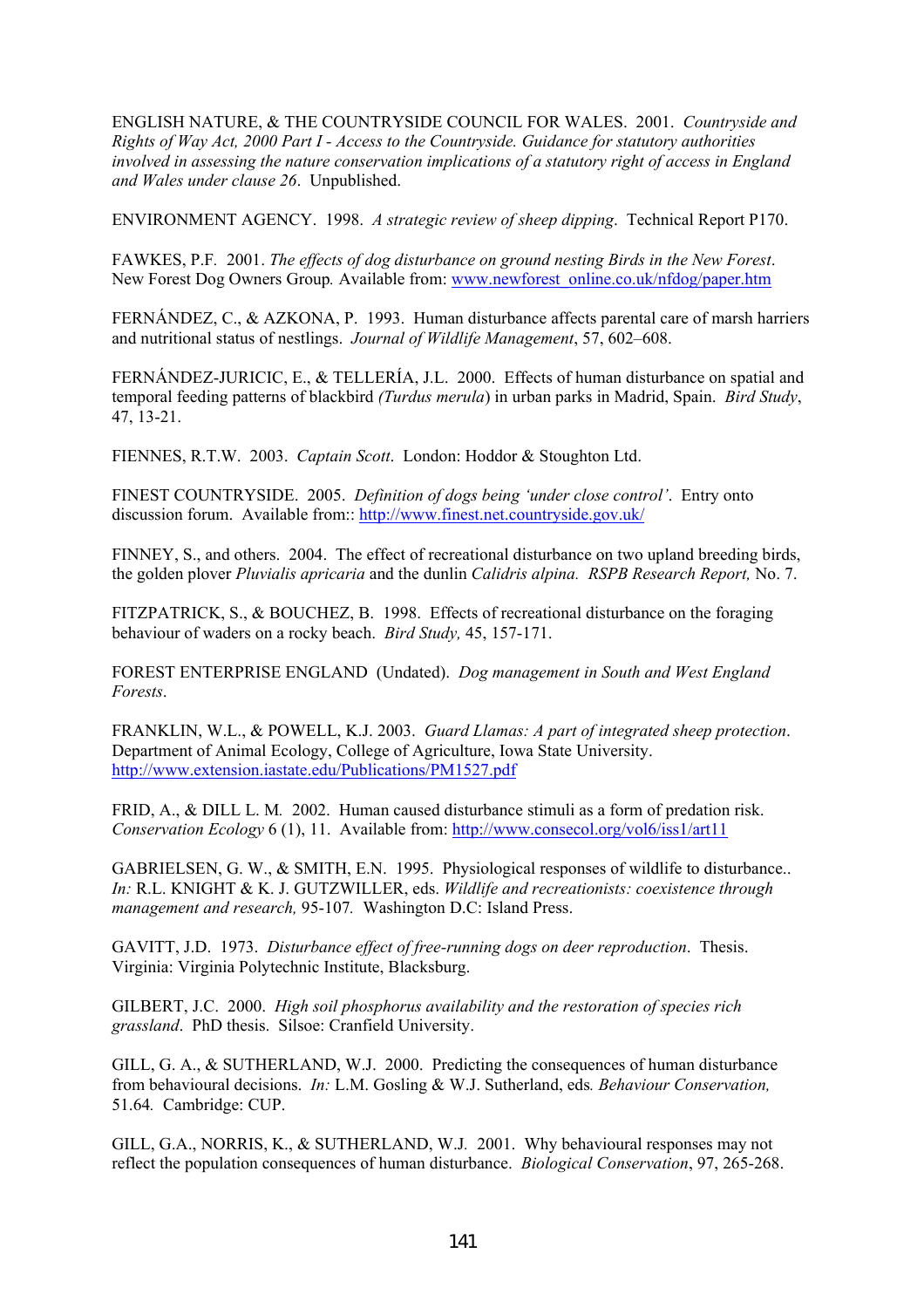ENGLISH NATURE, & THE COUNTRYSIDE COUNCIL FOR WALES. 2001. *Countryside and Rights of Way Act, 2000 Part I - Access to the Countryside. Guidance for statutory authorities involved in assessing the nature conservation implications of a statutory right of access in England and Wales under clause 26*. Unpublished.

ENVIRONMENT AGENCY. 1998. *A strategic review of sheep dipping*. Technical Report P170.

FAWKES, P.F. 2001. *The effects of dog disturbance on ground nesting Birds in the New Forest*. New Forest Dog Owners Group. Available from: www.newforest online.co.uk/nfdog/paper.htm

FERNÁNDEZ, C., & AZKONA, P. 1993. Human disturbance affects parental care of marsh harriers and nutritional status of nestlings. *Journal of Wildlife Management*, 57, 602–608.

FERNÁNDEZ-JURICIC, E., & TELLERÍA, J.L. 2000. Effects of human disturbance on spatial and temporal feeding patterns of blackbird *(Turdus merula*) in urban parks in Madrid, Spain. *Bird Study*, 47, 13-21.

FIENNES, R.T.W. 2003. *Captain Scott*. London: Hoddor & Stoughton Ltd.

FINEST COUNTRYSIDE. 2005. *Definition of dogs being 'under close control'*. Entry onto discussion forum. Available from:: http://www.finest.net.countryside.gov.uk/

FINNEY, S., and others. 2004. The effect of recreational disturbance on two upland breeding birds, the golden plover *Pluvialis apricaria* and the dunlin *Calidris alpina. RSPB Research Report,* No. 7.

FITZPATRICK, S., & BOUCHEZ, B. 1998. Effects of recreational disturbance on the foraging behaviour of waders on a rocky beach. *Bird Study,* 45, 157-171.

FOREST ENTERPRISE ENGLAND (Undated). *Dog management in South and West England Forests*.

FRANKLIN, W.L., & POWELL, K.J. 2003. *Guard Llamas: A part of integrated sheep protection*. Department of Animal Ecology, College of Agriculture, Iowa State University. http://www.extension.iastate.edu/Publications/PM1527.pdf

FRID, A., & DILL L. M. 2002. Human caused disturbance stimuli as a form of predation risk. *Conservation Ecology* 6 (1), 11. Available from: http://www.consecol.org/vol6/iss1/art11

GABRIELSEN, G. W., & SMITH, E.N. 1995. Physiological responses of wildlife to disturbance.. *In:* R.L. KNIGHT & K. J. GUTZWILLER, eds. *Wildlife and recreationists: coexistence through management and research,* 95-107. Washington D.C: Island Press.

GAVITT, J.D. 1973. *Disturbance effect of free-running dogs on deer reproduction*. Thesis. Virginia: Virginia Polytechnic Institute, Blacksburg.

GILBERT, J.C. 2000. *High soil phosphorus availability and the restoration of species rich grassland*. PhD thesis. Silsoe: Cranfield University.

GILL, G. A., & SUTHERLAND, W.J. 2000. Predicting the consequences of human disturbance from behavioural decisions. *In:* L.M. Gosling & W.J. Sutherland, eds*. Behaviour Conservation,* 51.64*.* Cambridge: CUP.

GILL, G.A., NORRIS, K., & SUTHERLAND, W.J. 2001. Why behavioural responses may not reflect the population consequences of human disturbance. *Biological Conservation*, 97, 265-268.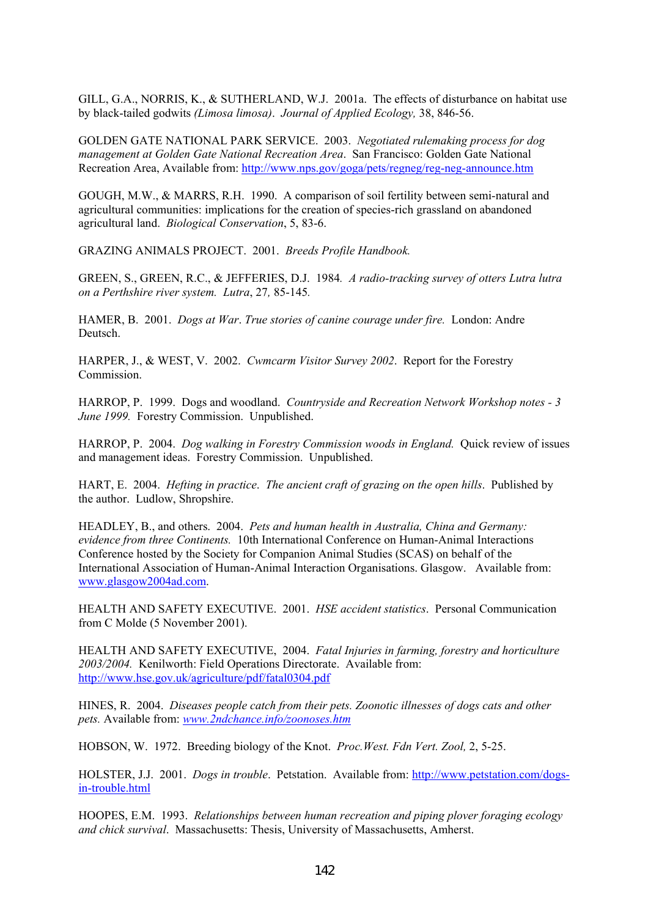GILL, G.A., NORRIS, K., & SUTHERLAND, W.J. 2001a. The effects of disturbance on habitat use by black-tailed godwits *(Limosa limosa)*. *Journal of Applied Ecology,* 38, 846-56.

GOLDEN GATE NATIONAL PARK SERVICE. 2003. *Negotiated rulemaking process for dog management at Golden Gate National Recreation Area*. San Francisco: Golden Gate National Recreation Area, Available from: http://www.nps.gov/goga/pets/regneg/reg-neg-announce.htm

GOUGH, M.W., & MARRS, R.H. 1990. A comparison of soil fertility between semi-natural and agricultural communities: implications for the creation of species-rich grassland on abandoned agricultural land. *Biological Conservation*, 5, 83-6.

GRAZING ANIMALS PROJECT. 2001. *Breeds Profile Handbook.*

GREEN, S., GREEN, R.C., & JEFFERIES, D.J. 1984*. A radio-tracking survey of otters Lutra lutra on a Perthshire river system. Lutra*, 27*,* 85-145*.*

HAMER, B. 2001. *Dogs at War*. *True stories of canine courage under fire.* London: Andre Deutsch.

HARPER, J., & WEST, V. 2002. *Cwmcarm Visitor Survey 2002*. Report for the Forestry Commission.

HARROP, P. 1999. Dogs and woodland. *Countryside and Recreation Network Workshop notes - 3 June 1999.* Forestry Commission. Unpublished.

HARROP, P. 2004. *Dog walking in Forestry Commission woods in England.* Quick review of issues and management ideas. Forestry Commission. Unpublished.

HART, E. 2004. *Hefting in practice*. *The ancient craft of grazing on the open hills*. Published by the author. Ludlow, Shropshire.

HEADLEY, B., and others. 2004. *Pets and human health in Australia, China and Germany: evidence from three Continents.* 10th International Conference on Human-Animal Interactions Conference hosted by the Society for Companion Animal Studies (SCAS) on behalf of the International Association of Human-Animal Interaction Organisations. Glasgow. Available from: www.glasgow2004ad.com.

HEALTH AND SAFETY EXECUTIVE. 2001. *HSE accident statistics*. Personal Communication from C Molde (5 November 2001).

HEALTH AND SAFETY EXECUTIVE, 2004. *Fatal Injuries in farming, forestry and horticulture 2003/2004.* Kenilworth: Field Operations Directorate. Available from: http://www.hse.gov.uk/agriculture/pdf/fatal0304.pdf

HINES, R. 2004. *Diseases people catch from their pets. Zoonotic illnesses of dogs cats and other pets.* Available from: *www.2ndchance.info/zoonoses.htm*

HOBSON, W. 1972. Breeding biology of the Knot. *Proc.West. Fdn Vert. Zool,* 2, 5-25.

HOLSTER, J.J. 2001. *Dogs in trouble*. Petstation. Available from: http://www.petstation.com/dogs-in-trouble.html

HOOPES, E.M. 1993. *Relationships between human recreation and piping plover foraging ecology and chick survival*. Massachusetts: Thesis, University of Massachusetts, Amherst.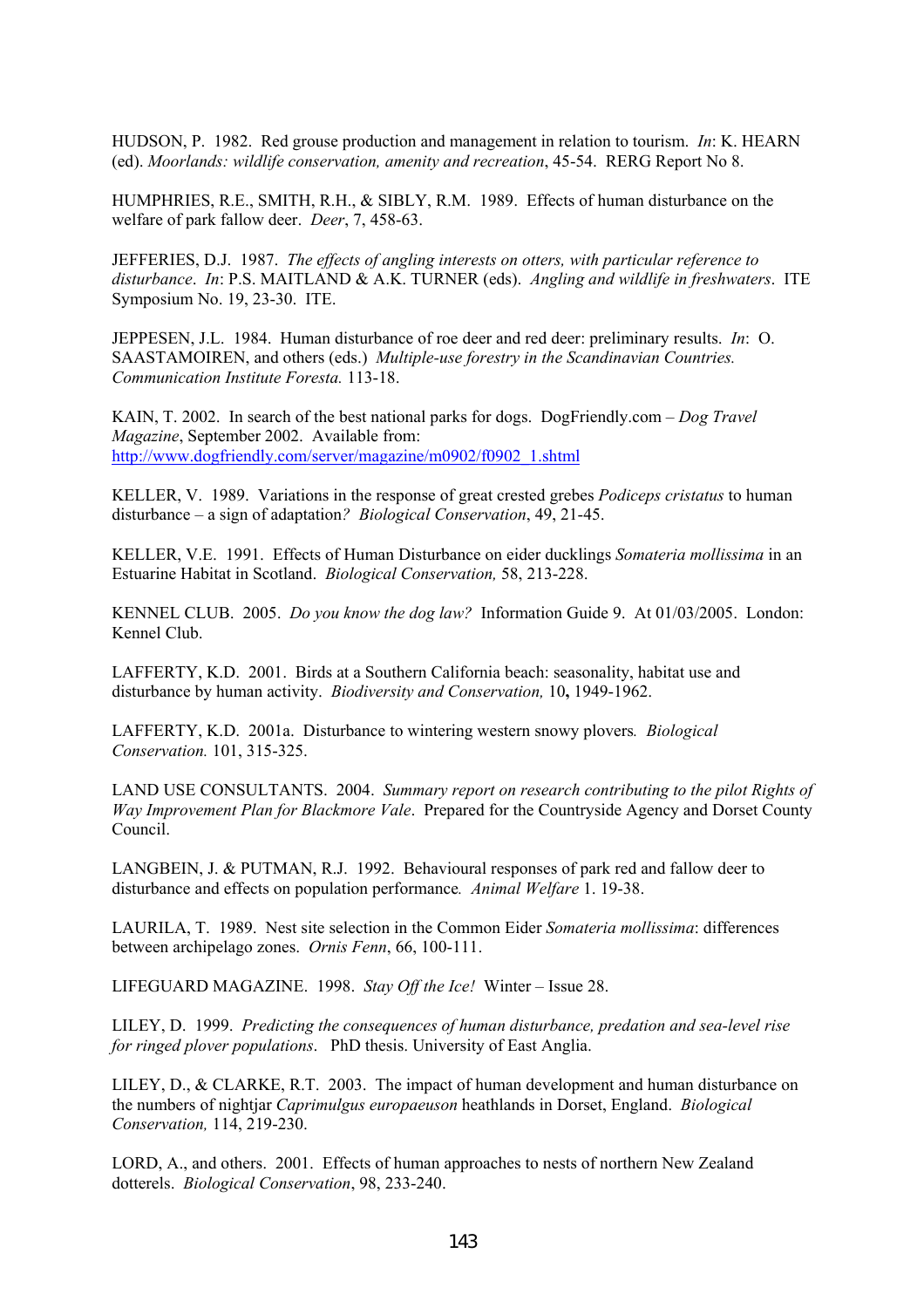HUDSON, P. 1982. Red grouse production and management in relation to tourism. *In*: K. HEARN (ed). *Moorlands: wildlife conservation, amenity and recreation*, 45-54. RERG Report No 8.

HUMPHRIES, R.E., SMITH, R.H., & SIBLY, R.M. 1989. Effects of human disturbance on the welfare of park fallow deer. *Deer*, 7, 458-63.

JEFFERIES, D.J. 1987. *The effects of angling interests on otters, with particular reference to disturbance*. *In*: P.S. MAITLAND & A.K. TURNER (eds). *Angling and wildlife in freshwaters*. ITE Symposium No. 19, 23-30. ITE.

JEPPESEN, J.L. 1984. Human disturbance of roe deer and red deer: preliminary results. *In*: O. SAASTAMOIREN, and others (eds.) *Multiple-use forestry in the Scandinavian Countries. Communication Institute Foresta.* 113-18.

KAIN, T. 2002. In search of the best national parks for dogs. DogFriendly.com – *Dog Travel Magazine*, September 2002. Available from: http://www.dogfriendly.com/server/magazine/m0902/f0902_1.shtml

KELLER, V. 1989. Variations in the response of great crested grebes *Podiceps cristatus* to human disturbance – a sign of adaptation*?* *Biological Conservation*, 49, 21-45.

KELLER, V.E. 1991. Effects of Human Disturbance on eider ducklings *Somateria mollissima* in an Estuarine Habitat in Scotland. *Biological Conservation,* 58, 213-228.

KENNEL CLUB. 2005. *Do you know the dog law?* Information Guide 9. At 01/03/2005. London: Kennel Club.

LAFFERTY, K.D. 2001. Birds at a Southern California beach: seasonality, habitat use and disturbance by human activity. *Biodiversity and Conservation,* 10**,** 1949-1962.

LAFFERTY, K.D. 2001a. Disturbance to wintering western snowy plovers*.* *Biological Conservation.* 101, 315-325.

LAND USE CONSULTANTS. 2004. *Summary report on research contributing to the pilot Rights of Way Improvement Plan for Blackmore Vale*. Prepared for the Countryside Agency and Dorset County Council.

LANGBEIN, J. & PUTMAN, R.J. 1992. Behavioural responses of park red and fallow deer to disturbance and effects on population performance*.* *Animal Welfare* 1. 19-38.

LAURILA, T. 1989. Nest site selection in the Common Eider *Somateria mollissima*: differences between archipelago zones. *Ornis Fenn*, 66, 100-111.

LIFEGUARD MAGAZINE. 1998. *Stay Off the Ice!* Winter – Issue 28.

LILEY, D. 1999. *Predicting the consequences of human disturbance, predation and sea-level rise for ringed plover populations*. PhD thesis. University of East Anglia.

LILEY, D., & CLARKE, R.T. 2003. The impact of human development and human disturbance on the numbers of nightjar *Caprimulgus europaeuson* heathlands in Dorset, England. *Biological Conservation,* 114, 219-230.

LORD, A., and others. 2001. Effects of human approaches to nests of northern New Zealand dotterels. *Biological Conservation*, 98, 233-240.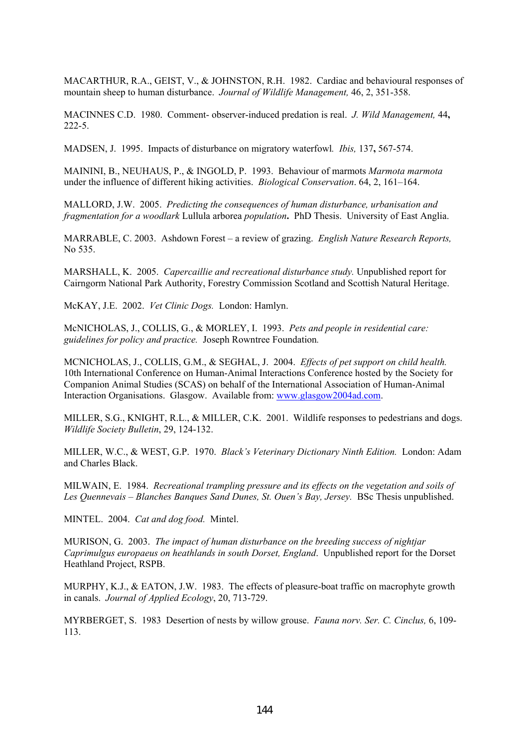MACARTHUR, R.A., GEIST, V., & JOHNSTON, R.H. 1982. Cardiac and behavioural responses of mountain sheep to human disturbance. *Journal of Wildlife Management,* 46, 2, 351-358.

MACINNES C.D. 1980. Comment- observer-induced predation is real. *J. Wild Management,* 44**,** 222-5.

MADSEN, J. 1995. Impacts of disturbance on migratory waterfowl*. Ibis,* 137**,** 567-574.

MAININI, B., NEUHAUS, P., & INGOLD, P. 1993. Behaviour of marmots *Marmota marmota* under the influence of different hiking activities. *Biological Conservation*. 64, 2, 161–164.

MALLORD, J.W. 2005. *Predicting the consequences of human disturbance, urbanisation and fragmentation for a woodlark* Lullula arborea *population***.** PhD Thesis. University of East Anglia.

MARRABLE, C. 2003. Ashdown Forest – a review of grazing. *English Nature Research Reports,* No 535.

MARSHALL, K. 2005. *Capercaillie and recreational disturbance study.* Unpublished report for Cairngorm National Park Authority, Forestry Commission Scotland and Scottish Natural Heritage.

McKAY, J.E. 2002. *Vet Clinic Dogs.* London: Hamlyn.

McNICHOLAS, J., COLLIS, G., & MORLEY, I. 1993. *Pets and people in residential care: guidelines for policy and practice.* Joseph Rowntree Foundation*.*

MCNICHOLAS, J., COLLIS, G.M., & SEGHAL, J. 2004. *Effects of pet support on child health.* 10th International Conference on Human-Animal Interactions Conference hosted by the Society for Companion Animal Studies (SCAS) on behalf of the International Association of Human-Animal Interaction Organisations. Glasgow. Available from: www.glasgow2004ad.com.

MILLER, S.G., KNIGHT, R.L., & MILLER, C.K. 2001. Wildlife responses to pedestrians and dogs. *Wildlife Society Bulletin*, 29, 124-132.

MILLER, W.C., & WEST, G.P. 1970. *Black's Veterinary Dictionary Ninth Edition.* London: Adam and Charles Black.

MILWAIN, E. 1984. *Recreational trampling pressure and its effects on the vegetation and soils of Les Quennevais – Blanches Banques Sand Dunes, St. Ouen's Bay, Jersey.* BSc Thesis unpublished.

MINTEL. 2004. *Cat and dog food.* Mintel.

MURISON, G. 2003. *The impact of human disturbance on the breeding success of nightjar Caprimulgus europaeus on heathlands in south Dorset, England*. Unpublished report for the Dorset Heathland Project, RSPB.

MURPHY, K.J., & EATON, J.W. 1983. The effects of pleasure-boat traffic on macrophyte growth in canals. *Journal of Applied Ecology*, 20, 713-729.

MYRBERGET, S. 1983 Desertion of nests by willow grouse. *Fauna norv. Ser. C. Cinclus,* 6, 109-113.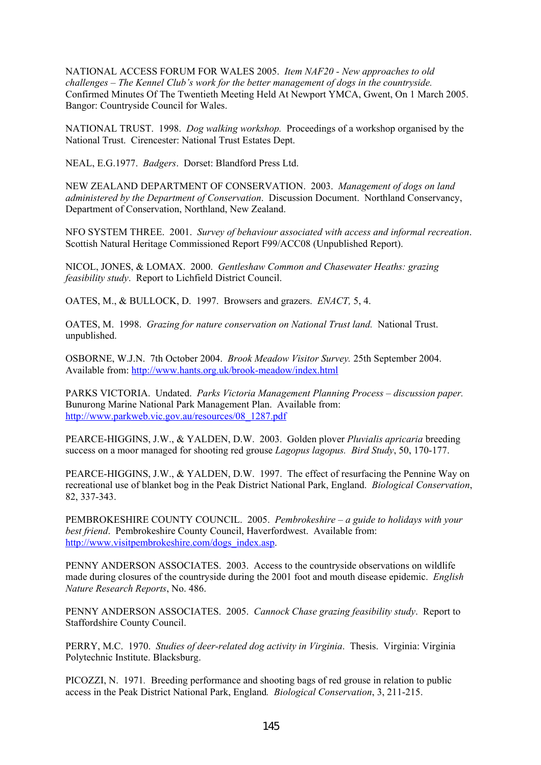NATIONAL ACCESS FORUM FOR WALES 2005. *Item NAF20 - New approaches to old challenges – The Kennel Club's work for the better management of dogs in the countryside.* Confirmed Minutes Of The Twentieth Meeting Held At Newport YMCA, Gwent, On 1 March 2005. Bangor: Countryside Council for Wales.

NATIONAL TRUST. 1998. *Dog walking workshop.* Proceedings of a workshop organised by the National Trust. Cirencester: National Trust Estates Dept.

NEAL, E.G.1977. *Badgers*. Dorset: Blandford Press Ltd.

NEW ZEALAND DEPARTMENT OF CONSERVATION. 2003. *Management of dogs on land administered by the Department of Conservation*. Discussion Document. Northland Conservancy, Department of Conservation, Northland, New Zealand.

NFO SYSTEM THREE. 2001. *Survey of behaviour associated with access and informal recreation*. Scottish Natural Heritage Commissioned Report F99/ACC08 (Unpublished Report).

NICOL, JONES, & LOMAX. 2000. *Gentleshaw Common and Chasewater Heaths: grazing feasibility study*. Report to Lichfield District Council.

OATES, M., & BULLOCK, D. 1997. Browsers and grazers. *ENACT,* 5, 4.

OATES, M. 1998. *Grazing for nature conservation on National Trust land.* National Trust. unpublished.

OSBORNE, W.J.N. 7th October 2004. *Brook Meadow Visitor Survey.* 25th September 2004. Available from: http://www.hants.org.uk/brook-meadow/index.html

PARKS VICTORIA. Undated. *Parks Victoria Management Planning Process – discussion paper.* Bunurong Marine National Park Management Plan. Available from: http://www.parkweb.vic.gov.au/resources/08_1287.pdf

PEARCE-HIGGINS, J.W., & YALDEN, D.W. 2003. Golden plover *Pluvialis apricaria* breeding success on a moor managed for shooting red grouse *Lagopus lagopus. Bird Study*, 50, 170-177.

PEARCE-HIGGINS, J.W., & YALDEN, D.W. 1997. The effect of resurfacing the Pennine Way on recreational use of blanket bog in the Peak District National Park, England. *Biological Conservation*, 82, 337-343.

PEMBROKESHIRE COUNTY COUNCIL. 2005. *Pembrokeshire – a guide to holidays with your best friend*. Pembrokeshire County Council, Haverfordwest. Available from: http://www.visitpembrokeshire.com/dogs_index.asp.

PENNY ANDERSON ASSOCIATES. 2003. Access to the countryside observations on wildlife made during closures of the countryside during the 2001 foot and mouth disease epidemic. *English Nature Research Reports*, No. 486.

PENNY ANDERSON ASSOCIATES. 2005. *Cannock Chase grazing feasibility study*. Report to Staffordshire County Council.

PERRY, M.C. 1970. *Studies of deer-related dog activity in Virginia*. Thesis. Virginia: Virginia Polytechnic Institute. Blacksburg.

PICOZZI, N. 1971. Breeding performance and shooting bags of red grouse in relation to public access in the Peak District National Park, England*. Biological Conservation*, 3, 211-215.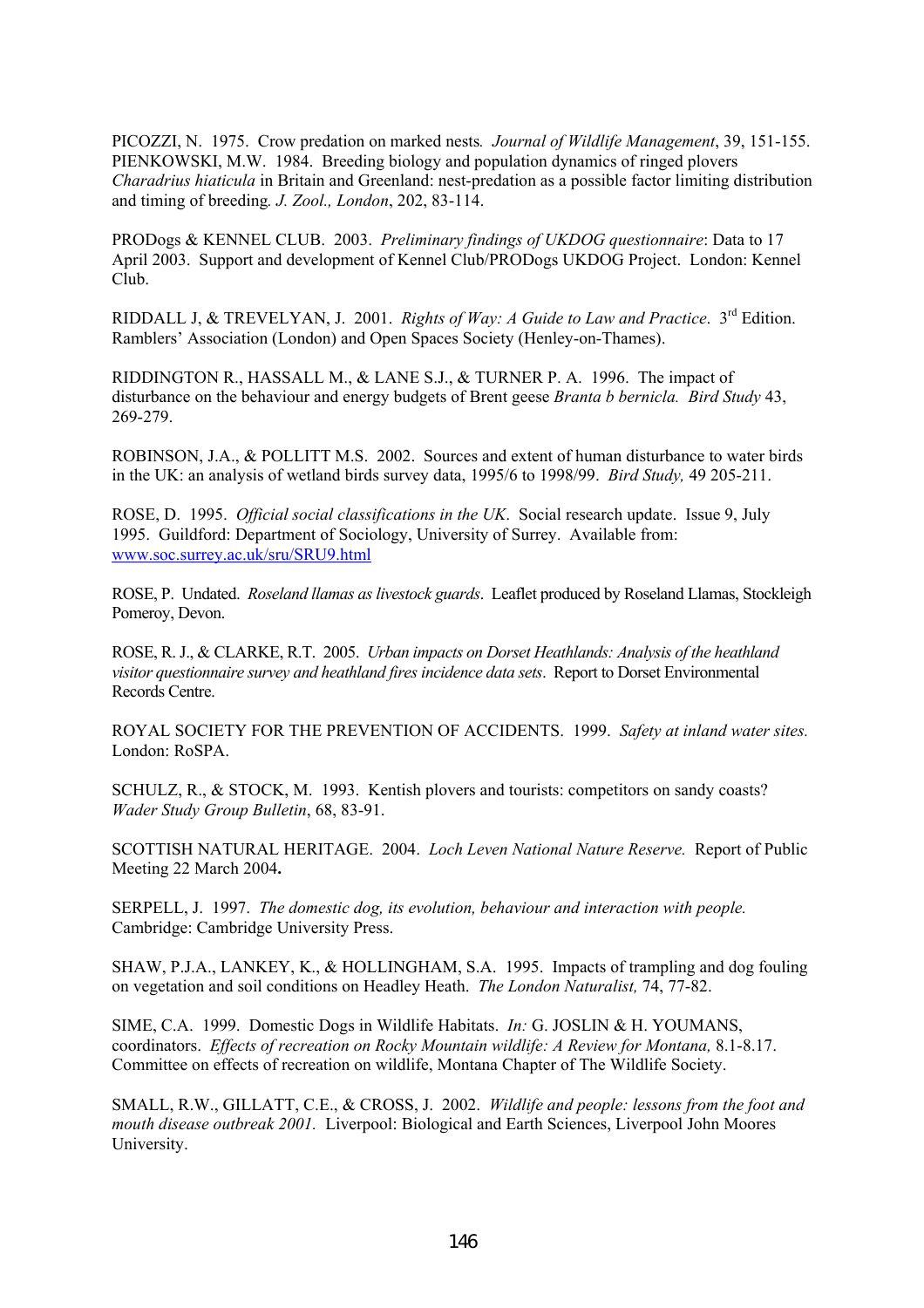PICOZZI, N. 1975. Crow predation on marked nests*.* *Journal of Wildlife Management*, 39, 151-155.
PIENKOWSKI, M.W. 1984. Breeding biology and population dynamics of ringed plovers *Charadrius hiaticula* in Britain and Greenland: nest-predation as a possible factor limiting distribution and timing of breeding*. J. Zool., London*, 202, 83-114.

PRODogs & KENNEL CLUB. 2003. *Preliminary findings of UKDOG questionnaire*: Data to 17 April 2003. Support and development of Kennel Club/PRODogs UKDOG Project. London: Kennel Club.

RIDDALL J, & TREVELYAN, J. 2001. *Rights of Way: A Guide to Law and Practice*. 3rd Edition. Ramblers' Association (London) and Open Spaces Society (Henley-on-Thames).

RIDDINGTON R., HASSALL M., & LANE S.J., & TURNER P. A. 1996. The impact of disturbance on the behaviour and energy budgets of Brent geese *Branta b bernicla. Bird Study* 43, 269-279.

ROBINSON, J.A., & POLLITT M.S. 2002. Sources and extent of human disturbance to water birds in the UK: an analysis of wetland birds survey data, 1995/6 to 1998/99. *Bird Study,* 49 205-211.

ROSE, D. 1995. *Official social classifications in the UK*. Social research update. Issue 9, July 1995. Guildford: Department of Sociology, University of Surrey. Available from: www.soc.surrey.ac.uk/sru/SRU9.html

ROSE, P. Undated. *Roseland llamas as livestock guards*. Leaflet produced by Roseland Llamas, Stockleigh Pomeroy, Devon.

ROSE, R. J., & CLARKE, R.T. 2005. *Urban impacts on Dorset Heathlands: Analysis of the heathland visitor questionnaire survey and heathland fires incidence data sets*. Report to Dorset Environmental Records Centre.

ROYAL SOCIETY FOR THE PREVENTION OF ACCIDENTS. 1999. *Safety at inland water sites.* London: RoSPA.

SCHULZ, R., & STOCK, M. 1993. Kentish plovers and tourists: competitors on sandy coasts? *Wader Study Group Bulletin*, 68, 83-91.

SCOTTISH NATURAL HERITAGE. 2004. *Loch Leven National Nature Reserve.* Report of Public Meeting 22 March 2004**.**

SERPELL, J. 1997. *The domestic dog, its evolution, behaviour and interaction with people.* Cambridge: Cambridge University Press.

SHAW, P.J.A., LANKEY, K., & HOLLINGHAM, S.A. 1995. Impacts of trampling and dog fouling on vegetation and soil conditions on Headley Heath. *The London Naturalist,* 74, 77-82.

SIME, C.A. 1999. Domestic Dogs in Wildlife Habitats. *In:* G. JOSLIN & H. YOUMANS, coordinators. *Effects of recreation on Rocky Mountain wildlife: A Review for Montana,* 8.1-8.17. Committee on effects of recreation on wildlife, Montana Chapter of The Wildlife Society.

SMALL, R.W., GILLATT, C.E., & CROSS, J. 2002. *Wildlife and people: lessons from the foot and mouth disease outbreak 2001.* Liverpool: Biological and Earth Sciences, Liverpool John Moores University.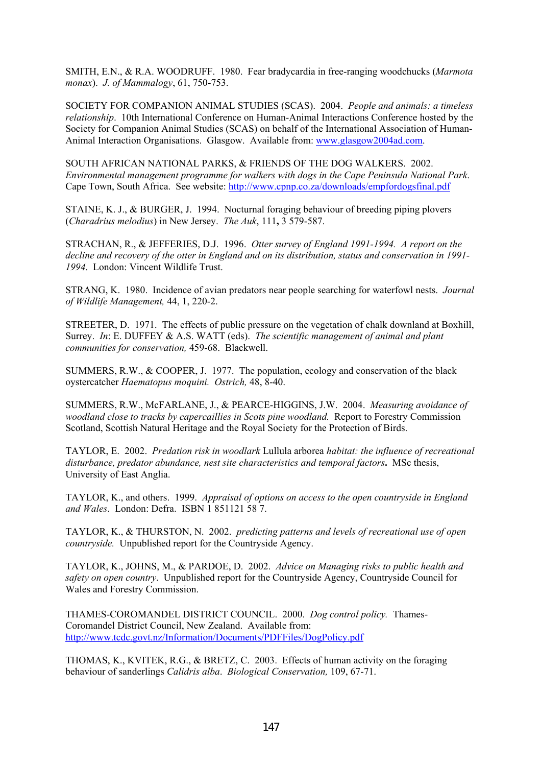SMITH, E.N., & R.A. WOODRUFF. 1980. Fear bradycardia in free-ranging woodchucks (*Marmota monax*). *J. of Mammalogy*, 61, 750-753.

SOCIETY FOR COMPANION ANIMAL STUDIES (SCAS). 2004. *People and animals: a timeless relationship*. 10th International Conference on Human-Animal Interactions Conference hosted by the Society for Companion Animal Studies (SCAS) on behalf of the International Association of Human-Animal Interaction Organisations. Glasgow. Available from: www.glasgow2004ad.com.

SOUTH AFRICAN NATIONAL PARKS, & FRIENDS OF THE DOG WALKERS. 2002. *Environmental management programme for walkers with dogs in the Cape Peninsula National Park*. Cape Town, South Africa. See website: http://www.cpnp.co.za/downloads/empfordogsfinal.pdf

STAINE, K. J., & BURGER, J. 1994. Nocturnal foraging behaviour of breeding piping plovers (*Charadrius melodius*) in New Jersey. *The Auk*, 111**,** 3 579-587.

STRACHAN, R., & JEFFERIES, D.J. 1996. *Otter survey of England 1991-1994. A report on the decline and recovery of the otter in England and on its distribution, status and conservation in 1991-1994*. London: Vincent Wildlife Trust.

STRANG, K. 1980. Incidence of avian predators near people searching for waterfowl nests. *Journal of Wildlife Management,* 44, 1, 220-2.

STREETER, D. 1971. The effects of public pressure on the vegetation of chalk downland at Boxhill, Surrey. *In*: E. DUFFEY & A.S. WATT (eds). *The scientific management of animal and plant communities for conservation,* 459-68. Blackwell.

SUMMERS, R.W., & COOPER, J. 1977. The population, ecology and conservation of the black oystercatcher *Haematopus moquini. Ostrich,* 48, 8-40.

SUMMERS, R.W., McFARLANE, J., & PEARCE-HIGGINS, J.W. 2004. *Measuring avoidance of woodland close to tracks by capercaillies in Scots pine woodland.* Report to Forestry Commission Scotland, Scottish Natural Heritage and the Royal Society for the Protection of Birds.

TAYLOR, E. 2002. *Predation risk in woodlark* Lullula arborea *habitat: the influence of recreational disturbance, predator abundance, nest site characteristics and temporal factors***.** MSc thesis, University of East Anglia.

TAYLOR, K., and others. 1999. *Appraisal of options on access to the open countryside in England and Wales*. London: Defra. ISBN 1 851121 58 7.

TAYLOR, K., & THURSTON, N. 2002. *predicting patterns and levels of recreational use of open countryside.* Unpublished report for the Countryside Agency.

TAYLOR, K., JOHNS, M., & PARDOE, D. 2002. *Advice on Managing risks to public health and safety on open country*. Unpublished report for the Countryside Agency, Countryside Council for Wales and Forestry Commission.

THAMES-COROMANDEL DISTRICT COUNCIL. 2000. *Dog control policy.* Thames-Coromandel District Council, New Zealand. Available from: http://www.tcdc.govt.nz/Information/Documents/PDFFiles/DogPolicy.pdf

THOMAS, K., KVITEK, R.G., & BRETZ, C. 2003. Effects of human activity on the foraging behaviour of sanderlings *Calidris alba*. *Biological Conservation,* 109, 67-71.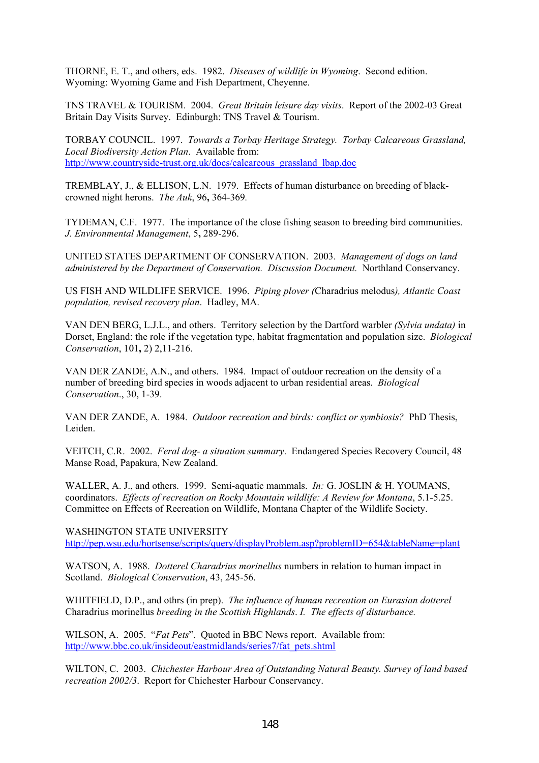THORNE, E. T., and others, eds. 1982. *Diseases of wildlife in Wyoming*. Second edition. Wyoming: Wyoming Game and Fish Department, Cheyenne.

TNS TRAVEL & TOURISM. 2004. *Great Britain leisure day visits*. Report of the 2002-03 Great Britain Day Visits Survey. Edinburgh: TNS Travel & Tourism.

TORBAY COUNCIL. 1997. *Towards a Torbay Heritage Strategy. Torbay Calcareous Grassland, Local Biodiversity Action Plan*. Available from: http://www.countryside-trust.org.uk/docs/calcareous_grassland_lbap.doc

TREMBLAY, J., & ELLISON, L.N. 1979. Effects of human disturbance on breeding of black-crowned night herons. *The Auk*, 96**,** 364-369.

TYDEMAN, C.F. 1977. The importance of the close fishing season to breeding bird communities. *J. Environmental Management*, 5**,** 289-296.

UNITED STATES DEPARTMENT OF CONSERVATION. 2003. *Management of dogs on land administered by the Department of Conservation. Discussion Document.* Northland Conservancy.

US FISH AND WILDLIFE SERVICE. 1996. *Piping plover (*Charadrius melodus*), Atlantic Coast population, revised recovery plan*. Hadley, MA.

VAN DEN BERG, L.J.L., and others. Territory selection by the Dartford warbler *(Sylvia undata)* in Dorset, England: the role if the vegetation type, habitat fragmentation and population size. *Biological Conservation*, 101**,** 2) 2,11-216.

VAN DER ZANDE, A.N., and others. 1984. Impact of outdoor recreation on the density of a number of breeding bird species in woods adjacent to urban residential areas. *Biological Conservation*., 30, 1-39.

VAN DER ZANDE, A. 1984. *Outdoor recreation and birds: conflict or symbiosis?* PhD Thesis, Leiden.

VEITCH, C.R. 2002. *Feral dog- a situation summary*. Endangered Species Recovery Council, 48 Manse Road, Papakura, New Zealand.

WALLER, A. J., and others. 1999. Semi-aquatic mammals. *In:* G. JOSLIN & H. YOUMANS, coordinators. *Effects of recreation on Rocky Mountain wildlife: A Review for Montana*, 5.1-5.25. Committee on Effects of Recreation on Wildlife, Montana Chapter of the Wildlife Society.

WASHINGTON STATE UNIVERSITY
http://pep.wsu.edu/hortsense/scripts/query/displayProblem.asp?problemID=654&tableName=plant

WATSON, A. 1988. *Dotterel Charadrius morinellus* numbers in relation to human impact in Scotland. *Biological Conservation*, 43, 245-56.

WHITFIELD, D.P., and othrs (in prep). *The influence of human recreation on Eurasian dotterel* Charadrius morinellus *breeding in the Scottish Highlands*. *I. The effects of disturbance.*

WILSON, A. 2005. "*Fat Pets*". Quoted in BBC News report. Available from: http://www.bbc.co.uk/insideout/eastmidlands/series7/fat_pets.shtml

WILTON, C. 2003. *Chichester Harbour Area of Outstanding Natural Beauty. Survey of land based recreation 2002/3*. Report for Chichester Harbour Conservancy.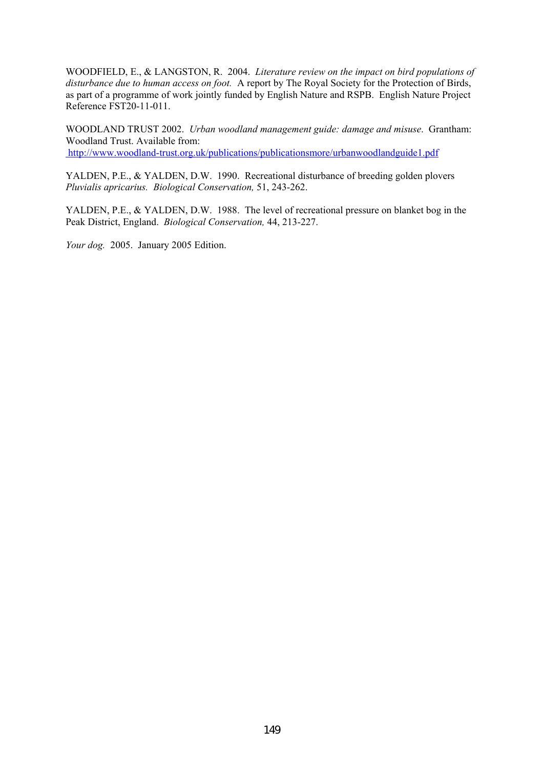WOODFIELD, E., & LANGSTON, R. 2004. *Literature review on the impact on bird populations of disturbance due to human access on foot.* A report by The Royal Society for the Protection of Birds, as part of a programme of work jointly funded by English Nature and RSPB. English Nature Project Reference FST20-11-011.

WOODLAND TRUST 2002. *Urban woodland management guide: damage and misuse*. Grantham: Woodland Trust. Available from: http://www.woodland-trust.org.uk/publications/publicationsmore/urbanwoodlandguide1.pdf

YALDEN, P.E., & YALDEN, D.W. 1990. Recreational disturbance of breeding golden plovers *Pluvialis apricarius. Biological Conservation,* 51, 243-262.

YALDEN, P.E., & YALDEN, D.W. 1988. The level of recreational pressure on blanket bog in the Peak District, England. *Biological Conservation,* 44, 213-227.

*Your dog.* 2005. January 2005 Edition.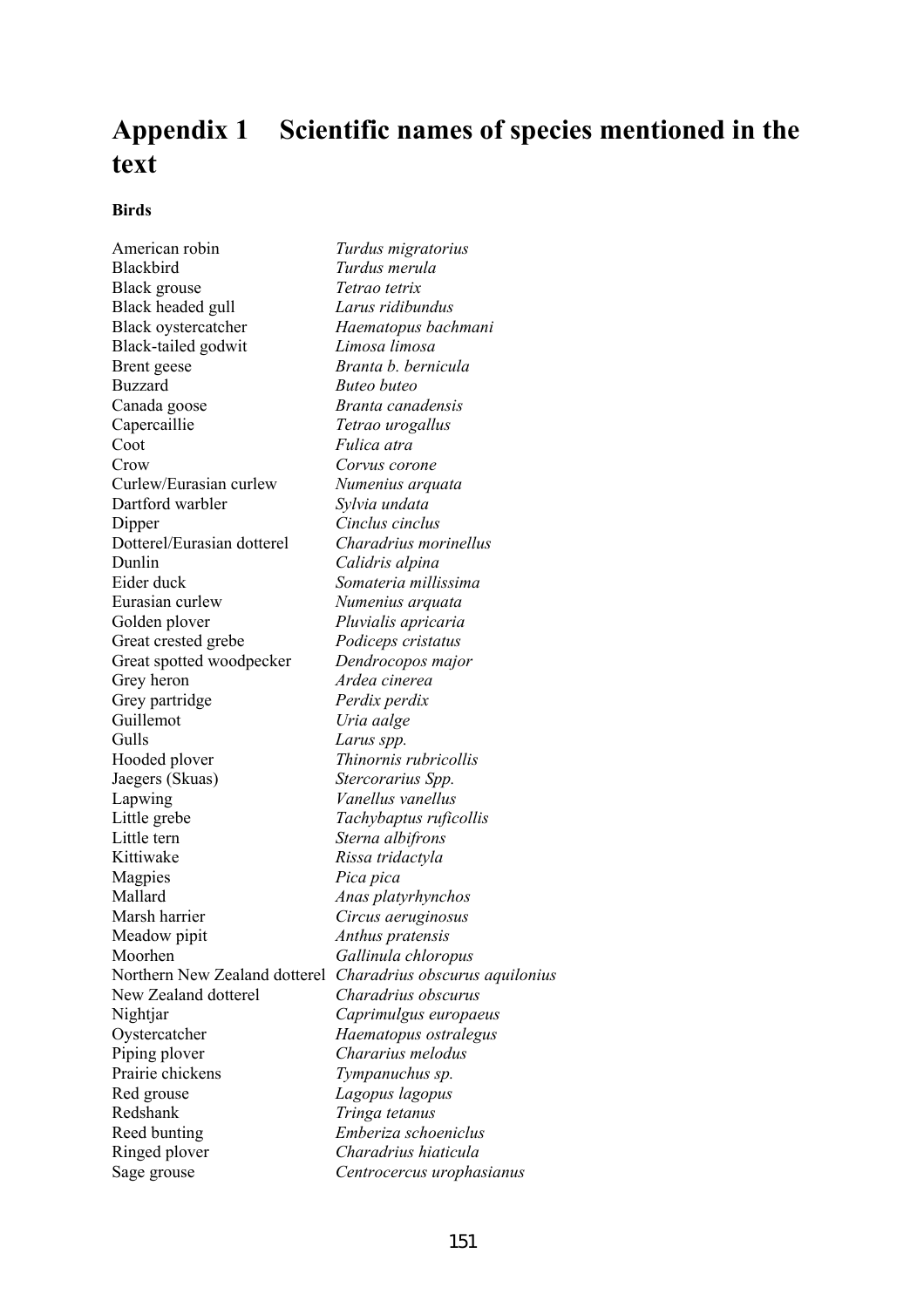# Appendix 1 Scientific names of species mentioned in the text

**Birds**

| | |
|---|---|
| American robin | *Turdus migratorius* |
| Blackbird | *Turdus merula* |
| Black grouse | *Tetrao tetrix* |
| Black headed gull | *Larus ridibundus* |
| Black oystercatcher | *Haematopus bachmani* |
| Black-tailed godwit | *Limosa limosa* |
| Brent geese | *Branta b. bernicula* |
| Buzzard | *Buteo buteo* |
| Canada goose | *Branta canadensis* |
| Capercaillie | *Tetrao urogallus* |
| Coot | *Fulica atra* |
| Crow | *Corvus corone* |
| Curlew/Eurasian curlew | *Numenius arquata* |
| Dartford warbler | *Sylvia undata* |
| Dipper | *Cinclus cinclus* |
| Dotterel/Eurasian dotterel | *Charadrius morinellus* |
| Dunlin | *Calidris alpina* |
| Eider duck | *Somateria millissima* |
| Eurasian curlew | *Numenius arquata* |
| Golden plover | *Pluvialis apricaria* |
| Great crested grebe | *Podiceps cristatus* |
| Great spotted woodpecker | *Dendrocopos major* |
| Grey heron | *Ardea cinerea* |
| Grey partridge | *Perdix perdix* |
| Guillemot | *Uria aalge* |
| Gulls | *Larus spp.* |
| Hooded plover | *Thinornis rubricollis* |
| Jaegers (Skuas) | *Stercorarius Spp.* |
| Lapwing | *Vanellus vanellus* |
| Little grebe | *Tachybaptus ruficollis* |
| Little tern | *Sterna albifrons* |
| Kittiwake | *Rissa tridactyla* |
| Magpies | *Pica pica* |
| Mallard | *Anas platyrhynchos* |
| Marsh harrier | *Circus aeruginosus* |
| Meadow pipit | *Anthus pratensis* |
| Moorhen | *Gallinula chloropus* |
| Northern New Zealand dotterel | *Charadrius obscurus aquilonius* |
| New Zealand dotterel | *Charadrius obscurus* |
| Nightjar | *Caprimulgus europaeus* |
| Oystercatcher | *Haematopus ostralegus* |
| Piping plover | *Chararius melodus* |
| Prairie chickens | *Tympanuchus sp.* |
| Red grouse | *Lagopus lagopus* |
| Redshank | *Tringa tetanus* |
| Reed bunting | *Emberiza schoeniclus* |
| Ringed plover | *Charadrius hiaticula* |
| Sage grouse | *Centrocercus urophasianus* |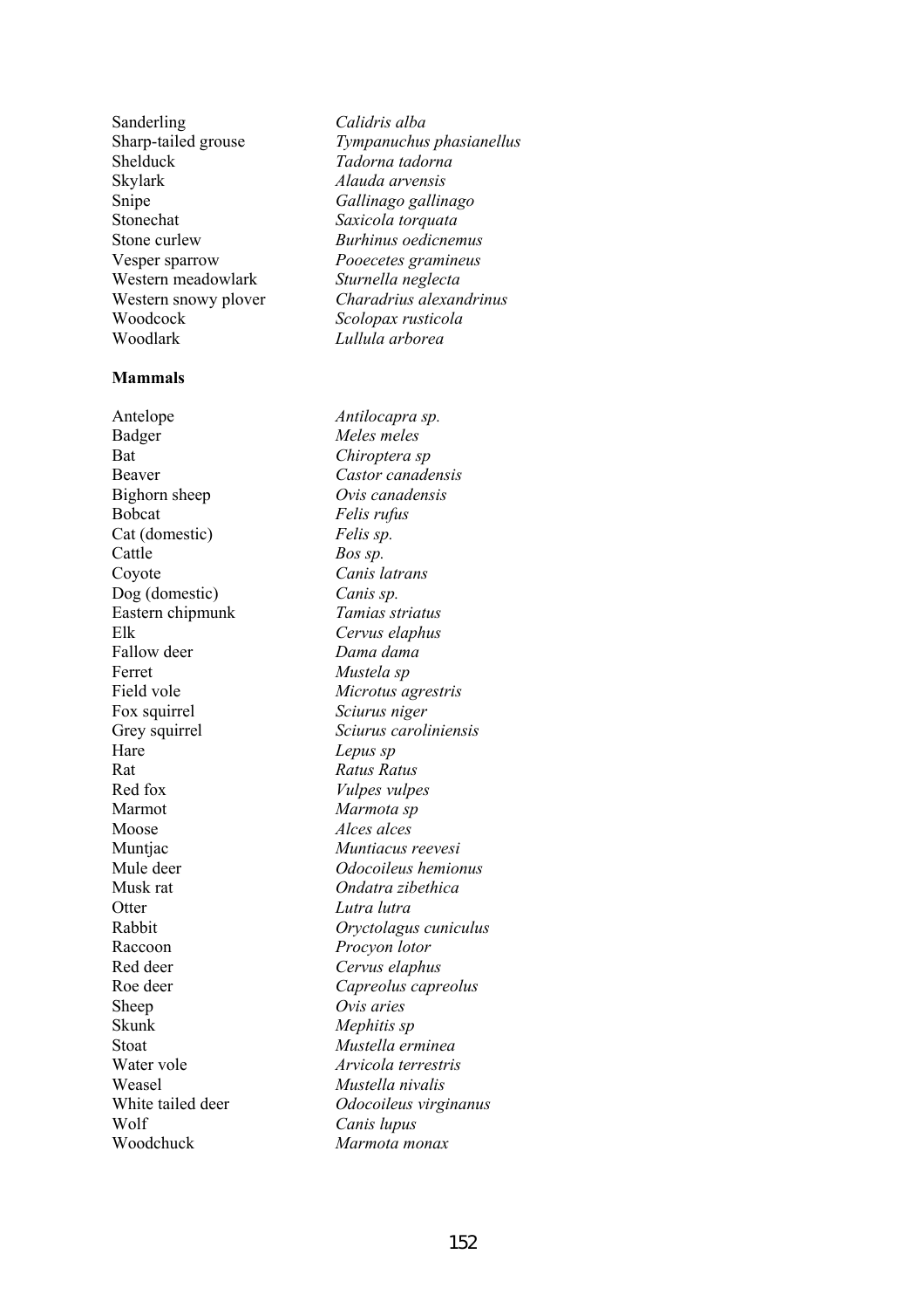| | |
|---|---|
| Sanderling | *Calidris alba* |
| Sharp-tailed grouse | *Tympanuchus phasianellus* |
| Shelduck | *Tadorna tadorna* |
| Skylark | *Alauda arvensis* |
| Snipe | *Gallinago gallinago* |
| Stonechat | *Saxicola torquata* |
| Stone curlew | *Burhinus oedicnemus* |
| Vesper sparrow | *Pooecetes gramineus* |
| Western meadowlark | *Sturnella neglecta* |
| Western snowy plover | *Charadrius alexandrinus* |
| Woodcock | *Scolopax rusticola* |
| Woodlark | *Lullula arborea* |

**Mammals**

| | |
|---|---|
| Antelope | *Antilocapra sp.* |
| Badger | *Meles meles* |
| Bat | *Chiroptera sp* |
| Beaver | *Castor canadensis* |
| Bighorn sheep | *Ovis canadensis* |
| Bobcat | *Felis rufus* |
| Cat (domestic) | *Felis sp.* |
| Cattle | *Bos sp.* |
| Coyote | *Canis latrans* |
| Dog (domestic) | *Canis sp.* |
| Eastern chipmunk | *Tamias striatus* |
| Elk | *Cervus elaphus* |
| Fallow deer | *Dama dama* |
| Ferret | *Mustela sp* |
| Field vole | *Microtus agrestris* |
| Fox squirrel | *Sciurus niger* |
| Grey squirrel | *Sciurus caroliniensis* |
| Hare | *Lepus sp* |
| Rat | *Ratus Ratus* |
| Red fox | *Vulpes vulpes* |
| Marmot | *Marmota sp* |
| Moose | *Alces alces* |
| Muntjac | *Muntiacus reevesi* |
| Mule deer | *Odocoileus hemionus* |
| Musk rat | *Ondatra zibethica* |
| Otter | *Lutra lutra* |
| Rabbit | *Oryctolagus cuniculus* |
| Raccoon | *Procyon lotor* |
| Red deer | *Cervus elaphus* |
| Roe deer | *Capreolus capreolus* |
| Sheep | *Ovis aries* |
| Skunk | *Mephitis sp* |
| Stoat | *Mustella erminea* |
| Water vole | *Arvicola terrestris* |
| Weasel | *Mustella nivalis* |
| White tailed deer | *Odocoileus virginanus* |
| Wolf | *Canis lupus* |
| Woodchuck | *Marmota monax* |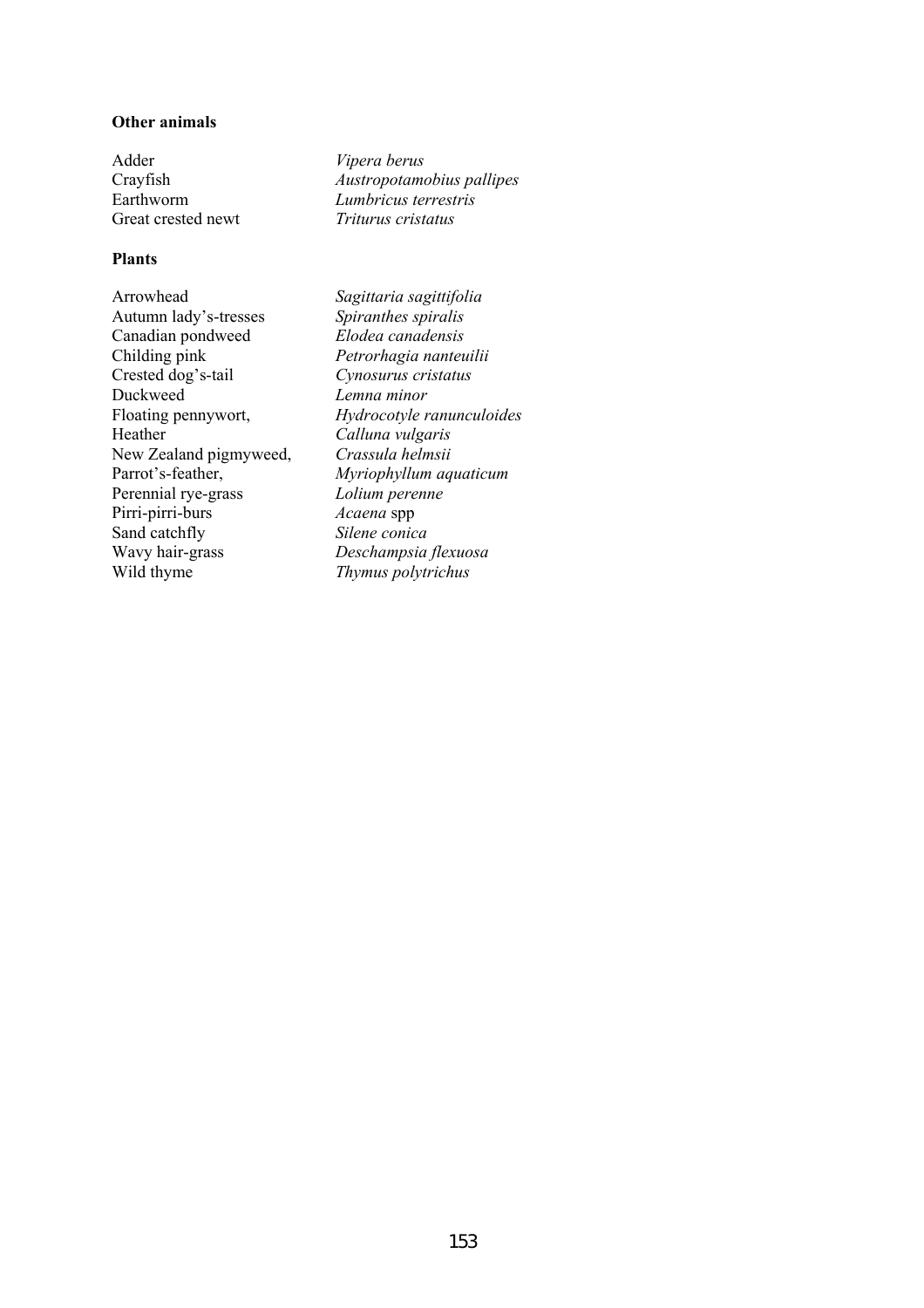**Other animals**

| | |
|---|---|
| Adder | *Vipera berus* |
| Crayfish | *Austropotamobius pallipes* |
| Earthworm | *Lumbricus terrestris* |
| Great crested newt | *Triturus cristatus* |

**Plants**

| | |
|---|---|
| Arrowhead | *Sagittaria sagittifolia* |
| Autumn lady's-tresses | *Spiranthes spiralis* |
| Canadian pondweed | *Elodea canadensis* |
| Childing pink | *Petrorhagia nanteuilii* |
| Crested dog's-tail | *Cynosurus cristatus* |
| Duckweed | *Lemna minor* |
| Floating pennywort, | *Hydrocotyle ranunculoides* |
| Heather | *Calluna vulgaris* |
| New Zealand pigmyweed, | *Crassula helmsii* |
| Parrot's-feather, | *Myriophyllum aquaticum* |
| Perennial rye-grass | *Lolium perenne* |
| Pirri-pirri-burs | *Acaena* spp |
| Sand catchfly | *Silene conica* |
| Wavy hair-grass | *Deschampsia flexuosa* |
| Wild thyme | *Thymus polytrichus* |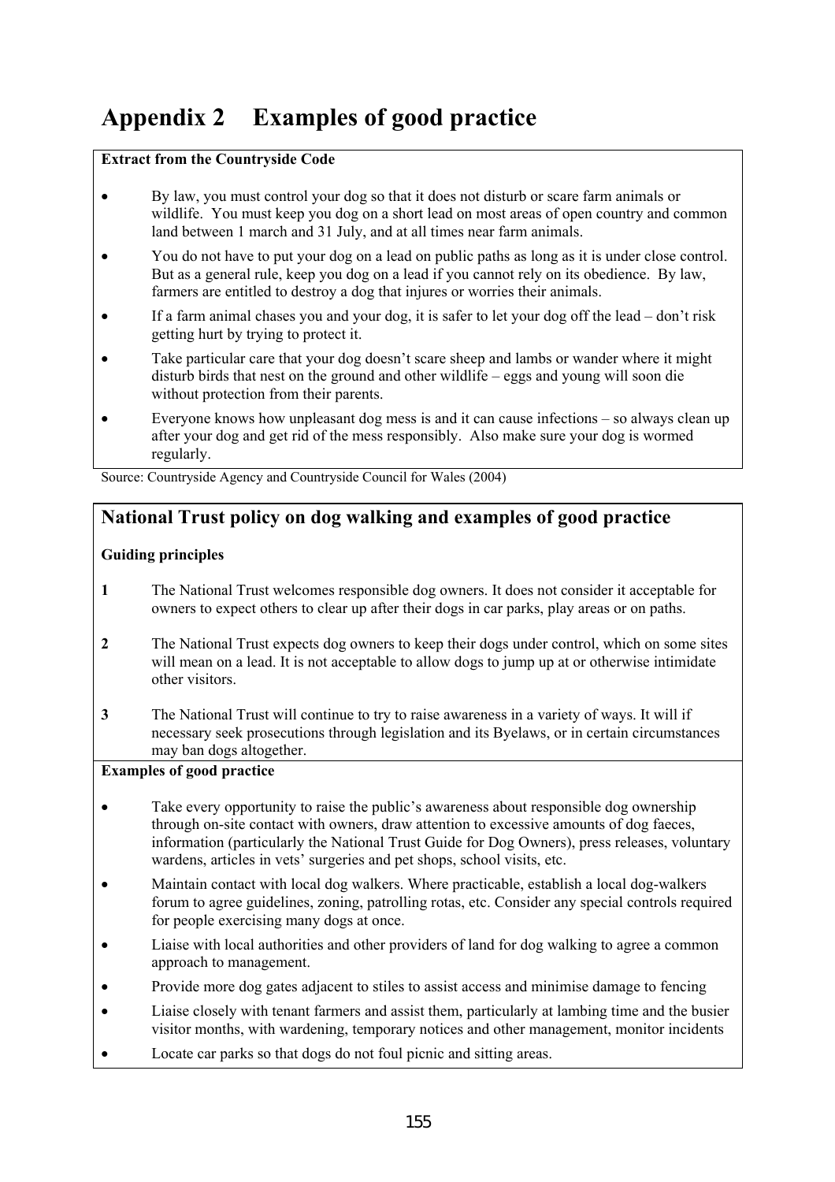# Appendix 2 Examples of good practice

**Extract from the Countryside Code**

- By law, you must control your dog so that it does not disturb or scare farm animals or wildlife. You must keep you dog on a short lead on most areas of open country and common land between 1 march and 31 July, and at all times near farm animals.
- You do not have to put your dog on a lead on public paths as long as it is under close control. But as a general rule, keep you dog on a lead if you cannot rely on its obedience. By law, farmers are entitled to destroy a dog that injures or worries their animals.
- If a farm animal chases you and your dog, it is safer to let your dog off the lead – don't risk getting hurt by trying to protect it.
- Take particular care that your dog doesn't scare sheep and lambs or wander where it might disturb birds that nest on the ground and other wildlife – eggs and young will soon die without protection from their parents.
- Everyone knows how unpleasant dog mess is and it can cause infections – so always clean up after your dog and get rid of the mess responsibly. Also make sure your dog is wormed regularly.

Source: Countryside Agency and Countryside Council for Wales (2004)

## National Trust policy on dog walking and examples of good practice

**Guiding principles**

**1** The National Trust welcomes responsible dog owners. It does not consider it acceptable for owners to expect others to clear up after their dogs in car parks, play areas or on paths.

**2** The National Trust expects dog owners to keep their dogs under control, which on some sites will mean on a lead. It is not acceptable to allow dogs to jump up at or otherwise intimidate other visitors.

**3** The National Trust will continue to try to raise awareness in a variety of ways. It will if necessary seek prosecutions through legislation and its Byelaws, or in certain circumstances may ban dogs altogether.

**Examples of good practice**

- Take every opportunity to raise the public's awareness about responsible dog ownership through on-site contact with owners, draw attention to excessive amounts of dog faeces, information (particularly the National Trust Guide for Dog Owners), press releases, voluntary wardens, articles in vets' surgeries and pet shops, school visits, etc.
- Maintain contact with local dog walkers. Where practicable, establish a local dog-walkers forum to agree guidelines, zoning, patrolling rotas, etc. Consider any special controls required for people exercising many dogs at once.
- Liaise with local authorities and other providers of land for dog walking to agree a common approach to management.
- Provide more dog gates adjacent to stiles to assist access and minimise damage to fencing
- Liaise closely with tenant farmers and assist them, particularly at lambing time and the busier visitor months, with wardening, temporary notices and other management, monitor incidents
- Locate car parks so that dogs do not foul picnic and sitting areas.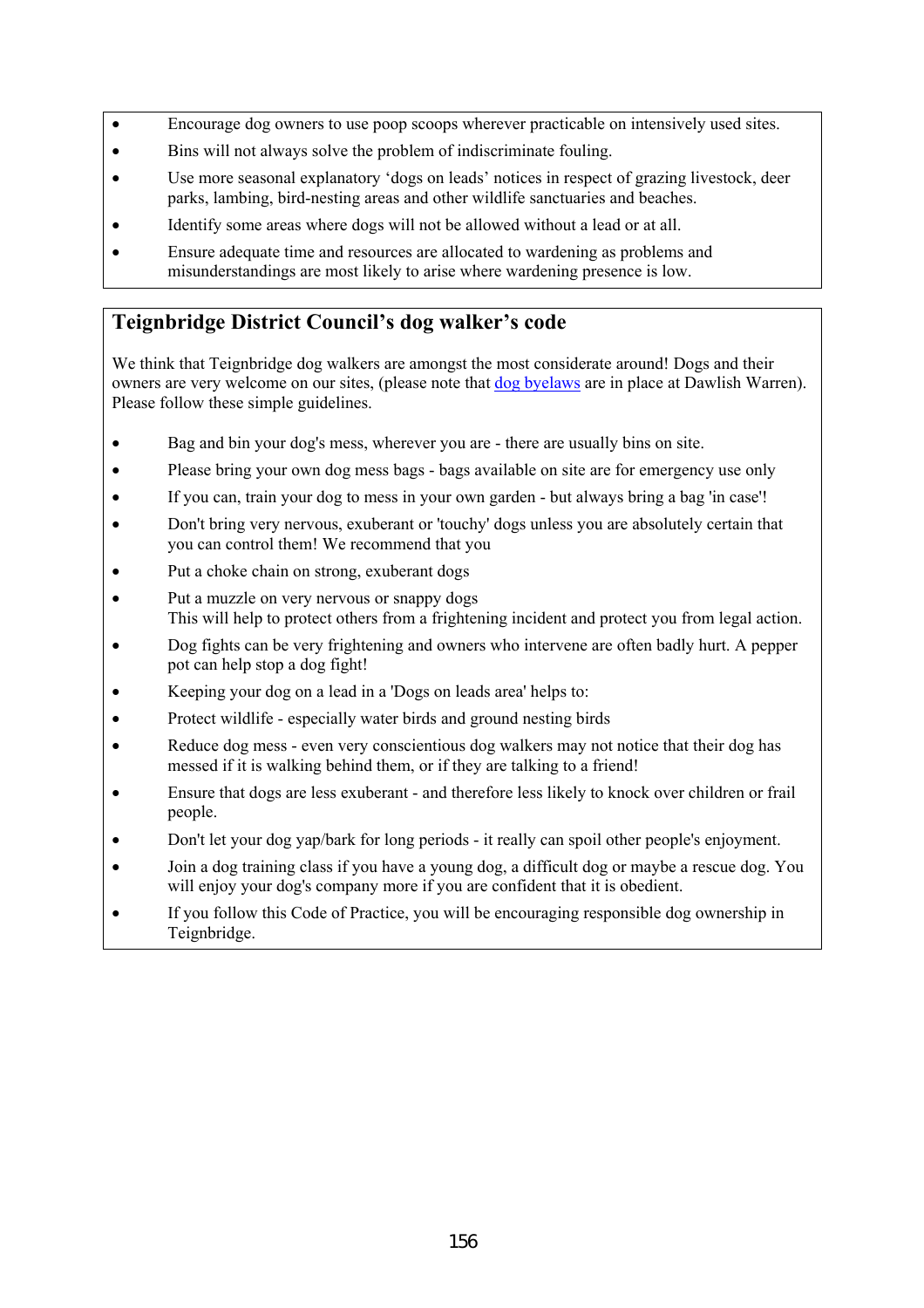- Encourage dog owners to use poop scoops wherever practicable on intensively used sites.
- Bins will not always solve the problem of indiscriminate fouling.
- Use more seasonal explanatory 'dogs on leads' notices in respect of grazing livestock, deer parks, lambing, bird-nesting areas and other wildlife sanctuaries and beaches.
- Identify some areas where dogs will not be allowed without a lead or at all.
- Ensure adequate time and resources are allocated to wardening as problems and misunderstandings are most likely to arise where wardening presence is low.

## Teignbridge District Council's dog walker's code

We think that Teignbridge dog walkers are amongst the most considerate around! Dogs and their owners are very welcome on our sites, (please note that dog byelaws are in place at Dawlish Warren). Please follow these simple guidelines.

- Bag and bin your dog's mess, wherever you are - there are usually bins on site.
- Please bring your own dog mess bags - bags available on site are for emergency use only
- If you can, train your dog to mess in your own garden - but always bring a bag 'in case'!
- Don't bring very nervous, exuberant or 'touchy' dogs unless you are absolutely certain that you can control them! We recommend that you
- Put a choke chain on strong, exuberant dogs
- Put a muzzle on very nervous or snappy dogs
  This will help to protect others from a frightening incident and protect you from legal action.
- Dog fights can be very frightening and owners who intervene are often badly hurt. A pepper pot can help stop a dog fight!
- Keeping your dog on a lead in a 'Dogs on leads area' helps to:
- Protect wildlife - especially water birds and ground nesting birds
- Reduce dog mess - even very conscientious dog walkers may not notice that their dog has messed if it is walking behind them, or if they are talking to a friend!
- Ensure that dogs are less exuberant - and therefore less likely to knock over children or frail people.
- Don't let your dog yap/bark for long periods - it really can spoil other people's enjoyment.
- Join a dog training class if you have a young dog, a difficult dog or maybe a rescue dog. You will enjoy your dog's company more if you are confident that it is obedient.
- If you follow this Code of Practice, you will be encouraging responsible dog ownership in Teignbridge.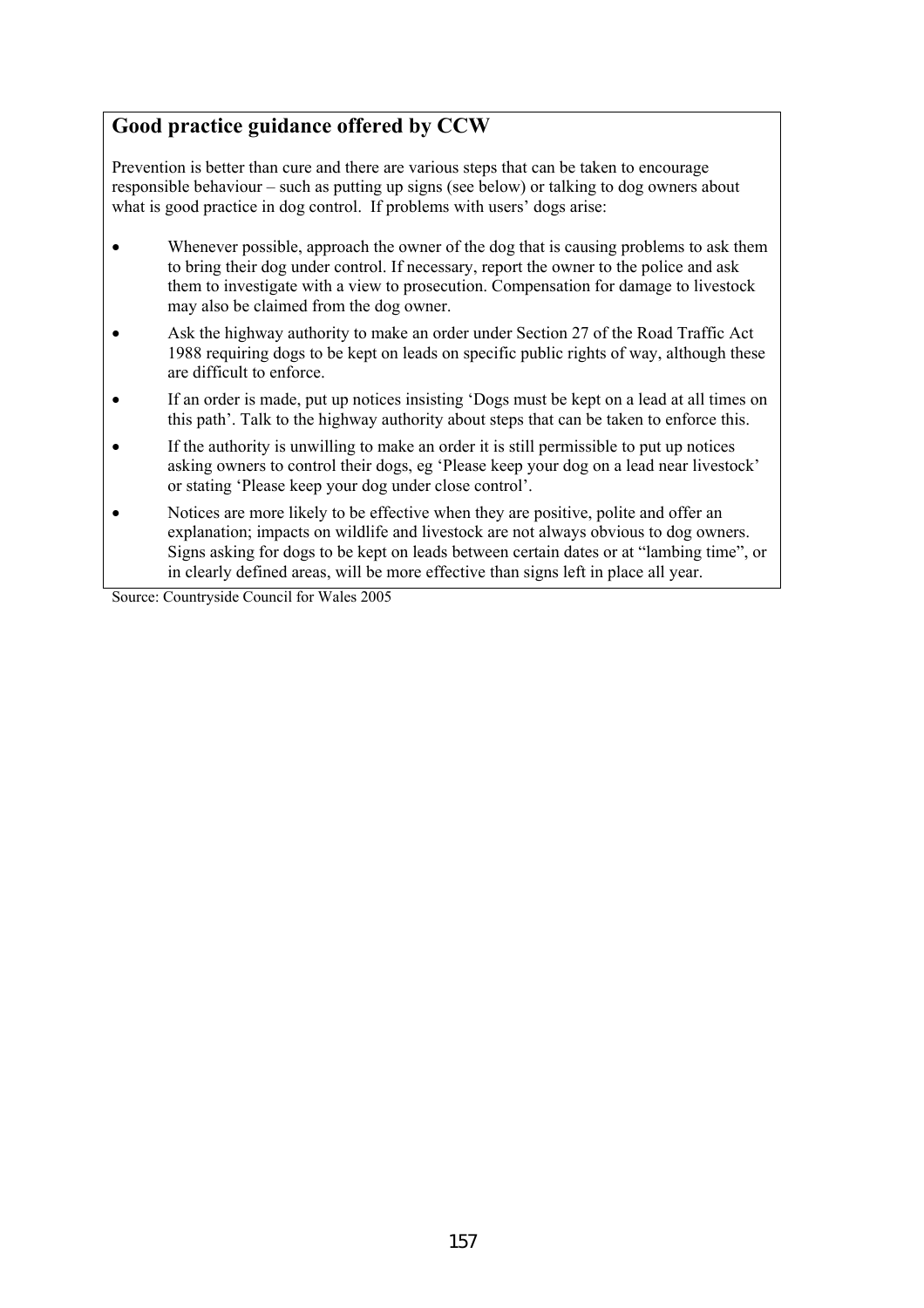## Good practice guidance offered by CCW

Prevention is better than cure and there are various steps that can be taken to encourage responsible behaviour – such as putting up signs (see below) or talking to dog owners about what is good practice in dog control. If problems with users' dogs arise:

- Whenever possible, approach the owner of the dog that is causing problems to ask them to bring their dog under control. If necessary, report the owner to the police and ask them to investigate with a view to prosecution. Compensation for damage to livestock may also be claimed from the dog owner.
- Ask the highway authority to make an order under Section 27 of the Road Traffic Act 1988 requiring dogs to be kept on leads on specific public rights of way, although these are difficult to enforce.
- If an order is made, put up notices insisting 'Dogs must be kept on a lead at all times on this path'. Talk to the highway authority about steps that can be taken to enforce this.
- If the authority is unwilling to make an order it is still permissible to put up notices asking owners to control their dogs, eg 'Please keep your dog on a lead near livestock' or stating 'Please keep your dog under close control'.
- Notices are more likely to be effective when they are positive, polite and offer an explanation; impacts on wildlife and livestock are not always obvious to dog owners. Signs asking for dogs to be kept on leads between certain dates or at "lambing time", or in clearly defined areas, will be more effective than signs left in place all year.

Source: Countryside Council for Wales 2005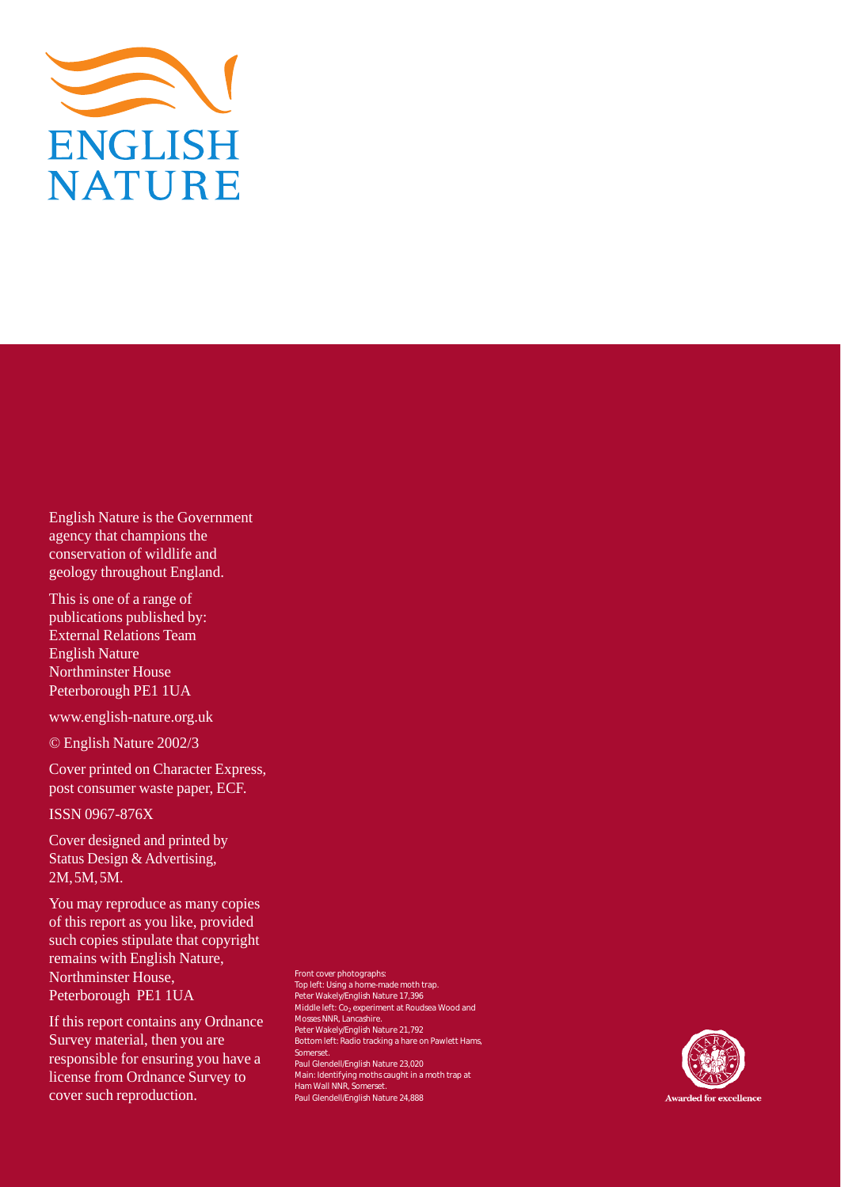ENGLISH NATURE

English Nature is the Government agency that champions the conservation of wildlife and geology throughout England.

This is one of a range of publications published by:
External Relations Team
English Nature
Northminster House
Peterborough PE1 1UA

www.english-nature.org.uk

© English Nature 2002/3

Cover printed on Character Express, post consumer waste paper, ECF.

ISSN 0967-876X

Cover designed and printed by Status Design & Advertising, 2M, 5M, 5M.

You may reproduce as many copies of this report as you like, provided such copies stipulate that copyright remains with English Nature, Northminster House, Peterborough PE1 1UA

If this report contains any Ordnance Survey material, then you are responsible for ensuring you have a license from Ordnance Survey to cover such reproduction.

Front cover photographs:
Top left: Using a home-made moth trap.
Peter Wakely/English Nature 17,396
Middle left: $Co_2$ experiment at Roudsea Wood and Mosses NNR, Lancashire.
Peter Wakely/English Nature 21,792
Bottom left: Radio tracking a hare on Pawlett Hams, Somerset.
Paul Glendell/English Nature 23,020
Main: Identifying moths caught in a moth trap at Ham Wall NNR, Somerset.
Paul Glendell/English Nature 24,888

Awarded for excellence